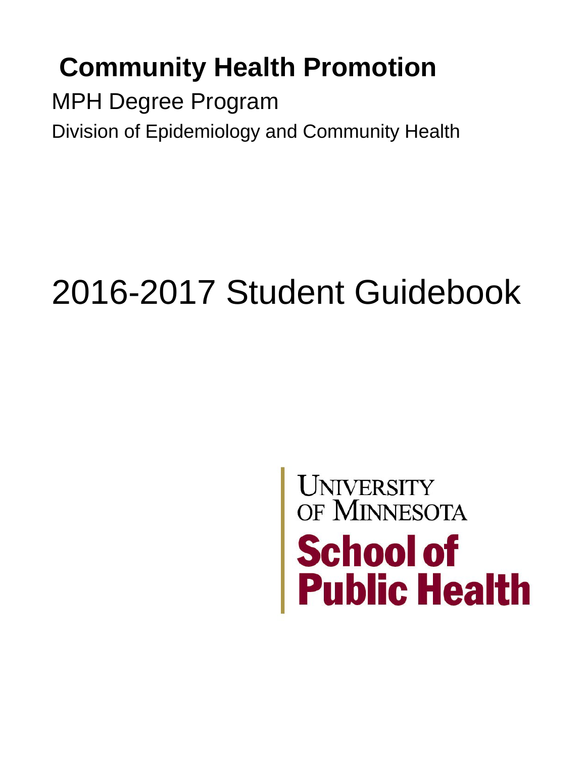# Community Health Promotion

MPH Degree Program

Division of Epidemiology and Community Health

# 2016-2017 Student Guidebook

University of Minnesota

School of Public Health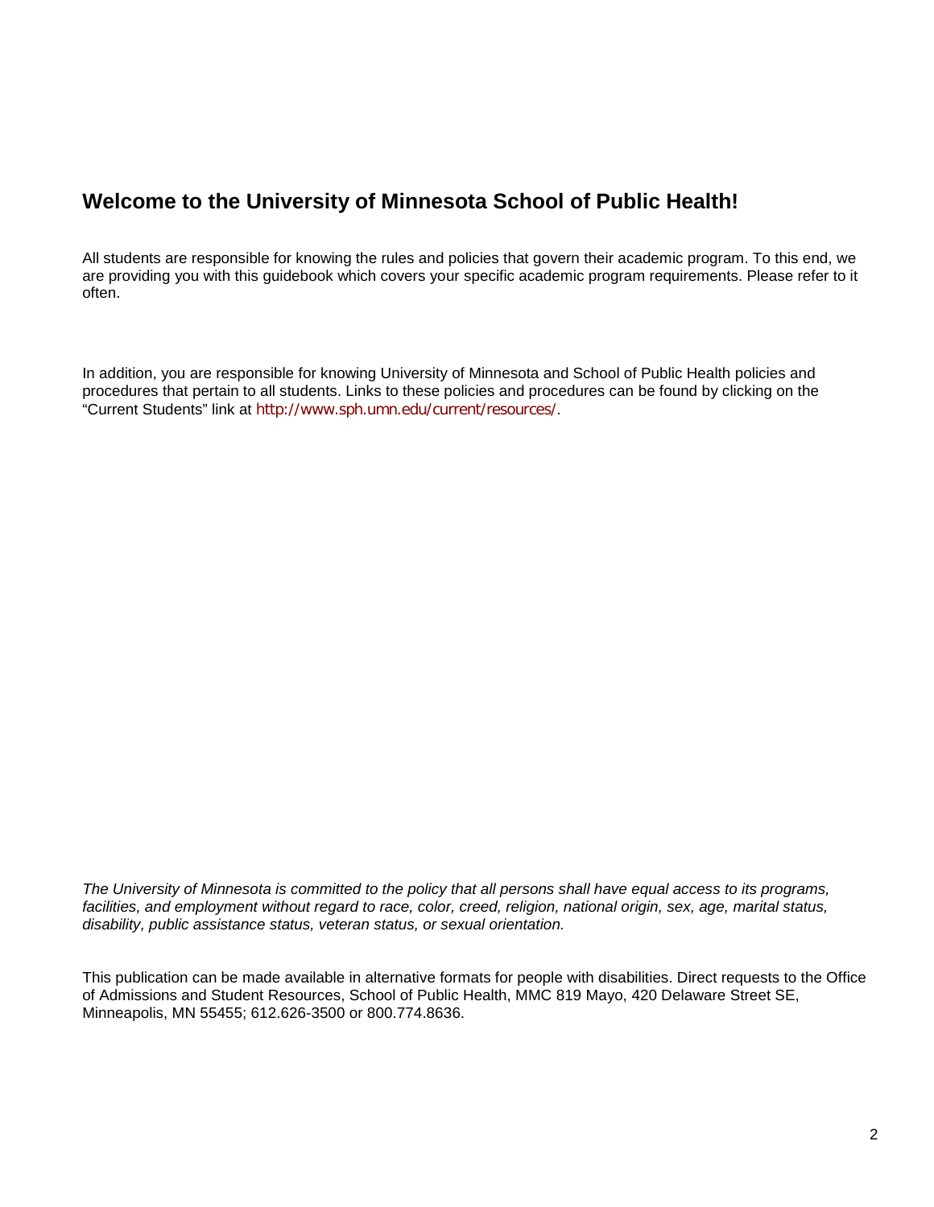## Welcome to the University of Minnesota School of Public Health!

All students are responsible for knowing the rules and policies that govern their academic program. To this end, we are providing you with this guidebook which covers your specific academic program requirements. Please refer to it often.

In addition, you are responsible for knowing University of Minnesota and School of Public Health policies and procedures that pertain to all students. Links to these policies and procedures can be found by clicking on the "Current Students" link at http://www.sph.umn.edu/current/resources/.

*The University of Minnesota is committed to the policy that all persons shall have equal access to its programs, facilities, and employment without regard to race, color, creed, religion, national origin, sex, age, marital status, disability, public assistance status, veteran status, or sexual orientation.*

This publication can be made available in alternative formats for people with disabilities. Direct requests to the Office of Admissions and Student Resources, School of Public Health, MMC 819 Mayo, 420 Delaware Street SE, Minneapolis, MN 55455; 612.626-3500 or 800.774.8636.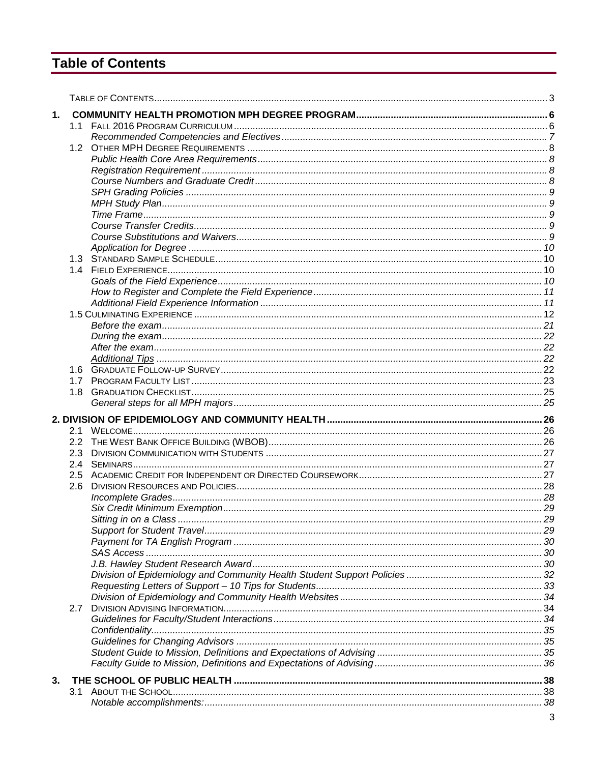# Table of Contents

Table of Contents ..... 3

**1. COMMUNITY HEALTH PROMOTION MPH DEGREE PROGRAM ..... 6**

- 1.1 Fall 2016 Program Curriculum ..... 6
  - *Recommended Competencies and Electives ..... 7*
- 1.2 Other MPH Degree Requirements ..... 8
  - *Public Health Core Area Requirements ..... 8*
  - *Registration Requirement ..... 8*
  - *Course Numbers and Graduate Credit ..... 8*
  - *SPH Grading Policies ..... 9*
  - *MPH Study Plan ..... 9*
  - *Time Frame ..... 9*
  - *Course Transfer Credits ..... 9*
  - *Course Substitutions and Waivers ..... 9*
  - *Application for Degree ..... 10*
- 1.3 Standard Sample Schedule ..... 10
- 1.4 Field Experience ..... 10
  - *Goals of the Field Experience ..... 10*
  - *How to Register and Complete the Field Experience ..... 11*
  - *Additional Field Experience Information ..... 11*
- 1.5 Culminating Experience ..... 12
  - *Before the exam ..... 21*
  - *During the exam ..... 22*
  - *After the exam ..... 22*
  - *Additional Tips ..... 22*
- 1.6 Graduate Follow-up Survey ..... 22
- 1.7 Program Faculty List ..... 23
- 1.8 Graduation Checklist ..... 25
  - *General steps for all MPH majors ..... 25*

**2. DIVISION OF EPIDEMIOLOGY AND COMMUNITY HEALTH ..... 26**

- 2.1 Welcome ..... 26
- 2.2 The West Bank Office Building (WBOB) ..... 26
- 2.3 Division Communication with Students ..... 27
- 2.4 Seminars ..... 27
- 2.5 Academic Credit for Independent or Directed Coursework ..... 27
- 2.6 Division Resources and Policies ..... 28
  - *Incomplete Grades ..... 28*
  - *Six Credit Minimum Exemption ..... 29*
  - *Sitting in on a Class ..... 29*
  - *Support for Student Travel ..... 29*
  - *Payment for TA English Program ..... 30*
  - *SAS Access ..... 30*
  - *J.B. Hawley Student Research Award ..... 30*
  - *Division of Epidemiology and Community Health Student Support Policies ..... 32*
  - *Requesting Letters of Support – 10 Tips for Students ..... 33*
  - *Division of Epidemiology and Community Health Websites ..... 34*
- 2.7 Division Advising Information ..... 34
  - *Guidelines for Faculty/Student Interactions ..... 34*
  - *Confidentiality ..... 35*
  - *Guidelines for Changing Advisors ..... 35*
  - *Student Guide to Mission, Definitions and Expectations of Advising ..... 35*
  - *Faculty Guide to Mission, Definitions and Expectations of Advising ..... 36*

**3. THE SCHOOL OF PUBLIC HEALTH ..... 38**

- 3.1 About the School ..... 38
  - *Notable accomplishments: ..... 38*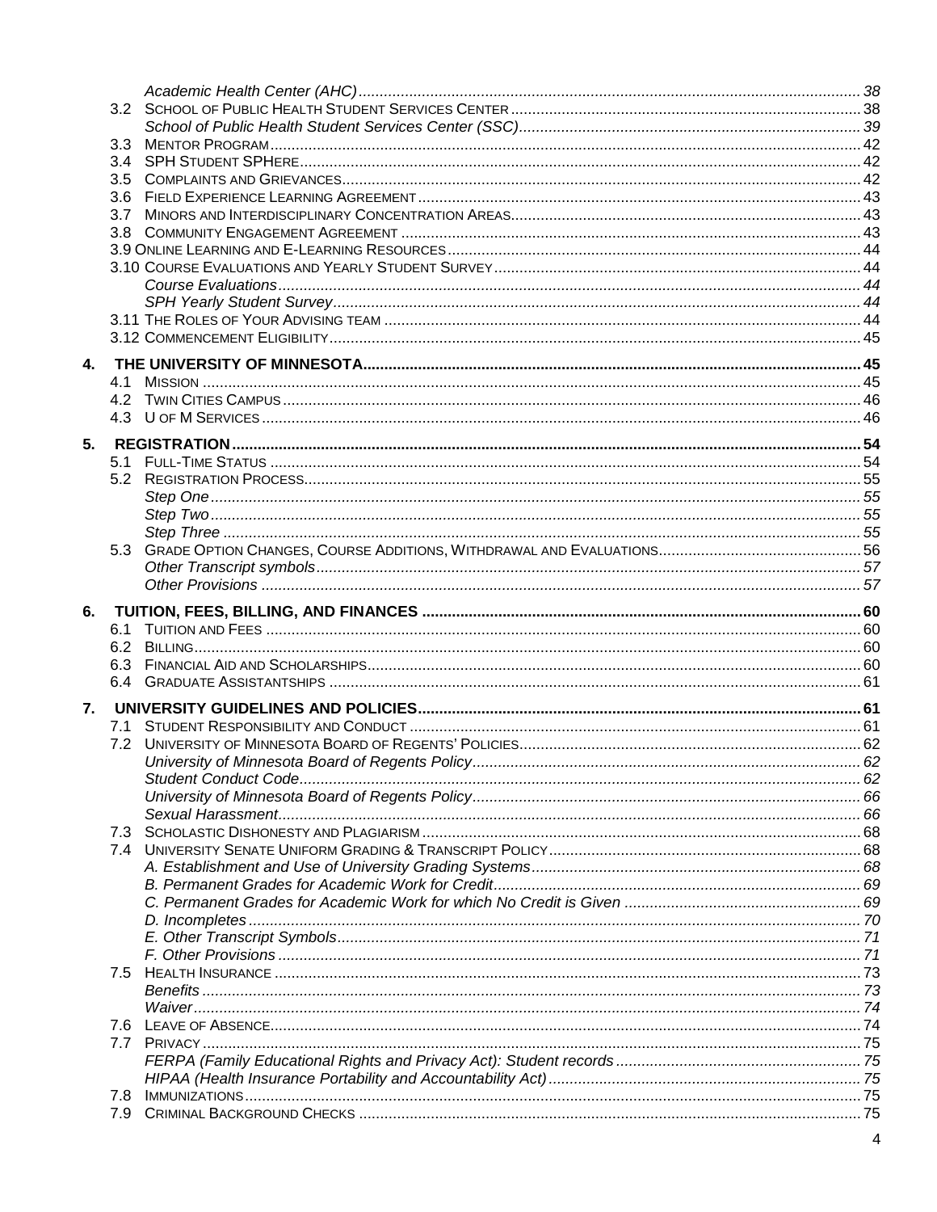*Academic Health Center (AHC)* ..... 38

3.2 School of Public Health Student Services Center ..... 38

*School of Public Health Student Services Center (SSC)* ..... 39

3.3 Mentor Program ..... 42

3.4 SPH Student SPHere ..... 42

3.5 Complaints and Grievances ..... 42

3.6 Field Experience Learning Agreement ..... 43

3.7 Minors and Interdisciplinary Concentration Areas ..... 43

3.8 Community Engagement Agreement ..... 43

3.9 Online Learning and E-Learning Resources ..... 44

3.10 Course Evaluations and Yearly Student Survey ..... 44

*Course Evaluations* ..... 44

*SPH Yearly Student Survey* ..... 44

3.11 The Roles of Your Advising team ..... 44

3.12 Commencement Eligibility ..... 45

**4. THE UNIVERSITY OF MINNESOTA ..... 45**

4.1 Mission ..... 45

4.2 Twin Cities Campus ..... 46

4.3 U of M Services ..... 46

**5. REGISTRATION ..... 54**

5.1 Full-Time Status ..... 54

5.2 Registration Process ..... 55

*Step One* ..... 55

*Step Two* ..... 55

*Step Three* ..... 55

5.3 Grade Option Changes, Course Additions, Withdrawal and Evaluations ..... 56

*Other Transcript symbols* ..... 57

*Other Provisions* ..... 57

**6. TUITION, FEES, BILLING, AND FINANCES ..... 60**

6.1 Tuition and Fees ..... 60

6.2 Billing ..... 60

6.3 Financial Aid and Scholarships ..... 60

6.4 Graduate Assistantships ..... 61

**7. UNIVERSITY GUIDELINES AND POLICIES ..... 61**

7.1 Student Responsibility and Conduct ..... 61

7.2 University of Minnesota Board of Regents' Policies ..... 62

*University of Minnesota Board of Regents Policy* ..... 62

*Student Conduct Code* ..... 62

*University of Minnesota Board of Regents Policy* ..... 66

*Sexual Harassment* ..... 66

7.3 Scholastic Dishonesty and Plagiarism ..... 68

7.4 University Senate Uniform Grading & Transcript Policy ..... 68

*A. Establishment and Use of University Grading Systems* ..... 68

*B. Permanent Grades for Academic Work for Credit* ..... 69

*C. Permanent Grades for Academic Work for which No Credit is Given* ..... 69

*D. Incompletes* ..... 70

*E. Other Transcript Symbols* ..... 71

*F. Other Provisions* ..... 71

7.5 Health Insurance ..... 73

*Benefits* ..... 73

*Waiver* ..... 74

7.6 Leave of Absence ..... 74

7.7 Privacy ..... 75

*FERPA (Family Educational Rights and Privacy Act): Student records* ..... 75

*HIPAA (Health Insurance Portability and Accountability Act)* ..... 75

7.8 Immunizations ..... 75

7.9 Criminal Background Checks ..... 75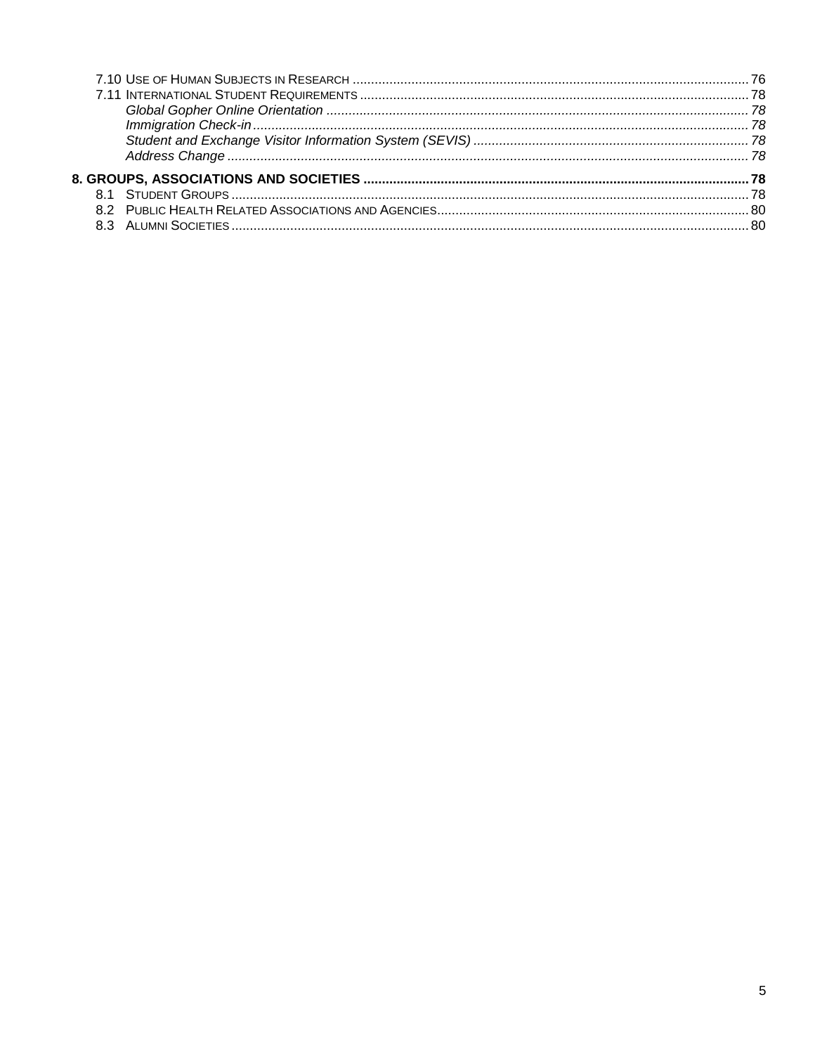7.10 Use of Human Subjects in Research ........................................................................................................ 76
7.11 International Student Requirements ...................................................................................................... 78
*Global Gopher Online Orientation* ................................................................................................................. 78
*Immigration Check-in* .................................................................................................................................... 78
*Student and Exchange Visitor Information System (SEVIS)* ......................................................................... 78
*Address Change* ............................................................................................................................................ 78

**8. GROUPS, ASSOCIATIONS AND SOCIETIES ....................................................................................... 78**
8.1 Student Groups .......................................................................................................................................... 78
8.2 Public Health Related Associations and Agencies.................................................................................... 80
8.3 Alumni Societies ......................................................................................................................................... 80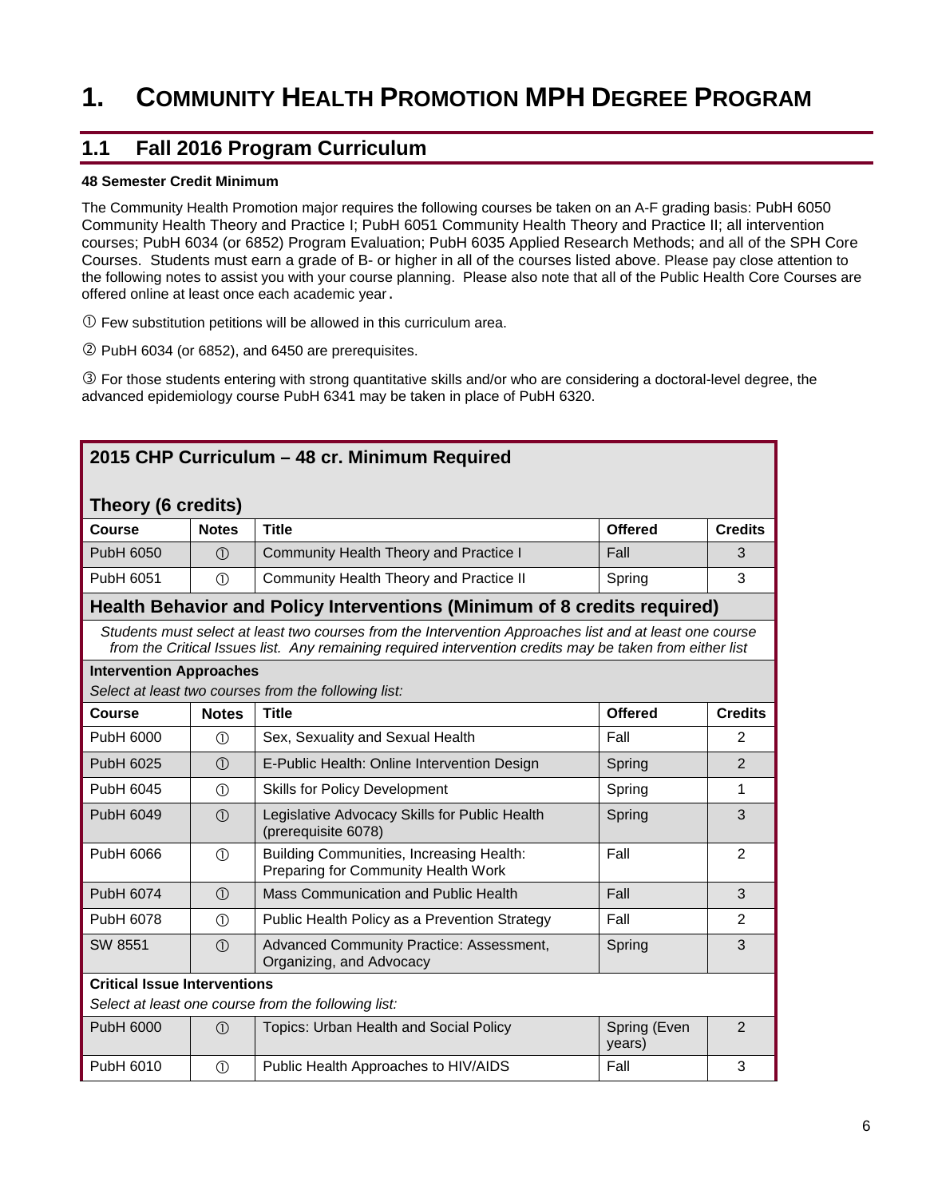# 1. Community Health Promotion MPH Degree Program

## 1.1 Fall 2016 Program Curriculum

**48 Semester Credit Minimum**

The Community Health Promotion major requires the following courses be taken on an A-F grading basis: PubH 6050 Community Health Theory and Practice I; PubH 6051 Community Health Theory and Practice II; all intervention courses; PubH 6034 (or 6852) Program Evaluation; PubH 6035 Applied Research Methods; and all of the SPH Core Courses. Students must earn a grade of B- or higher in all of the courses listed above. Please pay close attention to the following notes to assist you with your course planning. Please also note that all of the Public Health Core Courses are offered online at least once each academic year.

① Few substitution petitions will be allowed in this curriculum area.

② PubH 6034 (or 6852), and 6450 are prerequisites.

③ For those students entering with strong quantitative skills and/or who are considering a doctoral-level degree, the advanced epidemiology course PubH 6341 may be taken in place of PubH 6320.

### 2015 CHP Curriculum – 48 cr. Minimum Required

**Theory (6 credits)**

| Course | Notes | Title | Offered | Credits |
|---|---|---|---|---|
| PubH 6050 | ① | Community Health Theory and Practice I | Fall | 3 |
| PubH 6051 | ① | Community Health Theory and Practice II | Spring | 3 |

**Health Behavior and Policy Interventions (Minimum of 8 credits required)**

*Students must select at least two courses from the Intervention Approaches list and at least one course from the Critical Issues list. Any remaining required intervention credits may be taken from either list*

**Intervention Approaches**

*Select at least two courses from the following list:*

| Course | Notes | Title | Offered | Credits |
|---|---|---|---|---|
| PubH 6000 | ① | Sex, Sexuality and Sexual Health | Fall | 2 |
| PubH 6025 | ① | E-Public Health: Online Intervention Design | Spring | 2 |
| PubH 6045 | ① | Skills for Policy Development | Spring | 1 |
| PubH 6049 | ① | Legislative Advocacy Skills for Public Health (prerequisite 6078) | Spring | 3 |
| PubH 6066 | ① | Building Communities, Increasing Health: Preparing for Community Health Work | Fall | 2 |
| PubH 6074 | ① | Mass Communication and Public Health | Fall | 3 |
| PubH 6078 | ① | Public Health Policy as a Prevention Strategy | Fall | 2 |
| SW 8551 | ① | Advanced Community Practice: Assessment, Organizing, and Advocacy | Spring | 3 |

**Critical Issue Interventions**

*Select at least one course from the following list:*

| Course | Notes | Title | Offered | Credits |
|---|---|---|---|---|
| PubH 6000 | ① | Topics: Urban Health and Social Policy | Spring (Even years) | 2 |
| PubH 6010 | ① | Public Health Approaches to HIV/AIDS | Fall | 3 |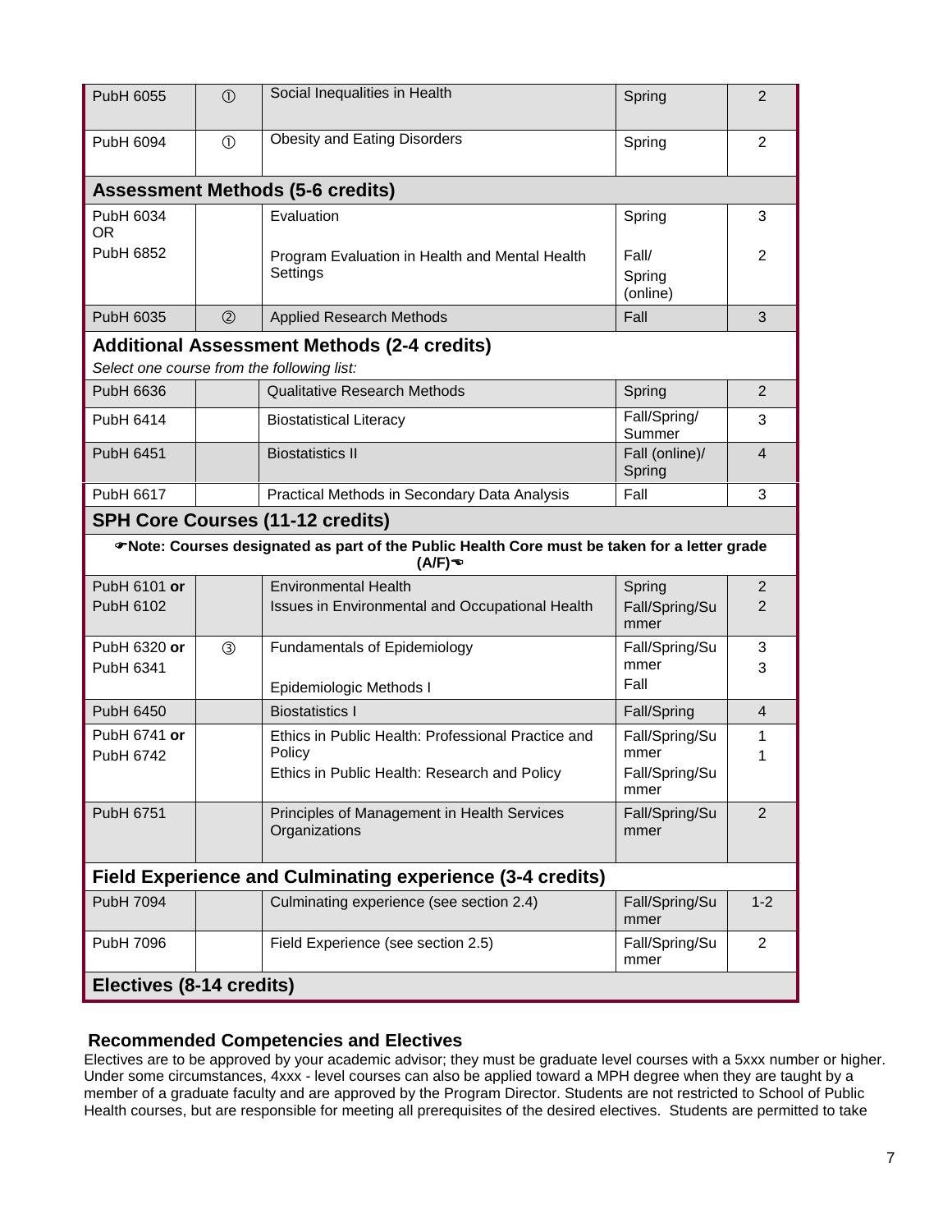| | | | | |
|---|---|---|---|---|
| PubH 6055 | ① | Social Inequalities in Health | Spring | 2 |
| PubH 6094 | ① | Obesity and Eating Disorders | Spring | 2 |
| **Assessment Methods (5-6 credits)** | | | | |
| PubH 6034 OR<br>PubH 6852 | | Evaluation<br>Program Evaluation in Health and Mental Health Settings | Spring<br>Fall/ Spring (online) | 3<br>2 |
| PubH 6035 | ② | Applied Research Methods | Fall | 3 |
| **Additional Assessment Methods (2-4 credits)**<br>*Select one course from the following list:* | | | | |
| PubH 6636 | | Qualitative Research Methods | Spring | 2 |
| PubH 6414 | | Biostatistical Literacy | Fall/Spring/ Summer | 3 |
| PubH 6451 | | Biostatistics II | Fall (online)/ Spring | 4 |
| PubH 6617 | | Practical Methods in Secondary Data Analysis | Fall | 3 |
| **SPH Core Courses (11-12 credits)** | | | | |
| ☛**Note: Courses designated as part of the Public Health Core must be taken for a letter grade (A/F)**☚ | | | | |
| PubH 6101 **or**<br>PubH 6102 | | Environmental Health<br>Issues in Environmental and Occupational Health | Spring<br>Fall/Spring/Summer | 2<br>2 |
| PubH 6320 **or**<br>PubH 6341 | ③ | Fundamentals of Epidemiology<br>Epidemiologic Methods I | Fall/Spring/Summer<br>Fall | 3<br>3 |
| PubH 6450 | | Biostatistics I | Fall/Spring | 4 |
| PubH 6741 **or**<br>PubH 6742 | | Ethics in Public Health: Professional Practice and Policy<br>Ethics in Public Health: Research and Policy | Fall/Spring/Summer<br>Fall/Spring/Summer | 1<br>1 |
| PubH 6751 | | Principles of Management in Health Services Organizations | Fall/Spring/Summer | 2 |
| **Field Experience and Culminating experience (3-4 credits)** | | | | |
| PubH 7094 | | Culminating experience (see section 2.4) | Fall/Spring/Summer | 1-2 |
| PubH 7096 | | Field Experience (see section 2.5) | Fall/Spring/Summer | 2 |
| **Electives (8-14 credits)** | | | | |

## Recommended Competencies and Electives

Electives are to be approved by your academic advisor; they must be graduate level courses with a 5xxx number or higher. Under some circumstances, 4xxx - level courses can also be applied toward a MPH degree when they are taught by a member of a graduate faculty and are approved by the Program Director. Students are not restricted to School of Public Health courses, but are responsible for meeting all prerequisites of the desired electives. Students are permitted to take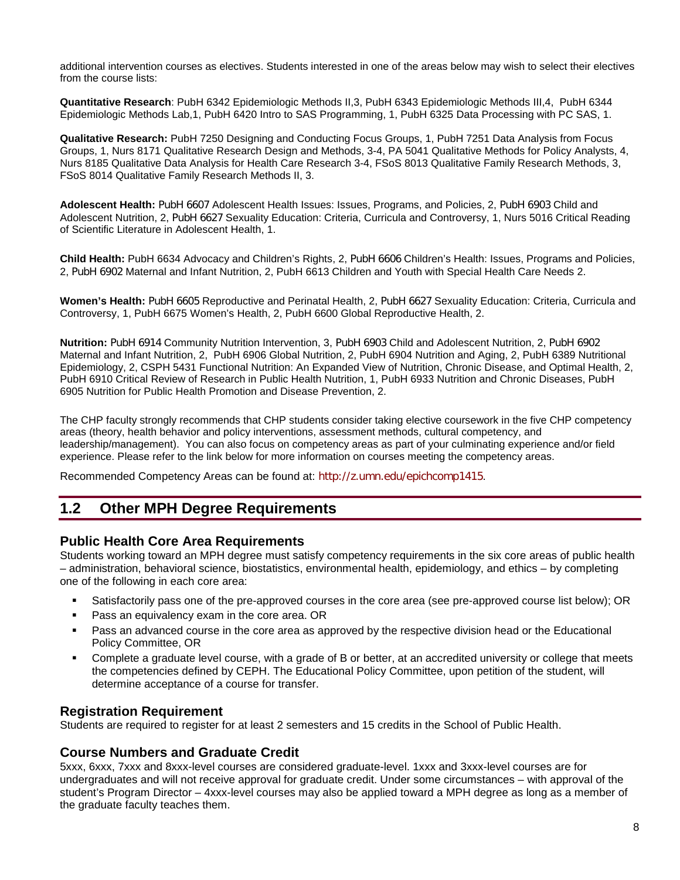additional intervention courses as electives. Students interested in one of the areas below may wish to select their electives from the course lists:

**Quantitative Research**: PubH 6342 Epidemiologic Methods II,3, PubH 6343 Epidemiologic Methods III,4, PubH 6344 Epidemiologic Methods Lab,1, PubH 6420 Intro to SAS Programming, 1, PubH 6325 Data Processing with PC SAS, 1.

**Qualitative Research:** PubH 7250 Designing and Conducting Focus Groups, 1, PubH 7251 Data Analysis from Focus Groups, 1, Nurs 8171 Qualitative Research Design and Methods, 3-4, PA 5041 Qualitative Methods for Policy Analysts, 4, Nurs 8185 Qualitative Data Analysis for Health Care Research 3-4, FSoS 8013 Qualitative Family Research Methods, 3, FSoS 8014 Qualitative Family Research Methods II, 3.

**Adolescent Health:** PubH 6607 Adolescent Health Issues: Issues, Programs, and Policies, 2, PubH 6903 Child and Adolescent Nutrition, 2, PubH 6627 Sexuality Education: Criteria, Curricula and Controversy, 1, Nurs 5016 Critical Reading of Scientific Literature in Adolescent Health, 1.

**Child Health:** PubH 6634 Advocacy and Children's Rights, 2, PubH 6606 Children's Health: Issues, Programs and Policies, 2, PubH 6902 Maternal and Infant Nutrition, 2, PubH 6613 Children and Youth with Special Health Care Needs 2.

**Women's Health:** PubH 6605 Reproductive and Perinatal Health, 2, PubH 6627 Sexuality Education: Criteria, Curricula and Controversy, 1, PubH 6675 Women's Health, 2, PubH 6600 Global Reproductive Health, 2.

**Nutrition:** PubH 6914 Community Nutrition Intervention, 3, PubH 6903 Child and Adolescent Nutrition, 2, PubH 6902 Maternal and Infant Nutrition, 2, PubH 6906 Global Nutrition, 2, PubH 6904 Nutrition and Aging, 2, PubH 6389 Nutritional Epidemiology, 2, CSPH 5431 Functional Nutrition: An Expanded View of Nutrition, Chronic Disease, and Optimal Health, 2, PubH 6910 Critical Review of Research in Public Health Nutrition, 1, PubH 6933 Nutrition and Chronic Diseases, PubH 6905 Nutrition for Public Health Promotion and Disease Prevention, 2.

The CHP faculty strongly recommends that CHP students consider taking elective coursework in the five CHP competency areas (theory, health behavior and policy interventions, assessment methods, cultural competency, and leadership/management). You can also focus on competency areas as part of your culminating experience and/or field experience. Please refer to the link below for more information on courses meeting the competency areas.

Recommended Competency Areas can be found at: http://z.umn.edu/epichcomp1415.

## 1.2 Other MPH Degree Requirements

### Public Health Core Area Requirements

Students working toward an MPH degree must satisfy competency requirements in the six core areas of public health – administration, behavioral science, biostatistics, environmental health, epidemiology, and ethics – by completing one of the following in each core area:

- Satisfactorily pass one of the pre-approved courses in the core area (see pre-approved course list below); OR
- Pass an equivalency exam in the core area. OR
- Pass an advanced course in the core area as approved by the respective division head or the Educational Policy Committee, OR
- Complete a graduate level course, with a grade of B or better, at an accredited university or college that meets the competencies defined by CEPH. The Educational Policy Committee, upon petition of the student, will determine acceptance of a course for transfer.

### Registration Requirement

Students are required to register for at least 2 semesters and 15 credits in the School of Public Health.

### Course Numbers and Graduate Credit

5xxx, 6xxx, 7xxx and 8xxx-level courses are considered graduate-level. 1xxx and 3xxx-level courses are for undergraduates and will not receive approval for graduate credit. Under some circumstances – with approval of the student's Program Director – 4xxx-level courses may also be applied toward a MPH degree as long as a member of the graduate faculty teaches them.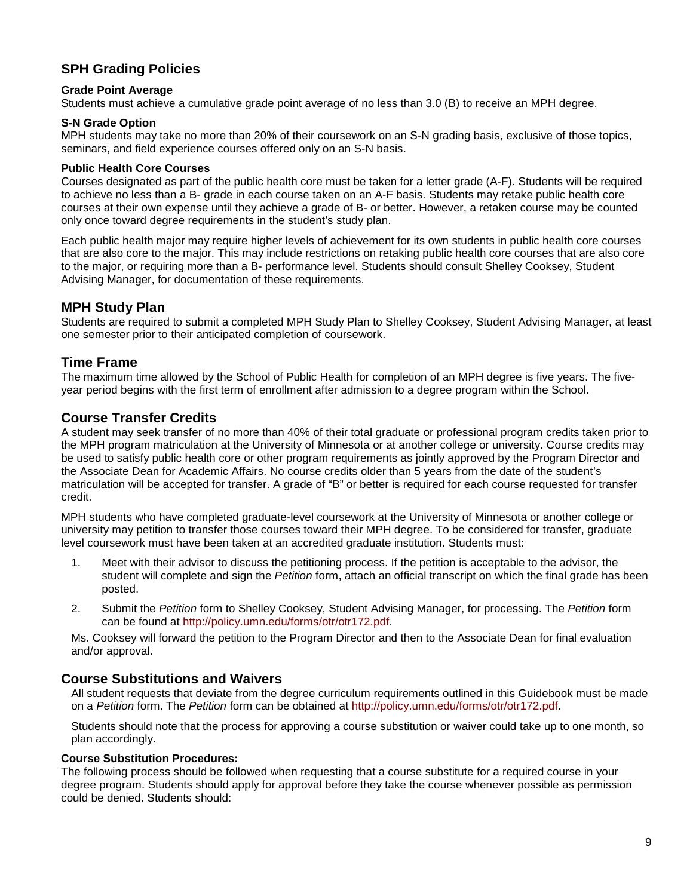## SPH Grading Policies

#### Grade Point Average

Students must achieve a cumulative grade point average of no less than 3.0 (B) to receive an MPH degree.

#### S-N Grade Option

MPH students may take no more than 20% of their coursework on an S-N grading basis, exclusive of those topics, seminars, and field experience courses offered only on an S-N basis.

#### Public Health Core Courses

Courses designated as part of the public health core must be taken for a letter grade (A-F). Students will be required to achieve no less than a B- grade in each course taken on an A-F basis. Students may retake public health core courses at their own expense until they achieve a grade of B- or better. However, a retaken course may be counted only once toward degree requirements in the student's study plan.

Each public health major may require higher levels of achievement for its own students in public health core courses that are also core to the major. This may include restrictions on retaking public health core courses that are also core to the major, or requiring more than a B- performance level. Students should consult Shelley Cooksey, Student Advising Manager, for documentation of these requirements.

## MPH Study Plan

Students are required to submit a completed MPH Study Plan to Shelley Cooksey, Student Advising Manager, at least one semester prior to their anticipated completion of coursework.

## Time Frame

The maximum time allowed by the School of Public Health for completion of an MPH degree is five years. The five-year period begins with the first term of enrollment after admission to a degree program within the School.

## Course Transfer Credits

A student may seek transfer of no more than 40% of their total graduate or professional program credits taken prior to the MPH program matriculation at the University of Minnesota or at another college or university. Course credits may be used to satisfy public health core or other program requirements as jointly approved by the Program Director and the Associate Dean for Academic Affairs. No course credits older than 5 years from the date of the student's matriculation will be accepted for transfer. A grade of "B" or better is required for each course requested for transfer credit.

MPH students who have completed graduate-level coursework at the University of Minnesota or another college or university may petition to transfer those courses toward their MPH degree. To be considered for transfer, graduate level coursework must have been taken at an accredited graduate institution. Students must:

1. Meet with their advisor to discuss the petitioning process. If the petition is acceptable to the advisor, the student will complete and sign the *Petition* form, attach an official transcript on which the final grade has been posted.
2. Submit the *Petition* form to Shelley Cooksey, Student Advising Manager, for processing. The *Petition* form can be found at http://policy.umn.edu/forms/otr/otr172.pdf.

Ms. Cooksey will forward the petition to the Program Director and then to the Associate Dean for final evaluation and/or approval.

## Course Substitutions and Waivers

All student requests that deviate from the degree curriculum requirements outlined in this Guidebook must be made on a *Petition* form. The *Petition* form can be obtained at http://policy.umn.edu/forms/otr/otr172.pdf.

Students should note that the process for approving a course substitution or waiver could take up to one month, so plan accordingly.

#### Course Substitution Procedures:

The following process should be followed when requesting that a course substitute for a required course in your degree program. Students should apply for approval before they take the course whenever possible as permission could be denied. Students should: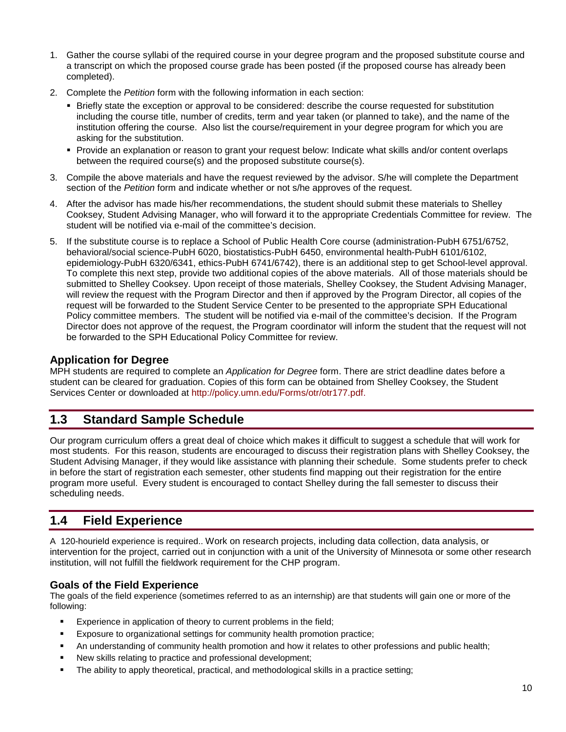1. Gather the course syllabi of the required course in your degree program and the proposed substitute course and a transcript on which the proposed course grade has been posted (if the proposed course has already been completed).
2. Complete the *Petition* form with the following information in each section:
   - Briefly state the exception or approval to be considered: describe the course requested for substitution including the course title, number of credits, term and year taken (or planned to take), and the name of the institution offering the course. Also list the course/requirement in your degree program for which you are asking for the substitution.
   - Provide an explanation or reason to grant your request below: Indicate what skills and/or content overlaps between the required course(s) and the proposed substitute course(s).
3. Compile the above materials and have the request reviewed by the advisor. S/he will complete the Department section of the *Petition* form and indicate whether or not s/he approves of the request.
4. After the advisor has made his/her recommendations, the student should submit these materials to Shelley Cooksey, Student Advising Manager, who will forward it to the appropriate Credentials Committee for review. The student will be notified via e-mail of the committee's decision.
5. If the substitute course is to replace a School of Public Health Core course (administration-PubH 6751/6752, behavioral/social science-PubH 6020, biostatistics-PubH 6450, environmental health-PubH 6101/6102, epidemiology-PubH 6320/6341, ethics-PubH 6741/6742), there is an additional step to get School-level approval. To complete this next step, provide two additional copies of the above materials. All of those materials should be submitted to Shelley Cooksey. Upon receipt of those materials, Shelley Cooksey, the Student Advising Manager, will review the request with the Program Director and then if approved by the Program Director, all copies of the request will be forwarded to the Student Service Center to be presented to the appropriate SPH Educational Policy committee members. The student will be notified via e-mail of the committee's decision. If the Program Director does not approve of the request, the Program coordinator will inform the student that the request will not be forwarded to the SPH Educational Policy Committee for review.

### Application for Degree

MPH students are required to complete an *Application for Degree* form. There are strict deadline dates before a student can be cleared for graduation. Copies of this form can be obtained from Shelley Cooksey, the Student Services Center or downloaded at http://policy.umn.edu/Forms/otr/otr177.pdf.

## 1.3 Standard Sample Schedule

Our program curriculum offers a great deal of choice which makes it difficult to suggest a schedule that will work for most students. For this reason, students are encouraged to discuss their registration plans with Shelley Cooksey, the Student Advising Manager, if they would like assistance with planning their schedule. Some students prefer to check in before the start of registration each semester, other students find mapping out their registration for the entire program more useful. Every student is encouraged to contact Shelley during the fall semester to discuss their scheduling needs.

## 1.4 Field Experience

A 120-hourield experience is required.. Work on research projects, including data collection, data analysis, or intervention for the project, carried out in conjunction with a unit of the University of Minnesota or some other research institution, will not fulfill the fieldwork requirement for the CHP program.

### Goals of the Field Experience

The goals of the field experience (sometimes referred to as an internship) are that students will gain one or more of the following:

- Experience in application of theory to current problems in the field;
- Exposure to organizational settings for community health promotion practice;
- An understanding of community health promotion and how it relates to other professions and public health;
- New skills relating to practice and professional development;
- The ability to apply theoretical, practical, and methodological skills in a practice setting;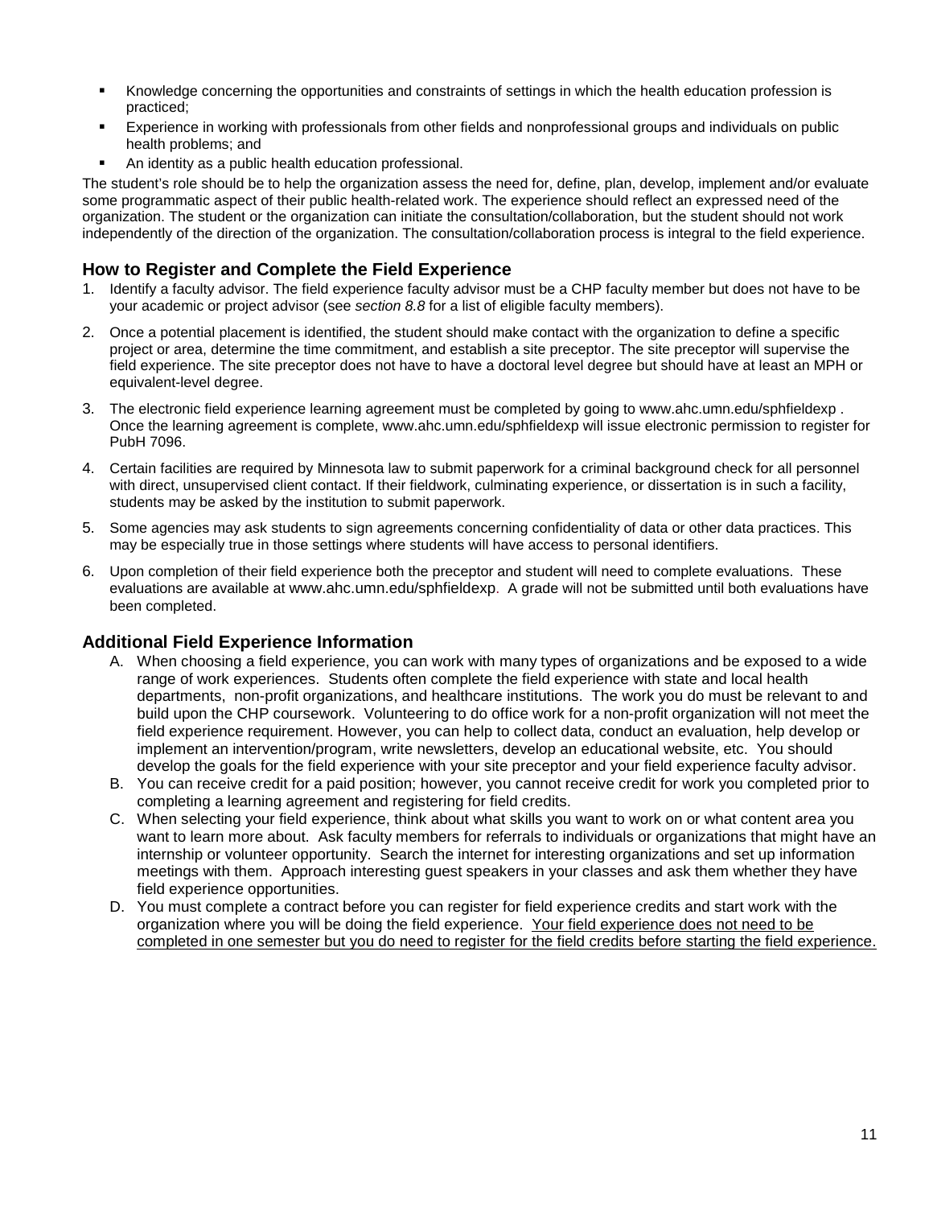- Knowledge concerning the opportunities and constraints of settings in which the health education profession is practiced;
- Experience in working with professionals from other fields and nonprofessional groups and individuals on public health problems; and
- An identity as a public health education professional.

The student's role should be to help the organization assess the need for, define, plan, develop, implement and/or evaluate some programmatic aspect of their public health-related work. The experience should reflect an expressed need of the organization. The student or the organization can initiate the consultation/collaboration, but the student should not work independently of the direction of the organization. The consultation/collaboration process is integral to the field experience.

## How to Register and Complete the Field Experience

1. Identify a faculty advisor. The field experience faculty advisor must be a CHP faculty member but does not have to be your academic or project advisor (see *section 8.8* for a list of eligible faculty members).
2. Once a potential placement is identified, the student should make contact with the organization to define a specific project or area, determine the time commitment, and establish a site preceptor. The site preceptor will supervise the field experience. The site preceptor does not have to have a doctoral level degree but should have at least an MPH or equivalent-level degree.
3. The electronic field experience learning agreement must be completed by going to www.ahc.umn.edu/sphfieldexp . Once the learning agreement is complete, www.ahc.umn.edu/sphfieldexp will issue electronic permission to register for PubH 7096.
4. Certain facilities are required by Minnesota law to submit paperwork for a criminal background check for all personnel with direct, unsupervised client contact. If their fieldwork, culminating experience, or dissertation is in such a facility, students may be asked by the institution to submit paperwork.
5. Some agencies may ask students to sign agreements concerning confidentiality of data or other data practices. This may be especially true in those settings where students will have access to personal identifiers.
6. Upon completion of their field experience both the preceptor and student will need to complete evaluations. These evaluations are available at www.ahc.umn.edu/sphfieldexp. A grade will not be submitted until both evaluations have been completed.

## Additional Field Experience Information

A. When choosing a field experience, you can work with many types of organizations and be exposed to a wide range of work experiences. Students often complete the field experience with state and local health departments, non-profit organizations, and healthcare institutions. The work you do must be relevant to and build upon the CHP coursework. Volunteering to do office work for a non-profit organization will not meet the field experience requirement. However, you can help to collect data, conduct an evaluation, help develop or implement an intervention/program, write newsletters, develop an educational website, etc. You should develop the goals for the field experience with your site preceptor and your field experience faculty advisor.

B. You can receive credit for a paid position; however, you cannot receive credit for work you completed prior to completing a learning agreement and registering for field credits.

C. When selecting your field experience, think about what skills you want to work on or what content area you want to learn more about. Ask faculty members for referrals to individuals or organizations that might have an internship or volunteer opportunity. Search the internet for interesting organizations and set up information meetings with them. Approach interesting guest speakers in your classes and ask them whether they have field experience opportunities.

D. You must complete a contract before you can register for field experience credits and start work with the organization where you will be doing the field experience. <u>Your field experience does not need to be completed in one semester but you do need to register for the field credits before starting the field experience.</u>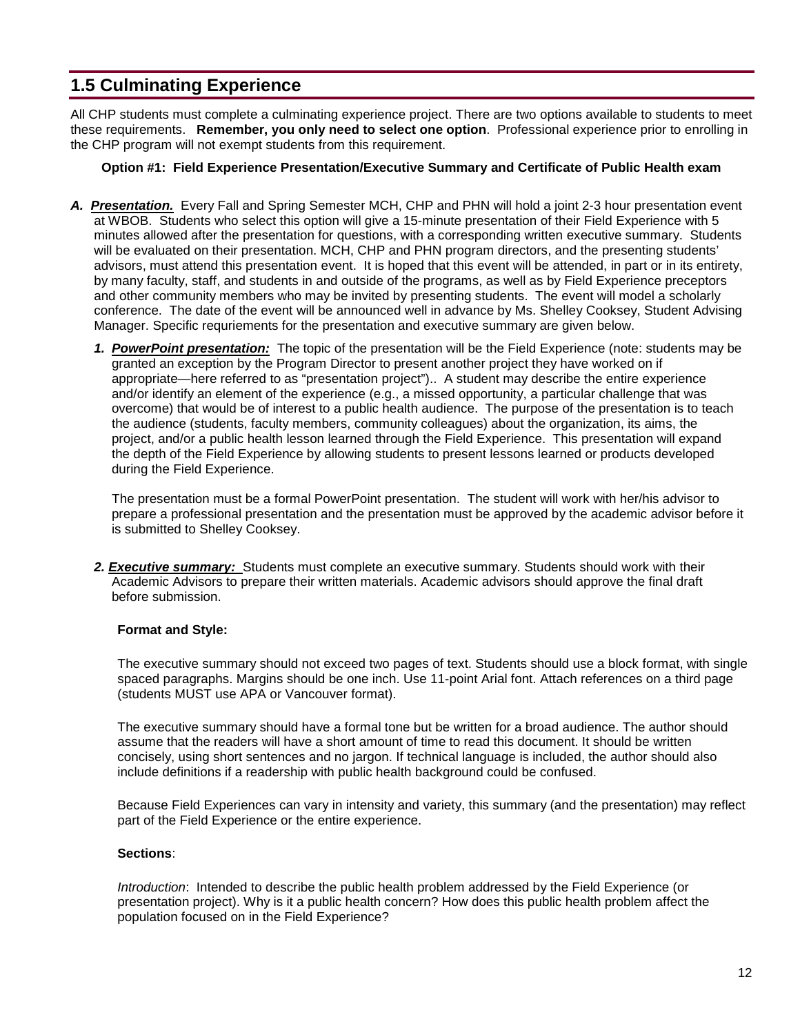## 1.5 Culminating Experience

All CHP students must complete a culminating experience project. There are two options available to students to meet these requirements. **Remember, you only need to select one option**. Professional experience prior to enrolling in the CHP program will not exempt students from this requirement.

**Option #1: Field Experience Presentation/Executive Summary and Certificate of Public Health exam**

***A. Presentation.*** Every Fall and Spring Semester MCH, CHP and PHN will hold a joint 2-3 hour presentation event at WBOB. Students who select this option will give a 15-minute presentation of their Field Experience with 5 minutes allowed after the presentation for questions, with a corresponding written executive summary. Students will be evaluated on their presentation. MCH, CHP and PHN program directors, and the presenting students' advisors, must attend this presentation event. It is hoped that this event will be attended, in part or in its entirety, by many faculty, staff, and students in and outside of the programs, as well as by Field Experience preceptors and other community members who may be invited by presenting students. The event will model a scholarly conference. The date of the event will be announced well in advance by Ms. Shelley Cooksey, Student Advising Manager. Specific requriements for the presentation and executive summary are given below.

***1. PowerPoint presentation:*** The topic of the presentation will be the Field Experience (note: students may be granted an exception by the Program Director to present another project they have worked on if appropriate—here referred to as "presentation project").. A student may describe the entire experience and/or identify an element of the experience (e.g., a missed opportunity, a particular challenge that was overcome) that would be of interest to a public health audience. The purpose of the presentation is to teach the audience (students, faculty members, community colleagues) about the organization, its aims, the project, and/or a public health lesson learned through the Field Experience. This presentation will expand the depth of the Field Experience by allowing students to present lessons learned or products developed during the Field Experience.

The presentation must be a formal PowerPoint presentation. The student will work with her/his advisor to prepare a professional presentation and the presentation must be approved by the academic advisor before it is submitted to Shelley Cooksey.

***2. Executive summary:*** Students must complete an executive summary. Students should work with their Academic Advisors to prepare their written materials. Academic advisors should approve the final draft before submission.

**Format and Style:**

The executive summary should not exceed two pages of text. Students should use a block format, with single spaced paragraphs. Margins should be one inch. Use 11-point Arial font. Attach references on a third page (students MUST use APA or Vancouver format).

The executive summary should have a formal tone but be written for a broad audience. The author should assume that the readers will have a short amount of time to read this document. It should be written concisely, using short sentences and no jargon. If technical language is included, the author should also include definitions if a readership with public health background could be confused.

Because Field Experiences can vary in intensity and variety, this summary (and the presentation) may reflect part of the Field Experience or the entire experience.

**Sections**:

*Introduction*: Intended to describe the public health problem addressed by the Field Experience (or presentation project). Why is it a public health concern? How does this public health problem affect the population focused on in the Field Experience?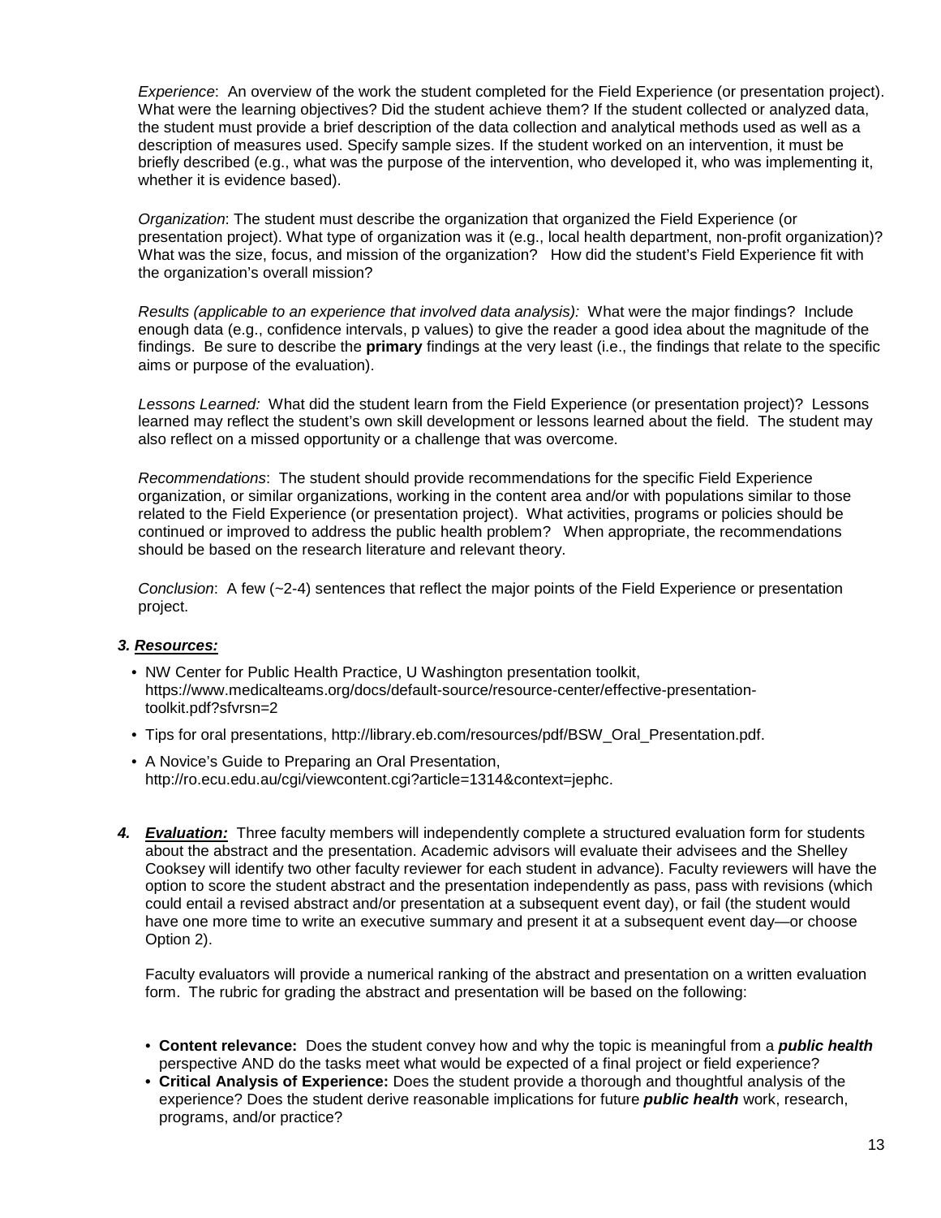*Experience*: An overview of the work the student completed for the Field Experience (or presentation project). What were the learning objectives? Did the student achieve them? If the student collected or analyzed data, the student must provide a brief description of the data collection and analytical methods used as well as a description of measures used. Specify sample sizes. If the student worked on an intervention, it must be briefly described (e.g., what was the purpose of the intervention, who developed it, who was implementing it, whether it is evidence based).

*Organization*: The student must describe the organization that organized the Field Experience (or presentation project). What type of organization was it (e.g., local health department, non-profit organization)? What was the size, focus, and mission of the organization? How did the student's Field Experience fit with the organization's overall mission?

*Results (applicable to an experience that involved data analysis):* What were the major findings? Include enough data (e.g., confidence intervals, p values) to give the reader a good idea about the magnitude of the findings. Be sure to describe the **primary** findings at the very least (i.e., the findings that relate to the specific aims or purpose of the evaluation).

*Lessons Learned:* What did the student learn from the Field Experience (or presentation project)? Lessons learned may reflect the student's own skill development or lessons learned about the field. The student may also reflect on a missed opportunity or a challenge that was overcome.

*Recommendations*: The student should provide recommendations for the specific Field Experience organization, or similar organizations, working in the content area and/or with populations similar to those related to the Field Experience (or presentation project). What activities, programs or policies should be continued or improved to address the public health problem? When appropriate, the recommendations should be based on the research literature and relevant theory.

*Conclusion*: A few (~2-4) sentences that reflect the major points of the Field Experience or presentation project.

***3. <u>Resources:</u>***

- NW Center for Public Health Practice, U Washington presentation toolkit, https://www.medicalteams.org/docs/default-source/resource-center/effective-presentation-toolkit.pdf?sfvrsn=2
- Tips for oral presentations, http://library.eb.com/resources/pdf/BSW_Oral_Presentation.pdf.
- A Novice's Guide to Preparing an Oral Presentation, http://ro.ecu.edu.au/cgi/viewcontent.cgi?article=1314&context=jephc.

4. ***<u>Evaluation:</u>*** Three faculty members will independently complete a structured evaluation form for students about the abstract and the presentation. Academic advisors will evaluate their advisees and the Shelley Cooksey will identify two other faculty reviewer for each student in advance). Faculty reviewers will have the option to score the student abstract and the presentation independently as pass, pass with revisions (which could entail a revised abstract and/or presentation at a subsequent event day), or fail (the student would have one more time to write an executive summary and present it at a subsequent event day—or choose Option 2).

   Faculty evaluators will provide a numerical ranking of the abstract and presentation on a written evaluation form. The rubric for grading the abstract and presentation will be based on the following:

   - **Content relevance:** Does the student convey how and why the topic is meaningful from a ***public health*** perspective AND do the tasks meet what would be expected of a final project or field experience?
   - **Critical Analysis of Experience:** Does the student provide a thorough and thoughtful analysis of the experience? Does the student derive reasonable implications for future ***public health*** work, research, programs, and/or practice?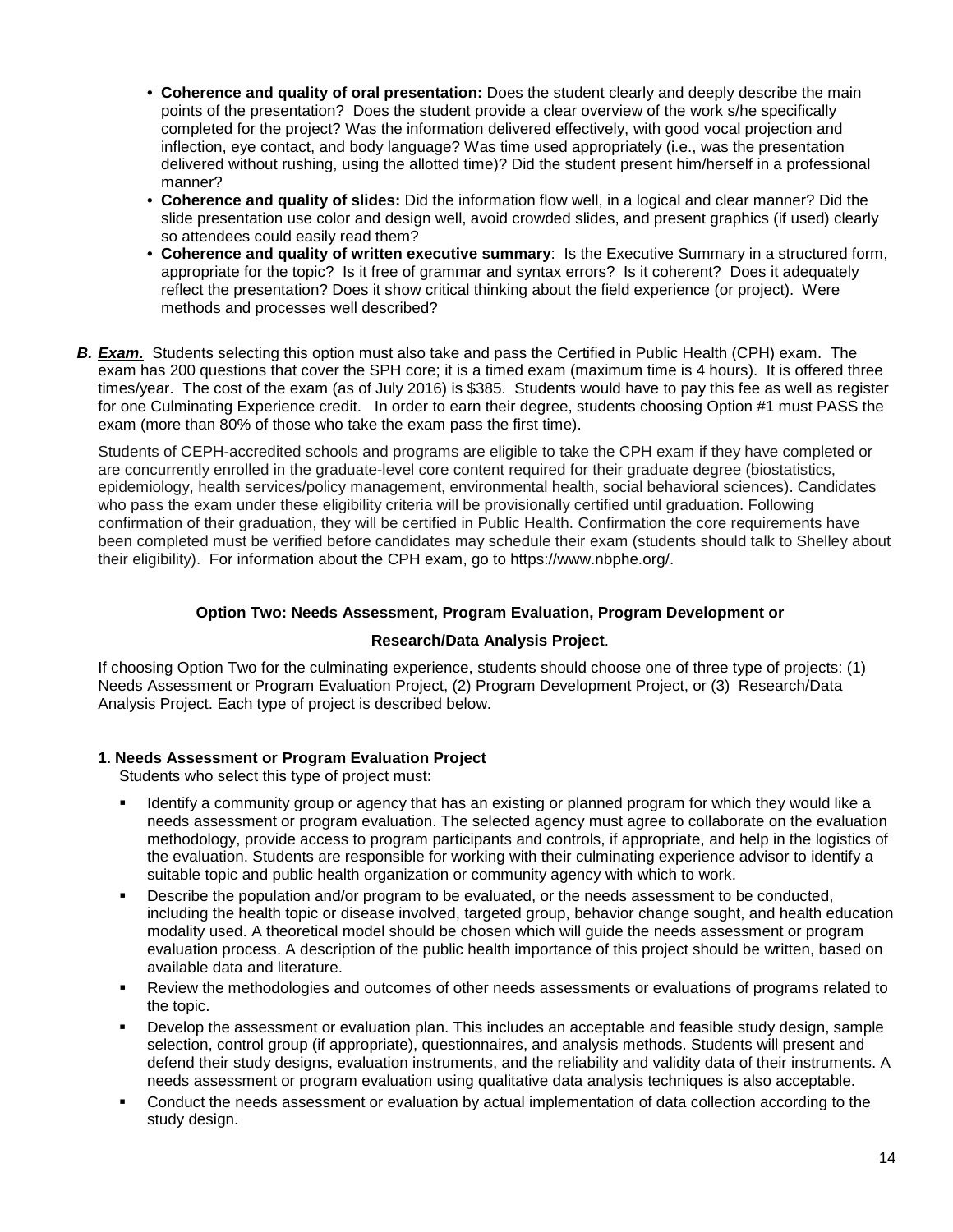- **Coherence and quality of oral presentation:** Does the student clearly and deeply describe the main points of the presentation? Does the student provide a clear overview of the work s/he specifically completed for the project? Was the information delivered effectively, with good vocal projection and inflection, eye contact, and body language? Was time used appropriately (i.e., was the presentation delivered without rushing, using the allotted time)? Did the student present him/herself in a professional manner?
- **Coherence and quality of slides:** Did the information flow well, in a logical and clear manner? Did the slide presentation use color and design well, avoid crowded slides, and present graphics (if used) clearly so attendees could easily read them?
- **Coherence and quality of written executive summary**: Is the Executive Summary in a structured form, appropriate for the topic? Is it free of grammar and syntax errors? Is it coherent? Does it adequately reflect the presentation? Does it show critical thinking about the field experience (or project). Were methods and processes well described?

***B. <u>Exam</u>.*** Students selecting this option must also take and pass the Certified in Public Health (CPH) exam. The exam has 200 questions that cover the SPH core; it is a timed exam (maximum time is 4 hours). It is offered three times/year. The cost of the exam (as of July 2016) is $385. Students would have to pay this fee as well as register for one Culminating Experience credit. In order to earn their degree, students choosing Option #1 must PASS the exam (more than 80% of those who take the exam pass the first time).

Students of CEPH-accredited schools and programs are eligible to take the CPH exam if they have completed or are concurrently enrolled in the graduate-level core content required for their graduate degree (biostatistics, epidemiology, health services/policy management, environmental health, social behavioral sciences). Candidates who pass the exam under these eligibility criteria will be provisionally certified until graduation. Following confirmation of their graduation, they will be certified in Public Health. Confirmation the core requirements have been completed must be verified before candidates may schedule their exam (students should talk to Shelley about their eligibility). For information about the CPH exam, go to https://www.nbphe.org/.

**Option Two: Needs Assessment, Program Evaluation, Program Development or Research/Data Analysis Project**.

If choosing Option Two for the culminating experience, students should choose one of three type of projects: (1) Needs Assessment or Program Evaluation Project, (2) Program Development Project, or (3) Research/Data Analysis Project. Each type of project is described below.

**1. Needs Assessment or Program Evaluation Project**

Students who select this type of project must:

- Identify a community group or agency that has an existing or planned program for which they would like a needs assessment or program evaluation. The selected agency must agree to collaborate on the evaluation methodology, provide access to program participants and controls, if appropriate, and help in the logistics of the evaluation. Students are responsible for working with their culminating experience advisor to identify a suitable topic and public health organization or community agency with which to work.
- Describe the population and/or program to be evaluated, or the needs assessment to be conducted, including the health topic or disease involved, targeted group, behavior change sought, and health education modality used. A theoretical model should be chosen which will guide the needs assessment or program evaluation process. A description of the public health importance of this project should be written, based on available data and literature.
- Review the methodologies and outcomes of other needs assessments or evaluations of programs related to the topic.
- Develop the assessment or evaluation plan. This includes an acceptable and feasible study design, sample selection, control group (if appropriate), questionnaires, and analysis methods. Students will present and defend their study designs, evaluation instruments, and the reliability and validity data of their instruments. A needs assessment or program evaluation using qualitative data analysis techniques is also acceptable.
- Conduct the needs assessment or evaluation by actual implementation of data collection according to the study design.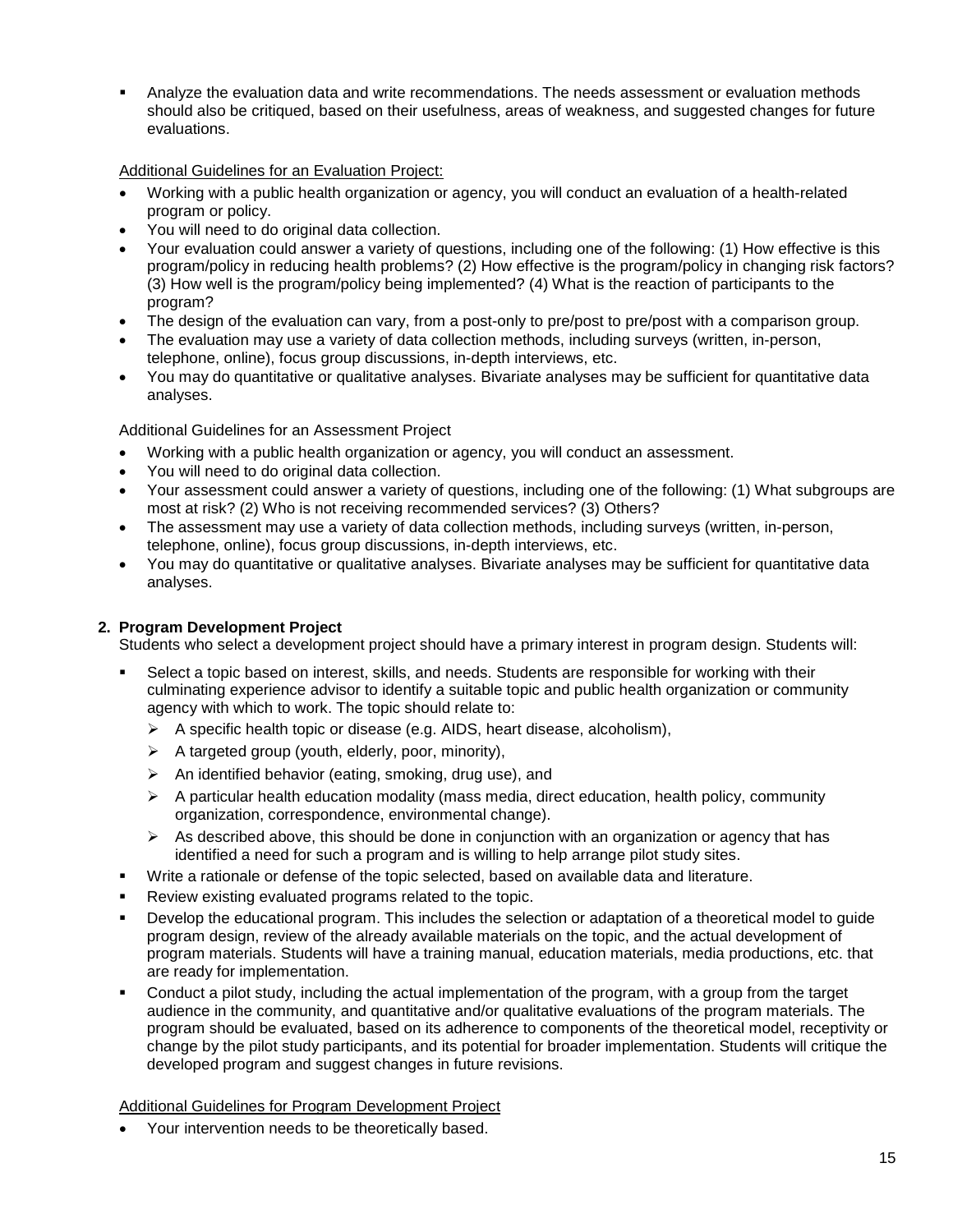- Analyze the evaluation data and write recommendations. The needs assessment or evaluation methods should also be critiqued, based on their usefulness, areas of weakness, and suggested changes for future evaluations.

Additional Guidelines for an Evaluation Project:

- Working with a public health organization or agency, you will conduct an evaluation of a health-related program or policy.
- You will need to do original data collection.
- Your evaluation could answer a variety of questions, including one of the following: (1) How effective is this program/policy in reducing health problems? (2) How effective is the program/policy in changing risk factors? (3) How well is the program/policy being implemented? (4) What is the reaction of participants to the program?
- The design of the evaluation can vary, from a post-only to pre/post to pre/post with a comparison group.
- The evaluation may use a variety of data collection methods, including surveys (written, in-person, telephone, online), focus group discussions, in-depth interviews, etc.
- You may do quantitative or qualitative analyses. Bivariate analyses may be sufficient for quantitative data analyses.

Additional Guidelines for an Assessment Project

- Working with a public health organization or agency, you will conduct an assessment.
- You will need to do original data collection.
- Your assessment could answer a variety of questions, including one of the following: (1) What subgroups are most at risk? (2) Who is not receiving recommended services? (3) Others?
- The assessment may use a variety of data collection methods, including surveys (written, in-person, telephone, online), focus group discussions, in-depth interviews, etc.
- You may do quantitative or qualitative analyses. Bivariate analyses may be sufficient for quantitative data analyses.

**2. Program Development Project**

Students who select a development project should have a primary interest in program design. Students will:

- Select a topic based on interest, skills, and needs. Students are responsible for working with their culminating experience advisor to identify a suitable topic and public health organization or community agency with which to work. The topic should relate to:
  - A specific health topic or disease (e.g. AIDS, heart disease, alcoholism),
  - A targeted group (youth, elderly, poor, minority),
  - An identified behavior (eating, smoking, drug use), and
  - A particular health education modality (mass media, direct education, health policy, community organization, correspondence, environmental change).
  - As described above, this should be done in conjunction with an organization or agency that has identified a need for such a program and is willing to help arrange pilot study sites.
- Write a rationale or defense of the topic selected, based on available data and literature.
- Review existing evaluated programs related to the topic.
- Develop the educational program. This includes the selection or adaptation of a theoretical model to guide program design, review of the already available materials on the topic, and the actual development of program materials. Students will have a training manual, education materials, media productions, etc. that are ready for implementation.
- Conduct a pilot study, including the actual implementation of the program, with a group from the target audience in the community, and quantitative and/or qualitative evaluations of the program materials. The program should be evaluated, based on its adherence to components of the theoretical model, receptivity or change by the pilot study participants, and its potential for broader implementation. Students will critique the developed program and suggest changes in future revisions.

Additional Guidelines for Program Development Project

- Your intervention needs to be theoretically based.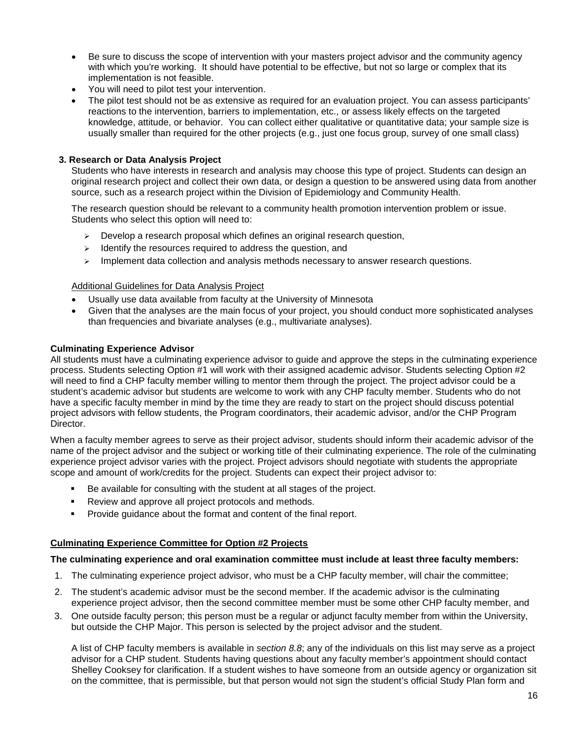- Be sure to discuss the scope of intervention with your masters project advisor and the community agency with which you're working. It should have potential to be effective, but not so large or complex that its implementation is not feasible.
- You will need to pilot test your intervention.
- The pilot test should not be as extensive as required for an evaluation project. You can assess participants' reactions to the intervention, barriers to implementation, etc., or assess likely effects on the targeted knowledge, attitude, or behavior. You can collect either qualitative or quantitative data; your sample size is usually smaller than required for the other projects (e.g., just one focus group, survey of one small class)

**3. Research or Data Analysis Project**

Students who have interests in research and analysis may choose this type of project. Students can design an original research project and collect their own data, or design a question to be answered using data from another source, such as a research project within the Division of Epidemiology and Community Health.

The research question should be relevant to a community health promotion intervention problem or issue. Students who select this option will need to:

- Develop a research proposal which defines an original research question,
- Identify the resources required to address the question, and
- Implement data collection and analysis methods necessary to answer research questions.

Additional Guidelines for Data Analysis Project

- Usually use data available from faculty at the University of Minnesota
- Given that the analyses are the main focus of your project, you should conduct more sophisticated analyses than frequencies and bivariate analyses (e.g., multivariate analyses).

**Culminating Experience Advisor**

All students must have a culminating experience advisor to guide and approve the steps in the culminating experience process. Students selecting Option #1 will work with their assigned academic advisor. Students selecting Option #2 will need to find a CHP faculty member willing to mentor them through the project. The project advisor could be a student's academic advisor but students are welcome to work with any CHP faculty member. Students who do not have a specific faculty member in mind by the time they are ready to start on the project should discuss potential project advisors with fellow students, the Program coordinators, their academic advisor, and/or the CHP Program Director.

When a faculty member agrees to serve as their project advisor, students should inform their academic advisor of the name of the project advisor and the subject or working title of their culminating experience. The role of the culminating experience project advisor varies with the project. Project advisors should negotiate with students the appropriate scope and amount of work/credits for the project. Students can expect their project advisor to:

- Be available for consulting with the student at all stages of the project.
- Review and approve all project protocols and methods.
- Provide guidance about the format and content of the final report.

**Culminating Experience Committee for Option #2 Projects**

**The culminating experience and oral examination committee must include at least three faculty members:**

1. The culminating experience project advisor, who must be a CHP faculty member, will chair the committee;
2. The student's academic advisor must be the second member. If the academic advisor is the culminating experience project advisor, then the second committee member must be some other CHP faculty member, and
3. One outside faculty person; this person must be a regular or adjunct faculty member from within the University, but outside the CHP Major. This person is selected by the project advisor and the student.

A list of CHP faculty members is available in *section 8.8*; any of the individuals on this list may serve as a project advisor for a CHP student. Students having questions about any faculty member's appointment should contact Shelley Cooksey for clarification. If a student wishes to have someone from an outside agency or organization sit on the committee, that is permissible, but that person would not sign the student's official Study Plan form and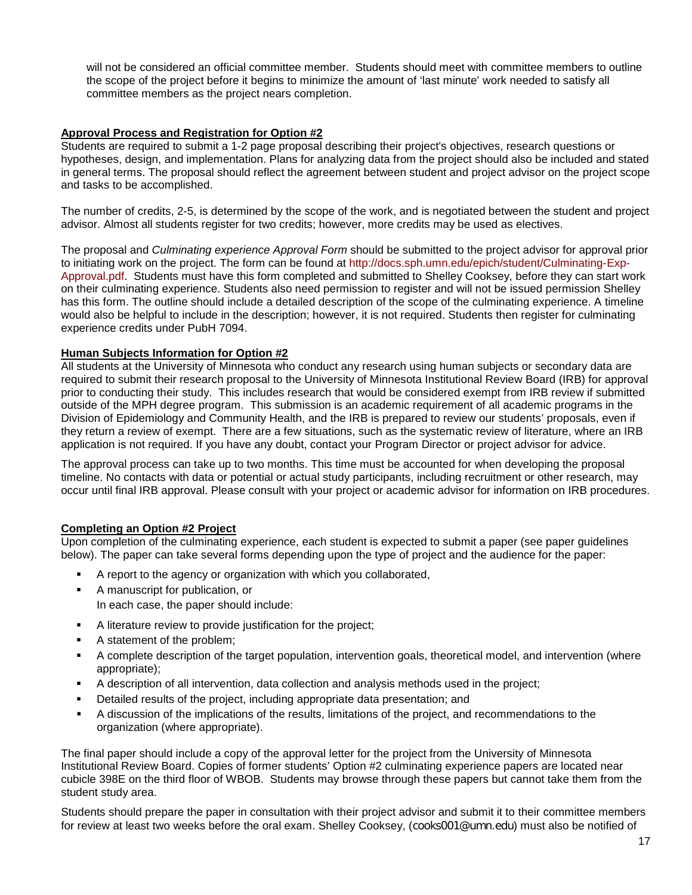will not be considered an official committee member. Students should meet with committee members to outline the scope of the project before it begins to minimize the amount of 'last minute' work needed to satisfy all committee members as the project nears completion.

**Approval Process and Registration for Option #2**

Students are required to submit a 1-2 page proposal describing their project's objectives, research questions or hypotheses, design, and implementation. Plans for analyzing data from the project should also be included and stated in general terms. The proposal should reflect the agreement between student and project advisor on the project scope and tasks to be accomplished.

The number of credits, 2-5, is determined by the scope of the work, and is negotiated between the student and project advisor. Almost all students register for two credits; however, more credits may be used as electives.

The proposal and *Culminating experience Approval Form* should be submitted to the project advisor for approval prior to initiating work on the project. The form can be found at http://docs.sph.umn.edu/epich/student/Culminating-Exp-Approval.pdf. Students must have this form completed and submitted to Shelley Cooksey, before they can start work on their culminating experience. Students also need permission to register and will not be issued permission Shelley has this form. The outline should include a detailed description of the scope of the culminating experience. A timeline would also be helpful to include in the description; however, it is not required. Students then register for culminating experience credits under PubH 7094.

**Human Subjects Information for Option #2**

All students at the University of Minnesota who conduct any research using human subjects or secondary data are required to submit their research proposal to the University of Minnesota Institutional Review Board (IRB) for approval prior to conducting their study. This includes research that would be considered exempt from IRB review if submitted outside of the MPH degree program. This submission is an academic requirement of all academic programs in the Division of Epidemiology and Community Health, and the IRB is prepared to review our students' proposals, even if they return a review of exempt. There are a few situations, such as the systematic review of literature, where an IRB application is not required. If you have any doubt, contact your Program Director or project advisor for advice.

The approval process can take up to two months. This time must be accounted for when developing the proposal timeline. No contacts with data or potential or actual study participants, including recruitment or other research, may occur until final IRB approval. Please consult with your project or academic advisor for information on IRB procedures.

**Completing an Option #2 Project**

Upon completion of the culminating experience, each student is expected to submit a paper (see paper guidelines below). The paper can take several forms depending upon the type of project and the audience for the paper:

- A report to the agency or organization with which you collaborated,
- A manuscript for publication, or
  In each case, the paper should include:
- A literature review to provide justification for the project;
- A statement of the problem;
- A complete description of the target population, intervention goals, theoretical model, and intervention (where appropriate);
- A description of all intervention, data collection and analysis methods used in the project;
- Detailed results of the project, including appropriate data presentation; and
- A discussion of the implications of the results, limitations of the project, and recommendations to the organization (where appropriate).

The final paper should include a copy of the approval letter for the project from the University of Minnesota Institutional Review Board. Copies of former students' Option #2 culminating experience papers are located near cubicle 398E on the third floor of WBOB. Students may browse through these papers but cannot take them from the student study area.

Students should prepare the paper in consultation with their project advisor and submit it to their committee members for review at least two weeks before the oral exam. Shelley Cooksey, (cooks001@umn.edu) must also be notified of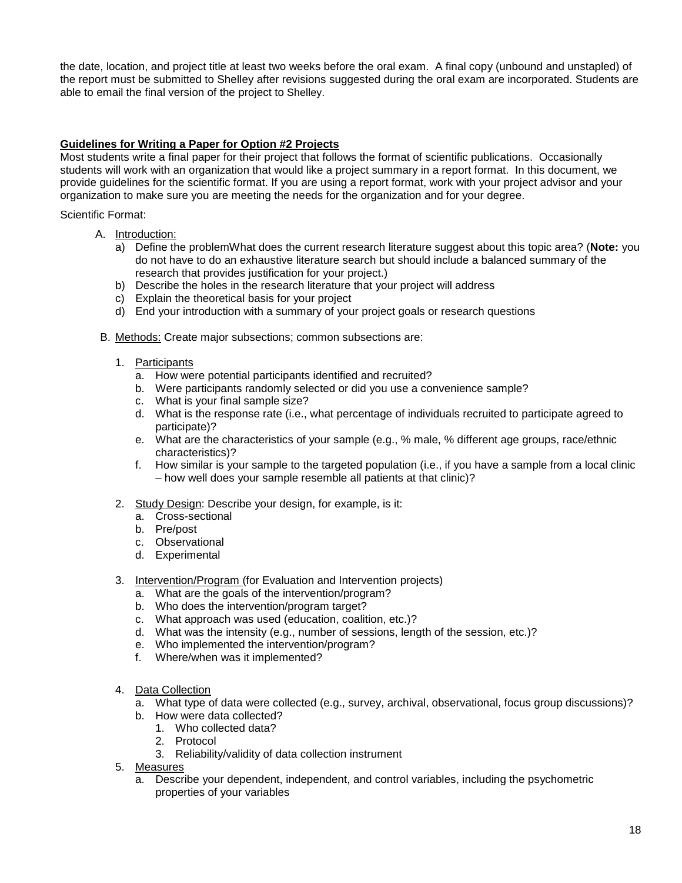the date, location, and project title at least two weeks before the oral exam. A final copy (unbound and unstapled) of the report must be submitted to Shelley after revisions suggested during the oral exam are incorporated. Students are able to email the final version of the project to Shelley.

**Guidelines for Writing a Paper for Option #2 Projects**

Most students write a final paper for their project that follows the format of scientific publications. Occasionally students will work with an organization that would like a project summary in a report format. In this document, we provide guidelines for the scientific format. If you are using a report format, work with your project advisor and your organization to make sure you are meeting the needs for the organization and for your degree.

Scientific Format:

A. Introduction:
   a) Define the problemWhat does the current research literature suggest about this topic area? (**Note:** you do not have to do an exhaustive literature search but should include a balanced summary of the research that provides justification for your project.)
   b) Describe the holes in the research literature that your project will address
   c) Explain the theoretical basis for your project
   d) End your introduction with a summary of your project goals or research questions

B. Methods: Create major subsections; common subsections are:

   1. Participants
      a. How were potential participants identified and recruited?
      b. Were participants randomly selected or did you use a convenience sample?
      c. What is your final sample size?
      d. What is the response rate (i.e., what percentage of individuals recruited to participate agreed to participate)?
      e. What are the characteristics of your sample (e.g., % male, % different age groups, race/ethnic characteristics)?
      f. How similar is your sample to the targeted population (i.e., if you have a sample from a local clinic – how well does your sample resemble all patients at that clinic)?

   2. Study Design: Describe your design, for example, is it:
      a. Cross-sectional
      b. Pre/post
      c. Observational
      d. Experimental

   3. Intervention/Program (for Evaluation and Intervention projects)
      a. What are the goals of the intervention/program?
      b. Who does the intervention/program target?
      c. What approach was used (education, coalition, etc.)?
      d. What was the intensity (e.g., number of sessions, length of the session, etc.)?
      e. Who implemented the intervention/program?
      f. Where/when was it implemented?

   4. Data Collection
      a. What type of data were collected (e.g., survey, archival, observational, focus group discussions)?
      b. How were data collected?
         1. Who collected data?
         2. Protocol
         3. Reliability/validity of data collection instrument

   5. Measures
      a. Describe your dependent, independent, and control variables, including the psychometric properties of your variables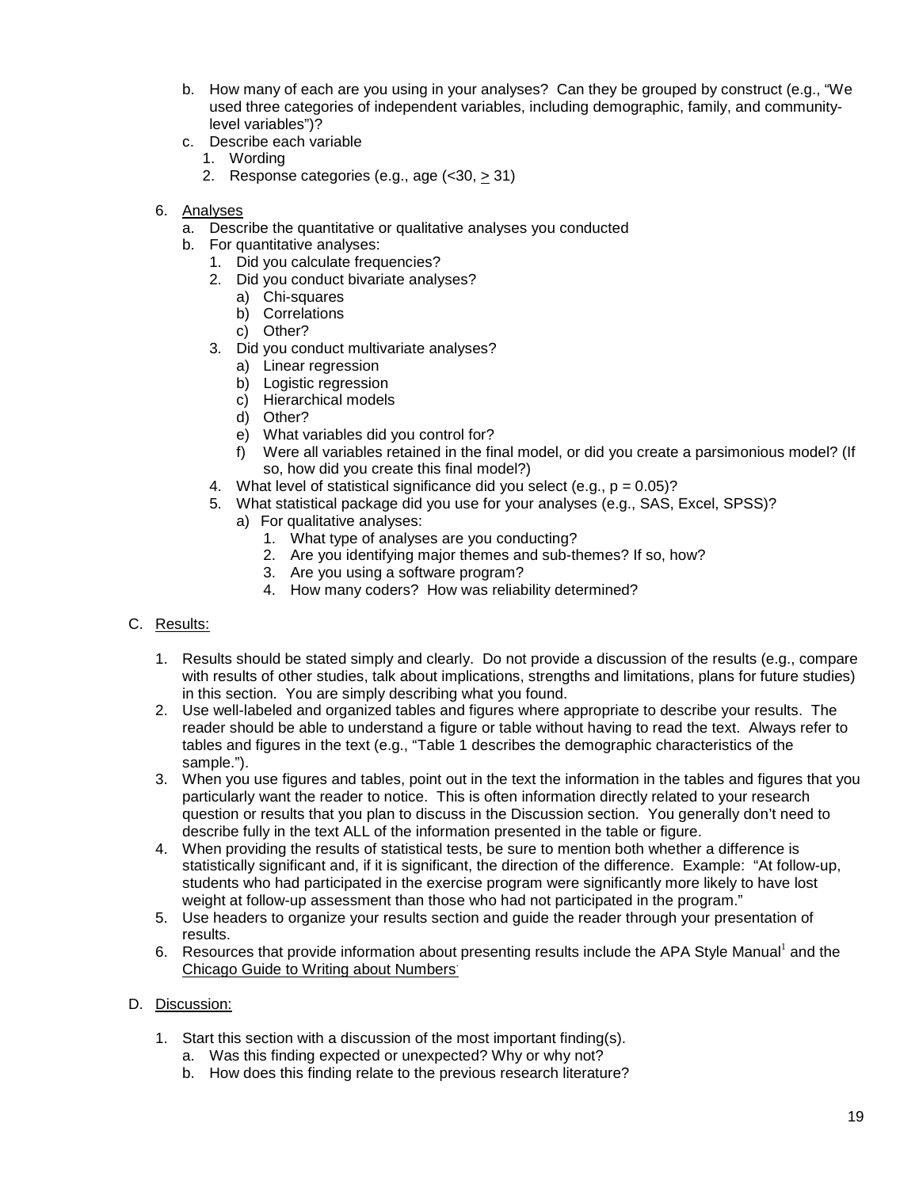b. How many of each are you using in your analyses? Can they be grouped by construct (e.g., "We used three categories of independent variables, including demographic, family, and community-level variables")?
   c. Describe each variable
      1. Wording
      2. Response categories (e.g., age (<30, $\geq$ 31)

6. Analyses
   a. Describe the quantitative or qualitative analyses you conducted
   b. For quantitative analyses:
      1. Did you calculate frequencies?
      2. Did you conduct bivariate analyses?
         a) Chi-squares
         b) Correlations
         c) Other?
      3. Did you conduct multivariate analyses?
         a) Linear regression
         b) Logistic regression
         c) Hierarchical models
         d) Other?
         e) What variables did you control for?
         f) Were all variables retained in the final model, or did you create a parsimonious model? (If so, how did you create this final model?)
      4. What level of statistical significance did you select (e.g., $p = 0.05$)?
      5. What statistical package did you use for your analyses (e.g., SAS, Excel, SPSS)?
         a) For qualitative analyses:
            1. What type of analyses are you conducting?
            2. Are you identifying major themes and sub-themes? If so, how?
            3. Are you using a software program?
            4. How many coders? How was reliability determined?

C. Results:

1. Results should be stated simply and clearly. Do not provide a discussion of the results (e.g., compare with results of other studies, talk about implications, strengths and limitations, plans for future studies) in this section. You are simply describing what you found.
2. Use well-labeled and organized tables and figures where appropriate to describe your results. The reader should be able to understand a figure or table without having to read the text. Always refer to tables and figures in the text (e.g., "Table 1 describes the demographic characteristics of the sample.").
3. When you use figures and tables, point out in the text the information in the tables and figures that you particularly want the reader to notice. This is often information directly related to your research question or results that you plan to discuss in the Discussion section. You generally don't need to describe fully in the text ALL of the information presented in the table or figure.
4. When providing the results of statistical tests, be sure to mention both whether a difference is statistically significant and, if it is significant, the direction of the difference. Example: "At follow-up, students who had participated in the exercise program were significantly more likely to have lost weight at follow-up assessment than those who had not participated in the program."
5. Use headers to organize your results section and guide the reader through your presentation of results.
6. Resources that provide information about presenting results include the APA Style Manual[1] and the Chicago Guide to Writing about Numbers

D. Discussion:

1. Start this section with a discussion of the most important finding(s).
   a. Was this finding expected or unexpected? Why or why not?
   b. How does this finding relate to the previous research literature?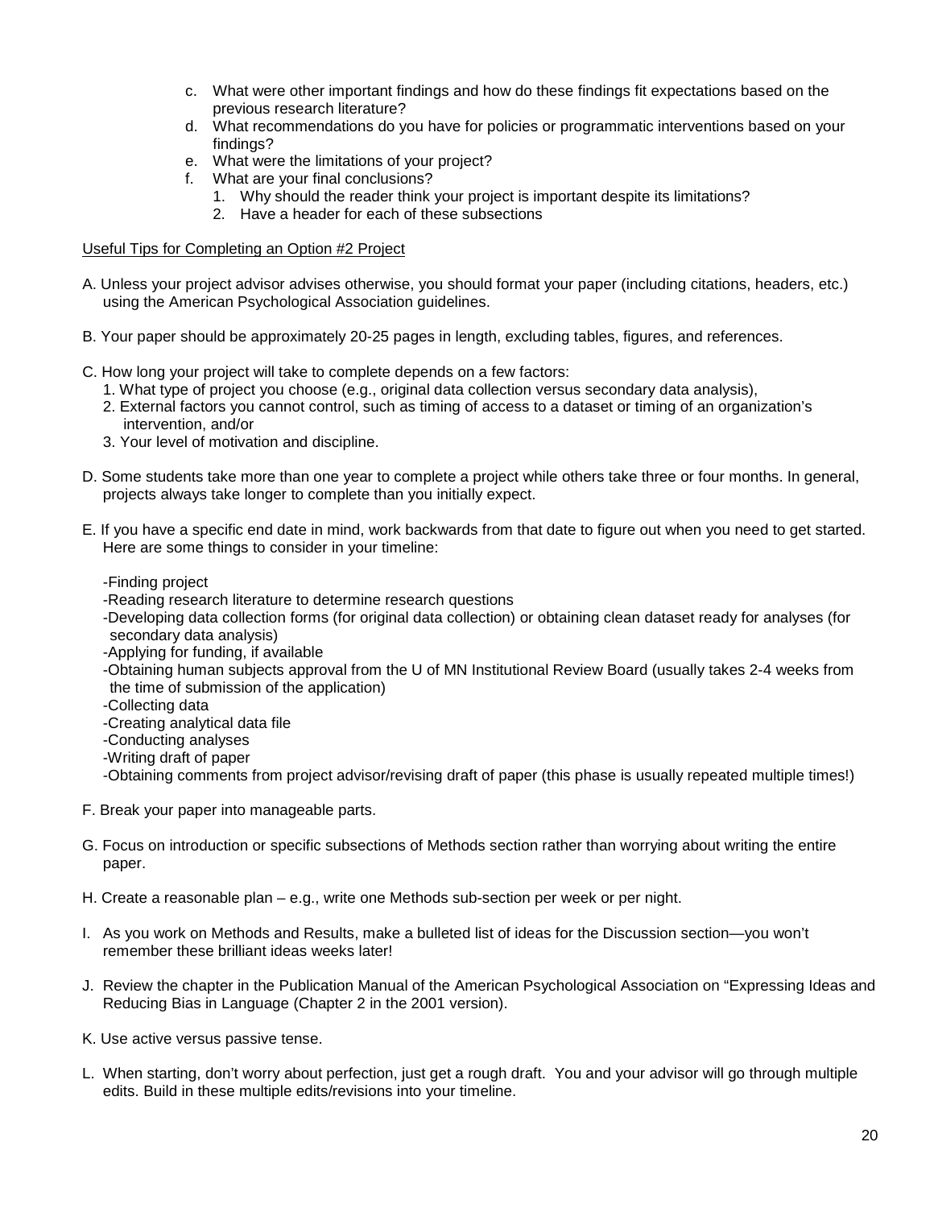c. What were other important findings and how do these findings fit expectations based on the previous research literature?
d. What recommendations do you have for policies or programmatic interventions based on your findings?
e. What were the limitations of your project?
f. What are your final conclusions?
   1. Why should the reader think your project is important despite its limitations?
   2. Have a header for each of these subsections

<u>Useful Tips for Completing an Option #2 Project</u>

A. Unless your project advisor advises otherwise, you should format your paper (including citations, headers, etc.) using the American Psychological Association guidelines.

B. Your paper should be approximately 20-25 pages in length, excluding tables, figures, and references.

C. How long your project will take to complete depends on a few factors:
   1. What type of project you choose (e.g., original data collection versus secondary data analysis),
   2. External factors you cannot control, such as timing of access to a dataset or timing of an organization's intervention, and/or
   3. Your level of motivation and discipline.

D. Some students take more than one year to complete a project while others take three or four months. In general, projects always take longer to complete than you initially expect.

E. If you have a specific end date in mind, work backwards from that date to figure out when you need to get started. Here are some things to consider in your timeline:

   -Finding project
   -Reading research literature to determine research questions
   -Developing data collection forms (for original data collection) or obtaining clean dataset ready for analyses (for secondary data analysis)
   -Applying for funding, if available
   -Obtaining human subjects approval from the U of MN Institutional Review Board (usually takes 2-4 weeks from the time of submission of the application)
   -Collecting data
   -Creating analytical data file
   -Conducting analyses
   -Writing draft of paper
   -Obtaining comments from project advisor/revising draft of paper (this phase is usually repeated multiple times!)

F. Break your paper into manageable parts.

G. Focus on introduction or specific subsections of Methods section rather than worrying about writing the entire paper.

H. Create a reasonable plan – e.g., write one Methods sub-section per week or per night.

I. As you work on Methods and Results, make a bulleted list of ideas for the Discussion section—you won't remember these brilliant ideas weeks later!

J. Review the chapter in the Publication Manual of the American Psychological Association on "Expressing Ideas and Reducing Bias in Language (Chapter 2 in the 2001 version).

K. Use active versus passive tense.

L. When starting, don't worry about perfection, just get a rough draft. You and your advisor will go through multiple edits. Build in these multiple edits/revisions into your timeline.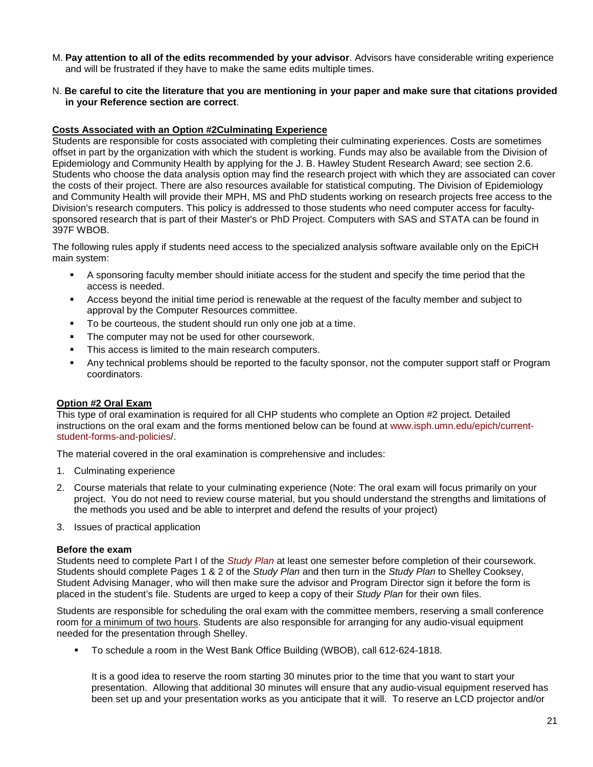M. **Pay attention to all of the edits recommended by your advisor**. Advisors have considerable writing experience and will be frustrated if they have to make the same edits multiple times.

N. **Be careful to cite the literature that you are mentioning in your paper and make sure that citations provided in your Reference section are correct**.

**Costs Associated with an Option #2Culminating Experience**

Students are responsible for costs associated with completing their culminating experiences. Costs are sometimes offset in part by the organization with which the student is working. Funds may also be available from the Division of Epidemiology and Community Health by applying for the J. B. Hawley Student Research Award; see section 2.6. Students who choose the data analysis option may find the research project with which they are associated can cover the costs of their project. There are also resources available for statistical computing. The Division of Epidemiology and Community Health will provide their MPH, MS and PhD students working on research projects free access to the Division's research computers. This policy is addressed to those students who need computer access for faculty-sponsored research that is part of their Master's or PhD Project. Computers with SAS and STATA can be found in 397F WBOB.

The following rules apply if students need access to the specialized analysis software available only on the EpiCH main system:

- A sponsoring faculty member should initiate access for the student and specify the time period that the access is needed.
- Access beyond the initial time period is renewable at the request of the faculty member and subject to approval by the Computer Resources committee.
- To be courteous, the student should run only one job at a time.
- The computer may not be used for other coursework.
- This access is limited to the main research computers.
- Any technical problems should be reported to the faculty sponsor, not the computer support staff or Program coordinators.

**Option #2 Oral Exam**

This type of oral examination is required for all CHP students who complete an Option #2 project. Detailed instructions on the oral exam and the forms mentioned below can be found at www.isph.umn.edu/epich/current-student-forms-and-policies/.

The material covered in the oral examination is comprehensive and includes:

1. Culminating experience
2. Course materials that relate to your culminating experience (Note: The oral exam will focus primarily on your project. You do not need to review course material, but you should understand the strengths and limitations of the methods you used and be able to interpret and defend the results of your project)
3. Issues of practical application

**Before the exam**

Students need to complete Part I of the *Study Plan* at least one semester before completion of their coursework. Students should complete Pages 1 & 2 of the *Study Plan* and then turn in the *Study Plan* to Shelley Cooksey, Student Advising Manager, who will then make sure the advisor and Program Director sign it before the form is placed in the student's file. Students are urged to keep a copy of their *Study Plan* for their own files.

Students are responsible for scheduling the oral exam with the committee members, reserving a small conference room <u>for a minimum of two hours</u>. Students are also responsible for arranging for any audio-visual equipment needed for the presentation through Shelley.

- To schedule a room in the West Bank Office Building (WBOB), call 612-624-1818.

  It is a good idea to reserve the room starting 30 minutes prior to the time that you want to start your presentation. Allowing that additional 30 minutes will ensure that any audio-visual equipment reserved has been set up and your presentation works as you anticipate that it will. To reserve an LCD projector and/or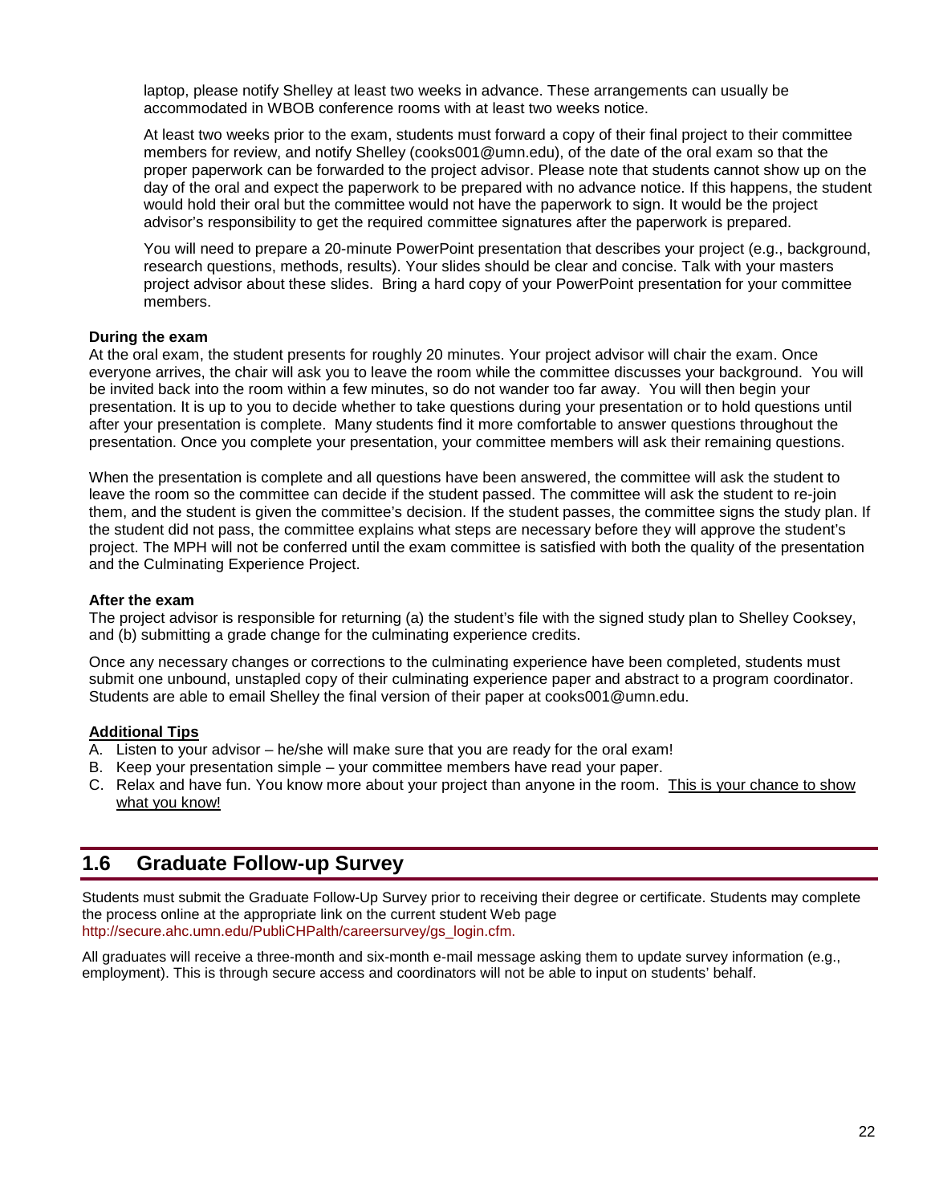laptop, please notify Shelley at least two weeks in advance. These arrangements can usually be accommodated in WBOB conference rooms with at least two weeks notice.

At least two weeks prior to the exam, students must forward a copy of their final project to their committee members for review, and notify Shelley (cooks001@umn.edu), of the date of the oral exam so that the proper paperwork can be forwarded to the project advisor. Please note that students cannot show up on the day of the oral and expect the paperwork to be prepared with no advance notice. If this happens, the student would hold their oral but the committee would not have the paperwork to sign. It would be the project advisor's responsibility to get the required committee signatures after the paperwork is prepared.

You will need to prepare a 20-minute PowerPoint presentation that describes your project (e.g., background, research questions, methods, results). Your slides should be clear and concise. Talk with your masters project advisor about these slides. Bring a hard copy of your PowerPoint presentation for your committee members.

**During the exam**

At the oral exam, the student presents for roughly 20 minutes. Your project advisor will chair the exam. Once everyone arrives, the chair will ask you to leave the room while the committee discusses your background. You will be invited back into the room within a few minutes, so do not wander too far away. You will then begin your presentation. It is up to you to decide whether to take questions during your presentation or to hold questions until after your presentation is complete. Many students find it more comfortable to answer questions throughout the presentation. Once you complete your presentation, your committee members will ask their remaining questions.

When the presentation is complete and all questions have been answered, the committee will ask the student to leave the room so the committee can decide if the student passed. The committee will ask the student to re-join them, and the student is given the committee's decision. If the student passes, the committee signs the study plan. If the student did not pass, the committee explains what steps are necessary before they will approve the student's project. The MPH will not be conferred until the exam committee is satisfied with both the quality of the presentation and the Culminating Experience Project.

**After the exam**

The project advisor is responsible for returning (a) the student's file with the signed study plan to Shelley Cooksey, and (b) submitting a grade change for the culminating experience credits.

Once any necessary changes or corrections to the culminating experience have been completed, students must submit one unbound, unstapled copy of their culminating experience paper and abstract to a program coordinator. Students are able to email Shelley the final version of their paper at cooks001@umn.edu.

**Additional Tips**

A. Listen to your advisor – he/she will make sure that you are ready for the oral exam!
B. Keep your presentation simple – your committee members have read your paper.
C. Relax and have fun. You know more about your project than anyone in the room. This is your chance to show what you know!

## 1.6 Graduate Follow-up Survey

Students must submit the Graduate Follow-Up Survey prior to receiving their degree or certificate. Students may complete the process online at the appropriate link on the current student Web page http://secure.ahc.umn.edu/PubliCHPalth/careersurvey/gs_login.cfm.

All graduates will receive a three-month and six-month e-mail message asking them to update survey information (e.g., employment). This is through secure access and coordinators will not be able to input on students' behalf.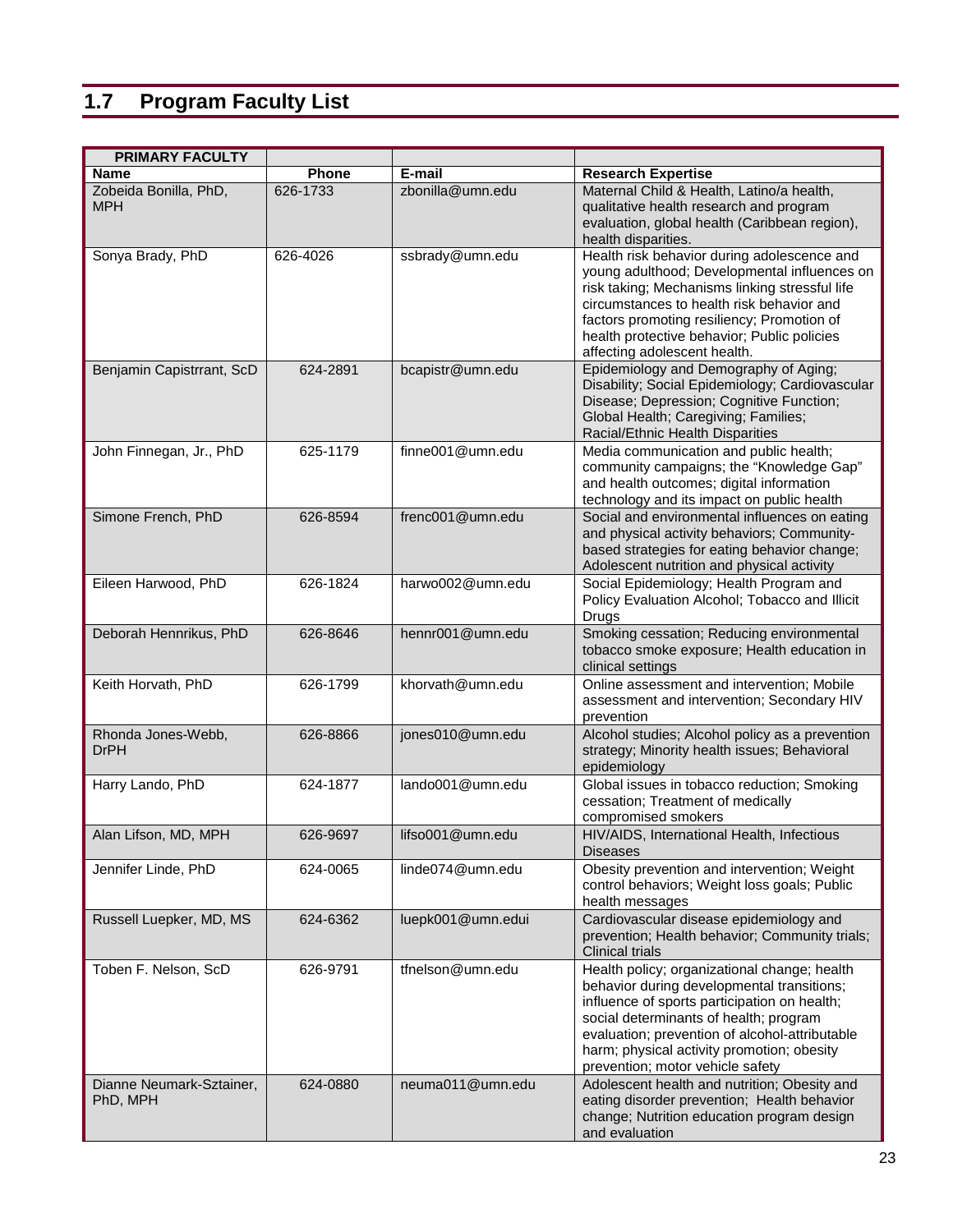## 1.7 Program Faculty List

| PRIMARY FACULTY | | | |
|---|---|---|---|
| **Name** | **Phone** | **E-mail** | **Research Expertise** |
| Zobeida Bonilla, PhD, MPH | 626-1733 | zbonilla@umn.edu | Maternal Child & Health, Latino/a health, qualitative health research and program evaluation, global health (Caribbean region), health disparities. |
| Sonya Brady, PhD | 626-4026 | ssbrady@umn.edu | Health risk behavior during adolescence and young adulthood; Developmental influences on risk taking; Mechanisms linking stressful life circumstances to health risk behavior and factors promoting resiliency; Promotion of health protective behavior; Public policies affecting adolescent health. |
| Benjamin Capistrrant, ScD | 624-2891 | bcapistr@umn.edu | Epidemiology and Demography of Aging; Disability; Social Epidemiology; Cardiovascular Disease; Depression; Cognitive Function; Global Health; Caregiving; Families; Racial/Ethnic Health Disparities |
| John Finnegan, Jr., PhD | 625-1179 | finne001@umn.edu | Media communication and public health; community campaigns; the "Knowledge Gap" and health outcomes; digital information technology and its impact on public health |
| Simone French, PhD | 626-8594 | frenc001@umn.edu | Social and environmental influences on eating and physical activity behaviors; Community-based strategies for eating behavior change; Adolescent nutrition and physical activity |
| Eileen Harwood, PhD | 626-1824 | harwo002@umn.edu | Social Epidemiology; Health Program and Policy Evaluation Alcohol; Tobacco and Illicit Drugs |
| Deborah Hennrikus, PhD | 626-8646 | hennr001@umn.edu | Smoking cessation; Reducing environmental tobacco smoke exposure; Health education in clinical settings |
| Keith Horvath, PhD | 626-1799 | khorvath@umn.edu | Online assessment and intervention; Mobile assessment and intervention; Secondary HIV prevention |
| Rhonda Jones-Webb, DrPH | 626-8866 | jones010@umn.edu | Alcohol studies; Alcohol policy as a prevention strategy; Minority health issues; Behavioral epidemiology |
| Harry Lando, PhD | 624-1877 | lando001@umn.edu | Global issues in tobacco reduction; Smoking cessation; Treatment of medically compromised smokers |
| Alan Lifson, MD, MPH | 626-9697 | lifso001@umn.edu | HIV/AIDS, International Health, Infectious Diseases |
| Jennifer Linde, PhD | 624-0065 | linde074@umn.edu | Obesity prevention and intervention; Weight control behaviors; Weight loss goals; Public health messages |
| Russell Luepker, MD, MS | 624-6362 | luepk001@umn.edui | Cardiovascular disease epidemiology and prevention; Health behavior; Community trials; Clinical trials |
| Toben F. Nelson, ScD | 626-9791 | tfnelson@umn.edu | Health policy; organizational change; health behavior during developmental transitions; influence of sports participation on health; social determinants of health; program evaluation; prevention of alcohol-attributable harm; physical activity promotion; obesity prevention; motor vehicle safety |
| Dianne Neumark-Sztainer, PhD, MPH | 624-0880 | neuma011@umn.edu | Adolescent health and nutrition; Obesity and eating disorder prevention; Health behavior change; Nutrition education program design and evaluation |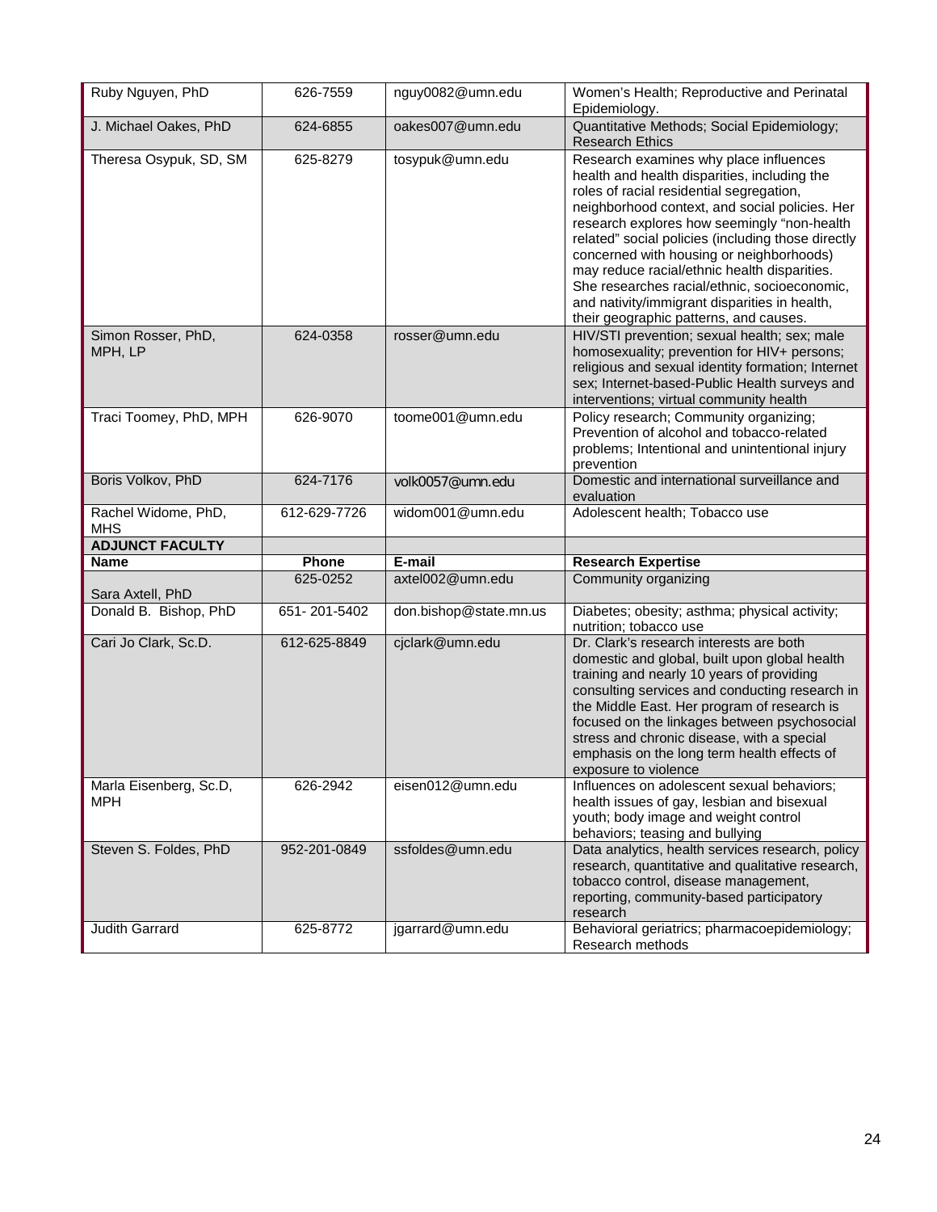| | | | |
|---|---|---|---|
| Ruby Nguyen, PhD | 626-7559 | nguy0082@umn.edu | Women's Health; Reproductive and Perinatal Epidemiology. |
| J. Michael Oakes, PhD | 624-6855 | oakes007@umn.edu | Quantitative Methods; Social Epidemiology; Research Ethics |
| Theresa Osypuk, SD, SM | 625-8279 | tosypuk@umn.edu | Research examines why place influences health and health disparities, including the roles of racial residential segregation, neighborhood context, and social policies. Her research explores how seemingly "non-health related" social policies (including those directly concerned with housing or neighborhoods) may reduce racial/ethnic health disparities. She researches racial/ethnic, socioeconomic, and nativity/immigrant disparities in health, their geographic patterns, and causes. |
| Simon Rosser, PhD, MPH, LP | 624-0358 | rosser@umn.edu | HIV/STI prevention; sexual health; sex; male homosexuality; prevention for HIV+ persons; religious and sexual identity formation; Internet sex; Internet-based-Public Health surveys and interventions; virtual community health |
| Traci Toomey, PhD, MPH | 626-9070 | toome001@umn.edu | Policy research; Community organizing; Prevention of alcohol and tobacco-related problems; Intentional and unintentional injury prevention |
| Boris Volkov, PhD | 624-7176 | volk0057@umn.edu | Domestic and international surveillance and evaluation |
| Rachel Widome, PhD, MHS | 612-629-7726 | widom001@umn.edu | Adolescent health; Tobacco use |
| **ADJUNCT FACULTY** | | | |
| **Name** | **Phone** | **E-mail** | **Research Expertise** |
| Sara Axtell, PhD | 625-0252 | axtel002@umn.edu | Community organizing |
| Donald B. Bishop, PhD | 651- 201-5402 | don.bishop@state.mn.us | Diabetes; obesity; asthma; physical activity; nutrition; tobacco use |
| Cari Jo Clark, Sc.D. | 612-625-8849 | cjclark@umn.edu | Dr. Clark's research interests are both domestic and global, built upon global health training and nearly 10 years of providing consulting services and conducting research in the Middle East. Her program of research is focused on the linkages between psychosocial stress and chronic disease, with a special emphasis on the long term health effects of exposure to violence |
| Marla Eisenberg, Sc.D, MPH | 626-2942 | eisen012@umn.edu | Influences on adolescent sexual behaviors; health issues of gay, lesbian and bisexual youth; body image and weight control behaviors; teasing and bullying |
| Steven S. Foldes, PhD | 952-201-0849 | ssfoldes@umn.edu | Data analytics, health services research, policy research, quantitative and qualitative research, tobacco control, disease management, reporting, community-based participatory research |
| Judith Garrard | 625-8772 | jgarrard@umn.edu | Behavioral geriatrics; pharmacoepidemiology; Research methods |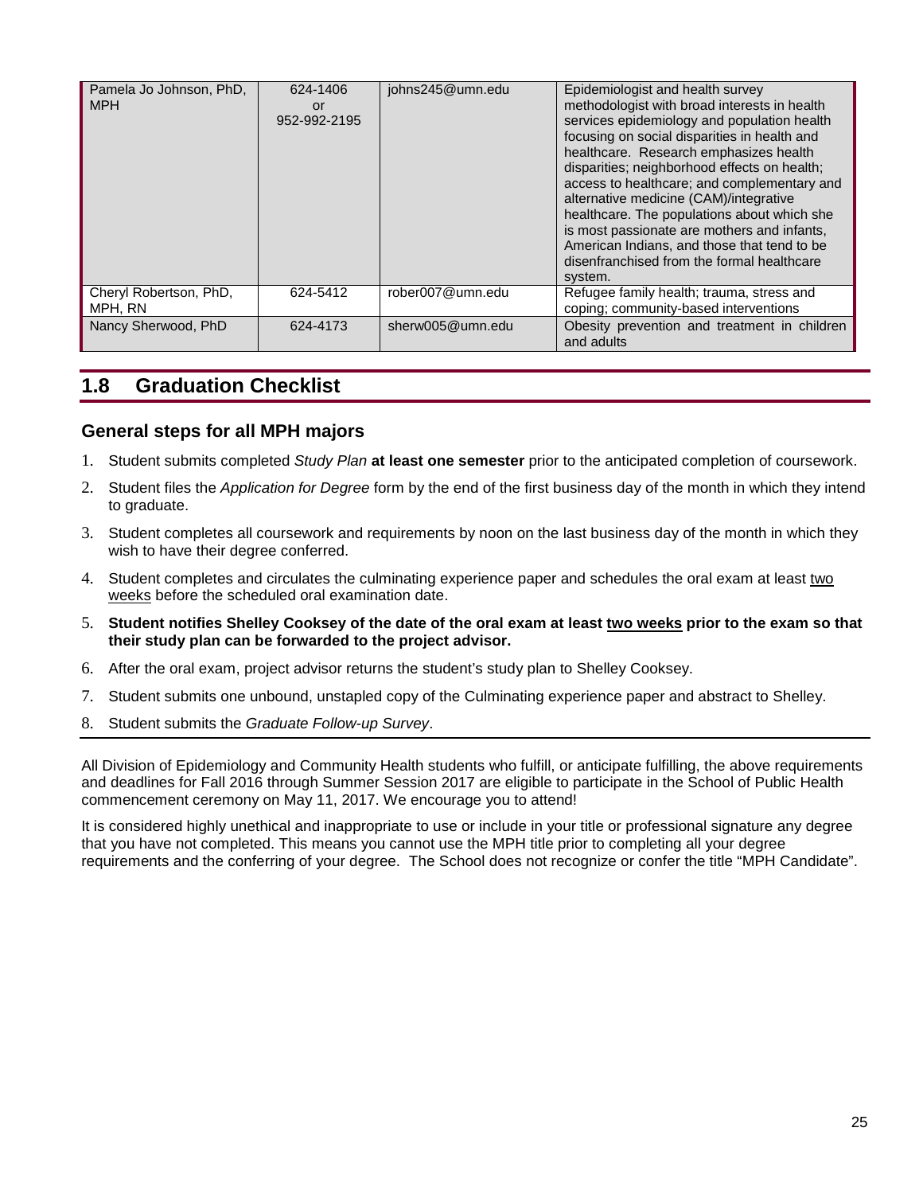| Pamela Jo Johnson, PhD, MPH | 624-1406 or 952-992-2195 | johns245@umn.edu | Epidemiologist and health survey methodologist with broad interests in health services epidemiology and population health focusing on social disparities in health and healthcare. Research emphasizes health disparities; neighborhood effects on health; access to healthcare; and complementary and alternative medicine (CAM)/integrative healthcare. The populations about which she is most passionate are mothers and infants, American Indians, and those that tend to be disenfranchised from the formal healthcare system. |
|---|---|---|---|
| Cheryl Robertson, PhD, MPH, RN | 624-5412 | rober007@umn.edu | Refugee family health; trauma, stress and coping; community-based interventions |
| Nancy Sherwood, PhD | 624-4173 | sherw005@umn.edu | Obesity prevention and treatment in children and adults |

## 1.8 Graduation Checklist

### General steps for all MPH majors

1. Student submits completed *Study Plan* **at least one semester** prior to the anticipated completion of coursework.
2. Student files the *Application for Degree* form by the end of the first business day of the month in which they intend to graduate.
3. Student completes all coursework and requirements by noon on the last business day of the month in which they wish to have their degree conferred.
4. Student completes and circulates the culminating experience paper and schedules the oral exam at least two weeks before the scheduled oral examination date.
5. **Student notifies Shelley Cooksey of the date of the oral exam at least two weeks prior to the exam so that their study plan can be forwarded to the project advisor.**
6. After the oral exam, project advisor returns the student's study plan to Shelley Cooksey.
7. Student submits one unbound, unstapled copy of the Culminating experience paper and abstract to Shelley.
8. Student submits the *Graduate Follow-up Survey*.

All Division of Epidemiology and Community Health students who fulfill, or anticipate fulfilling, the above requirements and deadlines for Fall 2016 through Summer Session 2017 are eligible to participate in the School of Public Health commencement ceremony on May 11, 2017. We encourage you to attend!

It is considered highly unethical and inappropriate to use or include in your title or professional signature any degree that you have not completed. This means you cannot use the MPH title prior to completing all your degree requirements and the conferring of your degree. The School does not recognize or confer the title "MPH Candidate".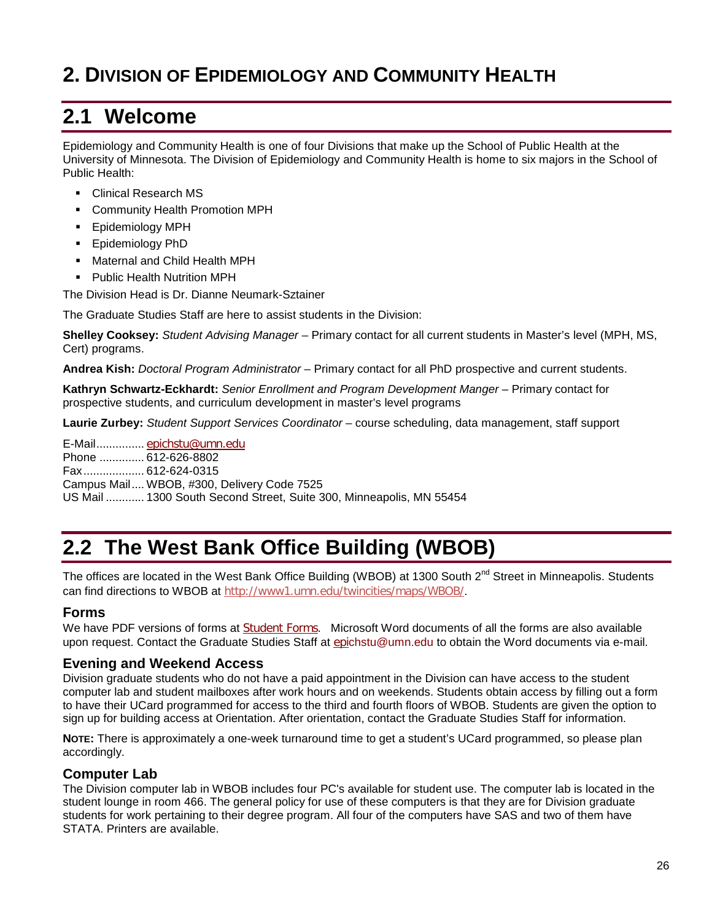# 2. Division of Epidemiology and Community Health

## 2.1 Welcome

Epidemiology and Community Health is one of four Divisions that make up the School of Public Health at the University of Minnesota. The Division of Epidemiology and Community Health is home to six majors in the School of Public Health:

- Clinical Research MS
- Community Health Promotion MPH
- Epidemiology MPH
- Epidemiology PhD
- Maternal and Child Health MPH
- Public Health Nutrition MPH

The Division Head is Dr. Dianne Neumark-Sztainer

The Graduate Studies Staff are here to assist students in the Division:

**Shelley Cooksey:** *Student Advising Manager* – Primary contact for all current students in Master's level (MPH, MS, Cert) programs.

**Andrea Kish:** *Doctoral Program Administrator* – Primary contact for all PhD prospective and current students.

**Kathryn Schwartz-Eckhardt:** *Senior Enrollment and Program Development Manger* – Primary contact for prospective students, and curriculum development in master's level programs

**Laurie Zurbey:** *Student Support Services Coordinator* – course scheduling, data management, staff support

E-Mail............... epichstu@umn.edu
Phone .............. 612-626-8802
Fax................... 612-624-0315
Campus Mail.... WBOB, #300, Delivery Code 7525
US Mail ............ 1300 South Second Street, Suite 300, Minneapolis, MN 55454

## 2.2 The West Bank Office Building (WBOB)

The offices are located in the West Bank Office Building (WBOB) at 1300 South 2nd Street in Minneapolis. Students can find directions to WBOB at http://www1.umn.edu/twincities/maps/WBOB/.

### Forms

We have PDF versions of forms at Student Forms. Microsoft Word documents of all the forms are also available upon request. Contact the Graduate Studies Staff at epichstu@umn.edu to obtain the Word documents via e-mail.

### Evening and Weekend Access

Division graduate students who do not have a paid appointment in the Division can have access to the student computer lab and student mailboxes after work hours and on weekends. Students obtain access by filling out a form to have their UCard programmed for access to the third and fourth floors of WBOB. Students are given the option to sign up for building access at Orientation. After orientation, contact the Graduate Studies Staff for information.

**NOTE:** There is approximately a one-week turnaround time to get a student's UCard programmed, so please plan accordingly.

### Computer Lab

The Division computer lab in WBOB includes four PC's available for student use. The computer lab is located in the student lounge in room 466. The general policy for use of these computers is that they are for Division graduate students for work pertaining to their degree program. All four of the computers have SAS and two of them have STATA. Printers are available.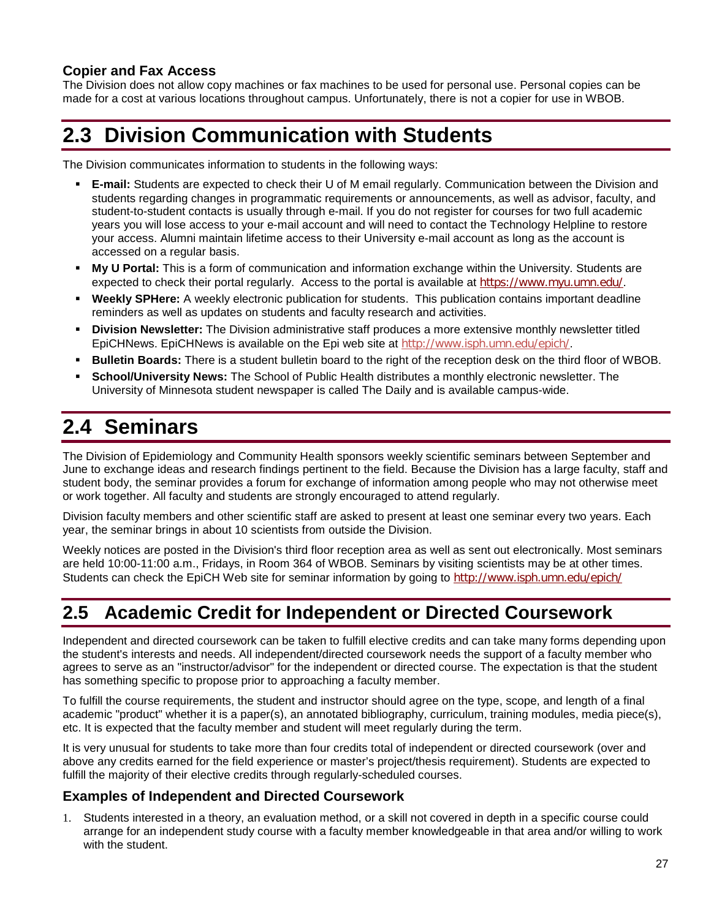### Copier and Fax Access

The Division does not allow copy machines or fax machines to be used for personal use. Personal copies can be made for a cost at various locations throughout campus. Unfortunately, there is not a copier for use in WBOB.

## 2.3 Division Communication with Students

The Division communicates information to students in the following ways:

- **E-mail:** Students are expected to check their U of M email regularly. Communication between the Division and students regarding changes in programmatic requirements or announcements, as well as advisor, faculty, and student-to-student contacts is usually through e-mail. If you do not register for courses for two full academic years you will lose access to your e-mail account and will need to contact the Technology Helpline to restore your access. Alumni maintain lifetime access to their University e-mail account as long as the account is accessed on a regular basis.
- **My U Portal:** This is a form of communication and information exchange within the University. Students are expected to check their portal regularly. Access to the portal is available at https://www.myu.umn.edu/.
- **Weekly SPHere:** A weekly electronic publication for students. This publication contains important deadline reminders as well as updates on students and faculty research and activities.
- **Division Newsletter:** The Division administrative staff produces a more extensive monthly newsletter titled EpiCHNews. EpiCHNews is available on the Epi web site at http://www.isph.umn.edu/epich/.
- **Bulletin Boards:** There is a student bulletin board to the right of the reception desk on the third floor of WBOB.
- **School/University News:** The School of Public Health distributes a monthly electronic newsletter. The University of Minnesota student newspaper is called The Daily and is available campus-wide.

## 2.4 Seminars

The Division of Epidemiology and Community Health sponsors weekly scientific seminars between September and June to exchange ideas and research findings pertinent to the field. Because the Division has a large faculty, staff and student body, the seminar provides a forum for exchange of information among people who may not otherwise meet or work together. All faculty and students are strongly encouraged to attend regularly.

Division faculty members and other scientific staff are asked to present at least one seminar every two years. Each year, the seminar brings in about 10 scientists from outside the Division.

Weekly notices are posted in the Division's third floor reception area as well as sent out electronically. Most seminars are held 10:00-11:00 a.m., Fridays, in Room 364 of WBOB. Seminars by visiting scientists may be at other times. Students can check the EpiCH Web site for seminar information by going to http://www.isph.umn.edu/epich/

## 2.5 Academic Credit for Independent or Directed Coursework

Independent and directed coursework can be taken to fulfill elective credits and can take many forms depending upon the student's interests and needs. All independent/directed coursework needs the support of a faculty member who agrees to serve as an "instructor/advisor" for the independent or directed course. The expectation is that the student has something specific to propose prior to approaching a faculty member.

To fulfill the course requirements, the student and instructor should agree on the type, scope, and length of a final academic "product" whether it is a paper(s), an annotated bibliography, curriculum, training modules, media piece(s), etc. It is expected that the faculty member and student will meet regularly during the term.

It is very unusual for students to take more than four credits total of independent or directed coursework (over and above any credits earned for the field experience or master's project/thesis requirement). Students are expected to fulfill the majority of their elective credits through regularly-scheduled courses.

### Examples of Independent and Directed Coursework

1. Students interested in a theory, an evaluation method, or a skill not covered in depth in a specific course could arrange for an independent study course with a faculty member knowledgeable in that area and/or willing to work with the student.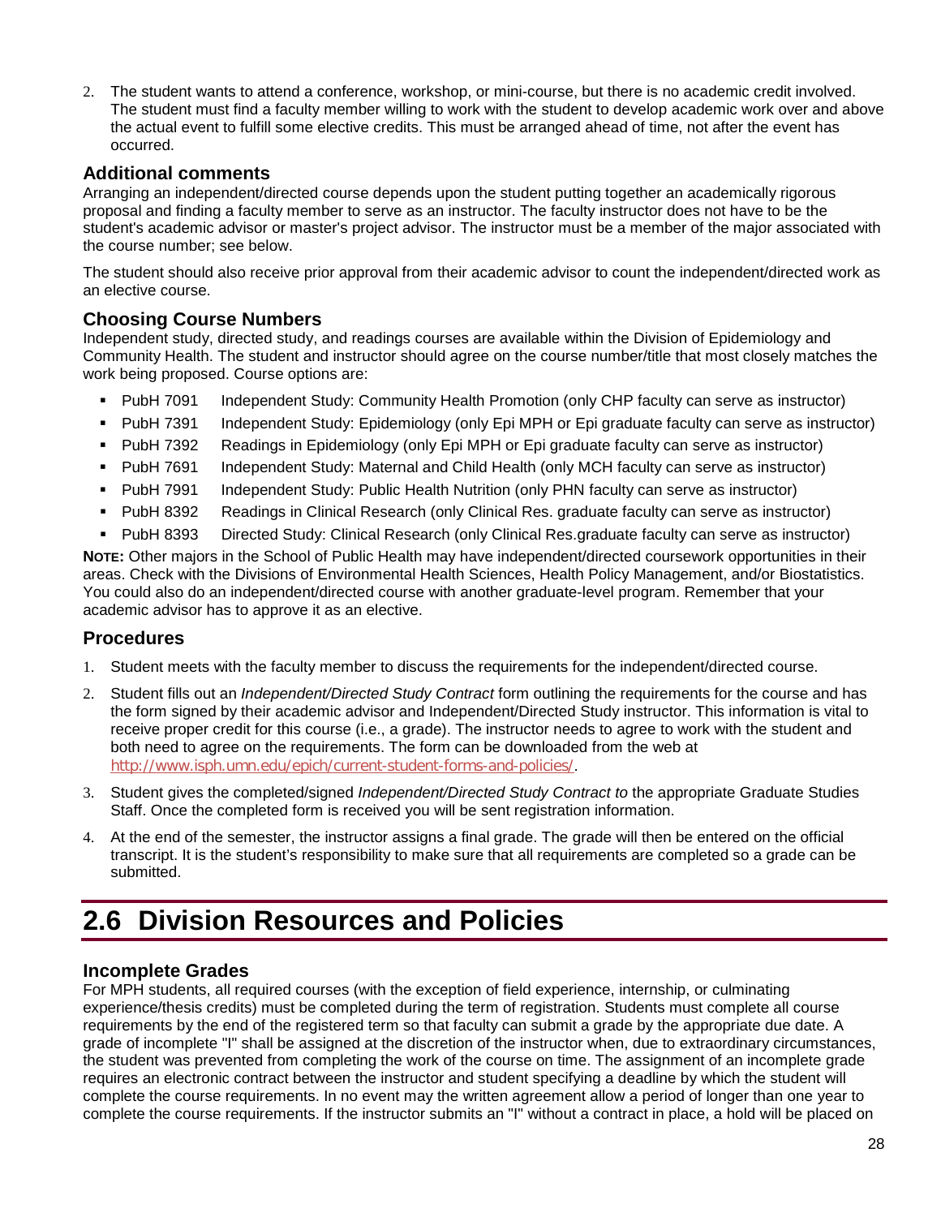2. The student wants to attend a conference, workshop, or mini-course, but there is no academic credit involved. The student must find a faculty member willing to work with the student to develop academic work over and above the actual event to fulfill some elective credits. This must be arranged ahead of time, not after the event has occurred.

### Additional comments

Arranging an independent/directed course depends upon the student putting together an academically rigorous proposal and finding a faculty member to serve as an instructor. The faculty instructor does not have to be the student's academic advisor or master's project advisor. The instructor must be a member of the major associated with the course number; see below.

The student should also receive prior approval from their academic advisor to count the independent/directed work as an elective course.

### Choosing Course Numbers

Independent study, directed study, and readings courses are available within the Division of Epidemiology and Community Health. The student and instructor should agree on the course number/title that most closely matches the work being proposed. Course options are:

- PubH 7091 Independent Study: Community Health Promotion (only CHP faculty can serve as instructor)
- PubH 7391 Independent Study: Epidemiology (only Epi MPH or Epi graduate faculty can serve as instructor)
- PubH 7392 Readings in Epidemiology (only Epi MPH or Epi graduate faculty can serve as instructor)
- PubH 7691 Independent Study: Maternal and Child Health (only MCH faculty can serve as instructor)
- PubH 7991 Independent Study: Public Health Nutrition (only PHN faculty can serve as instructor)
- PubH 8392 Readings in Clinical Research (only Clinical Res. graduate faculty can serve as instructor)
- PubH 8393 Directed Study: Clinical Research (only Clinical Res.graduate faculty can serve as instructor)

**NOTE:** Other majors in the School of Public Health may have independent/directed coursework opportunities in their areas. Check with the Divisions of Environmental Health Sciences, Health Policy Management, and/or Biostatistics. You could also do an independent/directed course with another graduate-level program. Remember that your academic advisor has to approve it as an elective.

### Procedures

1. Student meets with the faculty member to discuss the requirements for the independent/directed course.
2. Student fills out an *Independent/Directed Study Contract* form outlining the requirements for the course and has the form signed by their academic advisor and Independent/Directed Study instructor. This information is vital to receive proper credit for this course (i.e., a grade). The instructor needs to agree to work with the student and both need to agree on the requirements. The form can be downloaded from the web at http://www.isph.umn.edu/epich/current-student-forms-and-policies/.
3. Student gives the completed/signed *Independent/Directed Study Contract to* the appropriate Graduate Studies Staff. Once the completed form is received you will be sent registration information.
4. At the end of the semester, the instructor assigns a final grade. The grade will then be entered on the official transcript. It is the student's responsibility to make sure that all requirements are completed so a grade can be submitted.

## 2.6 Division Resources and Policies

### Incomplete Grades

For MPH students, all required courses (with the exception of field experience, internship, or culminating experience/thesis credits) must be completed during the term of registration. Students must complete all course requirements by the end of the registered term so that faculty can submit a grade by the appropriate due date. A grade of incomplete "I" shall be assigned at the discretion of the instructor when, due to extraordinary circumstances, the student was prevented from completing the work of the course on time. The assignment of an incomplete grade requires an electronic contract between the instructor and student specifying a deadline by which the student will complete the course requirements. In no event may the written agreement allow a period of longer than one year to complete the course requirements. If the instructor submits an "I" without a contract in place, a hold will be placed on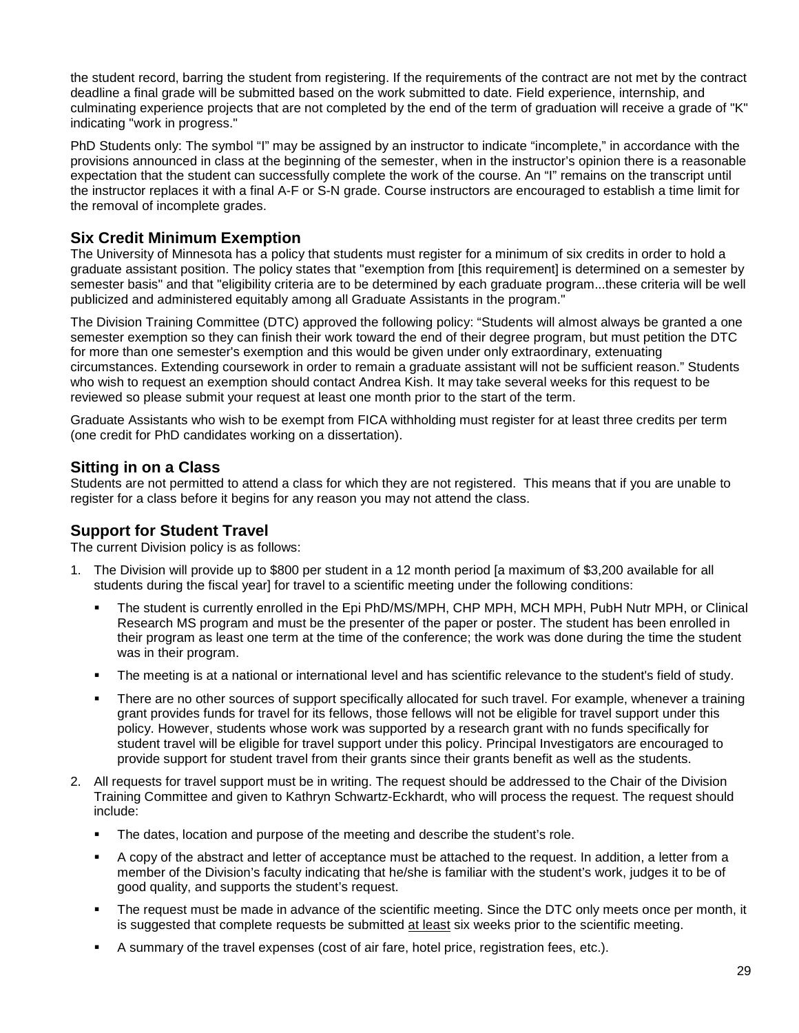the student record, barring the student from registering. If the requirements of the contract are not met by the contract deadline a final grade will be submitted based on the work submitted to date. Field experience, internship, and culminating experience projects that are not completed by the end of the term of graduation will receive a grade of "K" indicating "work in progress."

PhD Students only: The symbol "I" may be assigned by an instructor to indicate "incomplete," in accordance with the provisions announced in class at the beginning of the semester, when in the instructor's opinion there is a reasonable expectation that the student can successfully complete the work of the course. An "I" remains on the transcript until the instructor replaces it with a final A-F or S-N grade. Course instructors are encouraged to establish a time limit for the removal of incomplete grades.

## Six Credit Minimum Exemption

The University of Minnesota has a policy that students must register for a minimum of six credits in order to hold a graduate assistant position. The policy states that "exemption from [this requirement] is determined on a semester by semester basis" and that "eligibility criteria are to be determined by each graduate program...these criteria will be well publicized and administered equitably among all Graduate Assistants in the program."

The Division Training Committee (DTC) approved the following policy: "Students will almost always be granted a one semester exemption so they can finish their work toward the end of their degree program, but must petition the DTC for more than one semester's exemption and this would be given under only extraordinary, extenuating circumstances. Extending coursework in order to remain a graduate assistant will not be sufficient reason." Students who wish to request an exemption should contact Andrea Kish. It may take several weeks for this request to be reviewed so please submit your request at least one month prior to the start of the term.

Graduate Assistants who wish to be exempt from FICA withholding must register for at least three credits per term (one credit for PhD candidates working on a dissertation).

## Sitting in on a Class

Students are not permitted to attend a class for which they are not registered. This means that if you are unable to register for a class before it begins for any reason you may not attend the class.

## Support for Student Travel

The current Division policy is as follows:

1. The Division will provide up to $800 per student in a 12 month period [a maximum of $3,200 available for all students during the fiscal year] for travel to a scientific meeting under the following conditions:
   - The student is currently enrolled in the Epi PhD/MS/MPH, CHP MPH, MCH MPH, PubH Nutr MPH, or Clinical Research MS program and must be the presenter of the paper or poster. The student has been enrolled in their program as least one term at the time of the conference; the work was done during the time the student was in their program.
   - The meeting is at a national or international level and has scientific relevance to the student's field of study.
   - There are no other sources of support specifically allocated for such travel. For example, whenever a training grant provides funds for travel for its fellows, those fellows will not be eligible for travel support under this policy. However, students whose work was supported by a research grant with no funds specifically for student travel will be eligible for travel support under this policy. Principal Investigators are encouraged to provide support for student travel from their grants since their grants benefit as well as the students.
2. All requests for travel support must be in writing. The request should be addressed to the Chair of the Division Training Committee and given to Kathryn Schwartz-Eckhardt, who will process the request. The request should include:
   - The dates, location and purpose of the meeting and describe the student's role.
   - A copy of the abstract and letter of acceptance must be attached to the request. In addition, a letter from a member of the Division's faculty indicating that he/she is familiar with the student's work, judges it to be of good quality, and supports the student's request.
   - The request must be made in advance of the scientific meeting. Since the DTC only meets once per month, it is suggested that complete requests be submitted at least six weeks prior to the scientific meeting.
   - A summary of the travel expenses (cost of air fare, hotel price, registration fees, etc.).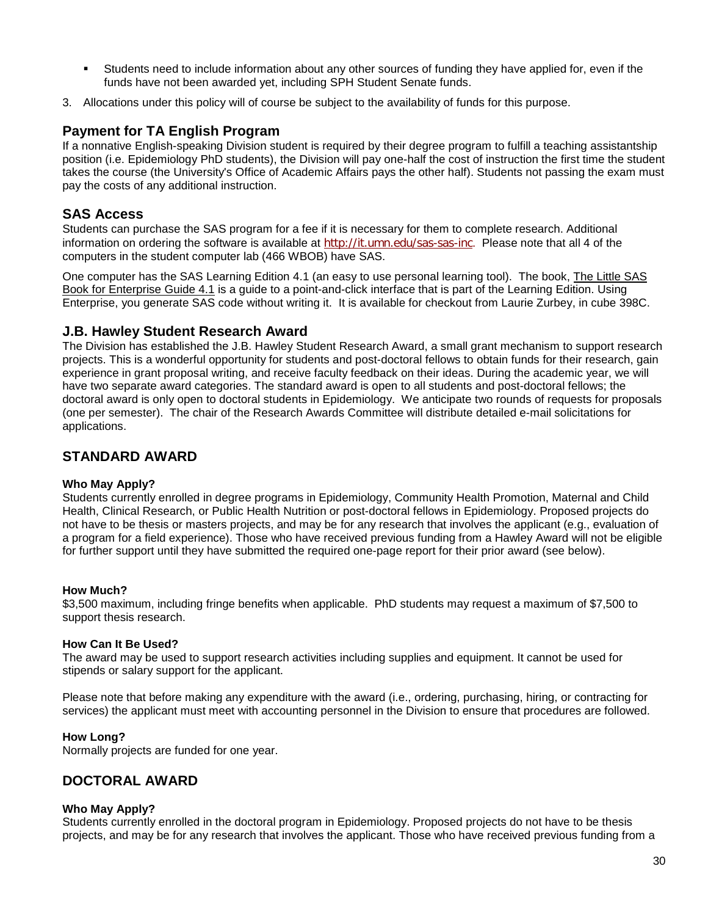- Students need to include information about any other sources of funding they have applied for, even if the funds have not been awarded yet, including SPH Student Senate funds.

3. Allocations under this policy will of course be subject to the availability of funds for this purpose.

## Payment for TA English Program

If a nonnative English-speaking Division student is required by their degree program to fulfill a teaching assistantship position (i.e. Epidemiology PhD students), the Division will pay one-half the cost of instruction the first time the student takes the course (the University's Office of Academic Affairs pays the other half). Students not passing the exam must pay the costs of any additional instruction.

## SAS Access

Students can purchase the SAS program for a fee if it is necessary for them to complete research. Additional information on ordering the software is available at http://it.umn.edu/sas-sas-inc. Please note that all 4 of the computers in the student computer lab (466 WBOB) have SAS.

One computer has the SAS Learning Edition 4.1 (an easy to use personal learning tool). The book, The Little SAS Book for Enterprise Guide 4.1 is a guide to a point-and-click interface that is part of the Learning Edition. Using Enterprise, you generate SAS code without writing it. It is available for checkout from Laurie Zurbey, in cube 398C.

## J.B. Hawley Student Research Award

The Division has established the J.B. Hawley Student Research Award, a small grant mechanism to support research projects. This is a wonderful opportunity for students and post-doctoral fellows to obtain funds for their research, gain experience in grant proposal writing, and receive faculty feedback on their ideas. During the academic year, we will have two separate award categories. The standard award is open to all students and post-doctoral fellows; the doctoral award is only open to doctoral students in Epidemiology. We anticipate two rounds of requests for proposals (one per semester). The chair of the Research Awards Committee will distribute detailed e-mail solicitations for applications.

## STANDARD AWARD

**Who May Apply?**

Students currently enrolled in degree programs in Epidemiology, Community Health Promotion, Maternal and Child Health, Clinical Research, or Public Health Nutrition or post-doctoral fellows in Epidemiology. Proposed projects do not have to be thesis or masters projects, and may be for any research that involves the applicant (e.g., evaluation of a program for a field experience). Those who have received previous funding from a Hawley Award will not be eligible for further support until they have submitted the required one-page report for their prior award (see below).

**How Much?**

$3,500 maximum, including fringe benefits when applicable. PhD students may request a maximum of $7,500 to support thesis research.

**How Can It Be Used?**

The award may be used to support research activities including supplies and equipment. It cannot be used for stipends or salary support for the applicant.

Please note that before making any expenditure with the award (i.e., ordering, purchasing, hiring, or contracting for services) the applicant must meet with accounting personnel in the Division to ensure that procedures are followed.

**How Long?**

Normally projects are funded for one year.

## DOCTORAL AWARD

**Who May Apply?**

Students currently enrolled in the doctoral program in Epidemiology. Proposed projects do not have to be thesis projects, and may be for any research that involves the applicant. Those who have received previous funding from a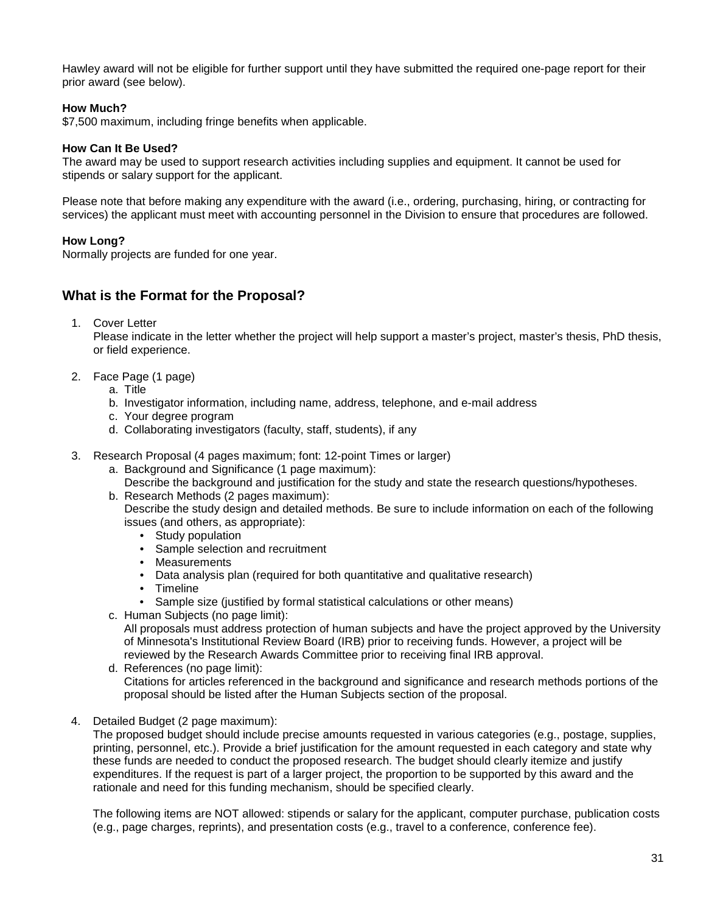Hawley award will not be eligible for further support until they have submitted the required one-page report for their prior award (see below).

**How Much?**
$7,500 maximum, including fringe benefits when applicable.

**How Can It Be Used?**
The award may be used to support research activities including supplies and equipment. It cannot be used for stipends or salary support for the applicant.

Please note that before making any expenditure with the award (i.e., ordering, purchasing, hiring, or contracting for services) the applicant must meet with accounting personnel in the Division to ensure that procedures are followed.

**How Long?**
Normally projects are funded for one year.

## What is the Format for the Proposal?

1. Cover Letter
   Please indicate in the letter whether the project will help support a master's project, master's thesis, PhD thesis, or field experience.

2. Face Page (1 page)
   a. Title
   b. Investigator information, including name, address, telephone, and e-mail address
   c. Your degree program
   d. Collaborating investigators (faculty, staff, students), if any

3. Research Proposal (4 pages maximum; font: 12-point Times or larger)
   a. Background and Significance (1 page maximum):
      Describe the background and justification for the study and state the research questions/hypotheses.
   b. Research Methods (2 pages maximum):
      Describe the study design and detailed methods. Be sure to include information on each of the following issues (and others, as appropriate):
      - Study population
      - Sample selection and recruitment
      - Measurements
      - Data analysis plan (required for both quantitative and qualitative research)
      - Timeline
      - Sample size (justified by formal statistical calculations or other means)
   c. Human Subjects (no page limit):
      All proposals must address protection of human subjects and have the project approved by the University of Minnesota's Institutional Review Board (IRB) prior to receiving funds. However, a project will be reviewed by the Research Awards Committee prior to receiving final IRB approval.
   d. References (no page limit):
      Citations for articles referenced in the background and significance and research methods portions of the proposal should be listed after the Human Subjects section of the proposal.

4. Detailed Budget (2 page maximum):
   The proposed budget should include precise amounts requested in various categories (e.g., postage, supplies, printing, personnel, etc.). Provide a brief justification for the amount requested in each category and state why these funds are needed to conduct the proposed research. The budget should clearly itemize and justify expenditures. If the request is part of a larger project, the proportion to be supported by this award and the rationale and need for this funding mechanism, should be specified clearly.

   The following items are NOT allowed: stipends or salary for the applicant, computer purchase, publication costs (e.g., page charges, reprints), and presentation costs (e.g., travel to a conference, conference fee).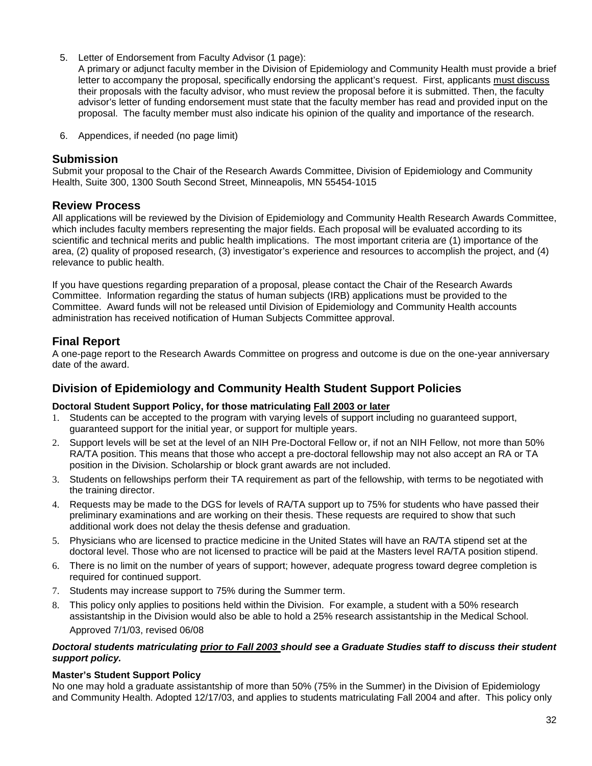5. Letter of Endorsement from Faculty Advisor (1 page):
   A primary or adjunct faculty member in the Division of Epidemiology and Community Health must provide a brief letter to accompany the proposal, specifically endorsing the applicant's request. First, applicants <u>must discuss</u> their proposals with the faculty advisor, who must review the proposal before it is submitted. Then, the faculty advisor's letter of funding endorsement must state that the faculty member has read and provided input on the proposal. The faculty member must also indicate his opinion of the quality and importance of the research.

6. Appendices, if needed (no page limit)

## Submission

Submit your proposal to the Chair of the Research Awards Committee, Division of Epidemiology and Community Health, Suite 300, 1300 South Second Street, Minneapolis, MN 55454-1015

## Review Process

All applications will be reviewed by the Division of Epidemiology and Community Health Research Awards Committee, which includes faculty members representing the major fields. Each proposal will be evaluated according to its scientific and technical merits and public health implications. The most important criteria are (1) importance of the area, (2) quality of proposed research, (3) investigator's experience and resources to accomplish the project, and (4) relevance to public health.

If you have questions regarding preparation of a proposal, please contact the Chair of the Research Awards Committee. Information regarding the status of human subjects (IRB) applications must be provided to the Committee. Award funds will not be released until Division of Epidemiology and Community Health accounts administration has received notification of Human Subjects Committee approval.

## Final Report

A one-page report to the Research Awards Committee on progress and outcome is due on the one-year anniversary date of the award.

## Division of Epidemiology and Community Health Student Support Policies

**Doctoral Student Support Policy, for those matriculating <u>Fall 2003 or later</u>**

1. Students can be accepted to the program with varying levels of support including no guaranteed support, guaranteed support for the initial year, or support for multiple years.
2. Support levels will be set at the level of an NIH Pre-Doctoral Fellow or, if not an NIH Fellow, not more than 50% RA/TA position. This means that those who accept a pre-doctoral fellowship may not also accept an RA or TA position in the Division. Scholarship or block grant awards are not included.
3. Students on fellowships perform their TA requirement as part of the fellowship, with terms to be negotiated with the training director.
4. Requests may be made to the DGS for levels of RA/TA support up to 75% for students who have passed their preliminary examinations and are working on their thesis. These requests are required to show that such additional work does not delay the thesis defense and graduation.
5. Physicians who are licensed to practice medicine in the United States will have an RA/TA stipend set at the doctoral level. Those who are not licensed to practice will be paid at the Masters level RA/TA position stipend.
6. There is no limit on the number of years of support; however, adequate progress toward degree completion is required for continued support.
7. Students may increase support to 75% during the Summer term.
8. This policy only applies to positions held within the Division. For example, a student with a 50% research assistantship in the Division would also be able to hold a 25% research assistantship in the Medical School.
   Approved 7/1/03, revised 06/08

***Doctoral students matriculating <u>prior to Fall 2003</u> should see a Graduate Studies staff to discuss their student support policy.***

**Master's Student Support Policy**

No one may hold a graduate assistantship of more than 50% (75% in the Summer) in the Division of Epidemiology and Community Health. Adopted 12/17/03, and applies to students matriculating Fall 2004 and after. This policy only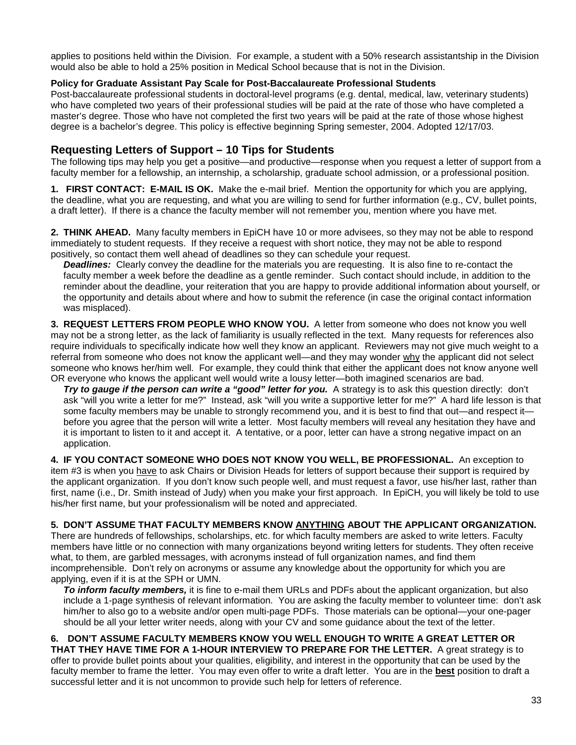applies to positions held within the Division. For example, a student with a 50% research assistantship in the Division would also be able to hold a 25% position in Medical School because that is not in the Division.

**Policy for Graduate Assistant Pay Scale for Post-Baccalaureate Professional Students**

Post-baccalaureate professional students in doctoral-level programs (e.g. dental, medical, law, veterinary students) who have completed two years of their professional studies will be paid at the rate of those who have completed a master's degree. Those who have not completed the first two years will be paid at the rate of those whose highest degree is a bachelor's degree. This policy is effective beginning Spring semester, 2004. Adopted 12/17/03.

## Requesting Letters of Support – 10 Tips for Students

The following tips may help you get a positive—and productive—response when you request a letter of support from a faculty member for a fellowship, an internship, a scholarship, graduate school admission, or a professional position.

**1. FIRST CONTACT: E-MAIL IS OK.** Make the e-mail brief. Mention the opportunity for which you are applying, the deadline, what you are requesting, and what you are willing to send for further information (e.g., CV, bullet points, a draft letter). If there is a chance the faculty member will not remember you, mention where you have met.

**2. THINK AHEAD.** Many faculty members in EpiCH have 10 or more advisees, so they may not be able to respond immediately to student requests. If they receive a request with short notice, they may not be able to respond positively, so contact them well ahead of deadlines so they can schedule your request.

***Deadlines:*** Clearly convey the deadline for the materials you are requesting. It is also fine to re-contact the faculty member a week before the deadline as a gentle reminder. Such contact should include, in addition to the reminder about the deadline, your reiteration that you are happy to provide additional information about yourself, or the opportunity and details about where and how to submit the reference (in case the original contact information was misplaced).

**3. REQUEST LETTERS FROM PEOPLE WHO KNOW YOU.** A letter from someone who does not know you well may not be a strong letter, as the lack of familiarity is usually reflected in the text. Many requests for references also require individuals to specifically indicate how well they know an applicant. Reviewers may not give much weight to a referral from someone who does not know the applicant well—and they may wonder <u>why</u> the applicant did not select someone who knows her/him well. For example, they could think that either the applicant does not know anyone well OR everyone who knows the applicant well would write a lousy letter—both imagined scenarios are bad.

***Try to gauge if the person can write a "good" letter for you.*** A strategy is to ask this question directly: don't ask "will you write a letter for me?" Instead, ask "will you write a supportive letter for me?" A hard life lesson is that some faculty members may be unable to strongly recommend you, and it is best to find that out—and respect it—before you agree that the person will write a letter. Most faculty members will reveal any hesitation they have and it is important to listen to it and accept it. A tentative, or a poor, letter can have a strong negative impact on an application.

**4. IF YOU CONTACT SOMEONE WHO DOES NOT KNOW YOU WELL, BE PROFESSIONAL.** An exception to item #3 is when you <u>have</u> to ask Chairs or Division Heads for letters of support because their support is required by the applicant organization. If you don't know such people well, and must request a favor, use his/her last, rather than first, name (i.e., Dr. Smith instead of Judy) when you make your first approach. In EpiCH, you will likely be told to use his/her first name, but your professionalism will be noted and appreciated.

**5. DON'T ASSUME THAT FACULTY MEMBERS KNOW <u>ANYTHING</u> ABOUT THE APPLICANT ORGANIZATION.** There are hundreds of fellowships, scholarships, etc. for which faculty members are asked to write letters. Faculty members have little or no connection with many organizations beyond writing letters for students. They often receive what, to them, are garbled messages, with acronyms instead of full organization names, and find them incomprehensible. Don't rely on acronyms or assume any knowledge about the opportunity for which you are applying, even if it is at the SPH or UMN.

***To inform faculty members,*** it is fine to e-mail them URLs and PDFs about the applicant organization, but also include a 1-page synthesis of relevant information. You are asking the faculty member to volunteer time: don't ask him/her to also go to a website and/or open multi-page PDFs. Those materials can be optional—your one-pager should be all your letter writer needs, along with your CV and some guidance about the text of the letter.

**6. DON'T ASSUME FACULTY MEMBERS KNOW YOU WELL ENOUGH TO WRITE A GREAT LETTER OR THAT THEY HAVE TIME FOR A 1-HOUR INTERVIEW TO PREPARE FOR THE LETTER.** A great strategy is to offer to provide bullet points about your qualities, eligibility, and interest in the opportunity that can be used by the faculty member to frame the letter. You may even offer to write a draft letter. You are in the <u>**best**</u> position to draft a successful letter and it is not uncommon to provide such help for letters of reference.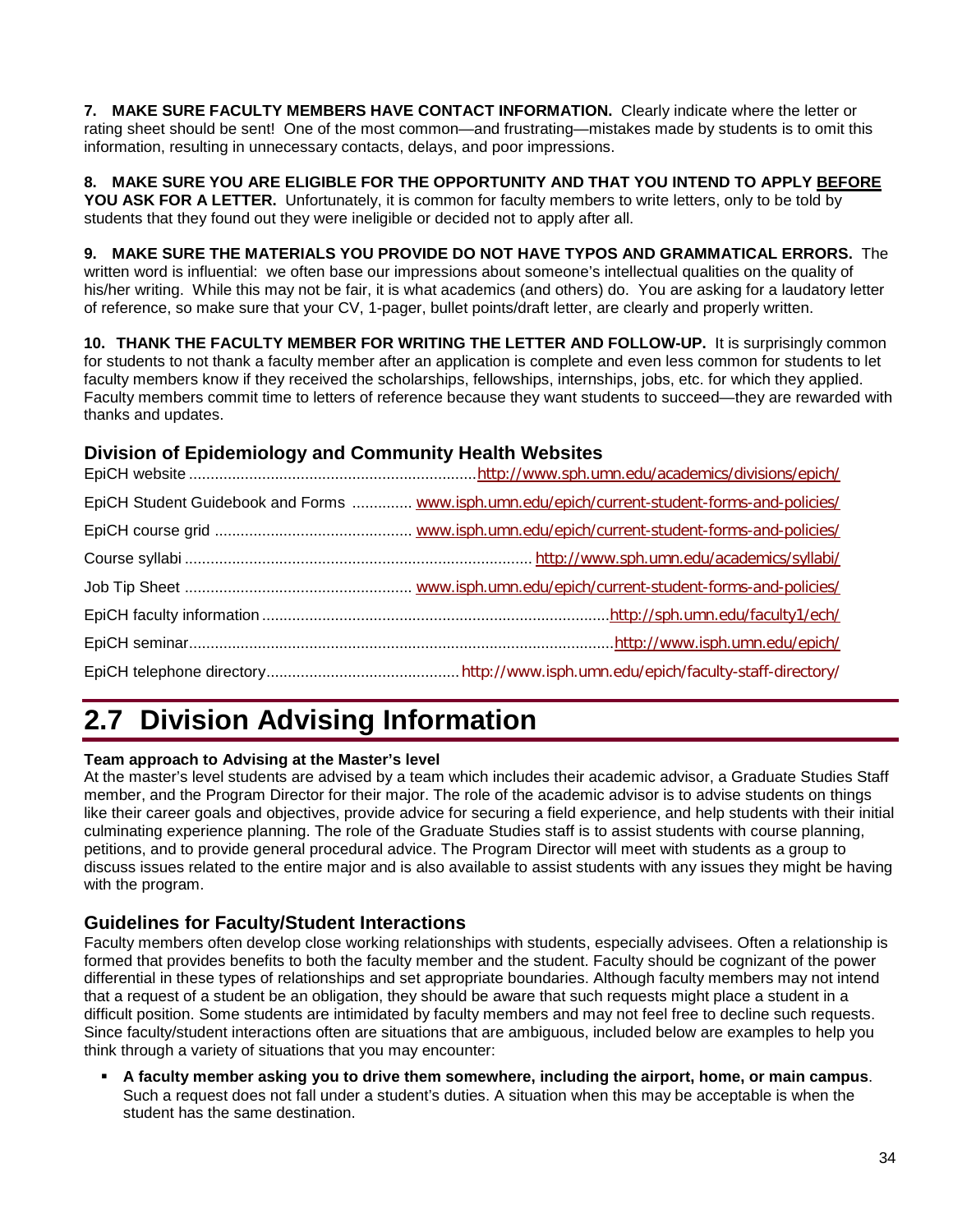**7. MAKE SURE FACULTY MEMBERS HAVE CONTACT INFORMATION.** Clearly indicate where the letter or rating sheet should be sent! One of the most common—and frustrating—mistakes made by students is to omit this information, resulting in unnecessary contacts, delays, and poor impressions.

**8. MAKE SURE YOU ARE ELIGIBLE FOR THE OPPORTUNITY AND THAT YOU INTEND TO APPLY <u>BEFORE</u> YOU ASK FOR A LETTER.** Unfortunately, it is common for faculty members to write letters, only to be told by students that they found out they were ineligible or decided not to apply after all.

**9. MAKE SURE THE MATERIALS YOU PROVIDE DO NOT HAVE TYPOS AND GRAMMATICAL ERRORS.** The written word is influential: we often base our impressions about someone's intellectual qualities on the quality of his/her writing. While this may not be fair, it is what academics (and others) do. You are asking for a laudatory letter of reference, so make sure that your CV, 1-pager, bullet points/draft letter, are clearly and properly written.

**10. THANK THE FACULTY MEMBER FOR WRITING THE LETTER AND FOLLOW-UP.** It is surprisingly common for students to not thank a faculty member after an application is complete and even less common for students to let faculty members know if they received the scholarships, fellowships, internships, jobs, etc. for which they applied. Faculty members commit time to letters of reference because they want students to succeed—they are rewarded with thanks and updates.

### Division of Epidemiology and Community Health Websites

EpiCH website .................................................................. http://www.sph.umn.edu/academics/divisions/epich/

EpiCH Student Guidebook and Forms .............. www.isph.umn.edu/epich/current-student-forms-and-policies/

EpiCH course grid .............................................. www.isph.umn.edu/epich/current-student-forms-and-policies/

Course syllabi ................................................................................ http://www.sph.umn.edu/academics/syllabi/

Job Tip Sheet ..................................................... www.isph.umn.edu/epich/current-student-forms-and-policies/

EpiCH faculty information ................................................................................. http://sph.umn.edu/faculty1/ech/

EpiCH seminar.................................................................................................. http://www.isph.umn.edu/epich/

EpiCH telephone directory............................................ http://www.isph.umn.edu/epich/faculty-staff-directory/

## 2.7 Division Advising Information

**Team approach to Advising at the Master's level**

At the master's level students are advised by a team which includes their academic advisor, a Graduate Studies Staff member, and the Program Director for their major. The role of the academic advisor is to advise students on things like their career goals and objectives, provide advice for securing a field experience, and help students with their initial culminating experience planning. The role of the Graduate Studies staff is to assist students with course planning, petitions, and to provide general procedural advice. The Program Director will meet with students as a group to discuss issues related to the entire major and is also available to assist students with any issues they might be having with the program.

### Guidelines for Faculty/Student Interactions

Faculty members often develop close working relationships with students, especially advisees. Often a relationship is formed that provides benefits to both the faculty member and the student. Faculty should be cognizant of the power differential in these types of relationships and set appropriate boundaries. Although faculty members may not intend that a request of a student be an obligation, they should be aware that such requests might place a student in a difficult position. Some students are intimidated by faculty members and may not feel free to decline such requests. Since faculty/student interactions often are situations that are ambiguous, included below are examples to help you think through a variety of situations that you may encounter:

- **A faculty member asking you to drive them somewhere, including the airport, home, or main campus**. Such a request does not fall under a student's duties. A situation when this may be acceptable is when the student has the same destination.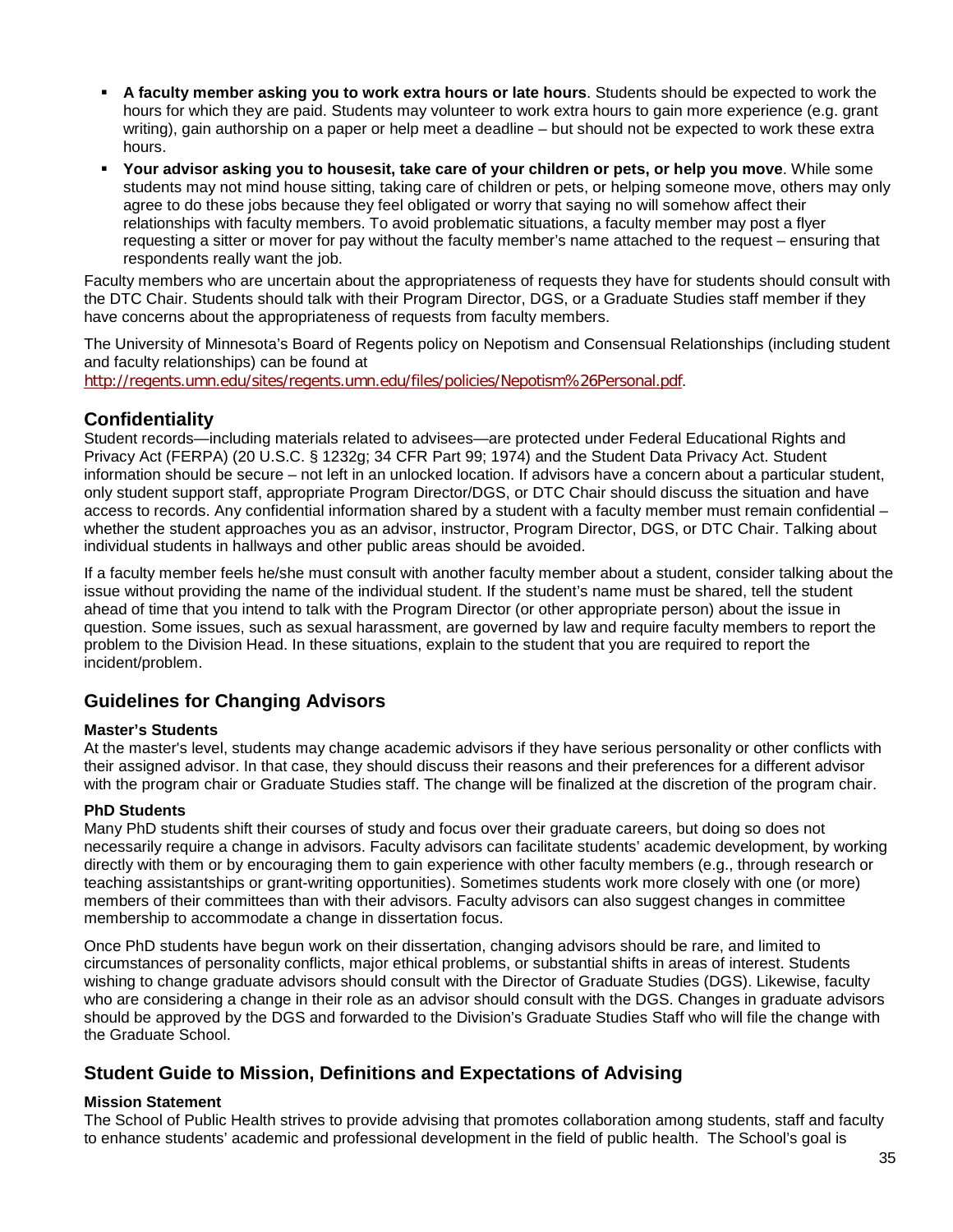- **A faculty member asking you to work extra hours or late hours**. Students should be expected to work the hours for which they are paid. Students may volunteer to work extra hours to gain more experience (e.g. grant writing), gain authorship on a paper or help meet a deadline – but should not be expected to work these extra hours.
- **Your advisor asking you to housesit, take care of your children or pets, or help you move**. While some students may not mind house sitting, taking care of children or pets, or helping someone move, others may only agree to do these jobs because they feel obligated or worry that saying no will somehow affect their relationships with faculty members. To avoid problematic situations, a faculty member may post a flyer requesting a sitter or mover for pay without the faculty member's name attached to the request – ensuring that respondents really want the job.

Faculty members who are uncertain about the appropriateness of requests they have for students should consult with the DTC Chair. Students should talk with their Program Director, DGS, or a Graduate Studies staff member if they have concerns about the appropriateness of requests from faculty members.

The University of Minnesota's Board of Regents policy on Nepotism and Consensual Relationships (including student and faculty relationships) can be found at http://regents.umn.edu/sites/regents.umn.edu/files/policies/Nepotism%26Personal.pdf.

## Confidentiality

Student records—including materials related to advisees—are protected under Federal Educational Rights and Privacy Act (FERPA) (20 U.S.C. § 1232g; 34 CFR Part 99; 1974) and the Student Data Privacy Act. Student information should be secure – not left in an unlocked location. If advisors have a concern about a particular student, only student support staff, appropriate Program Director/DGS, or DTC Chair should discuss the situation and have access to records. Any confidential information shared by a student with a faculty member must remain confidential – whether the student approaches you as an advisor, instructor, Program Director, DGS, or DTC Chair. Talking about individual students in hallways and other public areas should be avoided.

If a faculty member feels he/she must consult with another faculty member about a student, consider talking about the issue without providing the name of the individual student. If the student's name must be shared, tell the student ahead of time that you intend to talk with the Program Director (or other appropriate person) about the issue in question. Some issues, such as sexual harassment, are governed by law and require faculty members to report the problem to the Division Head. In these situations, explain to the student that you are required to report the incident/problem.

## Guidelines for Changing Advisors

### Master's Students

At the master's level, students may change academic advisors if they have serious personality or other conflicts with their assigned advisor. In that case, they should discuss their reasons and their preferences for a different advisor with the program chair or Graduate Studies staff. The change will be finalized at the discretion of the program chair.

### PhD Students

Many PhD students shift their courses of study and focus over their graduate careers, but doing so does not necessarily require a change in advisors. Faculty advisors can facilitate students' academic development, by working directly with them or by encouraging them to gain experience with other faculty members (e.g., through research or teaching assistantships or grant-writing opportunities). Sometimes students work more closely with one (or more) members of their committees than with their advisors. Faculty advisors can also suggest changes in committee membership to accommodate a change in dissertation focus.

Once PhD students have begun work on their dissertation, changing advisors should be rare, and limited to circumstances of personality conflicts, major ethical problems, or substantial shifts in areas of interest. Students wishing to change graduate advisors should consult with the Director of Graduate Studies (DGS). Likewise, faculty who are considering a change in their role as an advisor should consult with the DGS. Changes in graduate advisors should be approved by the DGS and forwarded to the Division's Graduate Studies Staff who will file the change with the Graduate School.

## Student Guide to Mission, Definitions and Expectations of Advising

### Mission Statement

The School of Public Health strives to provide advising that promotes collaboration among students, staff and faculty to enhance students' academic and professional development in the field of public health. The School's goal is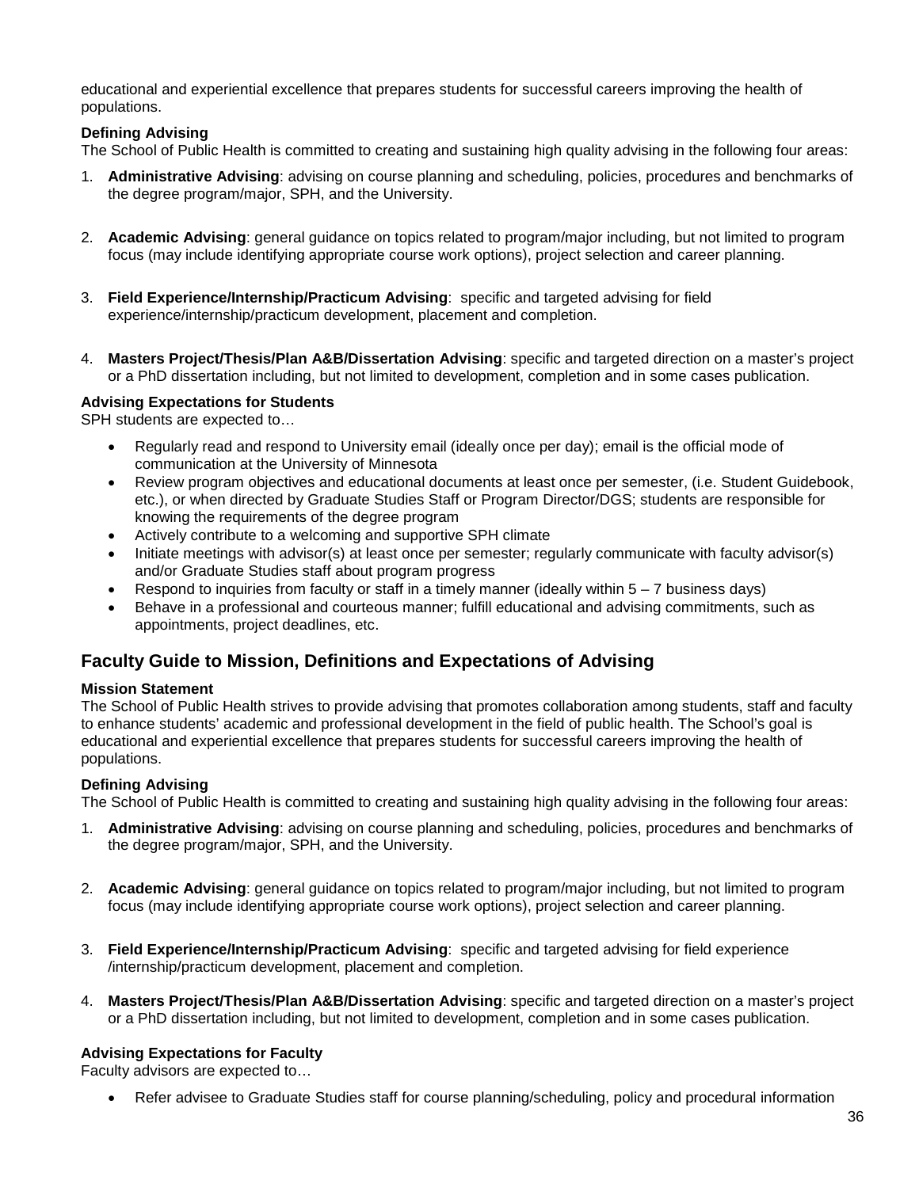educational and experiential excellence that prepares students for successful careers improving the health of populations.

**Defining Advising**

The School of Public Health is committed to creating and sustaining high quality advising in the following four areas:

1. **Administrative Advising**: advising on course planning and scheduling, policies, procedures and benchmarks of the degree program/major, SPH, and the University.

2. **Academic Advising**: general guidance on topics related to program/major including, but not limited to program focus (may include identifying appropriate course work options), project selection and career planning.

3. **Field Experience/Internship/Practicum Advising**: specific and targeted advising for field experience/internship/practicum development, placement and completion.

4. **Masters Project/Thesis/Plan A&B/Dissertation Advising**: specific and targeted direction on a master's project or a PhD dissertation including, but not limited to development, completion and in some cases publication.

**Advising Expectations for Students**

SPH students are expected to…

- Regularly read and respond to University email (ideally once per day); email is the official mode of communication at the University of Minnesota
- Review program objectives and educational documents at least once per semester, (i.e. Student Guidebook, etc.), or when directed by Graduate Studies Staff or Program Director/DGS; students are responsible for knowing the requirements of the degree program
- Actively contribute to a welcoming and supportive SPH climate
- Initiate meetings with advisor(s) at least once per semester; regularly communicate with faculty advisor(s) and/or Graduate Studies staff about program progress
- Respond to inquiries from faculty or staff in a timely manner (ideally within 5 – 7 business days)
- Behave in a professional and courteous manner; fulfill educational and advising commitments, such as appointments, project deadlines, etc.

## Faculty Guide to Mission, Definitions and Expectations of Advising

**Mission Statement**

The School of Public Health strives to provide advising that promotes collaboration among students, staff and faculty to enhance students' academic and professional development in the field of public health. The School's goal is educational and experiential excellence that prepares students for successful careers improving the health of populations.

**Defining Advising**

The School of Public Health is committed to creating and sustaining high quality advising in the following four areas:

1. **Administrative Advising**: advising on course planning and scheduling, policies, procedures and benchmarks of the degree program/major, SPH, and the University.

2. **Academic Advising**: general guidance on topics related to program/major including, but not limited to program focus (may include identifying appropriate course work options), project selection and career planning.

3. **Field Experience/Internship/Practicum Advising**: specific and targeted advising for field experience /internship/practicum development, placement and completion.

4. **Masters Project/Thesis/Plan A&B/Dissertation Advising**: specific and targeted direction on a master's project or a PhD dissertation including, but not limited to development, completion and in some cases publication.

**Advising Expectations for Faculty**

Faculty advisors are expected to…

- Refer advisee to Graduate Studies staff for course planning/scheduling, policy and procedural information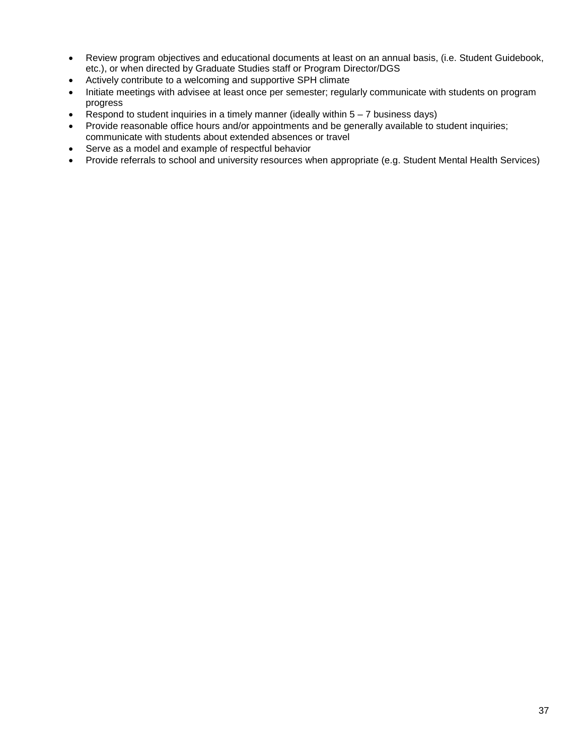- Review program objectives and educational documents at least on an annual basis, (i.e. Student Guidebook, etc.), or when directed by Graduate Studies staff or Program Director/DGS
- Actively contribute to a welcoming and supportive SPH climate
- Initiate meetings with advisee at least once per semester; regularly communicate with students on program progress
- Respond to student inquiries in a timely manner (ideally within 5 – 7 business days)
- Provide reasonable office hours and/or appointments and be generally available to student inquiries; communicate with students about extended absences or travel
- Serve as a model and example of respectful behavior
- Provide referrals to school and university resources when appropriate (e.g. Student Mental Health Services)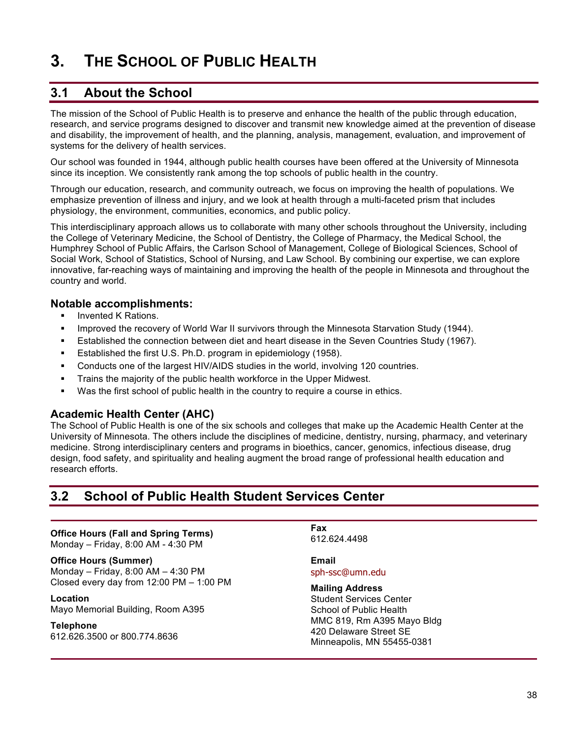# 3. THE SCHOOL OF PUBLIC HEALTH

## 3.1 About the School

The mission of the School of Public Health is to preserve and enhance the health of the public through education, research, and service programs designed to discover and transmit new knowledge aimed at the prevention of disease and disability, the improvement of health, and the planning, analysis, management, evaluation, and improvement of systems for the delivery of health services.

Our school was founded in 1944, although public health courses have been offered at the University of Minnesota since its inception. We consistently rank among the top schools of public health in the country.

Through our education, research, and community outreach, we focus on improving the health of populations. We emphasize prevention of illness and injury, and we look at health through a multi-faceted prism that includes physiology, the environment, communities, economics, and public policy.

This interdisciplinary approach allows us to collaborate with many other schools throughout the University, including the College of Veterinary Medicine, the School of Dentistry, the College of Pharmacy, the Medical School, the Humphrey School of Public Affairs, the Carlson School of Management, College of Biological Sciences, School of Social Work, School of Statistics, School of Nursing, and Law School. By combining our expertise, we can explore innovative, far-reaching ways of maintaining and improving the health of the people in Minnesota and throughout the country and world.

### Notable accomplishments:

- Invented K Rations.
- Improved the recovery of World War II survivors through the Minnesota Starvation Study (1944).
- Established the connection between diet and heart disease in the Seven Countries Study (1967).
- Established the first U.S. Ph.D. program in epidemiology (1958).
- Conducts one of the largest HIV/AIDS studies in the world, involving 120 countries.
- Trains the majority of the public health workforce in the Upper Midwest.
- Was the first school of public health in the country to require a course in ethics.

### Academic Health Center (AHC)

The School of Public Health is one of the six schools and colleges that make up the Academic Health Center at the University of Minnesota. The others include the disciplines of medicine, dentistry, nursing, pharmacy, and veterinary medicine. Strong interdisciplinary centers and programs in bioethics, cancer, genomics, infectious disease, drug design, food safety, and spirituality and healing augment the broad range of professional health education and research efforts.

## 3.2 School of Public Health Student Services Center

**Office Hours (Fall and Spring Terms)**
Monday – Friday, 8:00 AM - 4:30 PM

**Office Hours (Summer)**
Monday – Friday, 8:00 AM – 4:30 PM
Closed every day from 12:00 PM – 1:00 PM

**Location**
Mayo Memorial Building, Room A395

**Telephone**
612.626.3500 or 800.774.8636

**Fax**
612.624.4498

**Email**
sph-ssc@umn.edu

**Mailing Address**
Student Services Center
School of Public Health
MMC 819, Rm A395 Mayo Bldg
420 Delaware Street SE
Minneapolis, MN 55455-0381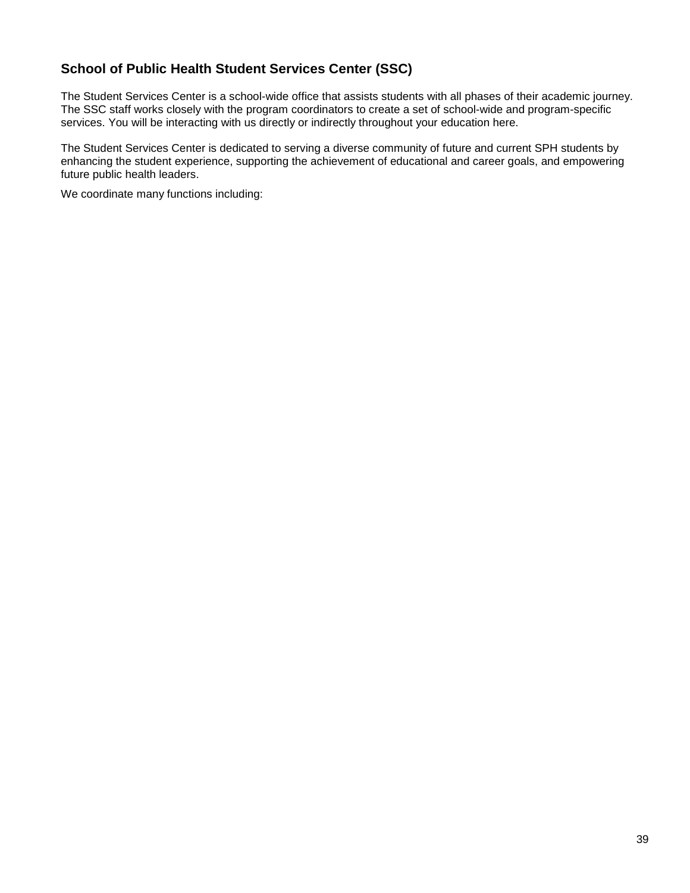## School of Public Health Student Services Center (SSC)

The Student Services Center is a school-wide office that assists students with all phases of their academic journey. The SSC staff works closely with the program coordinators to create a set of school-wide and program-specific services. You will be interacting with us directly or indirectly throughout your education here.

The Student Services Center is dedicated to serving a diverse community of future and current SPH students by enhancing the student experience, supporting the achievement of educational and career goals, and empowering future public health leaders.

We coordinate many functions including: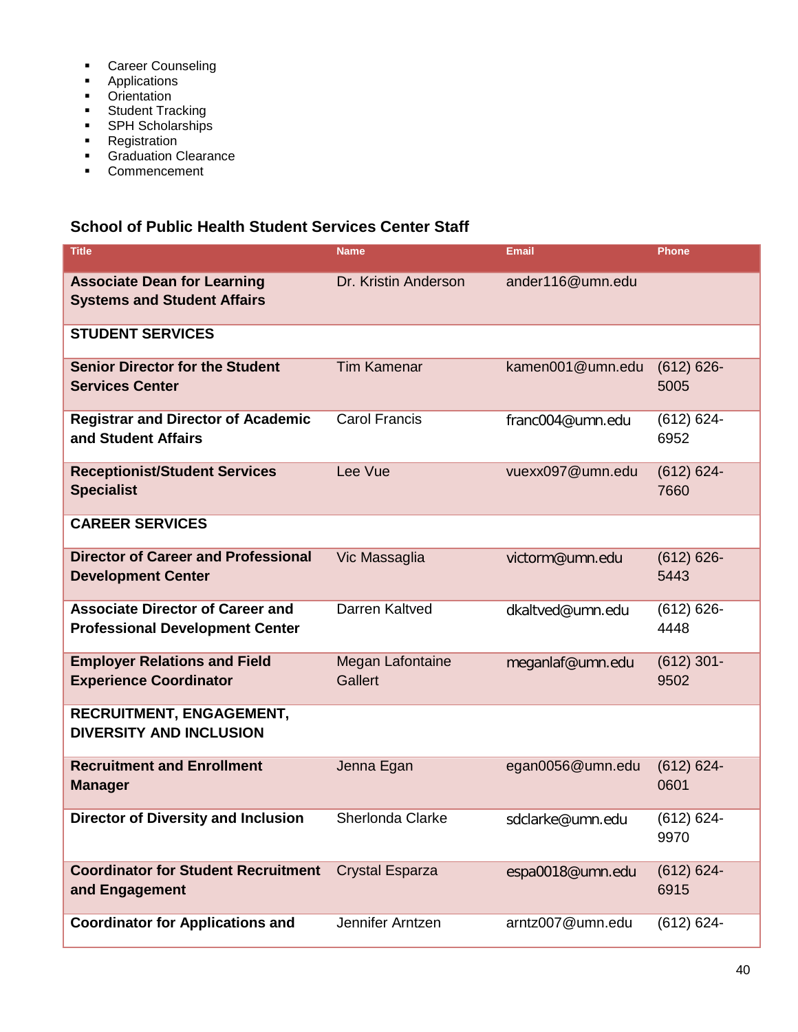- Career Counseling
- Applications
- Orientation
- Student Tracking
- SPH Scholarships
- Registration
- Graduation Clearance
- Commencement

### School of Public Health Student Services Center Staff

| Title | Name | Email | Phone |
|---|---|---|---|
| **Associate Dean for Learning Systems and Student Affairs** | Dr. Kristin Anderson | ander116@umn.edu | |
| **STUDENT SERVICES** | | | |
| **Senior Director for the Student Services Center** | Tim Kamenar | kamen001@umn.edu | (612) 626-5005 |
| **Registrar and Director of Academic and Student Affairs** | Carol Francis | franc004@umn.edu | (612) 624-6952 |
| **Receptionist/Student Services Specialist** | Lee Vue | vuexx097@umn.edu | (612) 624-7660 |
| **CAREER SERVICES** | | | |
| **Director of Career and Professional Development Center** | Vic Massaglia | victorm@umn.edu | (612) 626-5443 |
| **Associate Director of Career and Professional Development Center** | Darren Kaltved | dkaltved@umn.edu | (612) 626-4448 |
| **Employer Relations and Field Experience Coordinator** | Megan Lafontaine Gallert | meganlaf@umn.edu | (612) 301-9502 |
| **RECRUITMENT, ENGAGEMENT, DIVERSITY AND INCLUSION** | | | |
| **Recruitment and Enrollment Manager** | Jenna Egan | egan0056@umn.edu | (612) 624-0601 |
| **Director of Diversity and Inclusion** | Sherlonda Clarke | sdclarke@umn.edu | (612) 624-9970 |
| **Coordinator for Student Recruitment and Engagement** | Crystal Esparza | espa0018@umn.edu | (612) 624-6915 |
| **Coordinator for Applications and** | Jennifer Arntzen | arntz007@umn.edu | (612) 624- |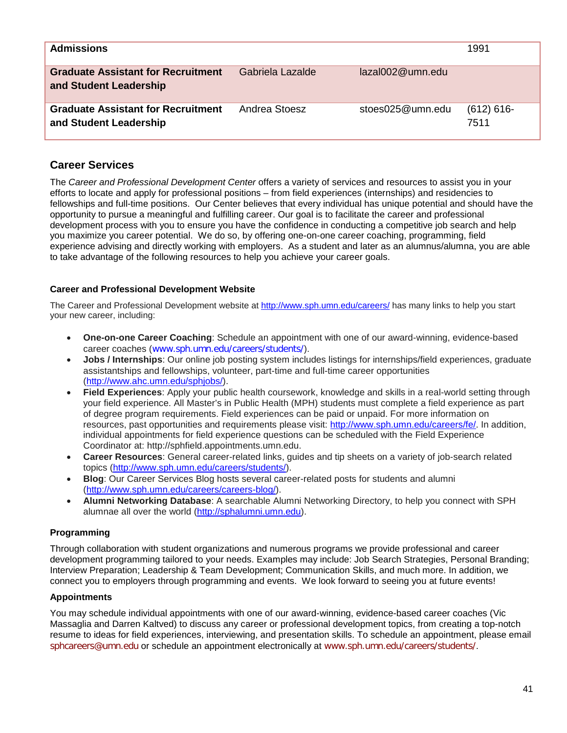| Admissions | | | 1991 |
|---|---|---|---|
| **Graduate Assistant for Recruitment and Student Leadership** | Gabriela Lazalde | lazal002@umn.edu | |
| **Graduate Assistant for Recruitment and Student Leadership** | Andrea Stoesz | stoes025@umn.edu | (612) 616-7511 |

## Career Services

The *Career and Professional Development Center* offers a variety of services and resources to assist you in your efforts to locate and apply for professional positions – from field experiences (internships) and residencies to fellowships and full-time positions. Our Center believes that every individual has unique potential and should have the opportunity to pursue a meaningful and fulfilling career. Our goal is to facilitate the career and professional development process with you to ensure you have the confidence in conducting a competitive job search and help you maximize you career potential. We do so, by offering one-on-one career coaching, programming, field experience advising and directly working with employers. As a student and later as an alumnus/alumna, you are able to take advantage of the following resources to help you achieve your career goals.

#### Career and Professional Development Website

The Career and Professional Development website at http://www.sph.umn.edu/careers/ has many links to help you start your new career, including:

- **One-on-one Career Coaching**: Schedule an appointment with one of our award-winning, evidence-based career coaches (www.sph.umn.edu/careers/students/).
- **Jobs / Internships**: Our online job posting system includes listings for internships/field experiences, graduate assistantships and fellowships, volunteer, part-time and full-time career opportunities (http://www.ahc.umn.edu/sphjobs/).
- **Field Experiences**: Apply your public health coursework, knowledge and skills in a real-world setting through your field experience. All Master's in Public Health (MPH) students must complete a field experience as part of degree program requirements. Field experiences can be paid or unpaid. For more information on resources, past opportunities and requirements please visit: http://www.sph.umn.edu/careers/fe/. In addition, individual appointments for field experience questions can be scheduled with the Field Experience Coordinator at: http://sphfield.appointments.umn.edu.
- **Career Resources**: General career-related links, guides and tip sheets on a variety of job-search related topics (http://www.sph.umn.edu/careers/students/).
- **Blog**: Our Career Services Blog hosts several career-related posts for students and alumni (http://www.sph.umn.edu/careers/careers-blog/).
- **Alumni Networking Database**: A searchable Alumni Networking Directory, to help you connect with SPH alumnae all over the world (http://sphalumni.umn.edu).

#### Programming

Through collaboration with student organizations and numerous programs we provide professional and career development programming tailored to your needs. Examples may include: Job Search Strategies, Personal Branding; Interview Preparation; Leadership & Team Development; Communication Skills, and much more. In addition, we connect you to employers through programming and events. We look forward to seeing you at future events!

#### Appointments

You may schedule individual appointments with one of our award-winning, evidence-based career coaches (Vic Massaglia and Darren Kaltved) to discuss any career or professional development topics, from creating a top-notch resume to ideas for field experiences, interviewing, and presentation skills. To schedule an appointment, please email sphcareers@umn.edu or schedule an appointment electronically at www.sph.umn.edu/careers/students/.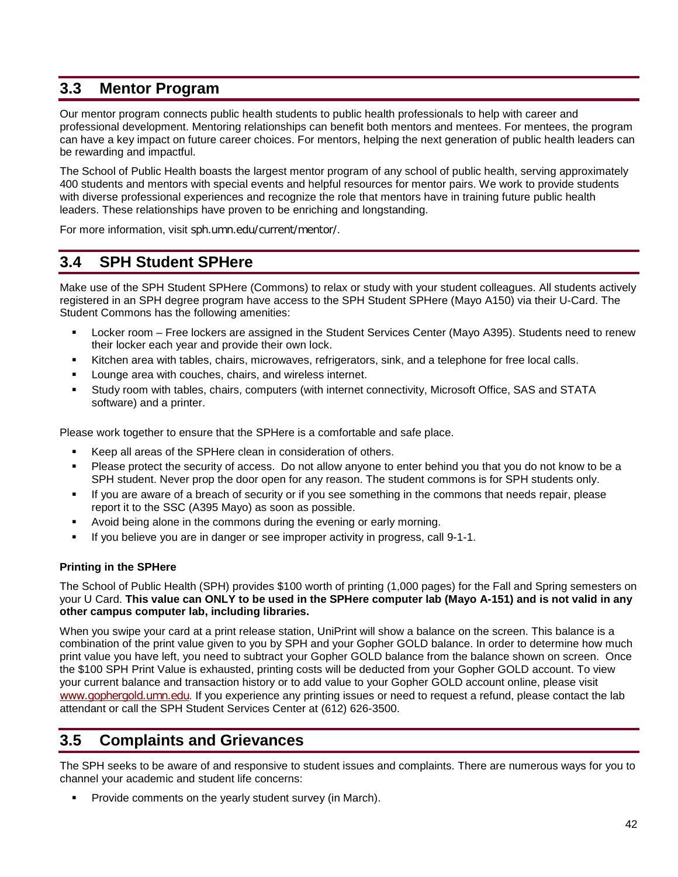## 3.3 Mentor Program

Our mentor program connects public health students to public health professionals to help with career and professional development. Mentoring relationships can benefit both mentors and mentees. For mentees, the program can have a key impact on future career choices. For mentors, helping the next generation of public health leaders can be rewarding and impactful.

The School of Public Health boasts the largest mentor program of any school of public health, serving approximately 400 students and mentors with special events and helpful resources for mentor pairs. We work to provide students with diverse professional experiences and recognize the role that mentors have in training future public health leaders. These relationships have proven to be enriching and longstanding.

For more information, visit sph.umn.edu/current/mentor/.

## 3.4 SPH Student SPHere

Make use of the SPH Student SPHere (Commons) to relax or study with your student colleagues. All students actively registered in an SPH degree program have access to the SPH Student SPHere (Mayo A150) via their U-Card. The Student Commons has the following amenities:

- Locker room – Free lockers are assigned in the Student Services Center (Mayo A395). Students need to renew their locker each year and provide their own lock.
- Kitchen area with tables, chairs, microwaves, refrigerators, sink, and a telephone for free local calls.
- Lounge area with couches, chairs, and wireless internet.
- Study room with tables, chairs, computers (with internet connectivity, Microsoft Office, SAS and STATA software) and a printer.

Please work together to ensure that the SPHere is a comfortable and safe place.

- Keep all areas of the SPHere clean in consideration of others.
- Please protect the security of access. Do not allow anyone to enter behind you that you do not know to be a SPH student. Never prop the door open for any reason. The student commons is for SPH students only.
- If you are aware of a breach of security or if you see something in the commons that needs repair, please report it to the SSC (A395 Mayo) as soon as possible.
- Avoid being alone in the commons during the evening or early morning.
- If you believe you are in danger or see improper activity in progress, call 9-1-1.

**Printing in the SPHere**

The School of Public Health (SPH) provides $100 worth of printing (1,000 pages) for the Fall and Spring semesters on your U Card. **This value can ONLY to be used in the SPHere computer lab (Mayo A-151) and is not valid in any other campus computer lab, including libraries.**

When you swipe your card at a print release station, UniPrint will show a balance on the screen. This balance is a combination of the print value given to you by SPH and your Gopher GOLD balance. In order to determine how much print value you have left, you need to subtract your Gopher GOLD balance from the balance shown on screen. Once the $100 SPH Print Value is exhausted, printing costs will be deducted from your Gopher GOLD account. To view your current balance and transaction history or to add value to your Gopher GOLD account online, please visit www.gophergold.umn.edu. If you experience any printing issues or need to request a refund, please contact the lab attendant or call the SPH Student Services Center at (612) 626-3500.

## 3.5 Complaints and Grievances

The SPH seeks to be aware of and responsive to student issues and complaints. There are numerous ways for you to channel your academic and student life concerns:

- Provide comments on the yearly student survey (in March).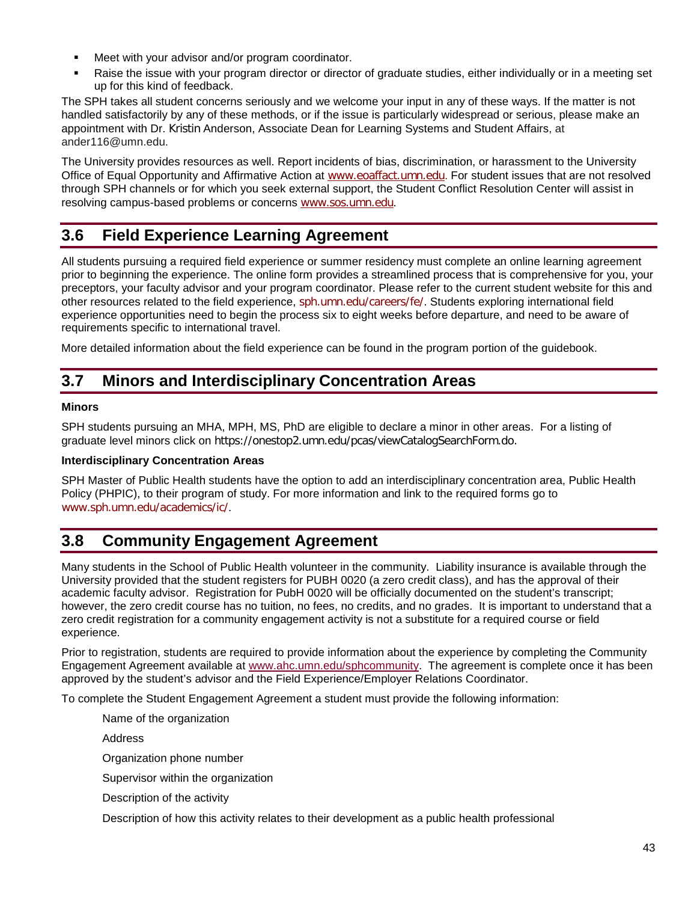- Meet with your advisor and/or program coordinator.
- Raise the issue with your program director or director of graduate studies, either individually or in a meeting set up for this kind of feedback.

The SPH takes all student concerns seriously and we welcome your input in any of these ways. If the matter is not handled satisfactorily by any of these methods, or if the issue is particularly widespread or serious, please make an appointment with Dr. Kristin Anderson, Associate Dean for Learning Systems and Student Affairs, at ander116@umn.edu.

The University provides resources as well. Report incidents of bias, discrimination, or harassment to the University Office of Equal Opportunity and Affirmative Action at www.eoaffact.umn.edu. For student issues that are not resolved through SPH channels or for which you seek external support, the Student Conflict Resolution Center will assist in resolving campus-based problems or concerns www.sos.umn.edu.

## 3.6 Field Experience Learning Agreement

All students pursuing a required field experience or summer residency must complete an online learning agreement prior to beginning the experience. The online form provides a streamlined process that is comprehensive for you, your preceptors, your faculty advisor and your program coordinator. Please refer to the current student website for this and other resources related to the field experience, sph.umn.edu/careers/fe/. Students exploring international field experience opportunities need to begin the process six to eight weeks before departure, and need to be aware of requirements specific to international travel.

More detailed information about the field experience can be found in the program portion of the guidebook.

## 3.7 Minors and Interdisciplinary Concentration Areas

**Minors**

SPH students pursuing an MHA, MPH, MS, PhD are eligible to declare a minor in other areas. For a listing of graduate level minors click on https://onestop2.umn.edu/pcas/viewCatalogSearchForm.do.

**Interdisciplinary Concentration Areas**

SPH Master of Public Health students have the option to add an interdisciplinary concentration area, Public Health Policy (PHPIC), to their program of study. For more information and link to the required forms go to www.sph.umn.edu/academics/ic/.

## 3.8 Community Engagement Agreement

Many students in the School of Public Health volunteer in the community. Liability insurance is available through the University provided that the student registers for PUBH 0020 (a zero credit class), and has the approval of their academic faculty advisor. Registration for PubH 0020 will be officially documented on the student's transcript; however, the zero credit course has no tuition, no fees, no credits, and no grades. It is important to understand that a zero credit registration for a community engagement activity is not a substitute for a required course or field experience.

Prior to registration, students are required to provide information about the experience by completing the Community Engagement Agreement available at www.ahc.umn.edu/sphcommunity. The agreement is complete once it has been approved by the student's advisor and the Field Experience/Employer Relations Coordinator.

To complete the Student Engagement Agreement a student must provide the following information:

Name of the organization

Address

Organization phone number

Supervisor within the organization

Description of the activity

Description of how this activity relates to their development as a public health professional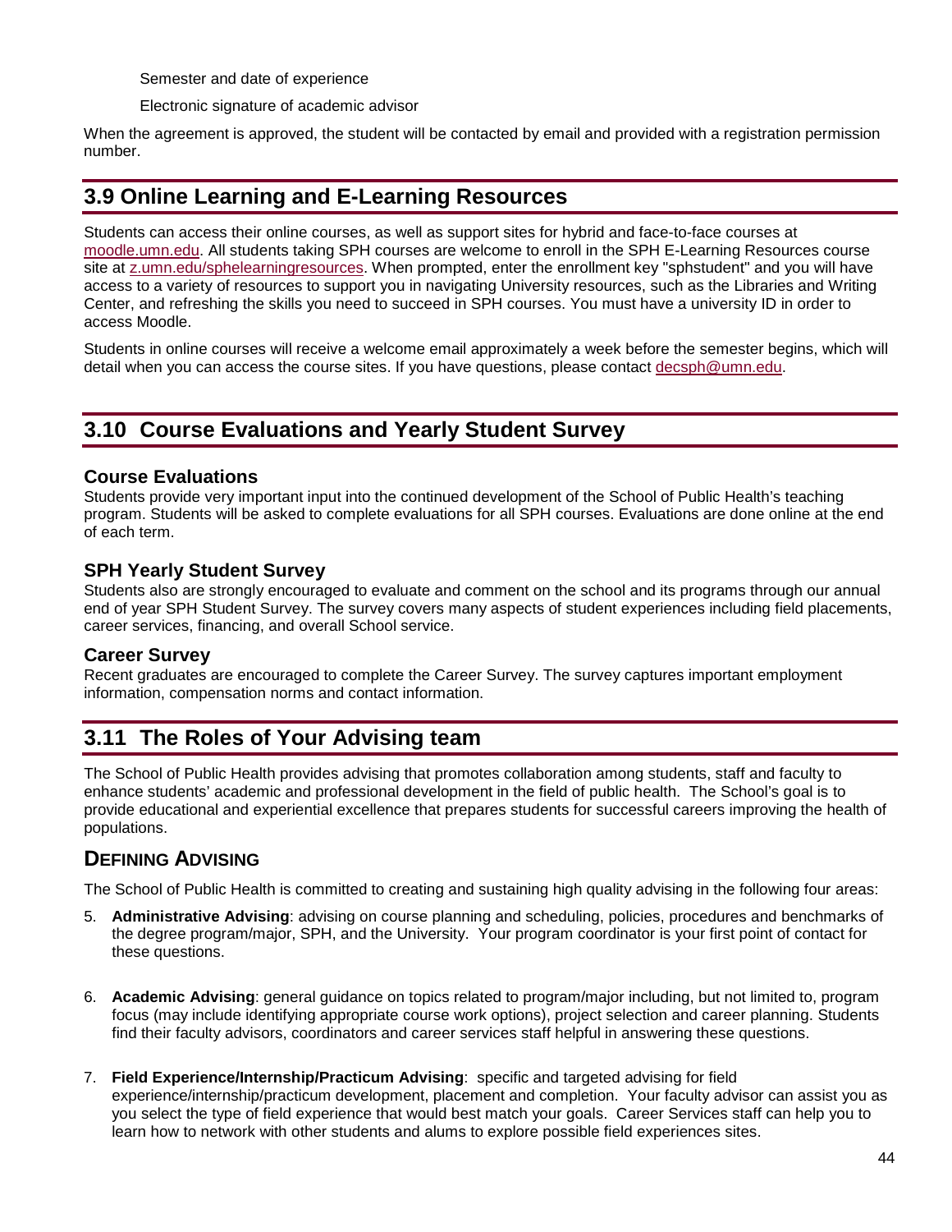Semester and date of experience

Electronic signature of academic advisor

When the agreement is approved, the student will be contacted by email and provided with a registration permission number.

## 3.9 Online Learning and E-Learning Resources

Students can access their online courses, as well as support sites for hybrid and face-to-face courses at [moodle.umn.edu](moodle.umn.edu). All students taking SPH courses are welcome to enroll in the SPH E-Learning Resources course site at [z.umn.edu/sphelearningresources](z.umn.edu/sphelearningresources). When prompted, enter the enrollment key "sphstudent" and you will have access to a variety of resources to support you in navigating University resources, such as the Libraries and Writing Center, and refreshing the skills you need to succeed in SPH courses. You must have a university ID in order to access Moodle.

Students in online courses will receive a welcome email approximately a week before the semester begins, which will detail when you can access the course sites. If you have questions, please contact [decsph@umn.edu](mailto:decsph@umn.edu).

## 3.10 Course Evaluations and Yearly Student Survey

### Course Evaluations

Students provide very important input into the continued development of the School of Public Health's teaching program. Students will be asked to complete evaluations for all SPH courses. Evaluations are done online at the end of each term.

### SPH Yearly Student Survey

Students also are strongly encouraged to evaluate and comment on the school and its programs through our annual end of year SPH Student Survey. The survey covers many aspects of student experiences including field placements, career services, financing, and overall School service.

### Career Survey

Recent graduates are encouraged to complete the Career Survey. The survey captures important employment information, compensation norms and contact information.

## 3.11 The Roles of Your Advising team

The School of Public Health provides advising that promotes collaboration among students, staff and faculty to enhance students' academic and professional development in the field of public health. The School's goal is to provide educational and experiential excellence that prepares students for successful careers improving the health of populations.

### Defining Advising

The School of Public Health is committed to creating and sustaining high quality advising in the following four areas:

5. **Administrative Advising**: advising on course planning and scheduling, policies, procedures and benchmarks of the degree program/major, SPH, and the University. Your program coordinator is your first point of contact for these questions.

6. **Academic Advising**: general guidance on topics related to program/major including, but not limited to, program focus (may include identifying appropriate course work options), project selection and career planning. Students find their faculty advisors, coordinators and career services staff helpful in answering these questions.

7. **Field Experience/Internship/Practicum Advising**: specific and targeted advising for field experience/internship/practicum development, placement and completion. Your faculty advisor can assist you as you select the type of field experience that would best match your goals. Career Services staff can help you to learn how to network with other students and alums to explore possible field experiences sites.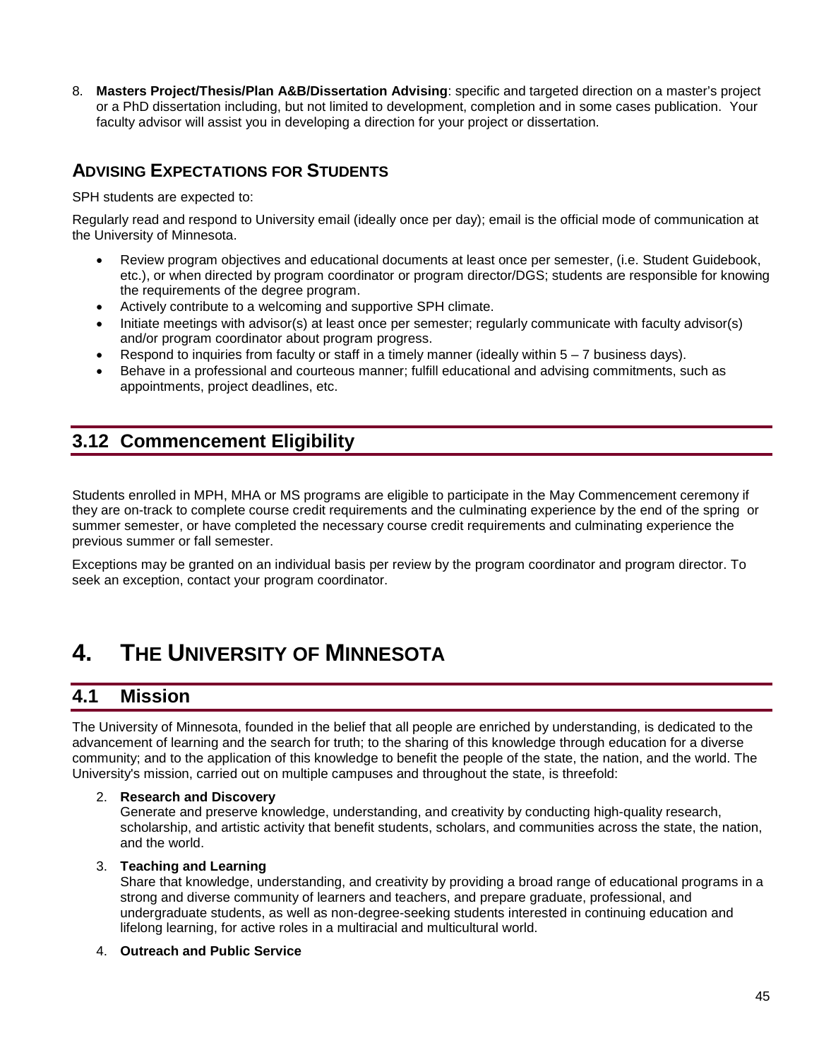8. **Masters Project/Thesis/Plan A&B/Dissertation Advising**: specific and targeted direction on a master's project or a PhD dissertation including, but not limited to development, completion and in some cases publication. Your faculty advisor will assist you in developing a direction for your project or dissertation.

### ADVISING EXPECTATIONS FOR STUDENTS

SPH students are expected to:

Regularly read and respond to University email (ideally once per day); email is the official mode of communication at the University of Minnesota.

- Review program objectives and educational documents at least once per semester, (i.e. Student Guidebook, etc.), or when directed by program coordinator or program director/DGS; students are responsible for knowing the requirements of the degree program.
- Actively contribute to a welcoming and supportive SPH climate.
- Initiate meetings with advisor(s) at least once per semester; regularly communicate with faculty advisor(s) and/or program coordinator about program progress.
- Respond to inquiries from faculty or staff in a timely manner (ideally within 5 – 7 business days).
- Behave in a professional and courteous manner; fulfill educational and advising commitments, such as appointments, project deadlines, etc.

## 3.12 Commencement Eligibility

Students enrolled in MPH, MHA or MS programs are eligible to participate in the May Commencement ceremony if they are on-track to complete course credit requirements and the culminating experience by the end of the spring or summer semester, or have completed the necessary course credit requirements and culminating experience the previous summer or fall semester.

Exceptions may be granted on an individual basis per review by the program coordinator and program director. To seek an exception, contact your program coordinator.

# 4. THE UNIVERSITY OF MINNESOTA

## 4.1 Mission

The University of Minnesota, founded in the belief that all people are enriched by understanding, is dedicated to the advancement of learning and the search for truth; to the sharing of this knowledge through education for a diverse community; and to the application of this knowledge to benefit the people of the state, the nation, and the world. The University's mission, carried out on multiple campuses and throughout the state, is threefold:

2. **Research and Discovery**
   Generate and preserve knowledge, understanding, and creativity by conducting high-quality research, scholarship, and artistic activity that benefit students, scholars, and communities across the state, the nation, and the world.

3. **Teaching and Learning**
   Share that knowledge, understanding, and creativity by providing a broad range of educational programs in a strong and diverse community of learners and teachers, and prepare graduate, professional, and undergraduate students, as well as non-degree-seeking students interested in continuing education and lifelong learning, for active roles in a multiracial and multicultural world.

4. **Outreach and Public Service**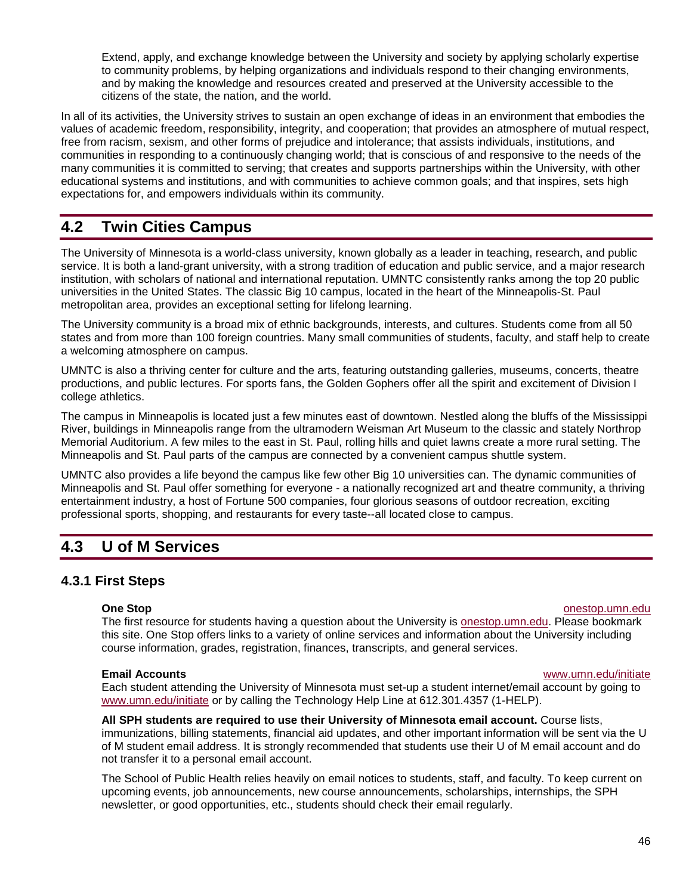Extend, apply, and exchange knowledge between the University and society by applying scholarly expertise to community problems, by helping organizations and individuals respond to their changing environments, and by making the knowledge and resources created and preserved at the University accessible to the citizens of the state, the nation, and the world.

In all of its activities, the University strives to sustain an open exchange of ideas in an environment that embodies the values of academic freedom, responsibility, integrity, and cooperation; that provides an atmosphere of mutual respect, free from racism, sexism, and other forms of prejudice and intolerance; that assists individuals, institutions, and communities in responding to a continuously changing world; that is conscious of and responsive to the needs of the many communities it is committed to serving; that creates and supports partnerships within the University, with other educational systems and institutions, and with communities to achieve common goals; and that inspires, sets high expectations for, and empowers individuals within its community.

## 4.2 Twin Cities Campus

The University of Minnesota is a world-class university, known globally as a leader in teaching, research, and public service. It is both a land-grant university, with a strong tradition of education and public service, and a major research institution, with scholars of national and international reputation. UMNTC consistently ranks among the top 20 public universities in the United States. The classic Big 10 campus, located in the heart of the Minneapolis-St. Paul metropolitan area, provides an exceptional setting for lifelong learning.

The University community is a broad mix of ethnic backgrounds, interests, and cultures. Students come from all 50 states and from more than 100 foreign countries. Many small communities of students, faculty, and staff help to create a welcoming atmosphere on campus.

UMNTC is also a thriving center for culture and the arts, featuring outstanding galleries, museums, concerts, theatre productions, and public lectures. For sports fans, the Golden Gophers offer all the spirit and excitement of Division I college athletics.

The campus in Minneapolis is located just a few minutes east of downtown. Nestled along the bluffs of the Mississippi River, buildings in Minneapolis range from the ultramodern Weisman Art Museum to the classic and stately Northrop Memorial Auditorium. A few miles to the east in St. Paul, rolling hills and quiet lawns create a more rural setting. The Minneapolis and St. Paul parts of the campus are connected by a convenient campus shuttle system.

UMNTC also provides a life beyond the campus like few other Big 10 universities can. The dynamic communities of Minneapolis and St. Paul offer something for everyone - a nationally recognized art and theatre community, a thriving entertainment industry, a host of Fortune 500 companies, four glorious seasons of outdoor recreation, exciting professional sports, shopping, and restaurants for every taste--all located close to campus.

## 4.3 U of M Services

### 4.3.1 First Steps

**One Stop** onestop.umn.edu

The first resource for students having a question about the University is onestop.umn.edu. Please bookmark this site. One Stop offers links to a variety of online services and information about the University including course information, grades, registration, finances, transcripts, and general services.

**Email Accounts** www.umn.edu/initiate

Each student attending the University of Minnesota must set-up a student internet/email account by going to www.umn.edu/initiate or by calling the Technology Help Line at 612.301.4357 (1-HELP).

**All SPH students are required to use their University of Minnesota email account.** Course lists, immunizations, billing statements, financial aid updates, and other important information will be sent via the U of M student email address. It is strongly recommended that students use their U of M email account and do not transfer it to a personal email account.

The School of Public Health relies heavily on email notices to students, staff, and faculty. To keep current on upcoming events, job announcements, new course announcements, scholarships, internships, the SPH newsletter, or good opportunities, etc., students should check their email regularly.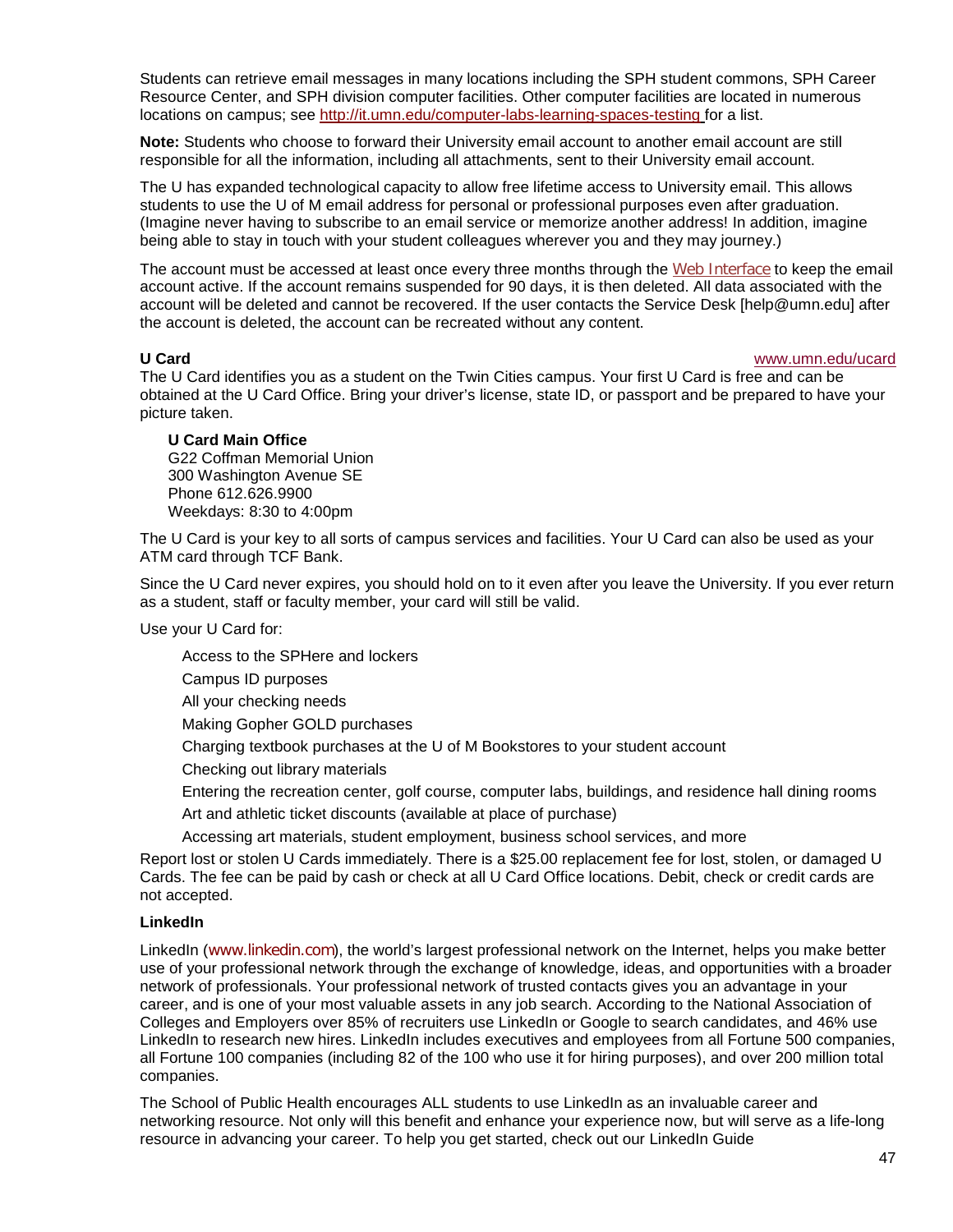Students can retrieve email messages in many locations including the SPH student commons, SPH Career Resource Center, and SPH division computer facilities. Other computer facilities are located in numerous locations on campus; see http://it.umn.edu/computer-labs-learning-spaces-testing for a list.

**Note:** Students who choose to forward their University email account to another email account are still responsible for all the information, including all attachments, sent to their University email account.

The U has expanded technological capacity to allow free lifetime access to University email. This allows students to use the U of M email address for personal or professional purposes even after graduation. (Imagine never having to subscribe to an email service or memorize another address! In addition, imagine being able to stay in touch with your student colleagues wherever you and they may journey.)

The account must be accessed at least once every three months through the Web Interface to keep the email account active. If the account remains suspended for 90 days, it is then deleted. All data associated with the account will be deleted and cannot be recovered. If the user contacts the Service Desk [help@umn.edu] after the account is deleted, the account can be recreated without any content.

**U Card** www.umn.edu/ucard

The U Card identifies you as a student on the Twin Cities campus. Your first U Card is free and can be obtained at the U Card Office. Bring your driver's license, state ID, or passport and be prepared to have your picture taken.

**U Card Main Office**
G22 Coffman Memorial Union
300 Washington Avenue SE
Phone 612.626.9900
Weekdays: 8:30 to 4:00pm

The U Card is your key to all sorts of campus services and facilities. Your U Card can also be used as your ATM card through TCF Bank.

Since the U Card never expires, you should hold on to it even after you leave the University. If you ever return as a student, staff or faculty member, your card will still be valid.

Use your U Card for:

- Access to the SPHere and lockers
- Campus ID purposes
- All your checking needs
- Making Gopher GOLD purchases
- Charging textbook purchases at the U of M Bookstores to your student account
- Checking out library materials
- Entering the recreation center, golf course, computer labs, buildings, and residence hall dining rooms
- Art and athletic ticket discounts (available at place of purchase)
- Accessing art materials, student employment, business school services, and more

Report lost or stolen U Cards immediately. There is a $25.00 replacement fee for lost, stolen, or damaged U Cards. The fee can be paid by cash or check at all U Card Office locations. Debit, check or credit cards are not accepted.

**LinkedIn**

LinkedIn (www.linkedin.com), the world's largest professional network on the Internet, helps you make better use of your professional network through the exchange of knowledge, ideas, and opportunities with a broader network of professionals. Your professional network of trusted contacts gives you an advantage in your career, and is one of your most valuable assets in any job search. According to the National Association of Colleges and Employers over 85% of recruiters use LinkedIn or Google to search candidates, and 46% use LinkedIn to research new hires. LinkedIn includes executives and employees from all Fortune 500 companies, all Fortune 100 companies (including 82 of the 100 who use it for hiring purposes), and over 200 million total companies.

The School of Public Health encourages ALL students to use LinkedIn as an invaluable career and networking resource. Not only will this benefit and enhance your experience now, but will serve as a life-long resource in advancing your career. To help you get started, check out our LinkedIn Guide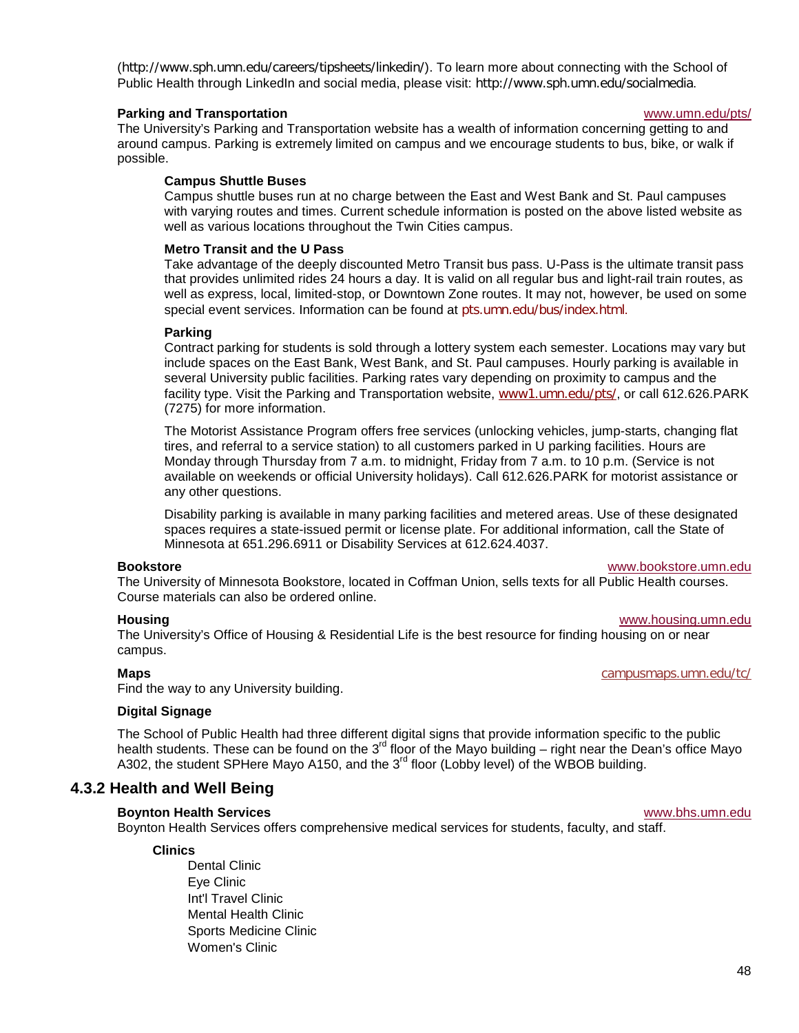(http://www.sph.umn.edu/careers/tipsheets/linkedin/). To learn more about connecting with the School of Public Health through LinkedIn and social media, please visit: http://www.sph.umn.edu/socialmedia.

**Parking and Transportation** www.umn.edu/pts/

The University's Parking and Transportation website has a wealth of information concerning getting to and around campus. Parking is extremely limited on campus and we encourage students to bus, bike, or walk if possible.

**Campus Shuttle Buses**

Campus shuttle buses run at no charge between the East and West Bank and St. Paul campuses with varying routes and times. Current schedule information is posted on the above listed website as well as various locations throughout the Twin Cities campus.

**Metro Transit and the U Pass**

Take advantage of the deeply discounted Metro Transit bus pass. U-Pass is the ultimate transit pass that provides unlimited rides 24 hours a day. It is valid on all regular bus and light-rail train routes, as well as express, local, limited-stop, or Downtown Zone routes. It may not, however, be used on some special event services. Information can be found at pts.umn.edu/bus/index.html.

**Parking**

Contract parking for students is sold through a lottery system each semester. Locations may vary but include spaces on the East Bank, West Bank, and St. Paul campuses. Hourly parking is available in several University public facilities. Parking rates vary depending on proximity to campus and the facility type. Visit the Parking and Transportation website, www1.umn.edu/pts/, or call 612.626.PARK (7275) for more information.

The Motorist Assistance Program offers free services (unlocking vehicles, jump-starts, changing flat tires, and referral to a service station) to all customers parked in U parking facilities. Hours are Monday through Thursday from 7 a.m. to midnight, Friday from 7 a.m. to 10 p.m. (Service is not available on weekends or official University holidays). Call 612.626.PARK for motorist assistance or any other questions.

Disability parking is available in many parking facilities and metered areas. Use of these designated spaces requires a state-issued permit or license plate. For additional information, call the State of Minnesota at 651.296.6911 or Disability Services at 612.624.4037.

**Bookstore** www.bookstore.umn.edu

The University of Minnesota Bookstore, located in Coffman Union, sells texts for all Public Health courses. Course materials can also be ordered online.

**Housing** www.housing.umn.edu

The University's Office of Housing & Residential Life is the best resource for finding housing on or near campus.

**Maps** campusmaps.umn.edu/tc/

Find the way to any University building.

**Digital Signage**

The School of Public Health had three different digital signs that provide information specific to the public health students. These can be found on the 3rd floor of the Mayo building – right near the Dean's office Mayo A302, the student SPHere Mayo A150, and the 3rd floor (Lobby level) of the WBOB building.

### 4.3.2 Health and Well Being

**Boynton Health Services** www.bhs.umn.edu

Boynton Health Services offers comprehensive medical services for students, faculty, and staff.

**Clinics**

- Dental Clinic
- Eye Clinic
- Int'l Travel Clinic
- Mental Health Clinic
- Sports Medicine Clinic
- Women's Clinic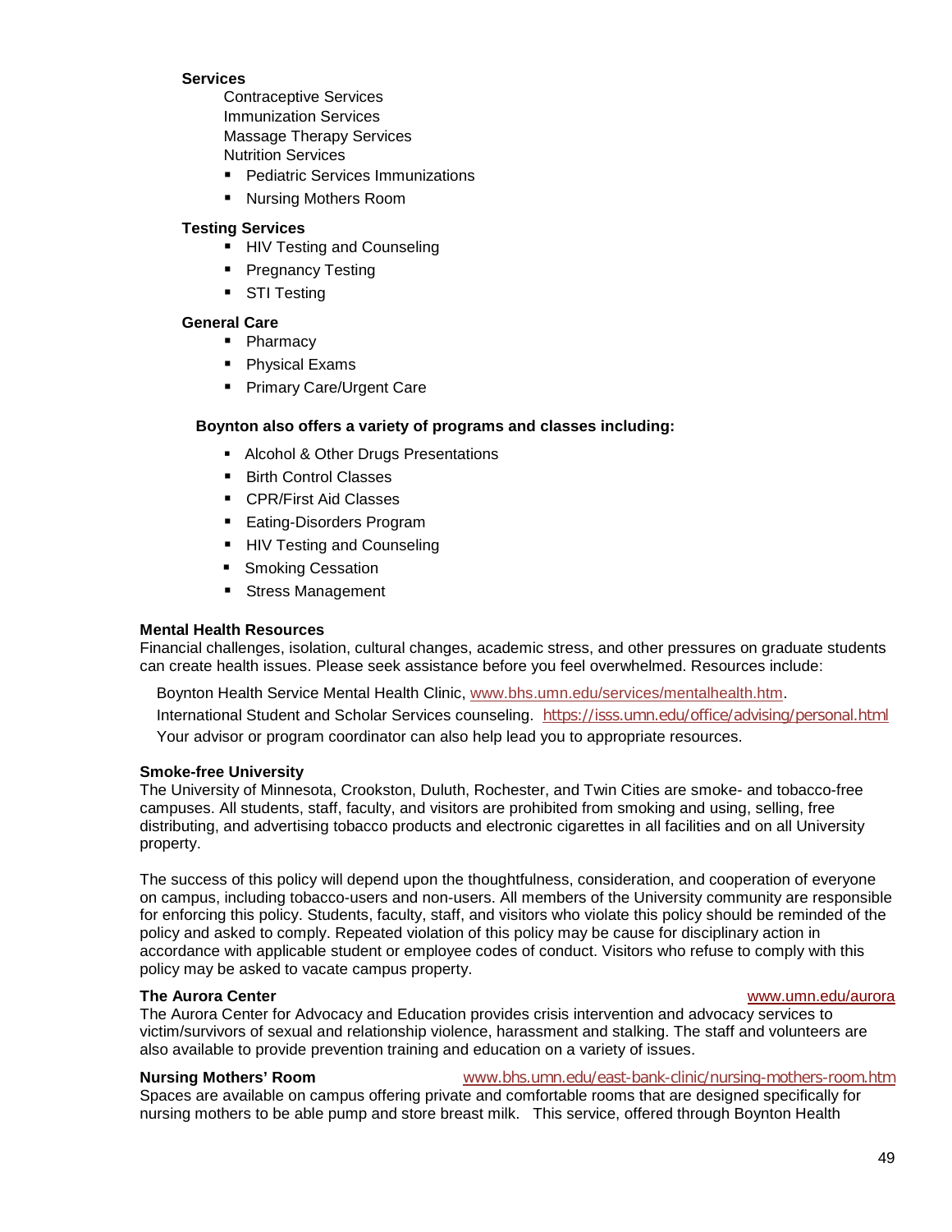**Services**

Contraceptive Services
Immunization Services
Massage Therapy Services
Nutrition Services

- Pediatric Services Immunizations
- Nursing Mothers Room

**Testing Services**

- HIV Testing and Counseling
- Pregnancy Testing
- STI Testing

**General Care**

- Pharmacy
- Physical Exams
- Primary Care/Urgent Care

**Boynton also offers a variety of programs and classes including:**

- Alcohol & Other Drugs Presentations
- Birth Control Classes
- CPR/First Aid Classes
- Eating-Disorders Program
- HIV Testing and Counseling
- Smoking Cessation
- Stress Management

**Mental Health Resources**

Financial challenges, isolation, cultural changes, academic stress, and other pressures on graduate students can create health issues. Please seek assistance before you feel overwhelmed. Resources include:

Boynton Health Service Mental Health Clinic, www.bhs.umn.edu/services/mentalhealth.htm.
International Student and Scholar Services counseling. https://isss.umn.edu/office/advising/personal.html
Your advisor or program coordinator can also help lead you to appropriate resources.

**Smoke-free University**

The University of Minnesota, Crookston, Duluth, Rochester, and Twin Cities are smoke- and tobacco-free campuses. All students, staff, faculty, and visitors are prohibited from smoking and using, selling, free distributing, and advertising tobacco products and electronic cigarettes in all facilities and on all University property.

The success of this policy will depend upon the thoughtfulness, consideration, and cooperation of everyone on campus, including tobacco-users and non-users. All members of the University community are responsible for enforcing this policy. Students, faculty, staff, and visitors who violate this policy should be reminded of the policy and asked to comply. Repeated violation of this policy may be cause for disciplinary action in accordance with applicable student or employee codes of conduct. Visitors who refuse to comply with this policy may be asked to vacate campus property.

**The Aurora Center** www.umn.edu/aurora

The Aurora Center for Advocacy and Education provides crisis intervention and advocacy services to victim/survivors of sexual and relationship violence, harassment and stalking. The staff and volunteers are also available to provide prevention training and education on a variety of issues.

**Nursing Mothers' Room** www.bhs.umn.edu/east-bank-clinic/nursing-mothers-room.htm

Spaces are available on campus offering private and comfortable rooms that are designed specifically for nursing mothers to be able pump and store breast milk. This service, offered through Boynton Health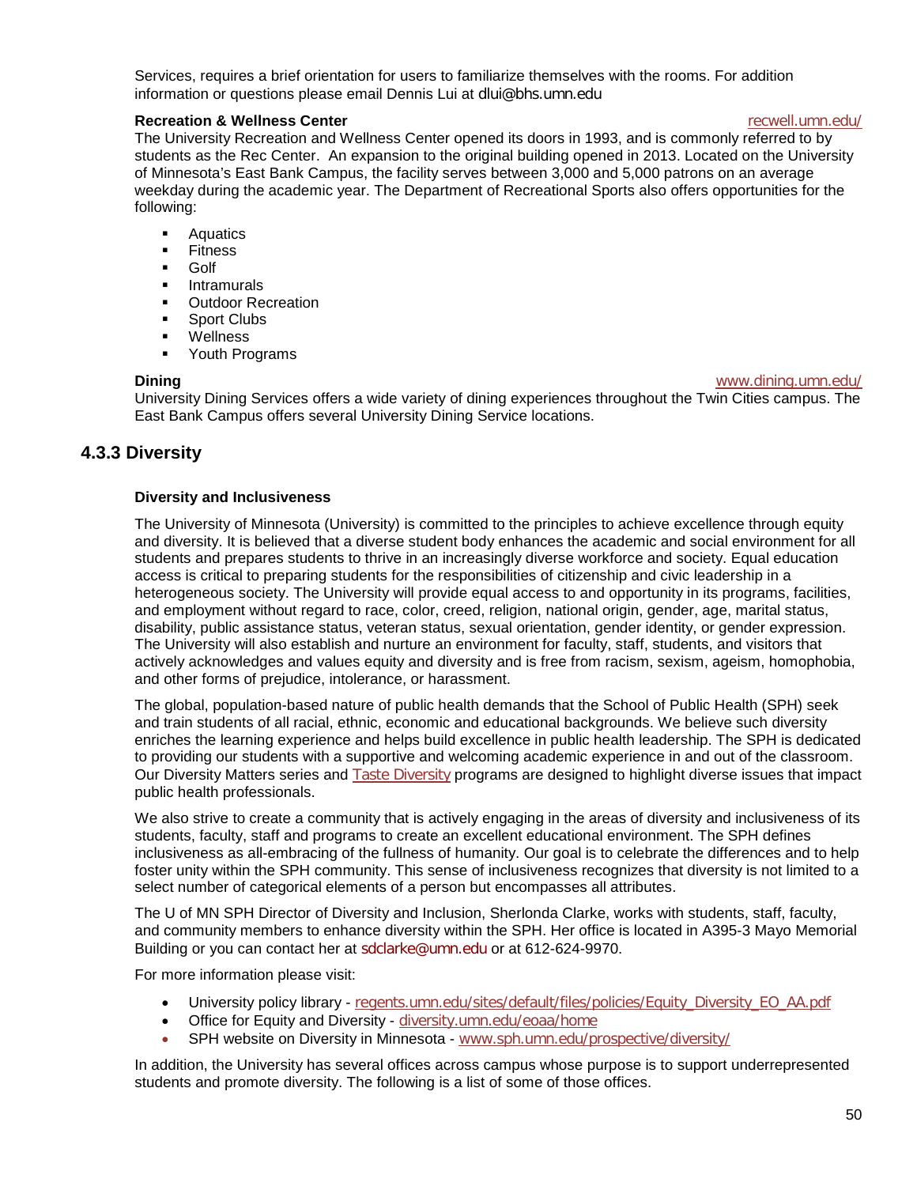Services, requires a brief orientation for users to familiarize themselves with the rooms. For addition information or questions please email Dennis Lui at dlui@bhs.umn.edu

**Recreation & Wellness Center** recwell.umn.edu/

The University Recreation and Wellness Center opened its doors in 1993, and is commonly referred to by students as the Rec Center. An expansion to the original building opened in 2013. Located on the University of Minnesota's East Bank Campus, the facility serves between 3,000 and 5,000 patrons on an average weekday during the academic year. The Department of Recreational Sports also offers opportunities for the following:

- Aquatics
- Fitness
- Golf
- Intramurals
- Outdoor Recreation
- Sport Clubs
- Wellness
- Youth Programs

**Dining** www.dining.umn.edu/

University Dining Services offers a wide variety of dining experiences throughout the Twin Cities campus. The East Bank Campus offers several University Dining Service locations.

## 4.3.3 Diversity

**Diversity and Inclusiveness**

The University of Minnesota (University) is committed to the principles to achieve excellence through equity and diversity. It is believed that a diverse student body enhances the academic and social environment for all students and prepares students to thrive in an increasingly diverse workforce and society. Equal education access is critical to preparing students for the responsibilities of citizenship and civic leadership in a heterogeneous society. The University will provide equal access to and opportunity in its programs, facilities, and employment without regard to race, color, creed, religion, national origin, gender, age, marital status, disability, public assistance status, veteran status, sexual orientation, gender identity, or gender expression. The University will also establish and nurture an environment for faculty, staff, students, and visitors that actively acknowledges and values equity and diversity and is free from racism, sexism, ageism, homophobia, and other forms of prejudice, intolerance, or harassment.

The global, population-based nature of public health demands that the School of Public Health (SPH) seek and train students of all racial, ethnic, economic and educational backgrounds. We believe such diversity enriches the learning experience and helps build excellence in public health leadership. The SPH is dedicated to providing our students with a supportive and welcoming academic experience in and out of the classroom. Our Diversity Matters series and Taste Diversity programs are designed to highlight diverse issues that impact public health professionals.

We also strive to create a community that is actively engaging in the areas of diversity and inclusiveness of its students, faculty, staff and programs to create an excellent educational environment. The SPH defines inclusiveness as all-embracing of the fullness of humanity. Our goal is to celebrate the differences and to help foster unity within the SPH community. This sense of inclusiveness recognizes that diversity is not limited to a select number of categorical elements of a person but encompasses all attributes.

The U of MN SPH Director of Diversity and Inclusion, Sherlonda Clarke, works with students, staff, faculty, and community members to enhance diversity within the SPH. Her office is located in A395-3 Mayo Memorial Building or you can contact her at sdclarke@umn.edu or at 612-624-9970.

For more information please visit:

- University policy library - regents.umn.edu/sites/default/files/policies/Equity_Diversity_EO_AA.pdf
- Office for Equity and Diversity - diversity.umn.edu/eoaa/home
- SPH website on Diversity in Minnesota - www.sph.umn.edu/prospective/diversity/

In addition, the University has several offices across campus whose purpose is to support underrepresented students and promote diversity. The following is a list of some of those offices.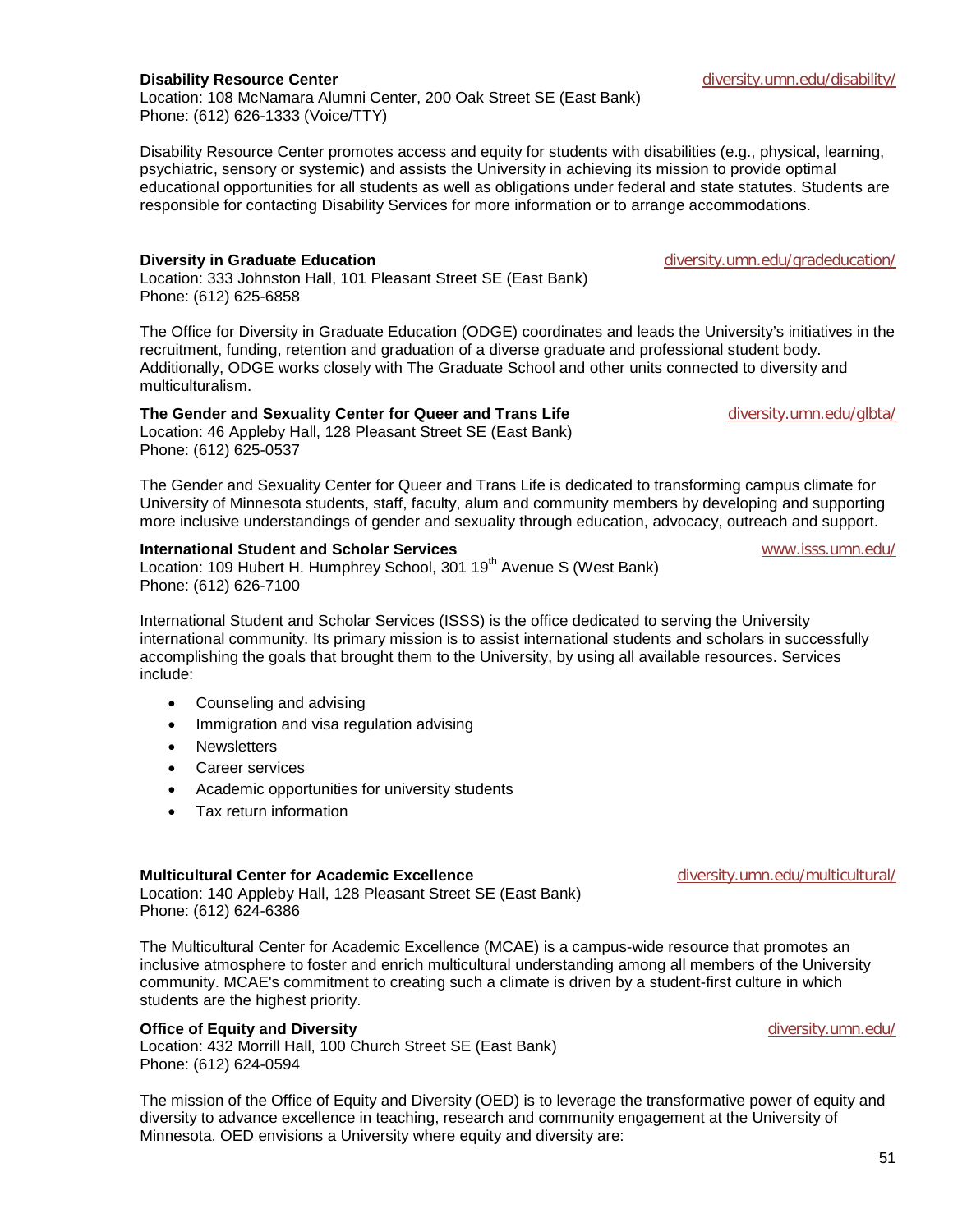**Disability Resource Center** diversity.umn.edu/disability/

Location: 108 McNamara Alumni Center, 200 Oak Street SE (East Bank)
Phone: (612) 626-1333 (Voice/TTY)

Disability Resource Center promotes access and equity for students with disabilities (e.g., physical, learning, psychiatric, sensory or systemic) and assists the University in achieving its mission to provide optimal educational opportunities for all students as well as obligations under federal and state statutes. Students are responsible for contacting Disability Services for more information or to arrange accommodations.

**Diversity in Graduate Education** diversity.umn.edu/gradeducation/

Location: 333 Johnston Hall, 101 Pleasant Street SE (East Bank)
Phone: (612) 625-6858

The Office for Diversity in Graduate Education (ODGE) coordinates and leads the University's initiatives in the recruitment, funding, retention and graduation of a diverse graduate and professional student body. Additionally, ODGE works closely with The Graduate School and other units connected to diversity and multiculturalism.

**The Gender and Sexuality Center for Queer and Trans Life** diversity.umn.edu/glbta/

Location: 46 Appleby Hall, 128 Pleasant Street SE (East Bank)
Phone: (612) 625-0537

The Gender and Sexuality Center for Queer and Trans Life is dedicated to transforming campus climate for University of Minnesota students, staff, faculty, alum and community members by developing and supporting more inclusive understandings of gender and sexuality through education, advocacy, outreach and support.

**International Student and Scholar Services** www.isss.umn.edu/

Location: 109 Hubert H. Humphrey School, 301 19th Avenue S (West Bank)
Phone: (612) 626-7100

International Student and Scholar Services (ISSS) is the office dedicated to serving the University international community. Its primary mission is to assist international students and scholars in successfully accomplishing the goals that brought them to the University, by using all available resources. Services include:

- Counseling and advising
- Immigration and visa regulation advising
- Newsletters
- Career services
- Academic opportunities for university students
- Tax return information

**Multicultural Center for Academic Excellence** diversity.umn.edu/multicultural/

Location: 140 Appleby Hall, 128 Pleasant Street SE (East Bank)
Phone: (612) 624-6386

The Multicultural Center for Academic Excellence (MCAE) is a campus-wide resource that promotes an inclusive atmosphere to foster and enrich multicultural understanding among all members of the University community. MCAE's commitment to creating such a climate is driven by a student-first culture in which students are the highest priority.

**Office of Equity and Diversity** diversity.umn.edu/

Location: 432 Morrill Hall, 100 Church Street SE (East Bank)
Phone: (612) 624-0594

The mission of the Office of Equity and Diversity (OED) is to leverage the transformative power of equity and diversity to advance excellence in teaching, research and community engagement at the University of Minnesota. OED envisions a University where equity and diversity are: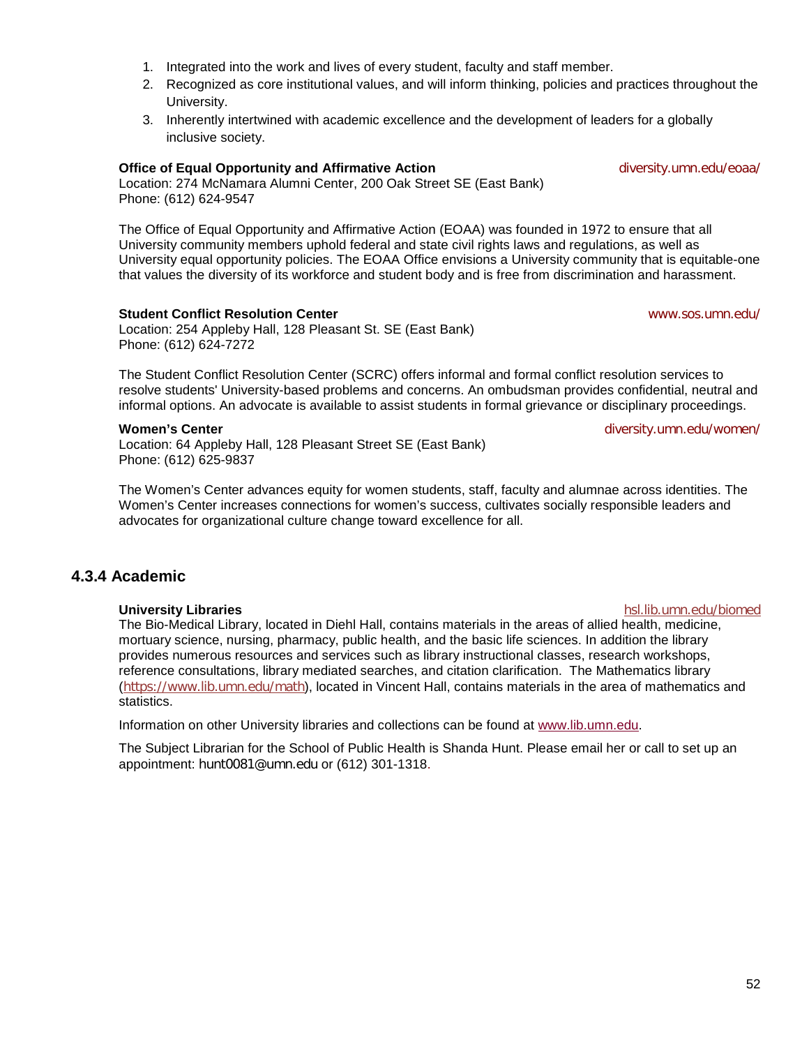1. Integrated into the work and lives of every student, faculty and staff member.
2. Recognized as core institutional values, and will inform thinking, policies and practices throughout the University.
3. Inherently intertwined with academic excellence and the development of leaders for a globally inclusive society.

**Office of Equal Opportunity and Affirmative Action** diversity.umn.edu/eoaa/
Location: 274 McNamara Alumni Center, 200 Oak Street SE (East Bank)
Phone: (612) 624-9547

The Office of Equal Opportunity and Affirmative Action (EOAA) was founded in 1972 to ensure that all University community members uphold federal and state civil rights laws and regulations, as well as University equal opportunity policies. The EOAA Office envisions a University community that is equitable-one that values the diversity of its workforce and student body and is free from discrimination and harassment.

**Student Conflict Resolution Center** www.sos.umn.edu/
Location: 254 Appleby Hall, 128 Pleasant St. SE (East Bank)
Phone: (612) 624-7272

The Student Conflict Resolution Center (SCRC) offers informal and formal conflict resolution services to resolve students' University-based problems and concerns. An ombudsman provides confidential, neutral and informal options. An advocate is available to assist students in formal grievance or disciplinary proceedings.

**Women's Center** diversity.umn.edu/women/
Location: 64 Appleby Hall, 128 Pleasant Street SE (East Bank)
Phone: (612) 625-9837

The Women's Center advances equity for women students, staff, faculty and alumnae across identities. The Women's Center increases connections for women's success, cultivates socially responsible leaders and advocates for organizational culture change toward excellence for all.

## 4.3.4 Academic

**University Libraries** hsl.lib.umn.edu/biomed
The Bio-Medical Library, located in Diehl Hall, contains materials in the areas of allied health, medicine, mortuary science, nursing, pharmacy, public health, and the basic life sciences. In addition the library provides numerous resources and services such as library instructional classes, research workshops, reference consultations, library mediated searches, and citation clarification. The Mathematics library (https://www.lib.umn.edu/math), located in Vincent Hall, contains materials in the area of mathematics and statistics.

Information on other University libraries and collections can be found at www.lib.umn.edu.

The Subject Librarian for the School of Public Health is Shanda Hunt. Please email her or call to set up an appointment: hunt0081@umn.edu or (612) 301-1318.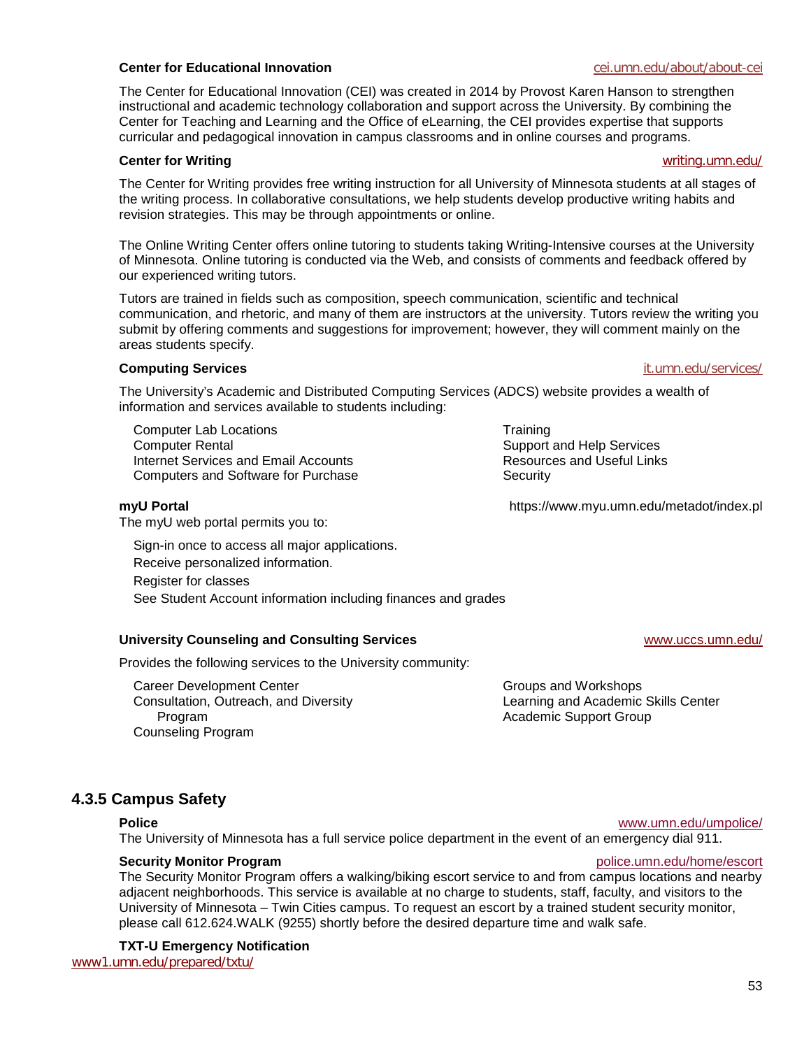**Center for Educational Innovation** cei.umn.edu/about/about-cei

The Center for Educational Innovation (CEI) was created in 2014 by Provost Karen Hanson to strengthen instructional and academic technology collaboration and support across the University. By combining the Center for Teaching and Learning and the Office of eLearning, the CEI provides expertise that supports curricular and pedagogical innovation in campus classrooms and in online courses and programs.

**Center for Writing** writing.umn.edu/

The Center for Writing provides free writing instruction for all University of Minnesota students at all stages of the writing process. In collaborative consultations, we help students develop productive writing habits and revision strategies. This may be through appointments or online.

The Online Writing Center offers online tutoring to students taking Writing-Intensive courses at the University of Minnesota. Online tutoring is conducted via the Web, and consists of comments and feedback offered by our experienced writing tutors.

Tutors are trained in fields such as composition, speech communication, scientific and technical communication, and rhetoric, and many of them are instructors at the university. Tutors review the writing you submit by offering comments and suggestions for improvement; however, they will comment mainly on the areas students specify.

**Computing Services** it.umn.edu/services/

The University's Academic and Distributed Computing Services (ADCS) website provides a wealth of information and services available to students including:

- Computer Lab Locations
- Computer Rental
- Internet Services and Email Accounts
- Computers and Software for Purchase
- Training
- Support and Help Services
- Resources and Useful Links
- Security

**myU Portal** https://www.myu.umn.edu/metadot/index.pl

The myU web portal permits you to:

- Sign-in once to access all major applications.
- Receive personalized information.
- Register for classes
- See Student Account information including finances and grades

**University Counseling and Consulting Services** www.uccs.umn.edu/

Provides the following services to the University community:

- Career Development Center
- Consultation, Outreach, and Diversity Program
- Counseling Program
- Groups and Workshops
- Learning and Academic Skills Center
- Academic Support Group

## 4.3.5 Campus Safety

**Police** www.umn.edu/umpolice/

The University of Minnesota has a full service police department in the event of an emergency dial 911.

**Security Monitor Program** police.umn.edu/home/escort

The Security Monitor Program offers a walking/biking escort service to and from campus locations and nearby adjacent neighborhoods. This service is available at no charge to students, staff, faculty, and visitors to the University of Minnesota – Twin Cities campus. To request an escort by a trained student security monitor, please call 612.624.WALK (9255) shortly before the desired departure time and walk safe.

**TXT-U Emergency Notification**

www1.umn.edu/prepared/txtu/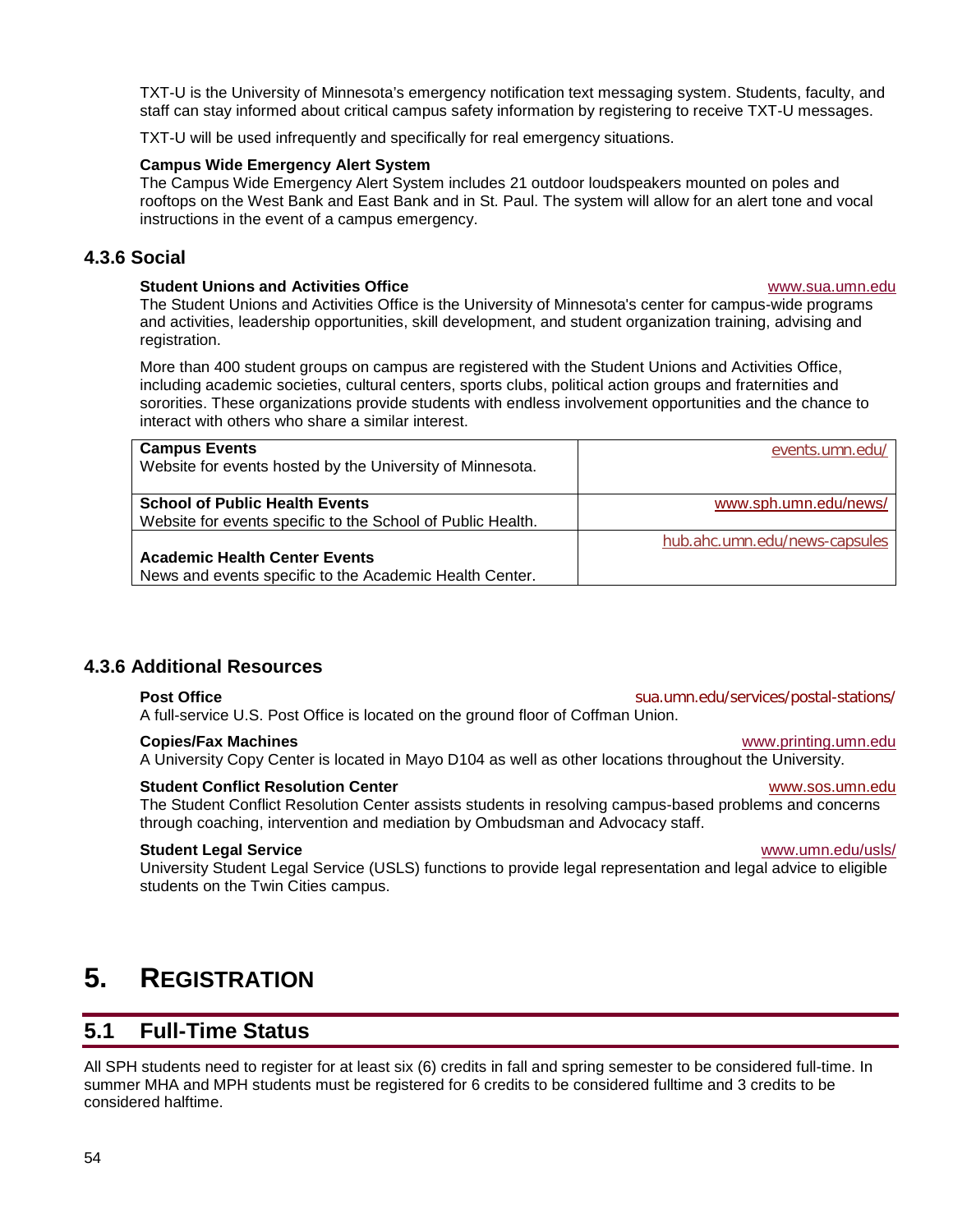TXT-U is the University of Minnesota's emergency notification text messaging system. Students, faculty, and staff can stay informed about critical campus safety information by registering to receive TXT-U messages.

TXT-U will be used infrequently and specifically for real emergency situations.

**Campus Wide Emergency Alert System**
The Campus Wide Emergency Alert System includes 21 outdoor loudspeakers mounted on poles and rooftops on the West Bank and East Bank and in St. Paul. The system will allow for an alert tone and vocal instructions in the event of a campus emergency.

### 4.3.6 Social

**Student Unions and Activities Office** www.sua.umn.edu
The Student Unions and Activities Office is the University of Minnesota's center for campus-wide programs and activities, leadership opportunities, skill development, and student organization training, advising and registration.

More than 400 student groups on campus are registered with the Student Unions and Activities Office, including academic societies, cultural centers, sports clubs, political action groups and fraternities and sororities. These organizations provide students with endless involvement opportunities and the chance to interact with others who share a similar interest.

| | |
|---|---|
| **Campus Events**<br>Website for events hosted by the University of Minnesota. | events.umn.edu/ |
| **School of Public Health Events**<br>Website for events specific to the School of Public Health. | www.sph.umn.edu/news/ |
| **Academic Health Center Events**<br>News and events specific to the Academic Health Center. | hub.ahc.umn.edu/news-capsules |

### 4.3.6 Additional Resources

**Post Office** sua.umn.edu/services/postal-stations/
A full-service U.S. Post Office is located on the ground floor of Coffman Union.

**Copies/Fax Machines** www.printing.umn.edu
A University Copy Center is located in Mayo D104 as well as other locations throughout the University.

**Student Conflict Resolution Center** www.sos.umn.edu
The Student Conflict Resolution Center assists students in resolving campus-based problems and concerns through coaching, intervention and mediation by Ombudsman and Advocacy staff.

**Student Legal Service** www.umn.edu/usls/
University Student Legal Service (USLS) functions to provide legal representation and legal advice to eligible students on the Twin Cities campus.

# 5. Registration

## 5.1 Full-Time Status

All SPH students need to register for at least six (6) credits in fall and spring semester to be considered full-time. In summer MHA and MPH students must be registered for 6 credits to be considered fulltime and 3 credits to be considered halftime.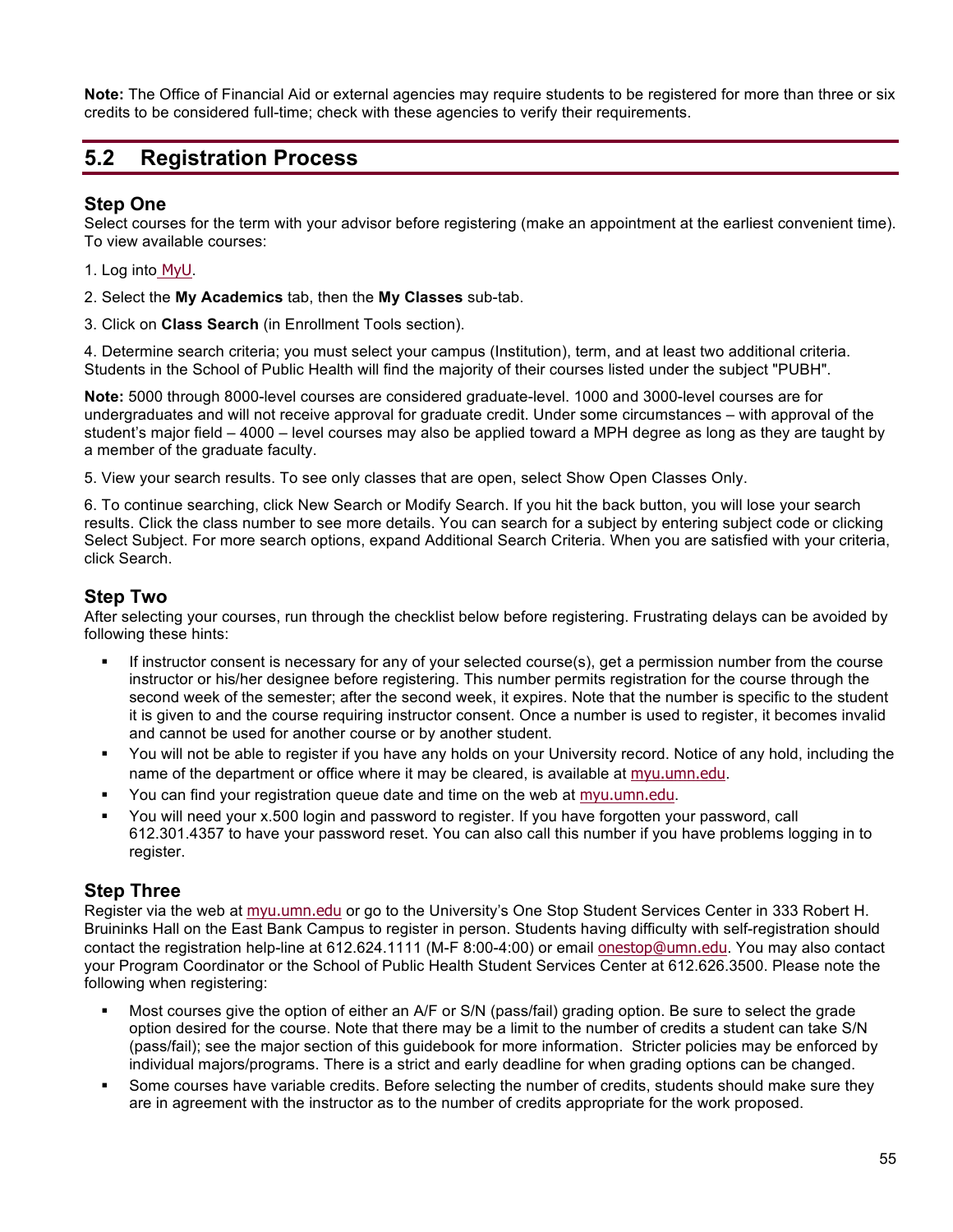**Note:** The Office of Financial Aid or external agencies may require students to be registered for more than three or six credits to be considered full-time; check with these agencies to verify their requirements.

## 5.2 Registration Process

### Step One

Select courses for the term with your advisor before registering (make an appointment at the earliest convenient time). To view available courses:

1. Log into MyU.

2. Select the **My Academics** tab, then the **My Classes** sub-tab.

3. Click on **Class Search** (in Enrollment Tools section).

4. Determine search criteria; you must select your campus (Institution), term, and at least two additional criteria. Students in the School of Public Health will find the majority of their courses listed under the subject "PUBH".

**Note:** 5000 through 8000-level courses are considered graduate-level. 1000 and 3000-level courses are for undergraduates and will not receive approval for graduate credit. Under some circumstances – with approval of the student's major field – 4000 – level courses may also be applied toward a MPH degree as long as they are taught by a member of the graduate faculty.

5. View your search results. To see only classes that are open, select Show Open Classes Only.

6. To continue searching, click New Search or Modify Search. If you hit the back button, you will lose your search results. Click the class number to see more details. You can search for a subject by entering subject code or clicking Select Subject. For more search options, expand Additional Search Criteria. When you are satisfied with your criteria, click Search.

### Step Two

After selecting your courses, run through the checklist below before registering. Frustrating delays can be avoided by following these hints:

- If instructor consent is necessary for any of your selected course(s), get a permission number from the course instructor or his/her designee before registering. This number permits registration for the course through the second week of the semester; after the second week, it expires. Note that the number is specific to the student it is given to and the course requiring instructor consent. Once a number is used to register, it becomes invalid and cannot be used for another course or by another student.
- You will not be able to register if you have any holds on your University record. Notice of any hold, including the name of the department or office where it may be cleared, is available at myu.umn.edu.
- You can find your registration queue date and time on the web at myu.umn.edu.
- You will need your x.500 login and password to register. If you have forgotten your password, call 612.301.4357 to have your password reset. You can also call this number if you have problems logging in to register.

### Step Three

Register via the web at myu.umn.edu or go to the University's One Stop Student Services Center in 333 Robert H. Bruininks Hall on the East Bank Campus to register in person. Students having difficulty with self-registration should contact the registration help-line at 612.624.1111 (M-F 8:00-4:00) or email onestop@umn.edu. You may also contact your Program Coordinator or the School of Public Health Student Services Center at 612.626.3500. Please note the following when registering:

- Most courses give the option of either an A/F or S/N (pass/fail) grading option. Be sure to select the grade option desired for the course. Note that there may be a limit to the number of credits a student can take S/N (pass/fail); see the major section of this guidebook for more information. Stricter policies may be enforced by individual majors/programs. There is a strict and early deadline for when grading options can be changed.
- Some courses have variable credits. Before selecting the number of credits, students should make sure they are in agreement with the instructor as to the number of credits appropriate for the work proposed.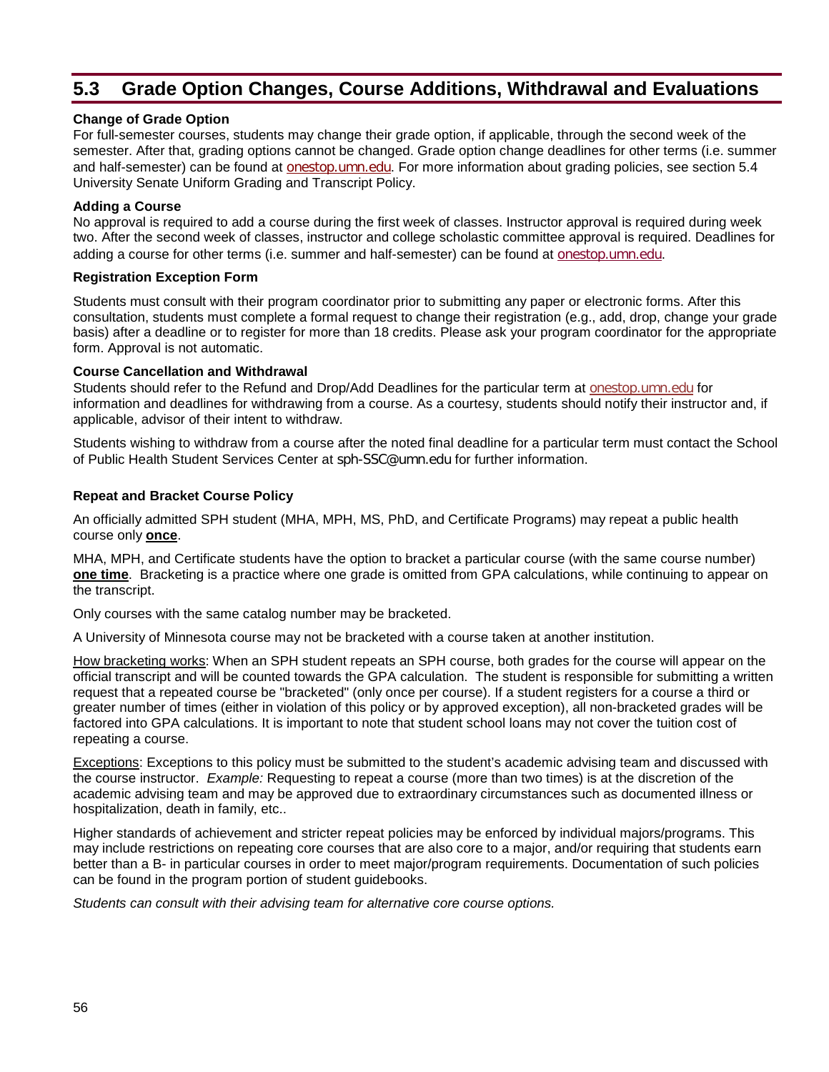## 5.3 Grade Option Changes, Course Additions, Withdrawal and Evaluations

**Change of Grade Option**

For full-semester courses, students may change their grade option, if applicable, through the second week of the semester. After that, grading options cannot be changed. Grade option change deadlines for other terms (i.e. summer and half-semester) can be found at onestop.umn.edu. For more information about grading policies, see section 5.4 University Senate Uniform Grading and Transcript Policy.

**Adding a Course**

No approval is required to add a course during the first week of classes. Instructor approval is required during week two. After the second week of classes, instructor and college scholastic committee approval is required. Deadlines for adding a course for other terms (i.e. summer and half-semester) can be found at onestop.umn.edu.

**Registration Exception Form**

Students must consult with their program coordinator prior to submitting any paper or electronic forms. After this consultation, students must complete a formal request to change their registration (e.g., add, drop, change your grade basis) after a deadline or to register for more than 18 credits. Please ask your program coordinator for the appropriate form. Approval is not automatic.

**Course Cancellation and Withdrawal**

Students should refer to the Refund and Drop/Add Deadlines for the particular term at onestop.umn.edu for information and deadlines for withdrawing from a course. As a courtesy, students should notify their instructor and, if applicable, advisor of their intent to withdraw.

Students wishing to withdraw from a course after the noted final deadline for a particular term must contact the School of Public Health Student Services Center at sph-SSC@umn.edu for further information.

**Repeat and Bracket Course Policy**

An officially admitted SPH student (MHA, MPH, MS, PhD, and Certificate Programs) may repeat a public health course only **once**.

MHA, MPH, and Certificate students have the option to bracket a particular course (with the same course number) **one time**. Bracketing is a practice where one grade is omitted from GPA calculations, while continuing to appear on the transcript.

Only courses with the same catalog number may be bracketed.

A University of Minnesota course may not be bracketed with a course taken at another institution.

How bracketing works: When an SPH student repeats an SPH course, both grades for the course will appear on the official transcript and will be counted towards the GPA calculation. The student is responsible for submitting a written request that a repeated course be "bracketed" (only once per course). If a student registers for a course a third or greater number of times (either in violation of this policy or by approved exception), all non-bracketed grades will be factored into GPA calculations. It is important to note that student school loans may not cover the tuition cost of repeating a course.

Exceptions: Exceptions to this policy must be submitted to the student's academic advising team and discussed with the course instructor. *Example:* Requesting to repeat a course (more than two times) is at the discretion of the academic advising team and may be approved due to extraordinary circumstances such as documented illness or hospitalization, death in family, etc..

Higher standards of achievement and stricter repeat policies may be enforced by individual majors/programs. This may include restrictions on repeating core courses that are also core to a major, and/or requiring that students earn better than a B- in particular courses in order to meet major/program requirements. Documentation of such policies can be found in the program portion of student guidebooks.

*Students can consult with their advising team for alternative core course options.*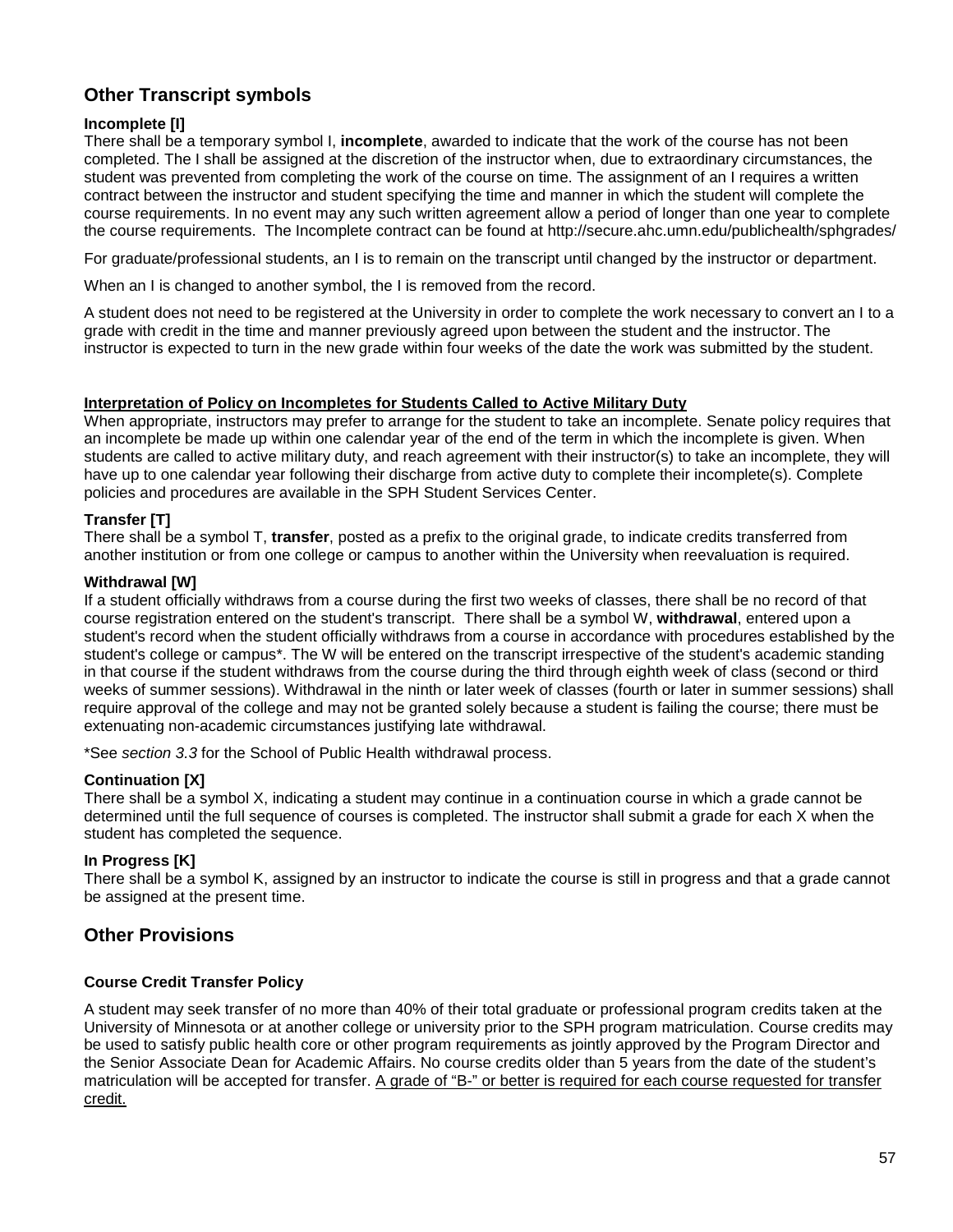## Other Transcript symbols

**Incomplete [I]**

There shall be a temporary symbol I, **incomplete**, awarded to indicate that the work of the course has not been completed. The I shall be assigned at the discretion of the instructor when, due to extraordinary circumstances, the student was prevented from completing the work of the course on time. The assignment of an I requires a written contract between the instructor and student specifying the time and manner in which the student will complete the course requirements. In no event may any such written agreement allow a period of longer than one year to complete the course requirements. The Incomplete contract can be found at http://secure.ahc.umn.edu/publichealth/sphgrades/

For graduate/professional students, an I is to remain on the transcript until changed by the instructor or department.

When an I is changed to another symbol, the I is removed from the record.

A student does not need to be registered at the University in order to complete the work necessary to convert an I to a grade with credit in the time and manner previously agreed upon between the student and the instructor. The instructor is expected to turn in the new grade within four weeks of the date the work was submitted by the student.

**Interpretation of Policy on Incompletes for Students Called to Active Military Duty**

When appropriate, instructors may prefer to arrange for the student to take an incomplete. Senate policy requires that an incomplete be made up within one calendar year of the end of the term in which the incomplete is given. When students are called to active military duty, and reach agreement with their instructor(s) to take an incomplete, they will have up to one calendar year following their discharge from active duty to complete their incomplete(s). Complete policies and procedures are available in the SPH Student Services Center.

**Transfer [T]**

There shall be a symbol T, **transfer**, posted as a prefix to the original grade, to indicate credits transferred from another institution or from one college or campus to another within the University when reevaluation is required.

**Withdrawal [W]**

If a student officially withdraws from a course during the first two weeks of classes, there shall be no record of that course registration entered on the student's transcript. There shall be a symbol W, **withdrawal**, entered upon a student's record when the student officially withdraws from a course in accordance with procedures established by the student's college or campus*. The W will be entered on the transcript irrespective of the student's academic standing in that course if the student withdraws from the course during the third through eighth week of class (second or third weeks of summer sessions). Withdrawal in the ninth or later week of classes (fourth or later in summer sessions) shall require approval of the college and may not be granted solely because a student is failing the course; there must be extenuating non-academic circumstances justifying late withdrawal.

*See *section 3.3* for the School of Public Health withdrawal process.

**Continuation [X]**

There shall be a symbol X, indicating a student may continue in a continuation course in which a grade cannot be determined until the full sequence of courses is completed. The instructor shall submit a grade for each X when the student has completed the sequence.

**In Progress [K]**

There shall be a symbol K, assigned by an instructor to indicate the course is still in progress and that a grade cannot be assigned at the present time.

## Other Provisions

**Course Credit Transfer Policy**

A student may seek transfer of no more than 40% of their total graduate or professional program credits taken at the University of Minnesota or at another college or university prior to the SPH program matriculation. Course credits may be used to satisfy public health core or other program requirements as jointly approved by the Program Director and the Senior Associate Dean for Academic Affairs. No course credits older than 5 years from the date of the student's matriculation will be accepted for transfer. A grade of "B-" or better is required for each course requested for transfer credit.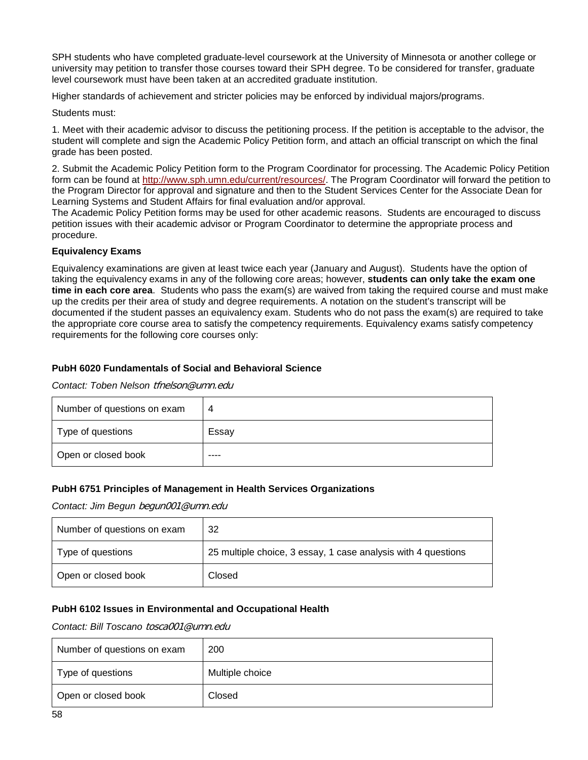SPH students who have completed graduate-level coursework at the University of Minnesota or another college or university may petition to transfer those courses toward their SPH degree. To be considered for transfer, graduate level coursework must have been taken at an accredited graduate institution.

Higher standards of achievement and stricter policies may be enforced by individual majors/programs.

Students must:

1. Meet with their academic advisor to discuss the petitioning process. If the petition is acceptable to the advisor, the student will complete and sign the Academic Policy Petition form, and attach an official transcript on which the final grade has been posted.

2. Submit the Academic Policy Petition form to the Program Coordinator for processing. The Academic Policy Petition form can be found at http://www.sph.umn.edu/current/resources/. The Program Coordinator will forward the petition to the Program Director for approval and signature and then to the Student Services Center for the Associate Dean for Learning Systems and Student Affairs for final evaluation and/or approval.

The Academic Policy Petition forms may be used for other academic reasons. Students are encouraged to discuss petition issues with their academic advisor or Program Coordinator to determine the appropriate process and procedure.

**Equivalency Exams**

Equivalency examinations are given at least twice each year (January and August). Students have the option of taking the equivalency exams in any of the following core areas; however, **students can only take the exam one time in each core area**. Students who pass the exam(s) are waived from taking the required course and must make up the credits per their area of study and degree requirements. A notation on the student's transcript will be documented if the student passes an equivalency exam. Students who do not pass the exam(s) are required to take the appropriate core course area to satisfy the competency requirements. Equivalency exams satisfy competency requirements for the following core courses only:

**PubH 6020 Fundamentals of Social and Behavioral Science**

*Contact: Toben Nelson tfnelson@umn.edu*

| | |
|---|---|
| Number of questions on exam | 4 |
| Type of questions | Essay |
| Open or closed book | ---- |

**PubH 6751 Principles of Management in Health Services Organizations**

*Contact: Jim Begun begun001@umn.edu*

| | |
|---|---|
| Number of questions on exam | 32 |
| Type of questions | 25 multiple choice, 3 essay, 1 case analysis with 4 questions |
| Open or closed book | Closed |

**PubH 6102 Issues in Environmental and Occupational Health**

*Contact: Bill Toscano tosca001@umn.edu*

| | |
|---|---|
| Number of questions on exam | 200 |
| Type of questions | Multiple choice |
| Open or closed book | Closed |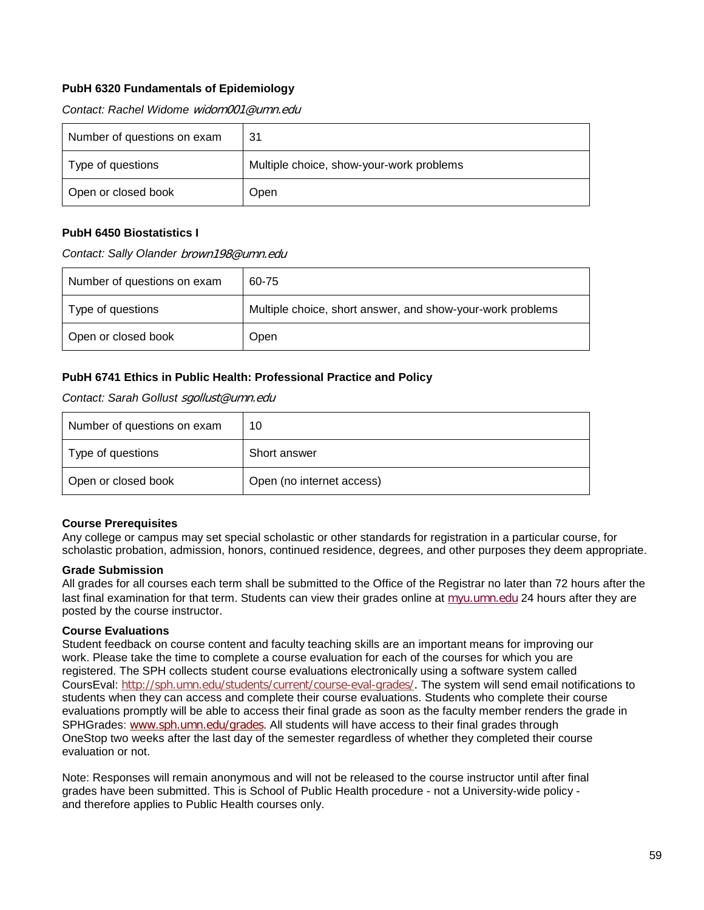**PubH 6320 Fundamentals of Epidemiology**

*Contact: Rachel Widome widom001@umn.edu*

| | |
|---|---|
| Number of questions on exam | 31 |
| Type of questions | Multiple choice, show-your-work problems |
| Open or closed book | Open |

**PubH 6450 Biostatistics I**

*Contact: Sally Olander brown198@umn.edu*

| | |
|---|---|
| Number of questions on exam | 60-75 |
| Type of questions | Multiple choice, short answer, and show-your-work problems |
| Open or closed book | Open |

**PubH 6741 Ethics in Public Health: Professional Practice and Policy**

*Contact: Sarah Gollust sgollust@umn.edu*

| | |
|---|---|
| Number of questions on exam | 10 |
| Type of questions | Short answer |
| Open or closed book | Open (no internet access) |

**Course Prerequisites**

Any college or campus may set special scholastic or other standards for registration in a particular course, for scholastic probation, admission, honors, continued residence, degrees, and other purposes they deem appropriate.

**Grade Submission**

All grades for all courses each term shall be submitted to the Office of the Registrar no later than 72 hours after the last final examination for that term. Students can view their grades online at myu.umn.edu 24 hours after they are posted by the course instructor.

**Course Evaluations**

Student feedback on course content and faculty teaching skills are an important means for improving our work. Please take the time to complete a course evaluation for each of the courses for which you are registered. The SPH collects student course evaluations electronically using a software system called CoursEval: http://sph.umn.edu/students/current/course-eval-grades/. The system will send email notifications to students when they can access and complete their course evaluations. Students who complete their course evaluations promptly will be able to access their final grade as soon as the faculty member renders the grade in SPHGrades: www.sph.umn.edu/grades. All students will have access to their final grades through OneStop two weeks after the last day of the semester regardless of whether they completed their course evaluation or not.

Note: Responses will remain anonymous and will not be released to the course instructor until after final grades have been submitted. This is School of Public Health procedure - not a University-wide policy - and therefore applies to Public Health courses only.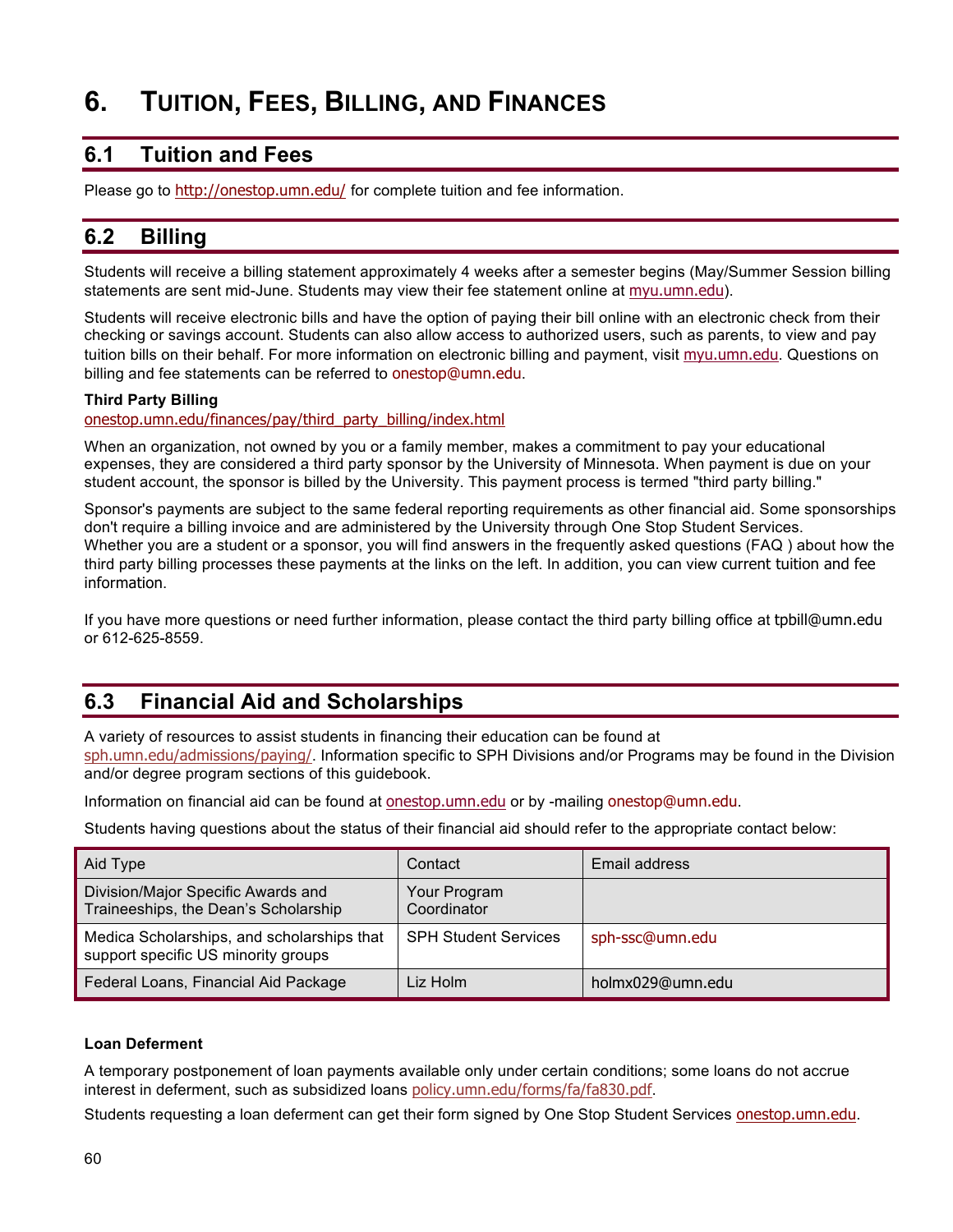# 6. Tuition, Fees, Billing, and Finances

## 6.1 Tuition and Fees

Please go to http://onestop.umn.edu/ for complete tuition and fee information.

## 6.2 Billing

Students will receive a billing statement approximately 4 weeks after a semester begins (May/Summer Session billing statements are sent mid-June. Students may view their fee statement online at myu.umn.edu).

Students will receive electronic bills and have the option of paying their bill online with an electronic check from their checking or savings account. Students can also allow access to authorized users, such as parents, to view and pay tuition bills on their behalf. For more information on electronic billing and payment, visit myu.umn.edu. Questions on billing and fee statements can be referred to onestop@umn.edu.

**Third Party Billing**
onestop.umn.edu/finances/pay/third_party_billing/index.html

When an organization, not owned by you or a family member, makes a commitment to pay your educational expenses, they are considered a third party sponsor by the University of Minnesota. When payment is due on your student account, the sponsor is billed by the University. This payment process is termed "third party billing."

Sponsor's payments are subject to the same federal reporting requirements as other financial aid. Some sponsorships don't require a billing invoice and are administered by the University through One Stop Student Services. Whether you are a student or a sponsor, you will find answers in the frequently asked questions (FAQ ) about how the third party billing processes these payments at the links on the left. In addition, you can view current tuition and fee information.

If you have more questions or need further information, please contact the third party billing office at tpbill@umn.edu or 612-625-8559.

## 6.3 Financial Aid and Scholarships

A variety of resources to assist students in financing their education can be found at sph.umn.edu/admissions/paying/. Information specific to SPH Divisions and/or Programs may be found in the Division and/or degree program sections of this guidebook.

Information on financial aid can be found at onestop.umn.edu or by -mailing onestop@umn.edu.

Students having questions about the status of their financial aid should refer to the appropriate contact below:

| Aid Type | Contact | Email address |
|---|---|---|
| Division/Major Specific Awards and Traineeships, the Dean's Scholarship | Your Program Coordinator | |
| Medica Scholarships, and scholarships that support specific US minority groups | SPH Student Services | sph-ssc@umn.edu |
| Federal Loans, Financial Aid Package | Liz Holm | holmx029@umn.edu |

**Loan Deferment**

A temporary postponement of loan payments available only under certain conditions; some loans do not accrue interest in deferment, such as subsidized loans policy.umn.edu/forms/fa/fa830.pdf.

Students requesting a loan deferment can get their form signed by One Stop Student Services onestop.umn.edu.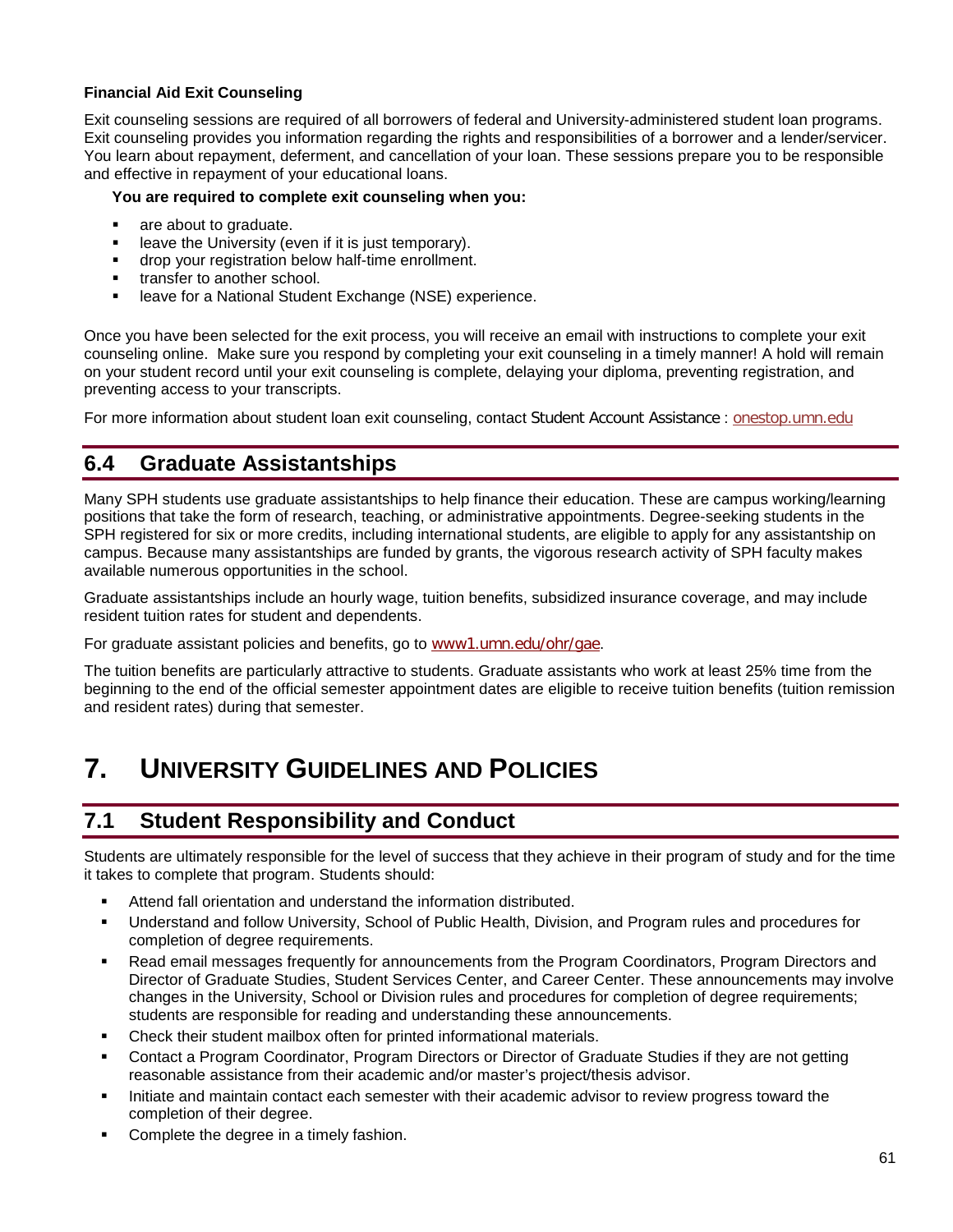**Financial Aid Exit Counseling**

Exit counseling sessions are required of all borrowers of federal and University-administered student loan programs. Exit counseling provides you information regarding the rights and responsibilities of a borrower and a lender/servicer. You learn about repayment, deferment, and cancellation of your loan. These sessions prepare you to be responsible and effective in repayment of your educational loans.

**You are required to complete exit counseling when you:**

- are about to graduate.
- leave the University (even if it is just temporary).
- drop your registration below half-time enrollment.
- transfer to another school.
- leave for a National Student Exchange (NSE) experience.

Once you have been selected for the exit process, you will receive an email with instructions to complete your exit counseling online. Make sure you respond by completing your exit counseling in a timely manner! A hold will remain on your student record until your exit counseling is complete, delaying your diploma, preventing registration, and preventing access to your transcripts.

For more information about student loan exit counseling, contact Student Account Assistance : onestop.umn.edu

## 6.4 Graduate Assistantships

Many SPH students use graduate assistantships to help finance their education. These are campus working/learning positions that take the form of research, teaching, or administrative appointments. Degree-seeking students in the SPH registered for six or more credits, including international students, are eligible to apply for any assistantship on campus. Because many assistantships are funded by grants, the vigorous research activity of SPH faculty makes available numerous opportunities in the school.

Graduate assistantships include an hourly wage, tuition benefits, subsidized insurance coverage, and may include resident tuition rates for student and dependents.

For graduate assistant policies and benefits, go to www1.umn.edu/ohr/gae.

The tuition benefits are particularly attractive to students. Graduate assistants who work at least 25% time from the beginning to the end of the official semester appointment dates are eligible to receive tuition benefits (tuition remission and resident rates) during that semester.

# 7. University Guidelines and Policies

## 7.1 Student Responsibility and Conduct

Students are ultimately responsible for the level of success that they achieve in their program of study and for the time it takes to complete that program. Students should:

- Attend fall orientation and understand the information distributed.
- Understand and follow University, School of Public Health, Division, and Program rules and procedures for completion of degree requirements.
- Read email messages frequently for announcements from the Program Coordinators, Program Directors and Director of Graduate Studies, Student Services Center, and Career Center. These announcements may involve changes in the University, School or Division rules and procedures for completion of degree requirements; students are responsible for reading and understanding these announcements.
- Check their student mailbox often for printed informational materials.
- Contact a Program Coordinator, Program Directors or Director of Graduate Studies if they are not getting reasonable assistance from their academic and/or master's project/thesis advisor.
- Initiate and maintain contact each semester with their academic advisor to review progress toward the completion of their degree.
- Complete the degree in a timely fashion.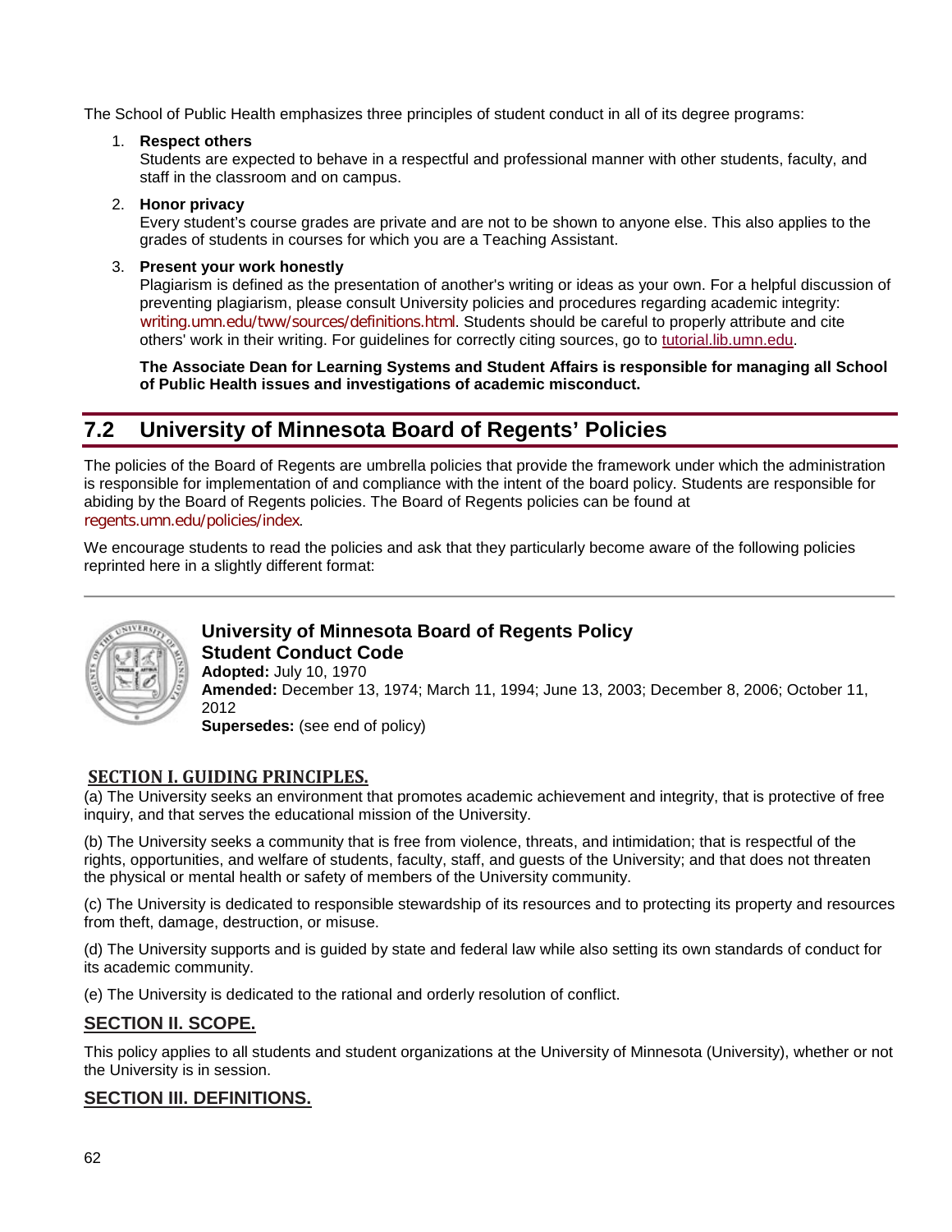The School of Public Health emphasizes three principles of student conduct in all of its degree programs:

1. **Respect others**
   Students are expected to behave in a respectful and professional manner with other students, faculty, and staff in the classroom and on campus.

2. **Honor privacy**
   Every student's course grades are private and are not to be shown to anyone else. This also applies to the grades of students in courses for which you are a Teaching Assistant.

3. **Present your work honestly**
   Plagiarism is defined as the presentation of another's writing or ideas as your own. For a helpful discussion of preventing plagiarism, please consult University policies and procedures regarding academic integrity: writing.umn.edu/tww/sources/definitions.html. Students should be careful to properly attribute and cite others' work in their writing. For guidelines for correctly citing sources, go to tutorial.lib.umn.edu.

   **The Associate Dean for Learning Systems and Student Affairs is responsible for managing all School of Public Health issues and investigations of academic misconduct.**

## 7.2 University of Minnesota Board of Regents' Policies

The policies of the Board of Regents are umbrella policies that provide the framework under which the administration is responsible for implementation of and compliance with the intent of the board policy. Students are responsible for abiding by the Board of Regents policies. The Board of Regents policies can be found at regents.umn.edu/policies/index.

We encourage students to read the policies and ask that they particularly become aware of the following policies reprinted here in a slightly different format:

---

### University of Minnesota Board of Regents Policy
### Student Conduct Code

**Adopted:** July 10, 1970
**Amended:** December 13, 1974; March 11, 1994; June 13, 2003; December 8, 2006; October 11, 2012
**Supersedes:** (see end of policy)

#### SECTION I. GUIDING PRINCIPLES.

(a) The University seeks an environment that promotes academic achievement and integrity, that is protective of free inquiry, and that serves the educational mission of the University.

(b) The University seeks a community that is free from violence, threats, and intimidation; that is respectful of the rights, opportunities, and welfare of students, faculty, staff, and guests of the University; and that does not threaten the physical or mental health or safety of members of the University community.

(c) The University is dedicated to responsible stewardship of its resources and to protecting its property and resources from theft, damage, destruction, or misuse.

(d) The University supports and is guided by state and federal law while also setting its own standards of conduct for its academic community.

(e) The University is dedicated to the rational and orderly resolution of conflict.

#### SECTION II. SCOPE.

This policy applies to all students and student organizations at the University of Minnesota (University), whether or not the University is in session.

#### SECTION III. DEFINITIONS.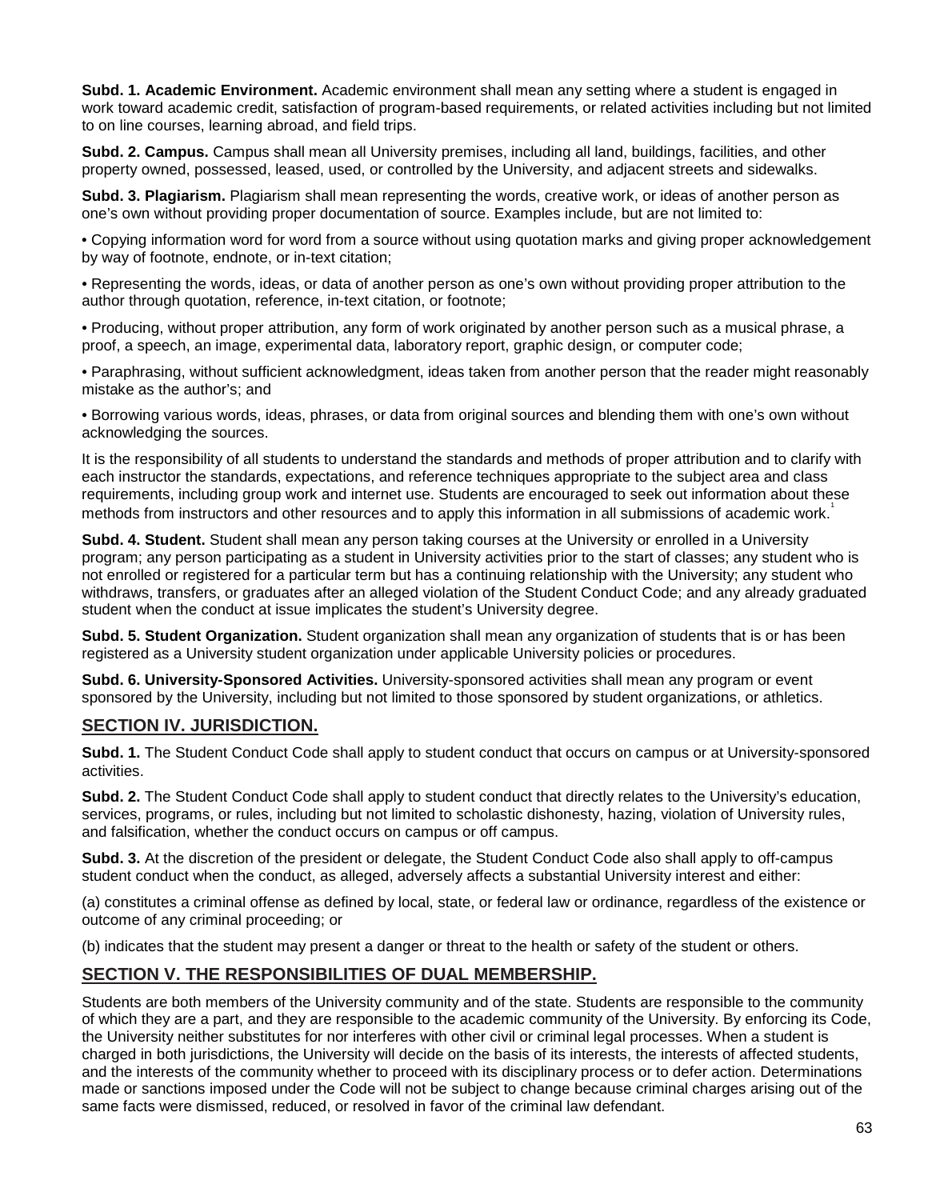**Subd. 1. Academic Environment.** Academic environment shall mean any setting where a student is engaged in work toward academic credit, satisfaction of program-based requirements, or related activities including but not limited to on line courses, learning abroad, and field trips.

**Subd. 2. Campus.** Campus shall mean all University premises, including all land, buildings, facilities, and other property owned, possessed, leased, used, or controlled by the University, and adjacent streets and sidewalks.

**Subd. 3. Plagiarism.** Plagiarism shall mean representing the words, creative work, or ideas of another person as one's own without providing proper documentation of source. Examples include, but are not limited to:

• Copying information word for word from a source without using quotation marks and giving proper acknowledgement by way of footnote, endnote, or in-text citation;

• Representing the words, ideas, or data of another person as one's own without providing proper attribution to the author through quotation, reference, in-text citation, or footnote;

• Producing, without proper attribution, any form of work originated by another person such as a musical phrase, a proof, a speech, an image, experimental data, laboratory report, graphic design, or computer code;

• Paraphrasing, without sufficient acknowledgment, ideas taken from another person that the reader might reasonably mistake as the author's; and

• Borrowing various words, ideas, phrases, or data from original sources and blending them with one's own without acknowledging the sources.

It is the responsibility of all students to understand the standards and methods of proper attribution and to clarify with each instructor the standards, expectations, and reference techniques appropriate to the subject area and class requirements, including group work and internet use. Students are encouraged to seek out information about these methods from instructors and other resources and to apply this information in all submissions of academic work.[1]

**Subd. 4. Student.** Student shall mean any person taking courses at the University or enrolled in a University program; any person participating as a student in University activities prior to the start of classes; any student who is not enrolled or registered for a particular term but has a continuing relationship with the University; any student who withdraws, transfers, or graduates after an alleged violation of the Student Conduct Code; and any already graduated student when the conduct at issue implicates the student's University degree.

**Subd. 5. Student Organization.** Student organization shall mean any organization of students that is or has been registered as a University student organization under applicable University policies or procedures.

**Subd. 6. University-Sponsored Activities.** University-sponsored activities shall mean any program or event sponsored by the University, including but not limited to those sponsored by student organizations, or athletics.

## SECTION IV. JURISDICTION.

**Subd. 1.** The Student Conduct Code shall apply to student conduct that occurs on campus or at University-sponsored activities.

**Subd. 2.** The Student Conduct Code shall apply to student conduct that directly relates to the University's education, services, programs, or rules, including but not limited to scholastic dishonesty, hazing, violation of University rules, and falsification, whether the conduct occurs on campus or off campus.

**Subd. 3.** At the discretion of the president or delegate, the Student Conduct Code also shall apply to off-campus student conduct when the conduct, as alleged, adversely affects a substantial University interest and either:

(a) constitutes a criminal offense as defined by local, state, or federal law or ordinance, regardless of the existence or outcome of any criminal proceeding; or

(b) indicates that the student may present a danger or threat to the health or safety of the student or others.

## SECTION V. THE RESPONSIBILITIES OF DUAL MEMBERSHIP.

Students are both members of the University community and of the state. Students are responsible to the community of which they are a part, and they are responsible to the academic community of the University. By enforcing its Code, the University neither substitutes for nor interferes with other civil or criminal legal processes. When a student is charged in both jurisdictions, the University will decide on the basis of its interests, the interests of affected students, and the interests of the community whether to proceed with its disciplinary process or to defer action. Determinations made or sanctions imposed under the Code will not be subject to change because criminal charges arising out of the same facts were dismissed, reduced, or resolved in favor of the criminal law defendant.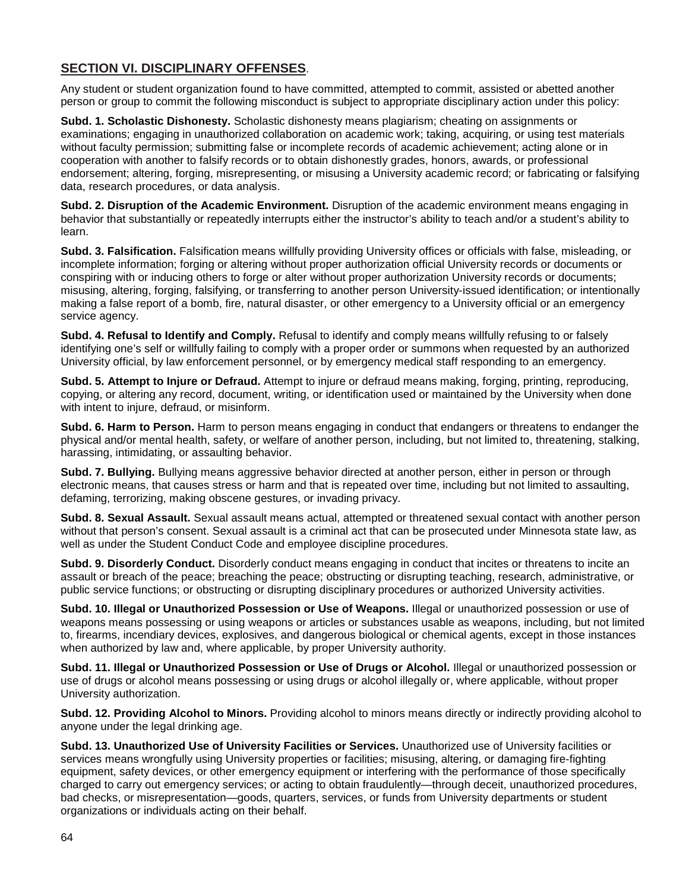## SECTION VI. DISCIPLINARY OFFENSES.

Any student or student organization found to have committed, attempted to commit, assisted or abetted another person or group to commit the following misconduct is subject to appropriate disciplinary action under this policy:

**Subd. 1. Scholastic Dishonesty.** Scholastic dishonesty means plagiarism; cheating on assignments or examinations; engaging in unauthorized collaboration on academic work; taking, acquiring, or using test materials without faculty permission; submitting false or incomplete records of academic achievement; acting alone or in cooperation with another to falsify records or to obtain dishonestly grades, honors, awards, or professional endorsement; altering, forging, misrepresenting, or misusing a University academic record; or fabricating or falsifying data, research procedures, or data analysis.

**Subd. 2. Disruption of the Academic Environment.** Disruption of the academic environment means engaging in behavior that substantially or repeatedly interrupts either the instructor's ability to teach and/or a student's ability to learn.

**Subd. 3. Falsification.** Falsification means willfully providing University offices or officials with false, misleading, or incomplete information; forging or altering without proper authorization official University records or documents or conspiring with or inducing others to forge or alter without proper authorization University records or documents; misusing, altering, forging, falsifying, or transferring to another person University-issued identification; or intentionally making a false report of a bomb, fire, natural disaster, or other emergency to a University official or an emergency service agency.

**Subd. 4. Refusal to Identify and Comply.** Refusal to identify and comply means willfully refusing to or falsely identifying one's self or willfully failing to comply with a proper order or summons when requested by an authorized University official, by law enforcement personnel, or by emergency medical staff responding to an emergency.

**Subd. 5. Attempt to Injure or Defraud.** Attempt to injure or defraud means making, forging, printing, reproducing, copying, or altering any record, document, writing, or identification used or maintained by the University when done with intent to injure, defraud, or misinform.

**Subd. 6. Harm to Person.** Harm to person means engaging in conduct that endangers or threatens to endanger the physical and/or mental health, safety, or welfare of another person, including, but not limited to, threatening, stalking, harassing, intimidating, or assaulting behavior.

**Subd. 7. Bullying.** Bullying means aggressive behavior directed at another person, either in person or through electronic means, that causes stress or harm and that is repeated over time, including but not limited to assaulting, defaming, terrorizing, making obscene gestures, or invading privacy.

**Subd. 8. Sexual Assault.** Sexual assault means actual, attempted or threatened sexual contact with another person without that person's consent. Sexual assault is a criminal act that can be prosecuted under Minnesota state law, as well as under the Student Conduct Code and employee discipline procedures.

**Subd. 9. Disorderly Conduct.** Disorderly conduct means engaging in conduct that incites or threatens to incite an assault or breach of the peace; breaching the peace; obstructing or disrupting teaching, research, administrative, or public service functions; or obstructing or disrupting disciplinary procedures or authorized University activities.

**Subd. 10. Illegal or Unauthorized Possession or Use of Weapons.** Illegal or unauthorized possession or use of weapons means possessing or using weapons or articles or substances usable as weapons, including, but not limited to, firearms, incendiary devices, explosives, and dangerous biological or chemical agents, except in those instances when authorized by law and, where applicable, by proper University authority.

**Subd. 11. Illegal or Unauthorized Possession or Use of Drugs or Alcohol.** Illegal or unauthorized possession or use of drugs or alcohol means possessing or using drugs or alcohol illegally or, where applicable, without proper University authorization.

**Subd. 12. Providing Alcohol to Minors.** Providing alcohol to minors means directly or indirectly providing alcohol to anyone under the legal drinking age.

**Subd. 13. Unauthorized Use of University Facilities or Services.** Unauthorized use of University facilities or services means wrongfully using University properties or facilities; misusing, altering, or damaging fire-fighting equipment, safety devices, or other emergency equipment or interfering with the performance of those specifically charged to carry out emergency services; or acting to obtain fraudulently—through deceit, unauthorized procedures, bad checks, or misrepresentation—goods, quarters, services, or funds from University departments or student organizations or individuals acting on their behalf.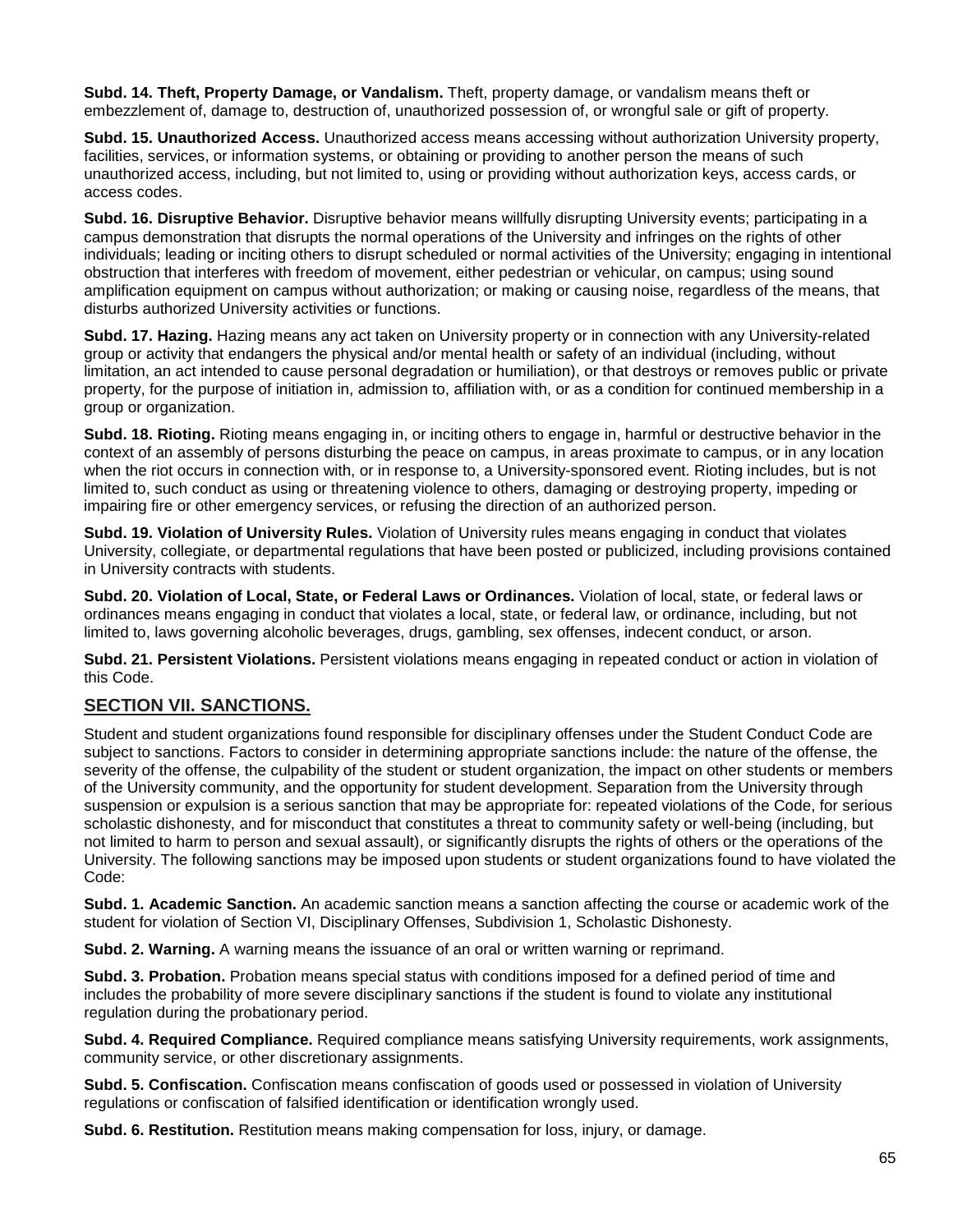**Subd. 14. Theft, Property Damage, or Vandalism.** Theft, property damage, or vandalism means theft or embezzlement of, damage to, destruction of, unauthorized possession of, or wrongful sale or gift of property.

**Subd. 15. Unauthorized Access.** Unauthorized access means accessing without authorization University property, facilities, services, or information systems, or obtaining or providing to another person the means of such unauthorized access, including, but not limited to, using or providing without authorization keys, access cards, or access codes.

**Subd. 16. Disruptive Behavior.** Disruptive behavior means willfully disrupting University events; participating in a campus demonstration that disrupts the normal operations of the University and infringes on the rights of other individuals; leading or inciting others to disrupt scheduled or normal activities of the University; engaging in intentional obstruction that interferes with freedom of movement, either pedestrian or vehicular, on campus; using sound amplification equipment on campus without authorization; or making or causing noise, regardless of the means, that disturbs authorized University activities or functions.

**Subd. 17. Hazing.** Hazing means any act taken on University property or in connection with any University-related group or activity that endangers the physical and/or mental health or safety of an individual (including, without limitation, an act intended to cause personal degradation or humiliation), or that destroys or removes public or private property, for the purpose of initiation in, admission to, affiliation with, or as a condition for continued membership in a group or organization.

**Subd. 18. Rioting.** Rioting means engaging in, or inciting others to engage in, harmful or destructive behavior in the context of an assembly of persons disturbing the peace on campus, in areas proximate to campus, or in any location when the riot occurs in connection with, or in response to, a University-sponsored event. Rioting includes, but is not limited to, such conduct as using or threatening violence to others, damaging or destroying property, impeding or impairing fire or other emergency services, or refusing the direction of an authorized person.

**Subd. 19. Violation of University Rules.** Violation of University rules means engaging in conduct that violates University, collegiate, or departmental regulations that have been posted or publicized, including provisions contained in University contracts with students.

**Subd. 20. Violation of Local, State, or Federal Laws or Ordinances.** Violation of local, state, or federal laws or ordinances means engaging in conduct that violates a local, state, or federal law, or ordinance, including, but not limited to, laws governing alcoholic beverages, drugs, gambling, sex offenses, indecent conduct, or arson.

**Subd. 21. Persistent Violations.** Persistent violations means engaging in repeated conduct or action in violation of this Code.

## SECTION VII. SANCTIONS.

Student and student organizations found responsible for disciplinary offenses under the Student Conduct Code are subject to sanctions. Factors to consider in determining appropriate sanctions include: the nature of the offense, the severity of the offense, the culpability of the student or student organization, the impact on other students or members of the University community, and the opportunity for student development. Separation from the University through suspension or expulsion is a serious sanction that may be appropriate for: repeated violations of the Code, for serious scholastic dishonesty, and for misconduct that constitutes a threat to community safety or well-being (including, but not limited to harm to person and sexual assault), or significantly disrupts the rights of others or the operations of the University. The following sanctions may be imposed upon students or student organizations found to have violated the Code:

**Subd. 1. Academic Sanction.** An academic sanction means a sanction affecting the course or academic work of the student for violation of Section VI, Disciplinary Offenses, Subdivision 1, Scholastic Dishonesty.

**Subd. 2. Warning.** A warning means the issuance of an oral or written warning or reprimand.

**Subd. 3. Probation.** Probation means special status with conditions imposed for a defined period of time and includes the probability of more severe disciplinary sanctions if the student is found to violate any institutional regulation during the probationary period.

**Subd. 4. Required Compliance.** Required compliance means satisfying University requirements, work assignments, community service, or other discretionary assignments.

**Subd. 5. Confiscation.** Confiscation means confiscation of goods used or possessed in violation of University regulations or confiscation of falsified identification or identification wrongly used.

**Subd. 6. Restitution.** Restitution means making compensation for loss, injury, or damage.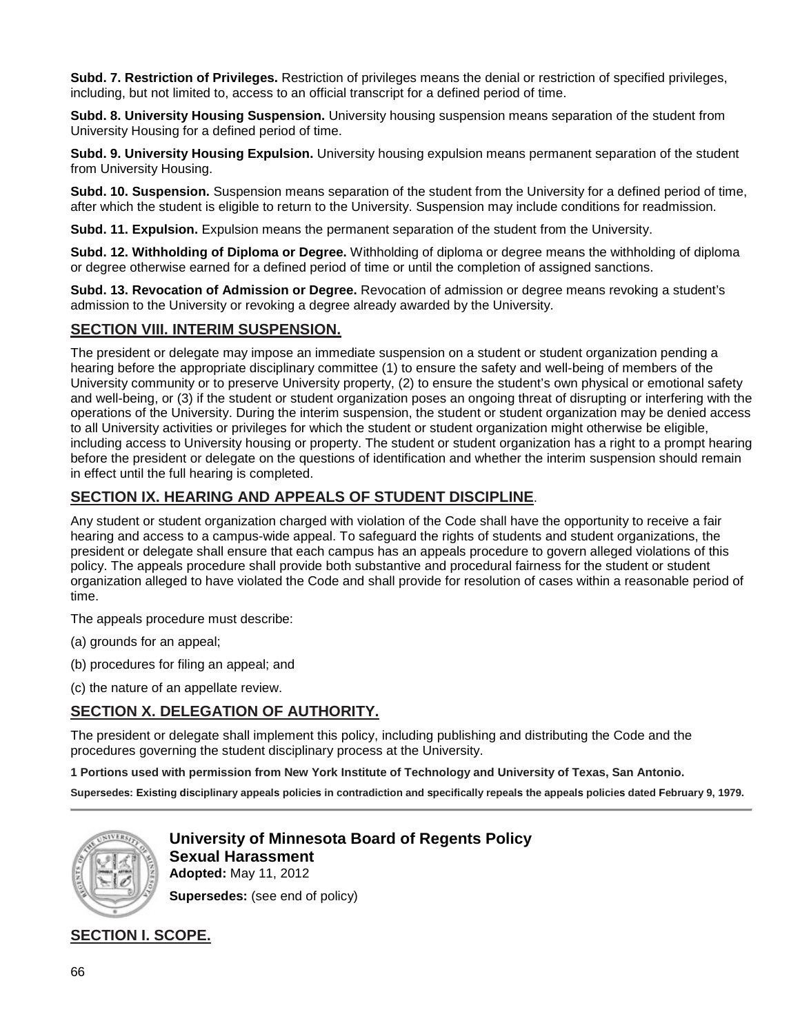**Subd. 7. Restriction of Privileges.** Restriction of privileges means the denial or restriction of specified privileges, including, but not limited to, access to an official transcript for a defined period of time.

**Subd. 8. University Housing Suspension.** University housing suspension means separation of the student from University Housing for a defined period of time.

**Subd. 9. University Housing Expulsion.** University housing expulsion means permanent separation of the student from University Housing.

**Subd. 10. Suspension.** Suspension means separation of the student from the University for a defined period of time, after which the student is eligible to return to the University. Suspension may include conditions for readmission.

**Subd. 11. Expulsion.** Expulsion means the permanent separation of the student from the University.

**Subd. 12. Withholding of Diploma or Degree.** Withholding of diploma or degree means the withholding of diploma or degree otherwise earned for a defined period of time or until the completion of assigned sanctions.

**Subd. 13. Revocation of Admission or Degree.** Revocation of admission or degree means revoking a student's admission to the University or revoking a degree already awarded by the University.

## SECTION VIII. INTERIM SUSPENSION.

The president or delegate may impose an immediate suspension on a student or student organization pending a hearing before the appropriate disciplinary committee (1) to ensure the safety and well-being of members of the University community or to preserve University property, (2) to ensure the student's own physical or emotional safety and well-being, or (3) if the student or student organization poses an ongoing threat of disrupting or interfering with the operations of the University. During the interim suspension, the student or student organization may be denied access to all University activities or privileges for which the student or student organization might otherwise be eligible, including access to University housing or property. The student or student organization has a right to a prompt hearing before the president or delegate on the questions of identification and whether the interim suspension should remain in effect until the full hearing is completed.

## SECTION IX. HEARING AND APPEALS OF STUDENT DISCIPLINE.

Any student or student organization charged with violation of the Code shall have the opportunity to receive a fair hearing and access to a campus-wide appeal. To safeguard the rights of students and student organizations, the president or delegate shall ensure that each campus has an appeals procedure to govern alleged violations of this policy. The appeals procedure shall provide both substantive and procedural fairness for the student or student organization alleged to have violated the Code and shall provide for resolution of cases within a reasonable period of time.

The appeals procedure must describe:

(a) grounds for an appeal;

(b) procedures for filing an appeal; and

(c) the nature of an appellate review.

## SECTION X. DELEGATION OF AUTHORITY.

The president or delegate shall implement this policy, including publishing and distributing the Code and the procedures governing the student disciplinary process at the University.

**1 Portions used with permission from New York Institute of Technology and University of Texas, San Antonio.**

**Supersedes: Existing disciplinary appeals policies in contradiction and specifically repeals the appeals policies dated February 9, 1979.**

---

# University of Minnesota Board of Regents Policy
## Sexual Harassment

**Adopted:** May 11, 2012

**Supersedes:** (see end of policy)

## SECTION I. SCOPE.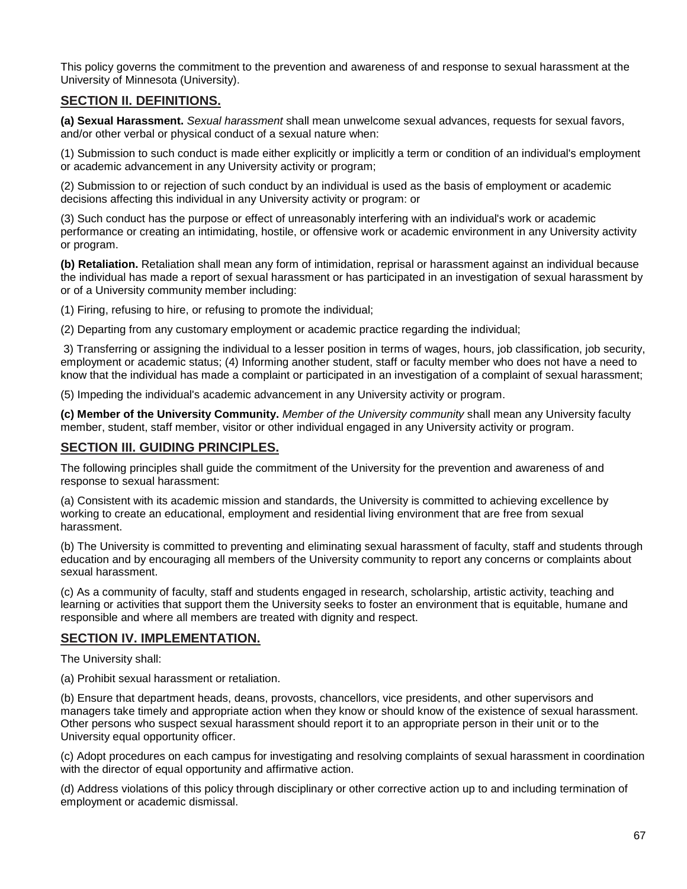This policy governs the commitment to the prevention and awareness of and response to sexual harassment at the University of Minnesota (University).

## SECTION II. DEFINITIONS.

**(a) Sexual Harassment.** *Sexual harassment* shall mean unwelcome sexual advances, requests for sexual favors, and/or other verbal or physical conduct of a sexual nature when:

(1) Submission to such conduct is made either explicitly or implicitly a term or condition of an individual's employment or academic advancement in any University activity or program;

(2) Submission to or rejection of such conduct by an individual is used as the basis of employment or academic decisions affecting this individual in any University activity or program: or

(3) Such conduct has the purpose or effect of unreasonably interfering with an individual's work or academic performance or creating an intimidating, hostile, or offensive work or academic environment in any University activity or program.

**(b) Retaliation.** Retaliation shall mean any form of intimidation, reprisal or harassment against an individual because the individual has made a report of sexual harassment or has participated in an investigation of sexual harassment by or of a University community member including:

(1) Firing, refusing to hire, or refusing to promote the individual;

(2) Departing from any customary employment or academic practice regarding the individual;

3) Transferring or assigning the individual to a lesser position in terms of wages, hours, job classification, job security, employment or academic status; (4) Informing another student, staff or faculty member who does not have a need to know that the individual has made a complaint or participated in an investigation of a complaint of sexual harassment;

(5) Impeding the individual's academic advancement in any University activity or program.

**(c) Member of the University Community.** *Member of the University community* shall mean any University faculty member, student, staff member, visitor or other individual engaged in any University activity or program.

## SECTION III. GUIDING PRINCIPLES.

The following principles shall guide the commitment of the University for the prevention and awareness of and response to sexual harassment:

(a) Consistent with its academic mission and standards, the University is committed to achieving excellence by working to create an educational, employment and residential living environment that are free from sexual harassment.

(b) The University is committed to preventing and eliminating sexual harassment of faculty, staff and students through education and by encouraging all members of the University community to report any concerns or complaints about sexual harassment.

(c) As a community of faculty, staff and students engaged in research, scholarship, artistic activity, teaching and learning or activities that support them the University seeks to foster an environment that is equitable, humane and responsible and where all members are treated with dignity and respect.

## SECTION IV. IMPLEMENTATION.

The University shall:

(a) Prohibit sexual harassment or retaliation.

(b) Ensure that department heads, deans, provosts, chancellors, vice presidents, and other supervisors and managers take timely and appropriate action when they know or should know of the existence of sexual harassment. Other persons who suspect sexual harassment should report it to an appropriate person in their unit or to the University equal opportunity officer.

(c) Adopt procedures on each campus for investigating and resolving complaints of sexual harassment in coordination with the director of equal opportunity and affirmative action.

(d) Address violations of this policy through disciplinary or other corrective action up to and including termination of employment or academic dismissal.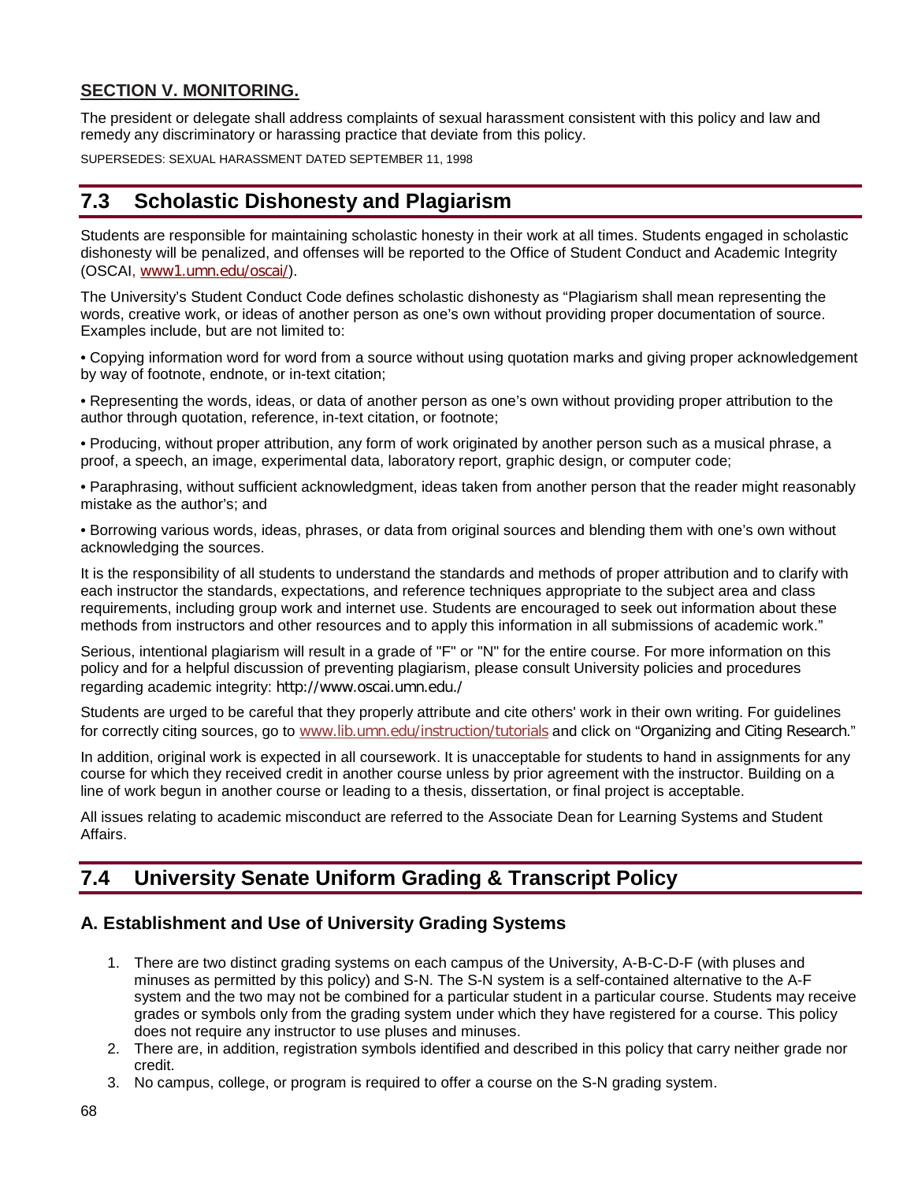**SECTION V. MONITORING.**

The president or delegate shall address complaints of sexual harassment consistent with this policy and law and remedy any discriminatory or harassing practice that deviate from this policy.

SUPERSEDES: SEXUAL HARASSMENT DATED SEPTEMBER 11, 1998

## 7.3 Scholastic Dishonesty and Plagiarism

Students are responsible for maintaining scholastic honesty in their work at all times. Students engaged in scholastic dishonesty will be penalized, and offenses will be reported to the Office of Student Conduct and Academic Integrity (OSCAI, www1.umn.edu/oscai/).

The University's Student Conduct Code defines scholastic dishonesty as "Plagiarism shall mean representing the words, creative work, or ideas of another person as one's own without providing proper documentation of source. Examples include, but are not limited to:

- Copying information word for word from a source without using quotation marks and giving proper acknowledgement by way of footnote, endnote, or in-text citation;
- Representing the words, ideas, or data of another person as one's own without providing proper attribution to the author through quotation, reference, in-text citation, or footnote;
- Producing, without proper attribution, any form of work originated by another person such as a musical phrase, a proof, a speech, an image, experimental data, laboratory report, graphic design, or computer code;
- Paraphrasing, without sufficient acknowledgment, ideas taken from another person that the reader might reasonably mistake as the author's; and
- Borrowing various words, ideas, phrases, or data from original sources and blending them with one's own without acknowledging the sources.

It is the responsibility of all students to understand the standards and methods of proper attribution and to clarify with each instructor the standards, expectations, and reference techniques appropriate to the subject area and class requirements, including group work and internet use. Students are encouraged to seek out information about these methods from instructors and other resources and to apply this information in all submissions of academic work."

Serious, intentional plagiarism will result in a grade of "F" or "N" for the entire course. For more information on this policy and for a helpful discussion of preventing plagiarism, please consult University policies and procedures regarding academic integrity: http://www.oscai.umn.edu./

Students are urged to be careful that they properly attribute and cite others' work in their own writing. For guidelines for correctly citing sources, go to www.lib.umn.edu/instruction/tutorials and click on "Organizing and Citing Research."

In addition, original work is expected in all coursework. It is unacceptable for students to hand in assignments for any course for which they received credit in another course unless by prior agreement with the instructor. Building on a line of work begun in another course or leading to a thesis, dissertation, or final project is acceptable.

All issues relating to academic misconduct are referred to the Associate Dean for Learning Systems and Student Affairs.

## 7.4 University Senate Uniform Grading & Transcript Policy

### A. Establishment and Use of University Grading Systems

1. There are two distinct grading systems on each campus of the University, A-B-C-D-F (with pluses and minuses as permitted by this policy) and S-N. The S-N system is a self-contained alternative to the A-F system and the two may not be combined for a particular student in a particular course. Students may receive grades or symbols only from the grading system under which they have registered for a course. This policy does not require any instructor to use pluses and minuses.
2. There are, in addition, registration symbols identified and described in this policy that carry neither grade nor credit.
3. No campus, college, or program is required to offer a course on the S-N grading system.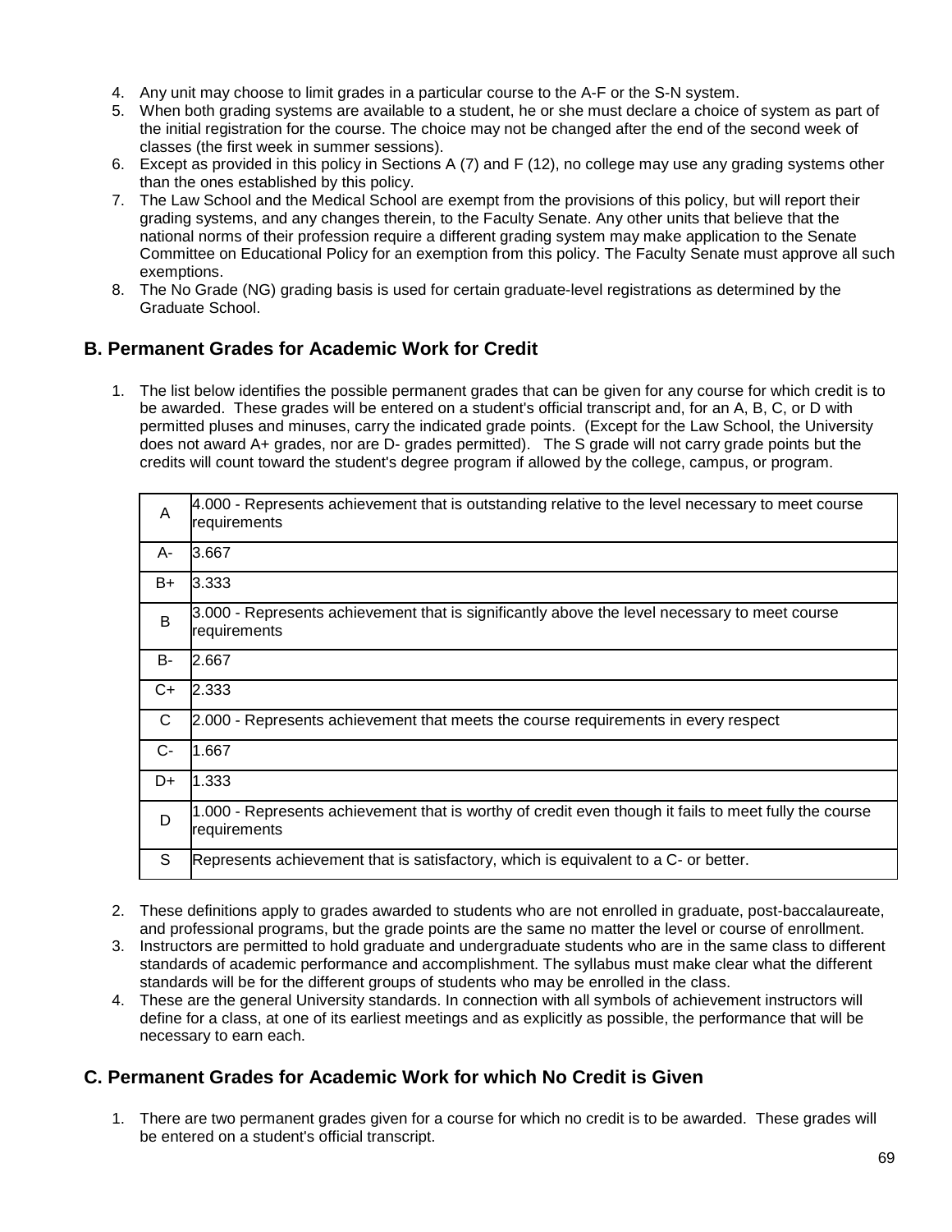4. Any unit may choose to limit grades in a particular course to the A-F or the S-N system.
5. When both grading systems are available to a student, he or she must declare a choice of system as part of the initial registration for the course. The choice may not be changed after the end of the second week of classes (the first week in summer sessions).
6. Except as provided in this policy in Sections A (7) and F (12), no college may use any grading systems other than the ones established by this policy.
7. The Law School and the Medical School are exempt from the provisions of this policy, but will report their grading systems, and any changes therein, to the Faculty Senate. Any other units that believe that the national norms of their profession require a different grading system may make application to the Senate Committee on Educational Policy for an exemption from this policy. The Faculty Senate must approve all such exemptions.
8. The No Grade (NG) grading basis is used for certain graduate-level registrations as determined by the Graduate School.

## B. Permanent Grades for Academic Work for Credit

1. The list below identifies the possible permanent grades that can be given for any course for which credit is to be awarded. These grades will be entered on a student's official transcript and, for an A, B, C, or D with permitted pluses and minuses, carry the indicated grade points. (Except for the Law School, the University does not award A+ grades, nor are D- grades permitted). The S grade will not carry grade points but the credits will count toward the student's degree program if allowed by the college, campus, or program.

| Grade | Definition |
|---|---|
| A | 4.000 - Represents achievement that is outstanding relative to the level necessary to meet course requirements |
| A- | 3.667 |
| B+ | 3.333 |
| B | 3.000 - Represents achievement that is significantly above the level necessary to meet course requirements |
| B- | 2.667 |
| C+ | 2.333 |
| C | 2.000 - Represents achievement that meets the course requirements in every respect |
| C- | 1.667 |
| D+ | 1.333 |
| D | 1.000 - Represents achievement that is worthy of credit even though it fails to meet fully the course requirements |
| S | Represents achievement that is satisfactory, which is equivalent to a C- or better. |

2. These definitions apply to grades awarded to students who are not enrolled in graduate, post-baccalaureate, and professional programs, but the grade points are the same no matter the level or course of enrollment.
3. Instructors are permitted to hold graduate and undergraduate students who are in the same class to different standards of academic performance and accomplishment. The syllabus must make clear what the different standards will be for the different groups of students who may be enrolled in the class.
4. These are the general University standards. In connection with all symbols of achievement instructors will define for a class, at one of its earliest meetings and as explicitly as possible, the performance that will be necessary to earn each.

## C. Permanent Grades for Academic Work for which No Credit is Given

1. There are two permanent grades given for a course for which no credit is to be awarded. These grades will be entered on a student's official transcript.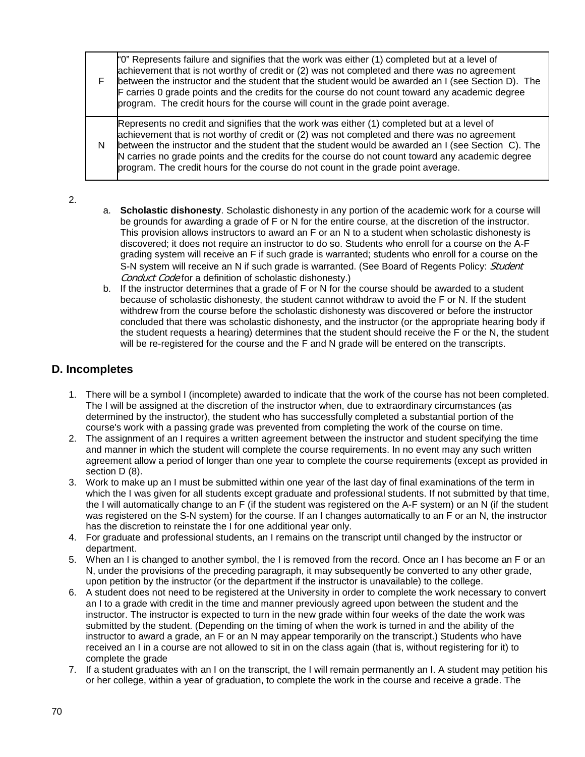| | |
|---|---|
| F | "0" Represents failure and signifies that the work was either (1) completed but at a level of achievement that is not worthy of credit or (2) was not completed and there was no agreement between the instructor and the student that the student would be awarded an I (see Section D). The F carries 0 grade points and the credits for the course do not count toward any academic degree program. The credit hours for the course will count in the grade point average. |
| N | Represents no credit and signifies that the work was either (1) completed but at a level of achievement that is not worthy of credit or (2) was not completed and there was no agreement between the instructor and the student that the student would be awarded an I (see Section C). The N carries no grade points and the credits for the course do not count toward any academic degree program. The credit hours for the course do not count in the grade point average. |

2.

a. **Scholastic dishonesty**. Scholastic dishonesty in any portion of the academic work for a course will be grounds for awarding a grade of F or N for the entire course, at the discretion of the instructor. This provision allows instructors to award an F or an N to a student when scholastic dishonesty is discovered; it does not require an instructor to do so. Students who enroll for a course on the A-F grading system will receive an F if such grade is warranted; students who enroll for a course on the S-N system will receive an N if such grade is warranted. (See Board of Regents Policy: *Student Conduct Code* for a definition of scholastic dishonesty.)

b. If the instructor determines that a grade of F or N for the course should be awarded to a student because of scholastic dishonesty, the student cannot withdraw to avoid the F or N. If the student withdrew from the course before the scholastic dishonesty was discovered or before the instructor concluded that there was scholastic dishonesty, and the instructor (or the appropriate hearing body if the student requests a hearing) determines that the student should receive the F or the N, the student will be re-registered for the course and the F and N grade will be entered on the transcripts.

## D. Incompletes

1. There will be a symbol I (incomplete) awarded to indicate that the work of the course has not been completed. The I will be assigned at the discretion of the instructor when, due to extraordinary circumstances (as determined by the instructor), the student who has successfully completed a substantial portion of the course's work with a passing grade was prevented from completing the work of the course on time.
2. The assignment of an I requires a written agreement between the instructor and student specifying the time and manner in which the student will complete the course requirements. In no event may any such written agreement allow a period of longer than one year to complete the course requirements (except as provided in section D (8).
3. Work to make up an I must be submitted within one year of the last day of final examinations of the term in which the I was given for all students except graduate and professional students. If not submitted by that time, the I will automatically change to an F (if the student was registered on the A-F system) or an N (if the student was registered on the S-N system) for the course. If an I changes automatically to an F or an N, the instructor has the discretion to reinstate the I for one additional year only.
4. For graduate and professional students, an I remains on the transcript until changed by the instructor or department.
5. When an I is changed to another symbol, the I is removed from the record. Once an I has become an F or an N, under the provisions of the preceding paragraph, it may subsequently be converted to any other grade, upon petition by the instructor (or the department if the instructor is unavailable) to the college.
6. A student does not need to be registered at the University in order to complete the work necessary to convert an I to a grade with credit in the time and manner previously agreed upon between the student and the instructor. The instructor is expected to turn in the new grade within four weeks of the date the work was submitted by the student. (Depending on the timing of when the work is turned in and the ability of the instructor to award a grade, an F or an N may appear temporarily on the transcript.) Students who have received an I in a course are not allowed to sit in on the class again (that is, without registering for it) to complete the grade
7. If a student graduates with an I on the transcript, the I will remain permanently an I. A student may petition his or her college, within a year of graduation, to complete the work in the course and receive a grade. The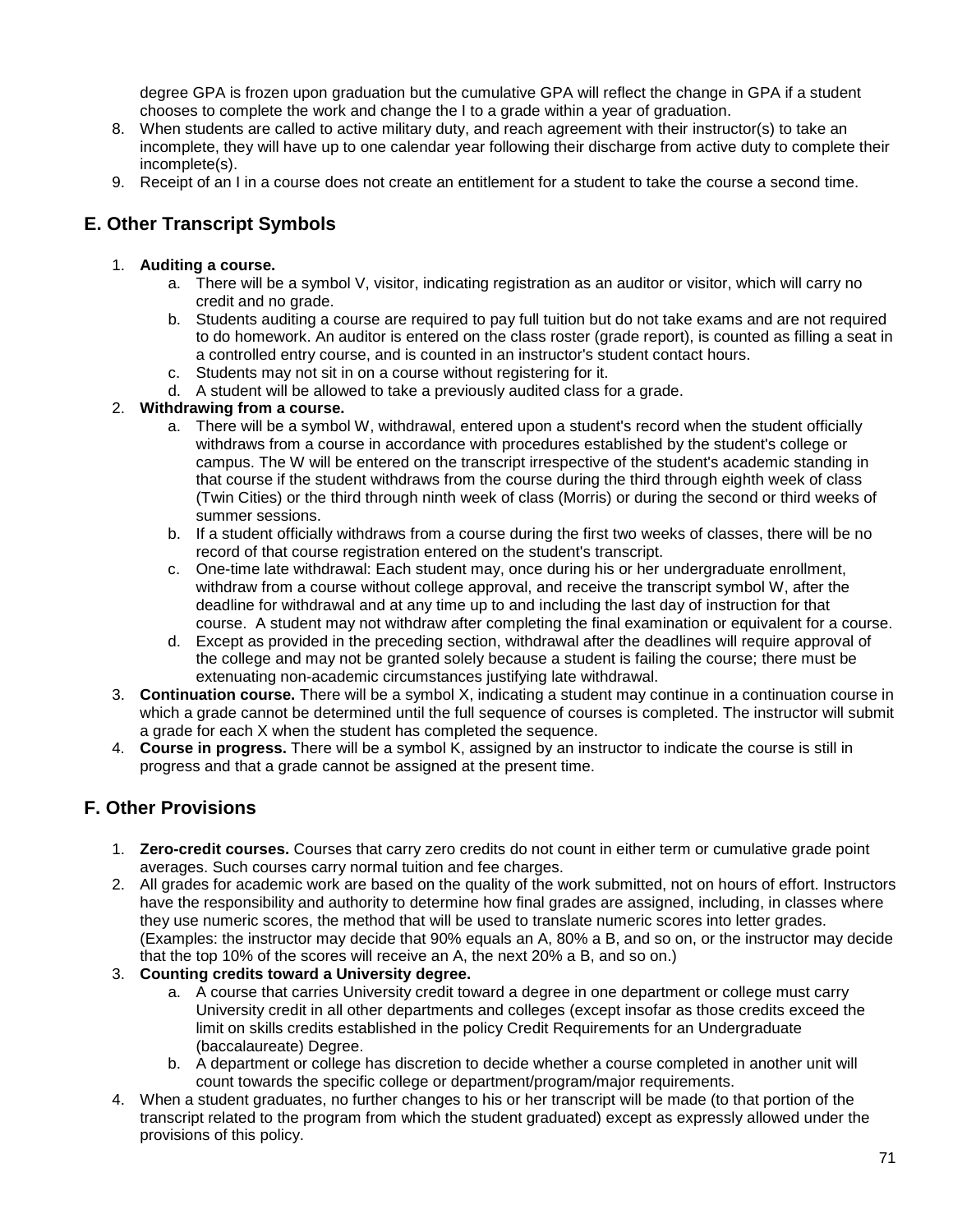degree GPA is frozen upon graduation but the cumulative GPA will reflect the change in GPA if a student chooses to complete the work and change the I to a grade within a year of graduation.

8. When students are called to active military duty, and reach agreement with their instructor(s) to take an incomplete, they will have up to one calendar year following their discharge from active duty to complete their incomplete(s).
9. Receipt of an I in a course does not create an entitlement for a student to take the course a second time.

## E. Other Transcript Symbols

1. **Auditing a course.**
    a. There will be a symbol V, visitor, indicating registration as an auditor or visitor, which will carry no credit and no grade.
    b. Students auditing a course are required to pay full tuition but do not take exams and are not required to do homework. An auditor is entered on the class roster (grade report), is counted as filling a seat in a controlled entry course, and is counted in an instructor's student contact hours.
    c. Students may not sit in on a course without registering for it.
    d. A student will be allowed to take a previously audited class for a grade.
2. **Withdrawing from a course.**
    a. There will be a symbol W, withdrawal, entered upon a student's record when the student officially withdraws from a course in accordance with procedures established by the student's college or campus. The W will be entered on the transcript irrespective of the student's academic standing in that course if the student withdraws from the course during the third through eighth week of class (Twin Cities) or the third through ninth week of class (Morris) or during the second or third weeks of summer sessions.
    b. If a student officially withdraws from a course during the first two weeks of classes, there will be no record of that course registration entered on the student's transcript.
    c. One-time late withdrawal: Each student may, once during his or her undergraduate enrollment, withdraw from a course without college approval, and receive the transcript symbol W, after the deadline for withdrawal and at any time up to and including the last day of instruction for that course. A student may not withdraw after completing the final examination or equivalent for a course.
    d. Except as provided in the preceding section, withdrawal after the deadlines will require approval of the college and may not be granted solely because a student is failing the course; there must be extenuating non-academic circumstances justifying late withdrawal.
3. **Continuation course.** There will be a symbol X, indicating a student may continue in a continuation course in which a grade cannot be determined until the full sequence of courses is completed. The instructor will submit a grade for each X when the student has completed the sequence.
4. **Course in progress.** There will be a symbol K, assigned by an instructor to indicate the course is still in progress and that a grade cannot be assigned at the present time.

## F. Other Provisions

1. **Zero-credit courses.** Courses that carry zero credits do not count in either term or cumulative grade point averages. Such courses carry normal tuition and fee charges.
2. All grades for academic work are based on the quality of the work submitted, not on hours of effort. Instructors have the responsibility and authority to determine how final grades are assigned, including, in classes where they use numeric scores, the method that will be used to translate numeric scores into letter grades. (Examples: the instructor may decide that 90% equals an A, 80% a B, and so on, or the instructor may decide that the top 10% of the scores will receive an A, the next 20% a B, and so on.)
3. **Counting credits toward a University degree.**
    a. A course that carries University credit toward a degree in one department or college must carry University credit in all other departments and colleges (except insofar as those credits exceed the limit on skills credits established in the policy Credit Requirements for an Undergraduate (baccalaureate) Degree.
    b. A department or college has discretion to decide whether a course completed in another unit will count towards the specific college or department/program/major requirements.
4. When a student graduates, no further changes to his or her transcript will be made (to that portion of the transcript related to the program from which the student graduated) except as expressly allowed under the provisions of this policy.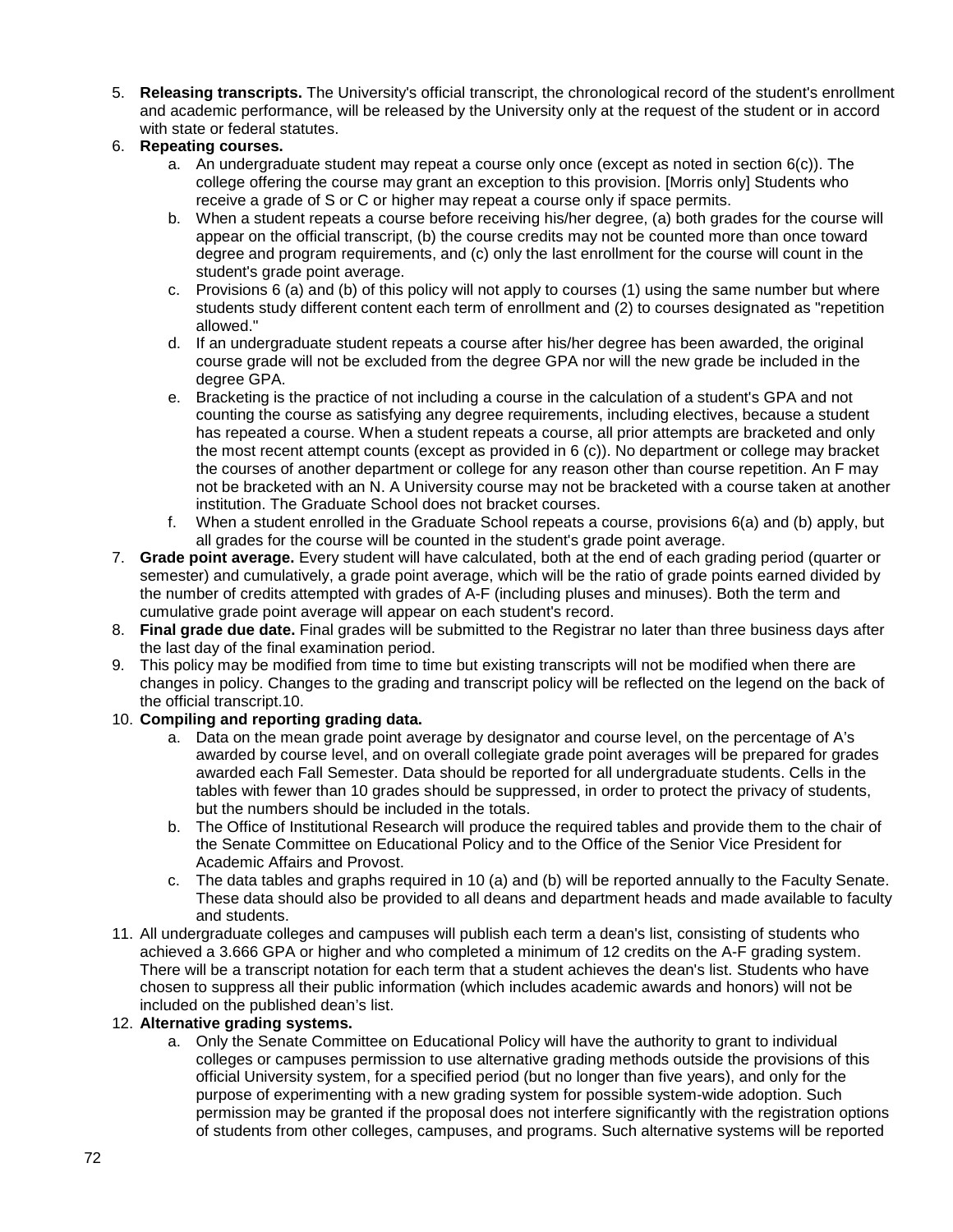5. **Releasing transcripts.** The University's official transcript, the chronological record of the student's enrollment and academic performance, will be released by the University only at the request of the student or in accord with state or federal statutes.
6. **Repeating courses.**
    a. An undergraduate student may repeat a course only once (except as noted in section 6(c)). The college offering the course may grant an exception to this provision. [Morris only] Students who receive a grade of S or C or higher may repeat a course only if space permits.
    b. When a student repeats a course before receiving his/her degree, (a) both grades for the course will appear on the official transcript, (b) the course credits may not be counted more than once toward degree and program requirements, and (c) only the last enrollment for the course will count in the student's grade point average.
    c. Provisions 6 (a) and (b) of this policy will not apply to courses (1) using the same number but where students study different content each term of enrollment and (2) to courses designated as "repetition allowed."
    d. If an undergraduate student repeats a course after his/her degree has been awarded, the original course grade will not be excluded from the degree GPA nor will the new grade be included in the degree GPA.
    e. Bracketing is the practice of not including a course in the calculation of a student's GPA and not counting the course as satisfying any degree requirements, including electives, because a student has repeated a course. When a student repeats a course, all prior attempts are bracketed and only the most recent attempt counts (except as provided in 6 (c)). No department or college may bracket the courses of another department or college for any reason other than course repetition. An F may not be bracketed with an N. A University course may not be bracketed with a course taken at another institution. The Graduate School does not bracket courses.
    f. When a student enrolled in the Graduate School repeats a course, provisions 6(a) and (b) apply, but all grades for the course will be counted in the student's grade point average.
7. **Grade point average.** Every student will have calculated, both at the end of each grading period (quarter or semester) and cumulatively, a grade point average, which will be the ratio of grade points earned divided by the number of credits attempted with grades of A-F (including pluses and minuses). Both the term and cumulative grade point average will appear on each student's record.
8. **Final grade due date.** Final grades will be submitted to the Registrar no later than three business days after the last day of the final examination period.
9. This policy may be modified from time to time but existing transcripts will not be modified when there are changes in policy. Changes to the grading and transcript policy will be reflected on the legend on the back of the official transcript.10.
10. **Compiling and reporting grading data.**
    a. Data on the mean grade point average by designator and course level, on the percentage of A's awarded by course level, and on overall collegiate grade point averages will be prepared for grades awarded each Fall Semester. Data should be reported for all undergraduate students. Cells in the tables with fewer than 10 grades should be suppressed, in order to protect the privacy of students, but the numbers should be included in the totals.
    b. The Office of Institutional Research will produce the required tables and provide them to the chair of the Senate Committee on Educational Policy and to the Office of the Senior Vice President for Academic Affairs and Provost.
    c. The data tables and graphs required in 10 (a) and (b) will be reported annually to the Faculty Senate. These data should also be provided to all deans and department heads and made available to faculty and students.
11. All undergraduate colleges and campuses will publish each term a dean's list, consisting of students who achieved a 3.666 GPA or higher and who completed a minimum of 12 credits on the A-F grading system. There will be a transcript notation for each term that a student achieves the dean's list. Students who have chosen to suppress all their public information (which includes academic awards and honors) will not be included on the published dean's list.
12. **Alternative grading systems.**
    a. Only the Senate Committee on Educational Policy will have the authority to grant to individual colleges or campuses permission to use alternative grading methods outside the provisions of this official University system, for a specified period (but no longer than five years), and only for the purpose of experimenting with a new grading system for possible system-wide adoption. Such permission may be granted if the proposal does not interfere significantly with the registration options of students from other colleges, campuses, and programs. Such alternative systems will be reported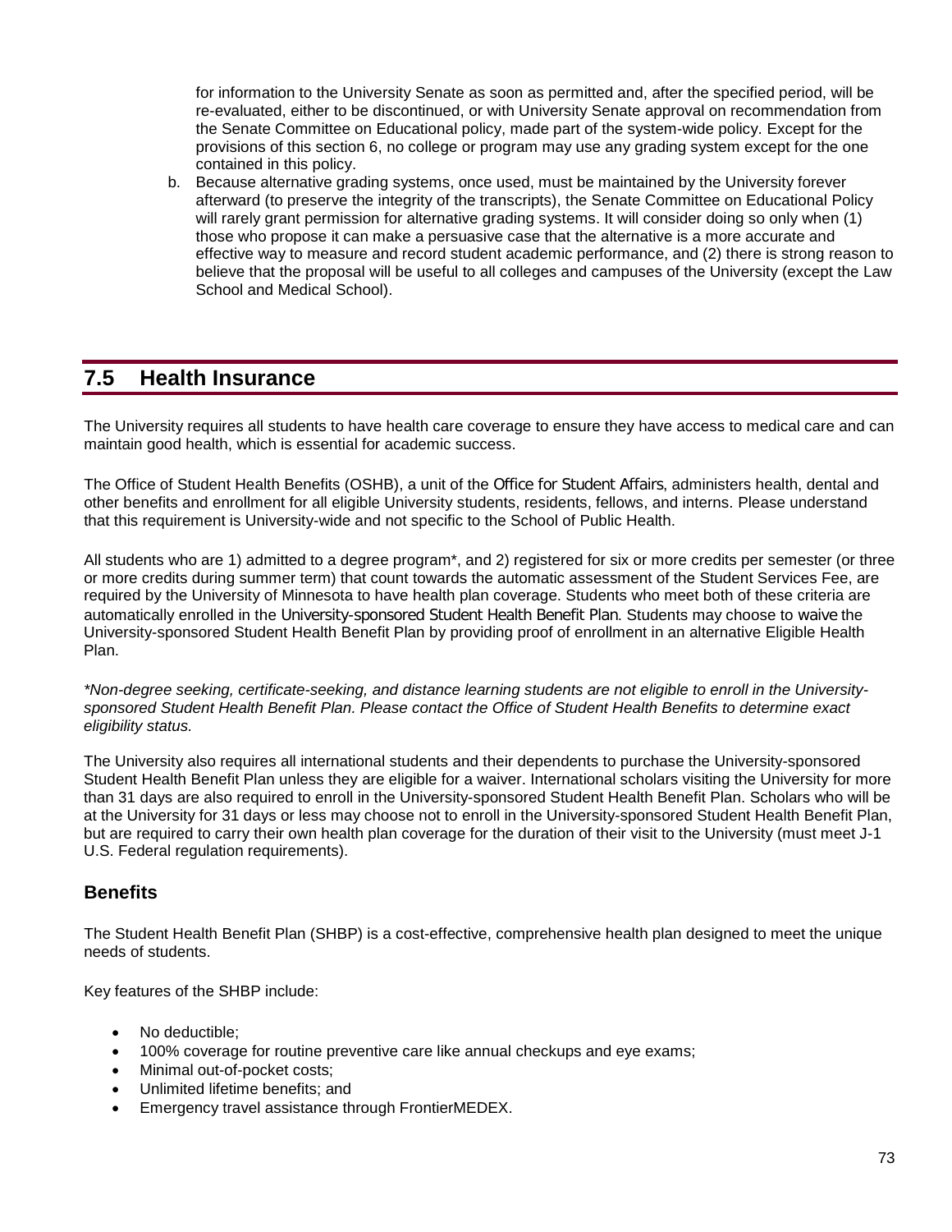for information to the University Senate as soon as permitted and, after the specified period, will be re-evaluated, either to be discontinued, or with University Senate approval on recommendation from the Senate Committee on Educational policy, made part of the system-wide policy. Except for the provisions of this section 6, no college or program may use any grading system except for the one contained in this policy.

b. Because alternative grading systems, once used, must be maintained by the University forever afterward (to preserve the integrity of the transcripts), the Senate Committee on Educational Policy will rarely grant permission for alternative grading systems. It will consider doing so only when (1) those who propose it can make a persuasive case that the alternative is a more accurate and effective way to measure and record student academic performance, and (2) there is strong reason to believe that the proposal will be useful to all colleges and campuses of the University (except the Law School and Medical School).

## 7.5 Health Insurance

The University requires all students to have health care coverage to ensure they have access to medical care and can maintain good health, which is essential for academic success.

The Office of Student Health Benefits (OSHB), a unit of the Office for Student Affairs, administers health, dental and other benefits and enrollment for all eligible University students, residents, fellows, and interns. Please understand that this requirement is University-wide and not specific to the School of Public Health.

All students who are 1) admitted to a degree program*, and 2) registered for six or more credits per semester (or three or more credits during summer term) that count towards the automatic assessment of the Student Services Fee, are required by the University of Minnesota to have health plan coverage. Students who meet both of these criteria are automatically enrolled in the University-sponsored Student Health Benefit Plan. Students may choose to waive the University-sponsored Student Health Benefit Plan by providing proof of enrollment in an alternative Eligible Health Plan.

*\*Non-degree seeking, certificate-seeking, and distance learning students are not eligible to enroll in the University-sponsored Student Health Benefit Plan. Please contact the Office of Student Health Benefits to determine exact eligibility status.*

The University also requires all international students and their dependents to purchase the University-sponsored Student Health Benefit Plan unless they are eligible for a waiver. International scholars visiting the University for more than 31 days are also required to enroll in the University-sponsored Student Health Benefit Plan. Scholars who will be at the University for 31 days or less may choose not to enroll in the University-sponsored Student Health Benefit Plan, but are required to carry their own health plan coverage for the duration of their visit to the University (must meet J-1 U.S. Federal regulation requirements).

### Benefits

The Student Health Benefit Plan (SHBP) is a cost-effective, comprehensive health plan designed to meet the unique needs of students.

Key features of the SHBP include:

- No deductible;
- 100% coverage for routine preventive care like annual checkups and eye exams;
- Minimal out-of-pocket costs;
- Unlimited lifetime benefits; and
- Emergency travel assistance through FrontierMEDEX.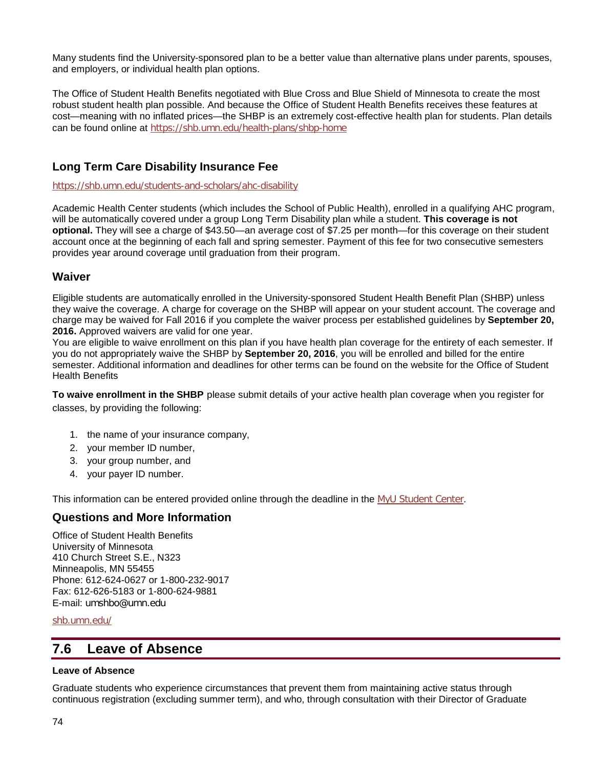Many students find the University-sponsored plan to be a better value than alternative plans under parents, spouses, and employers, or individual health plan options.

The Office of Student Health Benefits negotiated with Blue Cross and Blue Shield of Minnesota to create the most robust student health plan possible. And because the Office of Student Health Benefits receives these features at cost—meaning with no inflated prices—the SHBP is an extremely cost-effective health plan for students. Plan details can be found online at https://shb.umn.edu/health-plans/shbp-home

### Long Term Care Disability Insurance Fee

https://shb.umn.edu/students-and-scholars/ahc-disability

Academic Health Center students (which includes the School of Public Health), enrolled in a qualifying AHC program, will be automatically covered under a group Long Term Disability plan while a student. **This coverage is not optional.** They will see a charge of $43.50—an average cost of $7.25 per month—for this coverage on their student account once at the beginning of each fall and spring semester. Payment of this fee for two consecutive semesters provides year around coverage until graduation from their program.

### Waiver

Eligible students are automatically enrolled in the University-sponsored Student Health Benefit Plan (SHBP) unless they waive the coverage. A charge for coverage on the SHBP will appear on your student account. The coverage and charge may be waived for Fall 2016 if you complete the waiver process per established guidelines by **September 20, 2016.** Approved waivers are valid for one year.
You are eligible to waive enrollment on this plan if you have health plan coverage for the entirety of each semester. If you do not appropriately waive the SHBP by **September 20, 2016**, you will be enrolled and billed for the entire semester. Additional information and deadlines for other terms can be found on the website for the Office of Student Health Benefits

**To waive enrollment in the SHBP** please submit details of your active health plan coverage when you register for classes, by providing the following:

1. the name of your insurance company,
2. your member ID number,
3. your group number, and
4. your payer ID number.

This information can be entered provided online through the deadline in the MyU Student Center.

### Questions and More Information

Office of Student Health Benefits
University of Minnesota
410 Church Street S.E., N323
Minneapolis, MN 55455
Phone: 612-624-0627 or 1-800-232-9017
Fax: 612-626-5183 or 1-800-624-9881
E-mail: umshbo@umn.edu

shb.umn.edu/

## 7.6 Leave of Absence

#### Leave of Absence

Graduate students who experience circumstances that prevent them from maintaining active status through continuous registration (excluding summer term), and who, through consultation with their Director of Graduate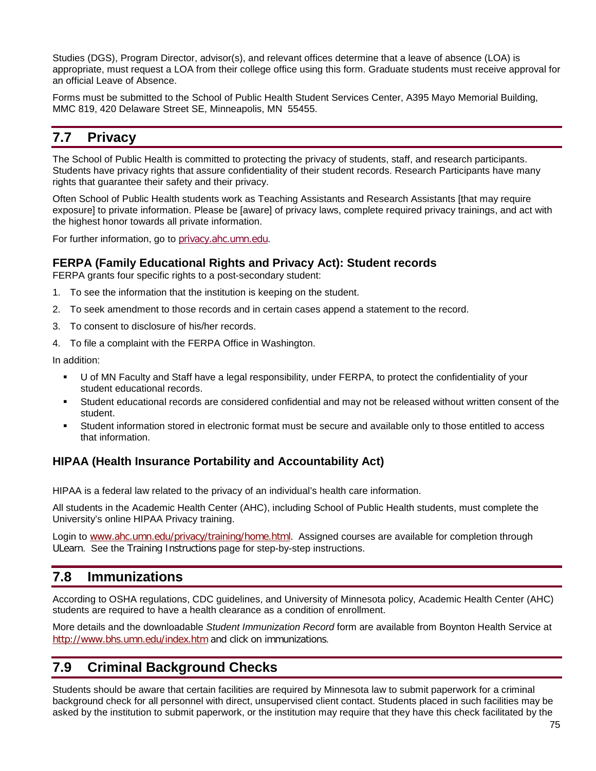Studies (DGS), Program Director, advisor(s), and relevant offices determine that a leave of absence (LOA) is appropriate, must request a LOA from their college office using this form. Graduate students must receive approval for an official Leave of Absence.

Forms must be submitted to the School of Public Health Student Services Center, A395 Mayo Memorial Building, MMC 819, 420 Delaware Street SE, Minneapolis, MN 55455.

## 7.7 Privacy

The School of Public Health is committed to protecting the privacy of students, staff, and research participants. Students have privacy rights that assure confidentiality of their student records. Research Participants have many rights that guarantee their safety and their privacy.

Often School of Public Health students work as Teaching Assistants and Research Assistants [that may require exposure] to private information. Please be [aware] of privacy laws, complete required privacy trainings, and act with the highest honor towards all private information.

For further information, go to privacy.ahc.umn.edu.

### FERPA (Family Educational Rights and Privacy Act): Student records

FERPA grants four specific rights to a post-secondary student:

1. To see the information that the institution is keeping on the student.
2. To seek amendment to those records and in certain cases append a statement to the record.
3. To consent to disclosure of his/her records.
4. To file a complaint with the FERPA Office in Washington.

In addition:

- U of MN Faculty and Staff have a legal responsibility, under FERPA, to protect the confidentiality of your student educational records.
- Student educational records are considered confidential and may not be released without written consent of the student.
- Student information stored in electronic format must be secure and available only to those entitled to access that information.

### HIPAA (Health Insurance Portability and Accountability Act)

HIPAA is a federal law related to the privacy of an individual's health care information.

All students in the Academic Health Center (AHC), including School of Public Health students, must complete the University's online HIPAA Privacy training.

Login to www.ahc.umn.edu/privacy/training/home.html. Assigned courses are available for completion through ULearn. See the Training Instructions page for step-by-step instructions.

## 7.8 Immunizations

According to OSHA regulations, CDC guidelines, and University of Minnesota policy, Academic Health Center (AHC) students are required to have a health clearance as a condition of enrollment.

More details and the downloadable *Student Immunization Record* form are available from Boynton Health Service at http://www.bhs.umn.edu/index.htm and click on immunizations.

## 7.9 Criminal Background Checks

Students should be aware that certain facilities are required by Minnesota law to submit paperwork for a criminal background check for all personnel with direct, unsupervised client contact. Students placed in such facilities may be asked by the institution to submit paperwork, or the institution may require that they have this check facilitated by the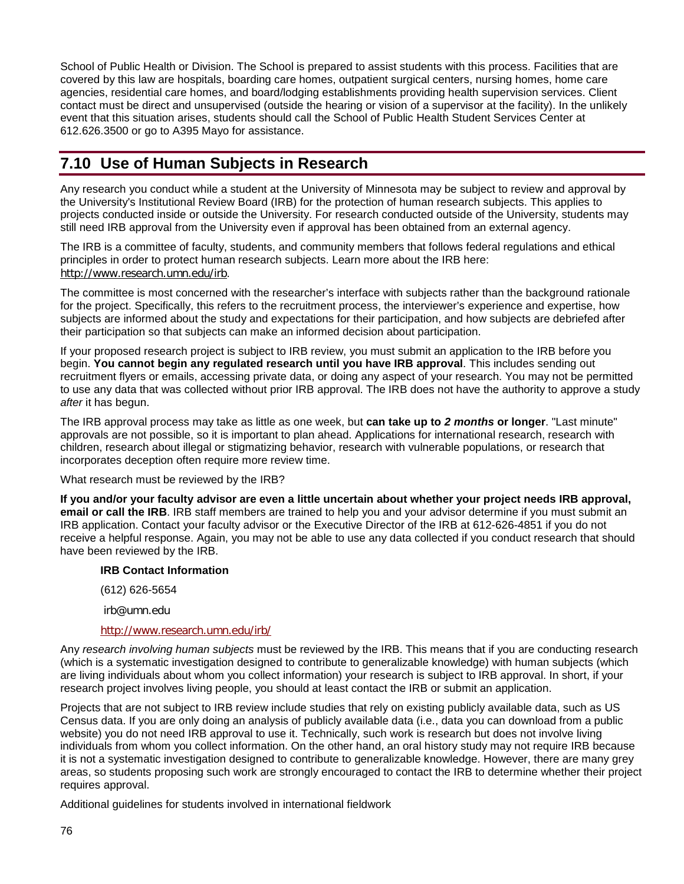School of Public Health or Division. The School is prepared to assist students with this process. Facilities that are covered by this law are hospitals, boarding care homes, outpatient surgical centers, nursing homes, home care agencies, residential care homes, and board/lodging establishments providing health supervision services. Client contact must be direct and unsupervised (outside the hearing or vision of a supervisor at the facility). In the unlikely event that this situation arises, students should call the School of Public Health Student Services Center at 612.626.3500 or go to A395 Mayo for assistance.

## 7.10 Use of Human Subjects in Research

Any research you conduct while a student at the University of Minnesota may be subject to review and approval by the University's Institutional Review Board (IRB) for the protection of human research subjects. This applies to projects conducted inside or outside the University. For research conducted outside of the University, students may still need IRB approval from the University even if approval has been obtained from an external agency.

The IRB is a committee of faculty, students, and community members that follows federal regulations and ethical principles in order to protect human research subjects. Learn more about the IRB here: http://www.research.umn.edu/irb.

The committee is most concerned with the researcher's interface with subjects rather than the background rationale for the project. Specifically, this refers to the recruitment process, the interviewer's experience and expertise, how subjects are informed about the study and expectations for their participation, and how subjects are debriefed after their participation so that subjects can make an informed decision about participation.

If your proposed research project is subject to IRB review, you must submit an application to the IRB before you begin. **You cannot begin any regulated research until you have IRB approval**. This includes sending out recruitment flyers or emails, accessing private data, or doing any aspect of your research. You may not be permitted to use any data that was collected without prior IRB approval. The IRB does not have the authority to approve a study *after* it has begun.

The IRB approval process may take as little as one week, but **can take up to *2 months* or longer**. "Last minute" approvals are not possible, so it is important to plan ahead. Applications for international research, research with children, research about illegal or stigmatizing behavior, research with vulnerable populations, or research that incorporates deception often require more review time.

What research must be reviewed by the IRB?

**If you and/or your faculty advisor are even a little uncertain about whether your project needs IRB approval, email or call the IRB**. IRB staff members are trained to help you and your advisor determine if you must submit an IRB application. Contact your faculty advisor or the Executive Director of the IRB at 612-626-4851 if you do not receive a helpful response. Again, you may not be able to use any data collected if you conduct research that should have been reviewed by the IRB.

**IRB Contact Information**

(612) 626-5654

irb@umn.edu

http://www.research.umn.edu/irb/

Any *research involving human subjects* must be reviewed by the IRB. This means that if you are conducting research (which is a systematic investigation designed to contribute to generalizable knowledge) with human subjects (which are living individuals about whom you collect information) your research is subject to IRB approval. In short, if your research project involves living people, you should at least contact the IRB or submit an application.

Projects that are not subject to IRB review include studies that rely on existing publicly available data, such as US Census data. If you are only doing an analysis of publicly available data (i.e., data you can download from a public website) you do not need IRB approval to use it. Technically, such work is research but does not involve living individuals from whom you collect information. On the other hand, an oral history study may not require IRB because it is not a systematic investigation designed to contribute to generalizable knowledge. However, there are many grey areas, so students proposing such work are strongly encouraged to contact the IRB to determine whether their project requires approval.

Additional guidelines for students involved in international fieldwork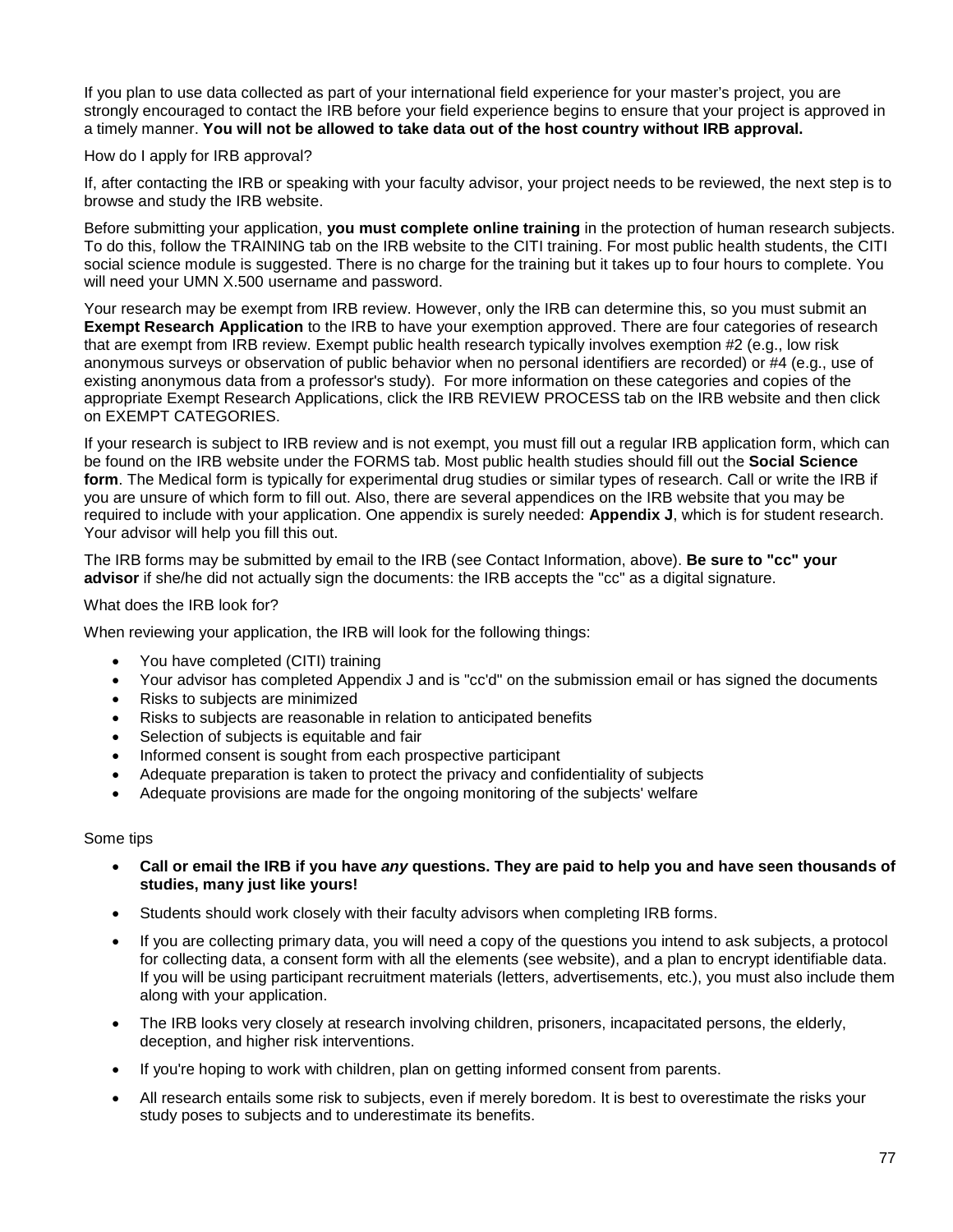If you plan to use data collected as part of your international field experience for your master's project, you are strongly encouraged to contact the IRB before your field experience begins to ensure that your project is approved in a timely manner. **You will not be allowed to take data out of the host country without IRB approval.**

How do I apply for IRB approval?

If, after contacting the IRB or speaking with your faculty advisor, your project needs to be reviewed, the next step is to browse and study the IRB website.

Before submitting your application, **you must complete online training** in the protection of human research subjects. To do this, follow the TRAINING tab on the IRB website to the CITI training. For most public health students, the CITI social science module is suggested. There is no charge for the training but it takes up to four hours to complete. You will need your UMN X.500 username and password.

Your research may be exempt from IRB review. However, only the IRB can determine this, so you must submit an **Exempt Research Application** to the IRB to have your exemption approved. There are four categories of research that are exempt from IRB review. Exempt public health research typically involves exemption #2 (e.g., low risk anonymous surveys or observation of public behavior when no personal identifiers are recorded) or #4 (e.g., use of existing anonymous data from a professor's study). For more information on these categories and copies of the appropriate Exempt Research Applications, click the IRB REVIEW PROCESS tab on the IRB website and then click on EXEMPT CATEGORIES.

If your research is subject to IRB review and is not exempt, you must fill out a regular IRB application form, which can be found on the IRB website under the FORMS tab. Most public health studies should fill out the **Social Science form**. The Medical form is typically for experimental drug studies or similar types of research. Call or write the IRB if you are unsure of which form to fill out. Also, there are several appendices on the IRB website that you may be required to include with your application. One appendix is surely needed: **Appendix J**, which is for student research. Your advisor will help you fill this out.

The IRB forms may be submitted by email to the IRB (see Contact Information, above). **Be sure to "cc" your advisor** if she/he did not actually sign the documents: the IRB accepts the "cc" as a digital signature.

What does the IRB look for?

When reviewing your application, the IRB will look for the following things:

- You have completed (CITI) training
- Your advisor has completed Appendix J and is "cc'd" on the submission email or has signed the documents
- Risks to subjects are minimized
- Risks to subjects are reasonable in relation to anticipated benefits
- Selection of subjects is equitable and fair
- Informed consent is sought from each prospective participant
- Adequate preparation is taken to protect the privacy and confidentiality of subjects
- Adequate provisions are made for the ongoing monitoring of the subjects' welfare

Some tips

- **Call or email the IRB if you have *any* questions. They are paid to help you and have seen thousands of studies, many just like yours!**
- Students should work closely with their faculty advisors when completing IRB forms.
- If you are collecting primary data, you will need a copy of the questions you intend to ask subjects, a protocol for collecting data, a consent form with all the elements (see website), and a plan to encrypt identifiable data. If you will be using participant recruitment materials (letters, advertisements, etc.), you must also include them along with your application.
- The IRB looks very closely at research involving children, prisoners, incapacitated persons, the elderly, deception, and higher risk interventions.
- If you're hoping to work with children, plan on getting informed consent from parents.
- All research entails some risk to subjects, even if merely boredom. It is best to overestimate the risks your study poses to subjects and to underestimate its benefits.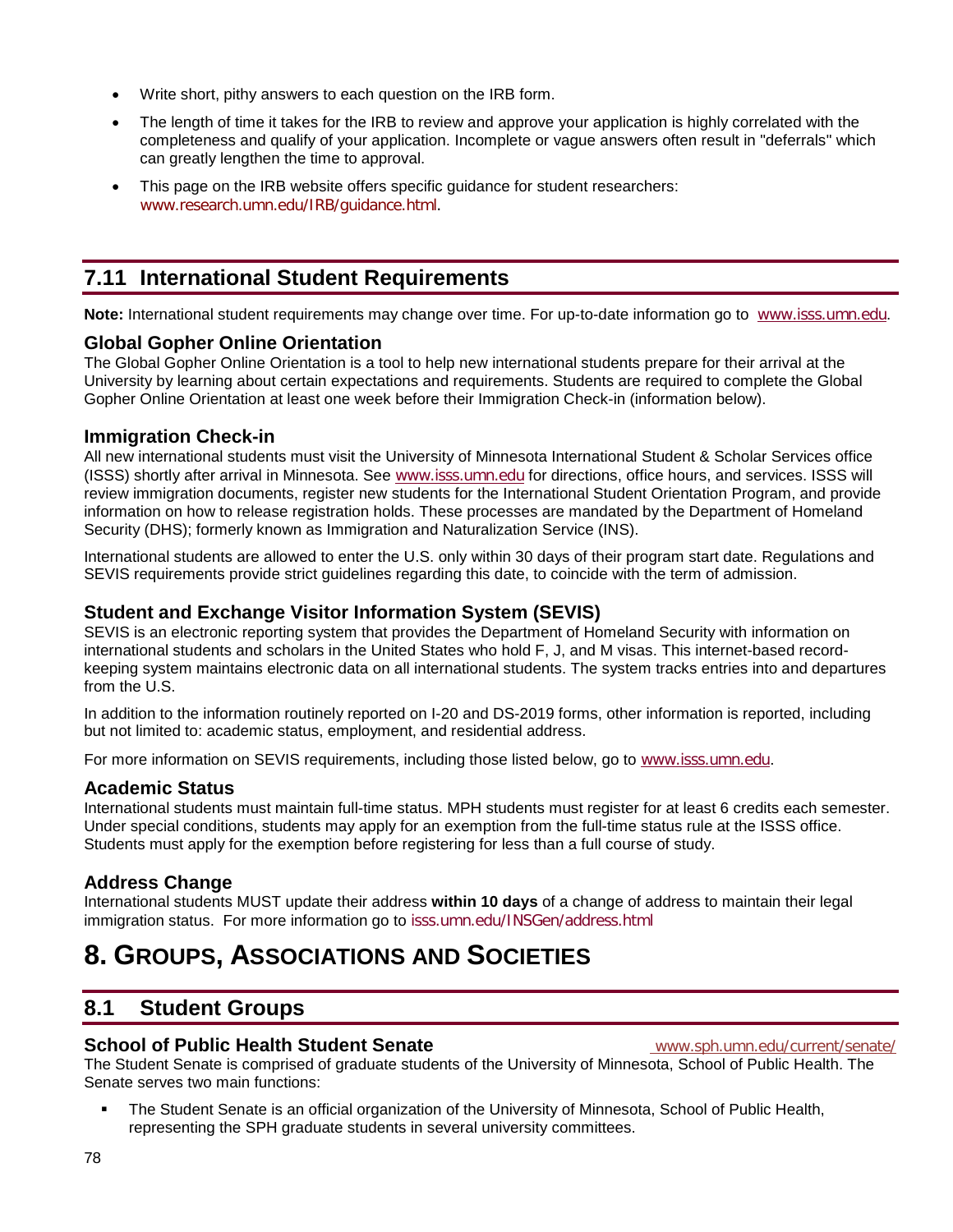- Write short, pithy answers to each question on the IRB form.
- The length of time it takes for the IRB to review and approve your application is highly correlated with the completeness and qualify of your application. Incomplete or vague answers often result in "deferrals" which can greatly lengthen the time to approval.
- This page on the IRB website offers specific guidance for student researchers: www.research.umn.edu/IRB/guidance.html.

## 7.11 International Student Requirements

**Note:** International student requirements may change over time. For up-to-date information go to www.isss.umn.edu.

### Global Gopher Online Orientation

The Global Gopher Online Orientation is a tool to help new international students prepare for their arrival at the University by learning about certain expectations and requirements. Students are required to complete the Global Gopher Online Orientation at least one week before their Immigration Check-in (information below).

### Immigration Check-in

All new international students must visit the University of Minnesota International Student & Scholar Services office (ISSS) shortly after arrival in Minnesota. See www.isss.umn.edu for directions, office hours, and services. ISSS will review immigration documents, register new students for the International Student Orientation Program, and provide information on how to release registration holds. These processes are mandated by the Department of Homeland Security (DHS); formerly known as Immigration and Naturalization Service (INS).

International students are allowed to enter the U.S. only within 30 days of their program start date. Regulations and SEVIS requirements provide strict guidelines regarding this date, to coincide with the term of admission.

### Student and Exchange Visitor Information System (SEVIS)

SEVIS is an electronic reporting system that provides the Department of Homeland Security with information on international students and scholars in the United States who hold F, J, and M visas. This internet-based record-keeping system maintains electronic data on all international students. The system tracks entries into and departures from the U.S.

In addition to the information routinely reported on I-20 and DS-2019 forms, other information is reported, including but not limited to: academic status, employment, and residential address.

For more information on SEVIS requirements, including those listed below, go to www.isss.umn.edu.

### Academic Status

International students must maintain full-time status. MPH students must register for at least 6 credits each semester. Under special conditions, students may apply for an exemption from the full-time status rule at the ISSS office. Students must apply for the exemption before registering for less than a full course of study.

### Address Change

International students MUST update their address **within 10 days** of a change of address to maintain their legal immigration status. For more information go to isss.umn.edu/INSGen/address.html

# 8. Groups, Associations and Societies

## 8.1 Student Groups

### School of Public Health Student Senate

www.sph.umn.edu/current/senate/

The Student Senate is comprised of graduate students of the University of Minnesota, School of Public Health. The Senate serves two main functions:

- The Student Senate is an official organization of the University of Minnesota, School of Public Health, representing the SPH graduate students in several university committees.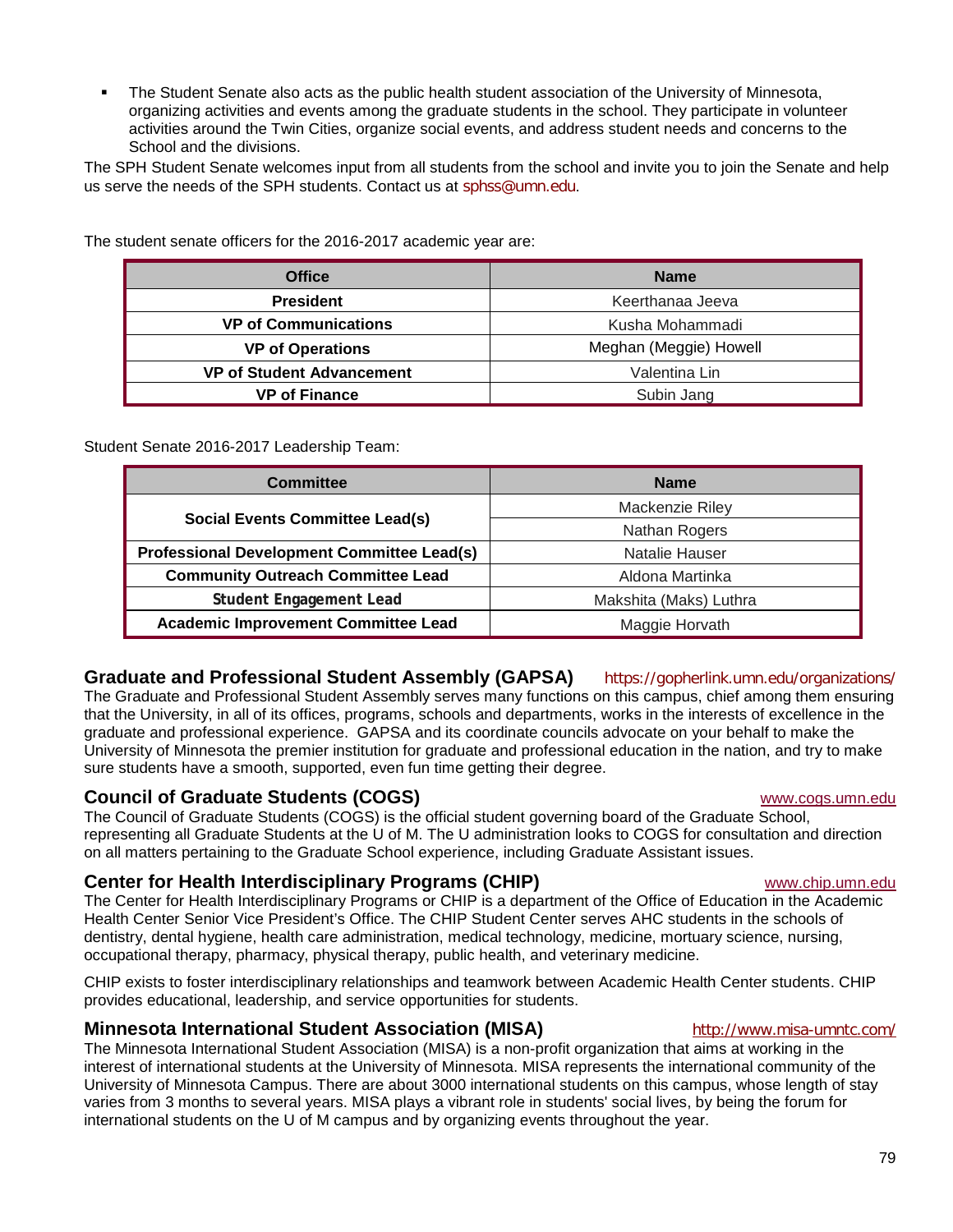- The Student Senate also acts as the public health student association of the University of Minnesota, organizing activities and events among the graduate students in the school. They participate in volunteer activities around the Twin Cities, organize social events, and address student needs and concerns to the School and the divisions.

The SPH Student Senate welcomes input from all students from the school and invite you to join the Senate and help us serve the needs of the SPH students. Contact us at sphss@umn.edu.

The student senate officers for the 2016-2017 academic year are:

| Office | Name |
|---|---|
| **President** | Keerthanaa Jeeva |
| **VP of Communications** | Kusha Mohammadi |
| **VP of Operations** | Meghan (Meggie) Howell |
| **VP of Student Advancement** | Valentina Lin |
| **VP of Finance** | Subin Jang |

Student Senate 2016-2017 Leadership Team:

| Committee | Name |
|---|---|
| **Social Events Committee Lead(s)** | Mackenzie Riley |
| | Nathan Rogers |
| **Professional Development Committee Lead(s)** | Natalie Hauser |
| **Community Outreach Committee Lead** | Aldona Martinka |
| **Student Engagement Lead** | Makshita (Maks) Luthra |
| **Academic Improvement Committee Lead** | Maggie Horvath |

## Graduate and Professional Student Assembly (GAPSA)

https://gopherlink.umn.edu/organizations/

The Graduate and Professional Student Assembly serves many functions on this campus, chief among them ensuring that the University, in all of its offices, programs, schools and departments, works in the interests of excellence in the graduate and professional experience. GAPSA and its coordinate councils advocate on your behalf to make the University of Minnesota the premier institution for graduate and professional education in the nation, and try to make sure students have a smooth, supported, even fun time getting their degree.

## Council of Graduate Students (COGS)

www.cogs.umn.edu

The Council of Graduate Students (COGS) is the official student governing board of the Graduate School, representing all Graduate Students at the U of M. The U administration looks to COGS for consultation and direction on all matters pertaining to the Graduate School experience, including Graduate Assistant issues.

## Center for Health Interdisciplinary Programs (CHIP)

www.chip.umn.edu

The Center for Health Interdisciplinary Programs or CHIP is a department of the Office of Education in the Academic Health Center Senior Vice President's Office. The CHIP Student Center serves AHC students in the schools of dentistry, dental hygiene, health care administration, medical technology, medicine, mortuary science, nursing, occupational therapy, pharmacy, physical therapy, public health, and veterinary medicine.

CHIP exists to foster interdisciplinary relationships and teamwork between Academic Health Center students. CHIP provides educational, leadership, and service opportunities for students.

## Minnesota International Student Association (MISA)

http://www.misa-umntc.com/

The Minnesota International Student Association (MISA) is a non-profit organization that aims at working in the interest of international students at the University of Minnesota. MISA represents the international community of the University of Minnesota Campus. There are about 3000 international students on this campus, whose length of stay varies from 3 months to several years. MISA plays a vibrant role in students' social lives, by being the forum for international students on the U of M campus and by organizing events throughout the year.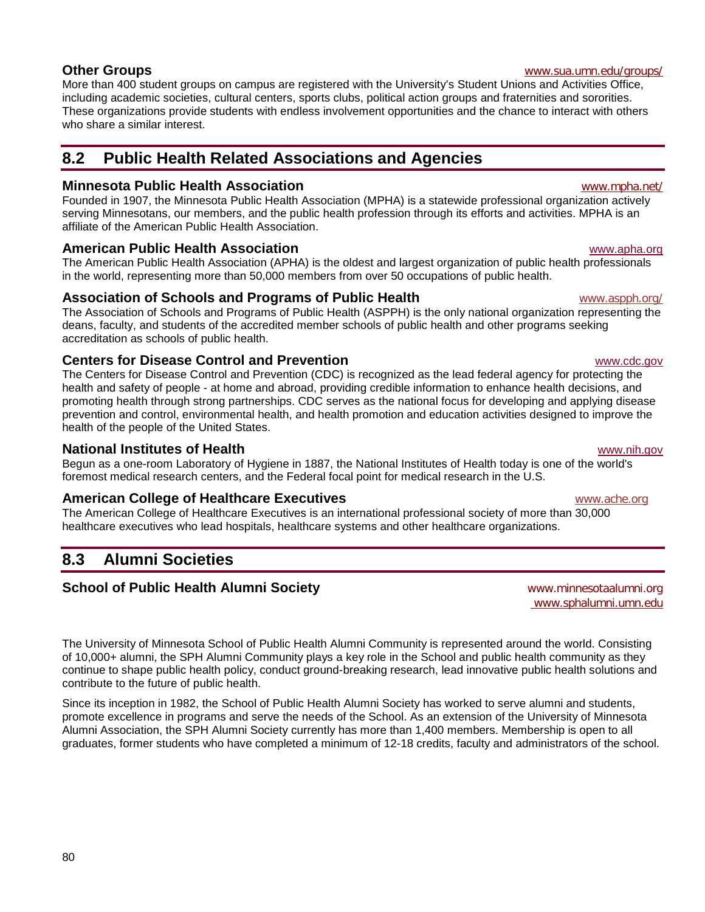### Other Groups

www.sua.umn.edu/groups/

More than 400 student groups on campus are registered with the University's Student Unions and Activities Office, including academic societies, cultural centers, sports clubs, political action groups and fraternities and sororities. These organizations provide students with endless involvement opportunities and the chance to interact with others who share a similar interest.

## 8.2 Public Health Related Associations and Agencies

### Minnesota Public Health Association

www.mpha.net/

Founded in 1907, the Minnesota Public Health Association (MPHA) is a statewide professional organization actively serving Minnesotans, our members, and the public health profession through its efforts and activities. MPHA is an affiliate of the American Public Health Association.

### American Public Health Association

www.apha.org

The American Public Health Association (APHA) is the oldest and largest organization of public health professionals in the world, representing more than 50,000 members from over 50 occupations of public health.

### Association of Schools and Programs of Public Health

www.aspph.org/

The Association of Schools and Programs of Public Health (ASPPH) is the only national organization representing the deans, faculty, and students of the accredited member schools of public health and other programs seeking accreditation as schools of public health.

### Centers for Disease Control and Prevention

www.cdc.gov

The Centers for Disease Control and Prevention (CDC) is recognized as the lead federal agency for protecting the health and safety of people - at home and abroad, providing credible information to enhance health decisions, and promoting health through strong partnerships. CDC serves as the national focus for developing and applying disease prevention and control, environmental health, and health promotion and education activities designed to improve the health of the people of the United States.

### National Institutes of Health

www.nih.gov

Begun as a one-room Laboratory of Hygiene in 1887, the National Institutes of Health today is one of the world's foremost medical research centers, and the Federal focal point for medical research in the U.S.

### American College of Healthcare Executives

www.ache.org

The American College of Healthcare Executives is an international professional society of more than 30,000 healthcare executives who lead hospitals, healthcare systems and other healthcare organizations.

## 8.3 Alumni Societies

### School of Public Health Alumni Society

www.minnesotaalumni.org
www.sphalumni.umn.edu

The University of Minnesota School of Public Health Alumni Community is represented around the world. Consisting of 10,000+ alumni, the SPH Alumni Community plays a key role in the School and public health community as they continue to shape public health policy, conduct ground-breaking research, lead innovative public health solutions and contribute to the future of public health.

Since its inception in 1982, the School of Public Health Alumni Society has worked to serve alumni and students, promote excellence in programs and serve the needs of the School. As an extension of the University of Minnesota Alumni Association, the SPH Alumni Society currently has more than 1,400 members. Membership is open to all graduates, former students who have completed a minimum of 12-18 credits, faculty and administrators of the school.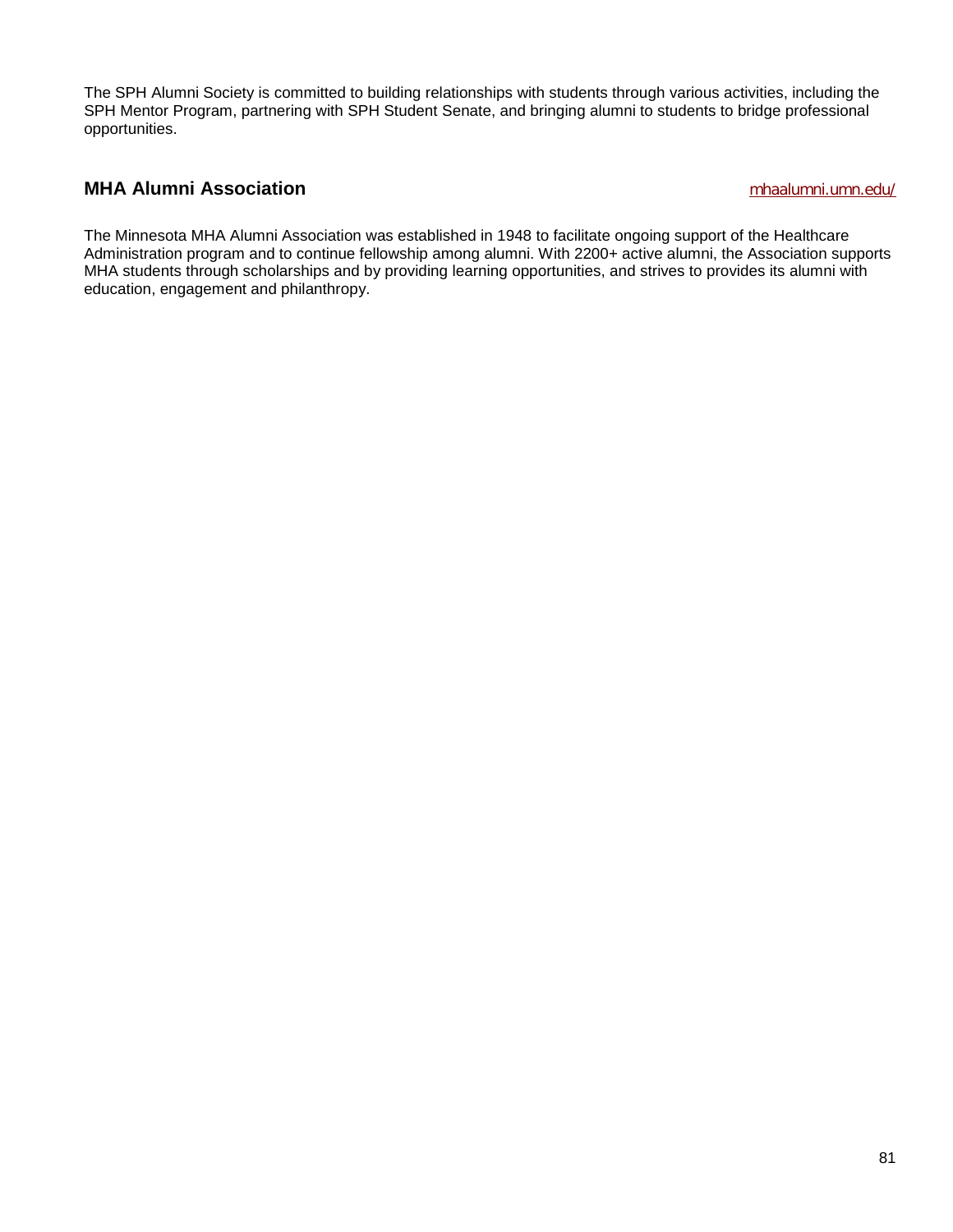The SPH Alumni Society is committed to building relationships with students through various activities, including the SPH Mentor Program, partnering with SPH Student Senate, and bringing alumni to students to bridge professional opportunities.

## MHA Alumni Association

mhaalumni.umn.edu/

The Minnesota MHA Alumni Association was established in 1948 to facilitate ongoing support of the Healthcare Administration program and to continue fellowship among alumni. With 2200+ active alumni, the Association supports MHA students through scholarships and by providing learning opportunities, and strives to provides its alumni with education, engagement and philanthropy.